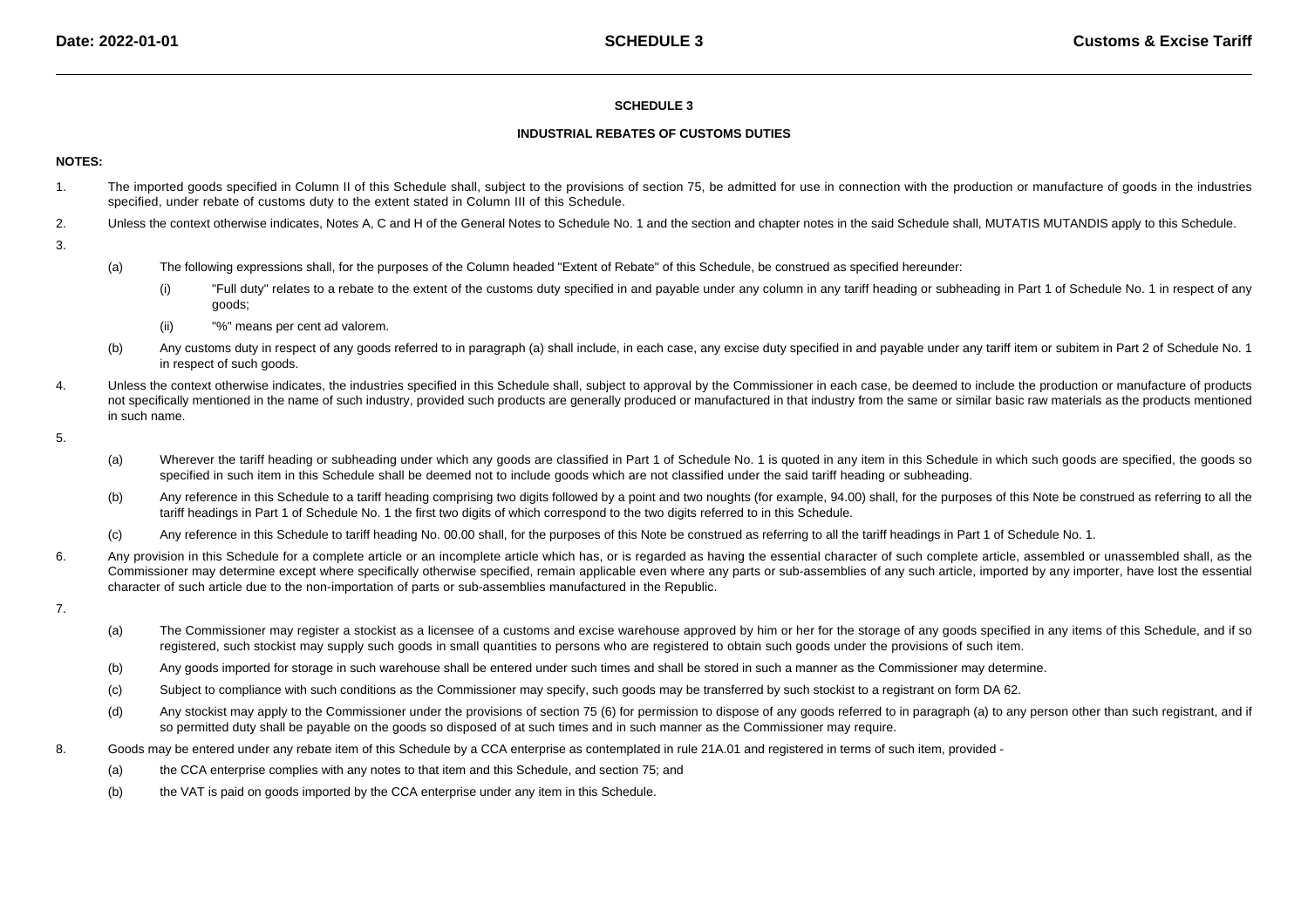# SCHEDULE 3

## INDUSTRIAL REBATES OF CUSTOMS DUTIES

**NOTES:**

1. The imported goods specified in Column II of this Schedule shall, subject to the provisions of section 75, be admitted for use in connection with the production or manufacture of goods in the industries specified, under rebate of customs duty to the extent stated in Column III of this Schedule.

2. Unless the context otherwise indicates, Notes A, C and H of the General Notes to Schedule No. 1 and the section and chapter notes in the said Schedule shall, MUTATIS MUTANDIS apply to this Schedule.

3.
   - (a) The following expressions shall, for the purposes of the Column headed "Extent of Rebate" of this Schedule, be construed as specified hereunder:
     - (i) "Full duty" relates to a rebate to the extent of the customs duty specified in and payable under any column in any tariff heading or subheading in Part 1 of Schedule No. 1 in respect of any goods;
     - (ii) "%" means per cent ad valorem.
   - (b) Any customs duty in respect of any goods referred to in paragraph (a) shall include, in each case, any excise duty specified in and payable under any tariff item or subitem in Part 2 of Schedule No. 1 in respect of such goods.

4. Unless the context otherwise indicates, the industries specified in this Schedule shall, subject to approval by the Commissioner in each case, be deemed to include the production or manufacture of products not specifically mentioned in the name of such industry, provided such products are generally produced or manufactured in that industry from the same or similar basic raw materials as the products mentioned in such name.

5.
   - (a) Wherever the tariff heading or subheading under which any goods are classified in Part 1 of Schedule No. 1 is quoted in any item in this Schedule in which such goods are specified, the goods so specified in such item in this Schedule shall be deemed not to include goods which are not classified under the said tariff heading or subheading.
   - (b) Any reference in this Schedule to a tariff heading comprising two digits followed by a point and two noughts (for example, 94.00) shall, for the purposes of this Note be construed as referring to all the tariff headings in Part 1 of Schedule No. 1 the first two digits of which correspond to the two digits referred to in this Schedule.
   - (c) Any reference in this Schedule to tariff heading No. 00.00 shall, for the purposes of this Note be construed as referring to all the tariff headings in Part 1 of Schedule No. 1.

6. Any provision in this Schedule for a complete article or an incomplete article which has, or is regarded as having the essential character of such complete article, assembled or unassembled shall, as the Commissioner may determine except where specifically otherwise specified, remain applicable even where any parts or sub-assemblies of any such article, imported by any importer, have lost the essential character of such article due to the non-importation of parts or sub-assemblies manufactured in the Republic.

7.
   - (a) The Commissioner may register a stockist as a licensee of a customs and excise warehouse approved by him or her for the storage of any goods specified in any items of this Schedule, and if so registered, such stockist may supply such goods in small quantities to persons who are registered to obtain such goods under the provisions of such item.
   - (b) Any goods imported for storage in such warehouse shall be entered under such times and shall be stored in such a manner as the Commissioner may determine.
   - (c) Subject to compliance with such conditions as the Commissioner may specify, such goods may be transferred by such stockist to a registrant on form DA 62.
   - (d) Any stockist may apply to the Commissioner under the provisions of section 75 (6) for permission to dispose of any goods referred to in paragraph (a) to any person other than such registrant, and if so permitted duty shall be payable on the goods so disposed of at such times and in such manner as the Commissioner may require.

8. Goods may be entered under any rebate item of this Schedule by a CCA enterprise as contemplated in rule 21A.01 and registered in terms of such item, provided -
   - (a) the CCA enterprise complies with any notes to that item and this Schedule, and section 75; and
   - (b) the VAT is paid on goods imported by the CCA enterprise under any item in this Schedule.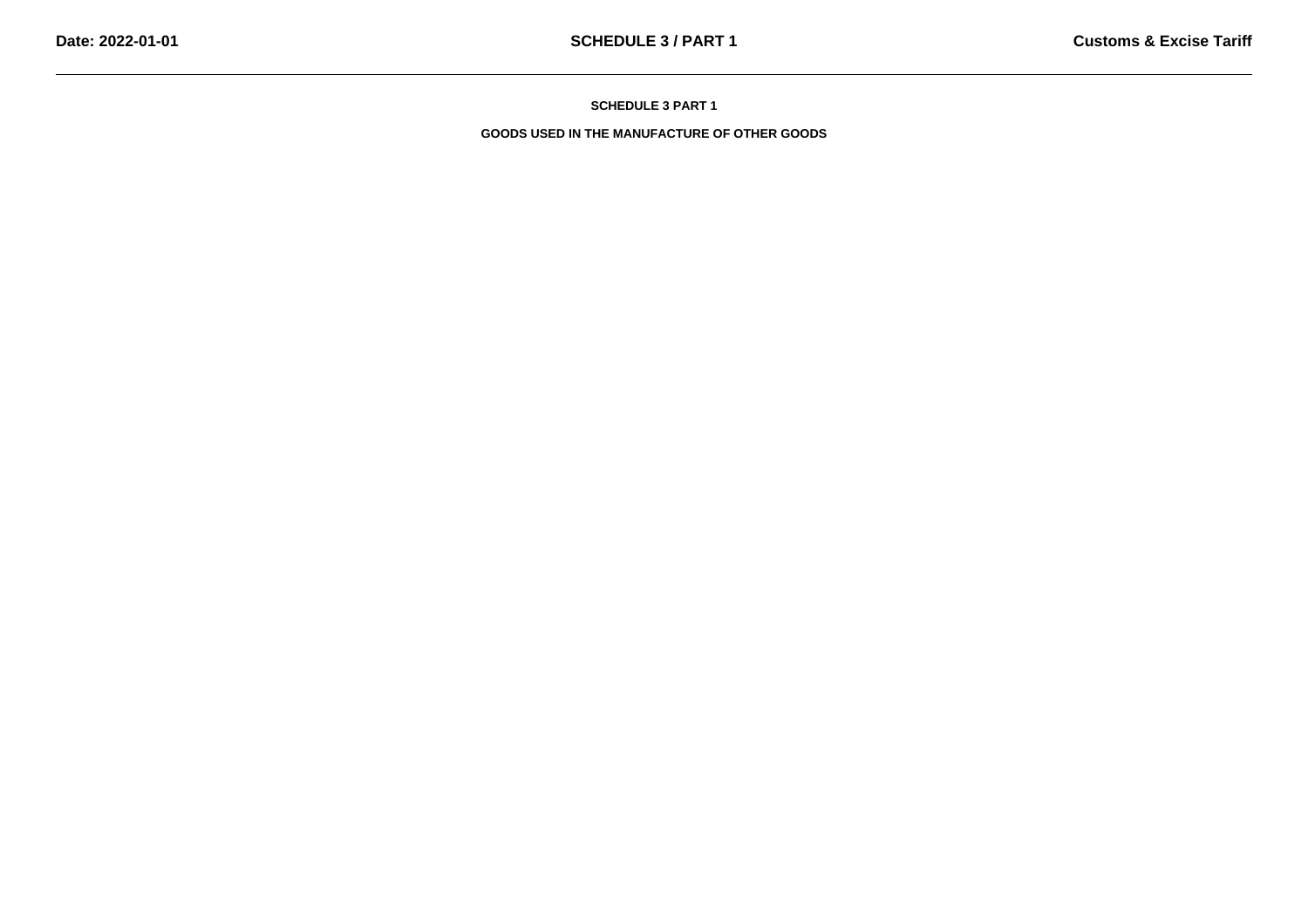# SCHEDULE 3 PART 1

## GOODS USED IN THE MANUFACTURE OF OTHER GOODS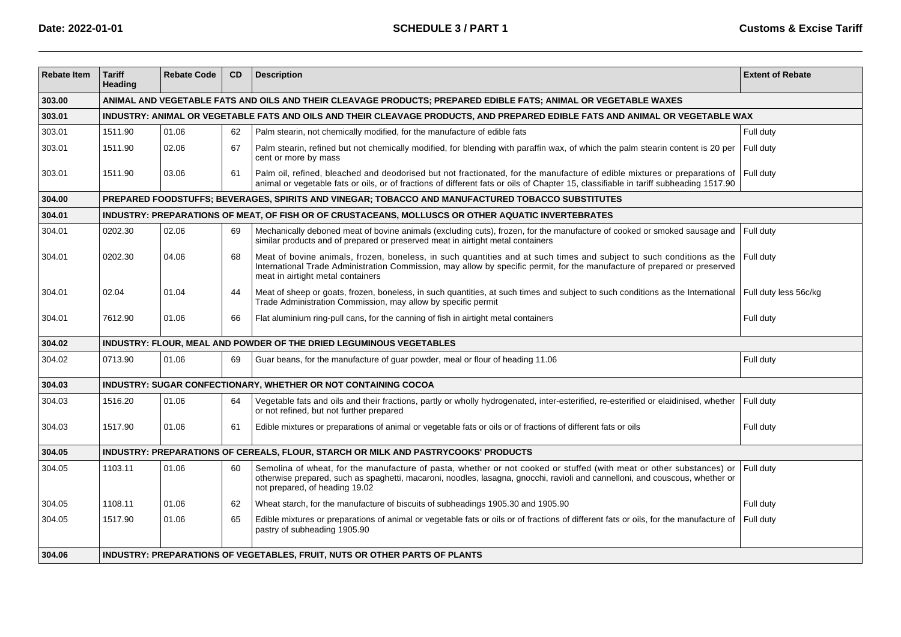| Rebate Item | Tariff Heading | Rebate Code | CD | Description | Extent of Rebate |
|---|---|---|---|---|---|
| **303.00** | **ANIMAL AND VEGETABLE FATS AND OILS AND THEIR CLEAVAGE PRODUCTS; PREPARED EDIBLE FATS; ANIMAL OR VEGETABLE WAXES** | | | | |
| **303.01** | **INDUSTRY: ANIMAL OR VEGETABLE FATS AND OILS AND THEIR CLEAVAGE PRODUCTS, AND PREPARED EDIBLE FATS AND ANIMAL OR VEGETABLE WAX** | | | | |
| 303.01 | 1511.90 | 01.06 | 62 | Palm stearin, not chemically modified, for the manufacture of edible fats | Full duty |
| 303.01 | 1511.90 | 02.06 | 67 | Palm stearin, refined but not chemically modified, for blending with paraffin wax, of which the palm stearin content is 20 per cent or more by mass | Full duty |
| 303.01 | 1511.90 | 03.06 | 61 | Palm oil, refined, bleached and deodorised but not fractionated, for the manufacture of edible mixtures or preparations of animal or vegetable fats or oils, or of fractions of different fats or oils of Chapter 15, classifiable in tariff subheading 1517.90 | Full duty |
| **304.00** | **PREPARED FOODSTUFFS; BEVERAGES, SPIRITS AND VINEGAR; TOBACCO AND MANUFACTURED TOBACCO SUBSTITUTES** | | | | |
| **304.01** | **INDUSTRY: PREPARATIONS OF MEAT, OF FISH OR OF CRUSTACEANS, MOLLUSCS OR OTHER AQUATIC INVERTEBRATES** | | | | |
| 304.01 | 0202.30 | 02.06 | 69 | Mechanically deboned meat of bovine animals (excluding cuts), frozen, for the manufacture of cooked or smoked sausage and similar products and of prepared or preserved meat in airtight metal containers | Full duty |
| 304.01 | 0202.30 | 04.06 | 68 | Meat of bovine animals, frozen, boneless, in such quantities and at such times and subject to such conditions as the International Trade Administration Commission, may allow by specific permit, for the manufacture of prepared or preserved meat in airtight metal containers | Full duty |
| 304.01 | 02.04 | 01.04 | 44 | Meat of sheep or goats, frozen, boneless, in such quantities, at such times and subject to such conditions as the International Trade Administration Commission, may allow by specific permit | Full duty less 56c/kg |
| 304.01 | 7612.90 | 01.06 | 66 | Flat aluminium ring-pull cans, for the canning of fish in airtight metal containers | Full duty |
| **304.02** | **INDUSTRY: FLOUR, MEAL AND POWDER OF THE DRIED LEGUMINOUS VEGETABLES** | | | | |
| 304.02 | 0713.90 | 01.06 | 69 | Guar beans, for the manufacture of guar powder, meal or flour of heading 11.06 | Full duty |
| **304.03** | **INDUSTRY: SUGAR CONFECTIONARY, WHETHER OR NOT CONTAINING COCOA** | | | | |
| 304.03 | 1516.20 | 01.06 | 64 | Vegetable fats and oils and their fractions, partly or wholly hydrogenated, inter-esterified, re-esterified or elaidinised, whether or not refined, but not further prepared | Full duty |
| 304.03 | 1517.90 | 01.06 | 61 | Edible mixtures or preparations of animal or vegetable fats or oils or of fractions of different fats or oils | Full duty |
| **304.05** | **INDUSTRY: PREPARATIONS OF CEREALS, FLOUR, STARCH OR MILK AND PASTRYCOOKS' PRODUCTS** | | | | |
| 304.05 | 1103.11 | 01.06 | 60 | Semolina of wheat, for the manufacture of pasta, whether or not cooked or stuffed (with meat or other substances) or otherwise prepared, such as spaghetti, macaroni, noodles, lasagna, gnocchi, ravioli and cannelloni, and couscous, whether or not prepared, of heading 19.02 | Full duty |
| 304.05 | 1108.11 | 01.06 | 62 | Wheat starch, for the manufacture of biscuits of subheadings 1905.30 and 1905.90 | Full duty |
| 304.05 | 1517.90 | 01.06 | 65 | Edible mixtures or preparations of animal or vegetable fats or oils or of fractions of different fats or oils, for the manufacture of pastry of subheading 1905.90 | Full duty |
| **304.06** | **INDUSTRY: PREPARATIONS OF VEGETABLES, FRUIT, NUTS OR OTHER PARTS OF PLANTS** | | | | |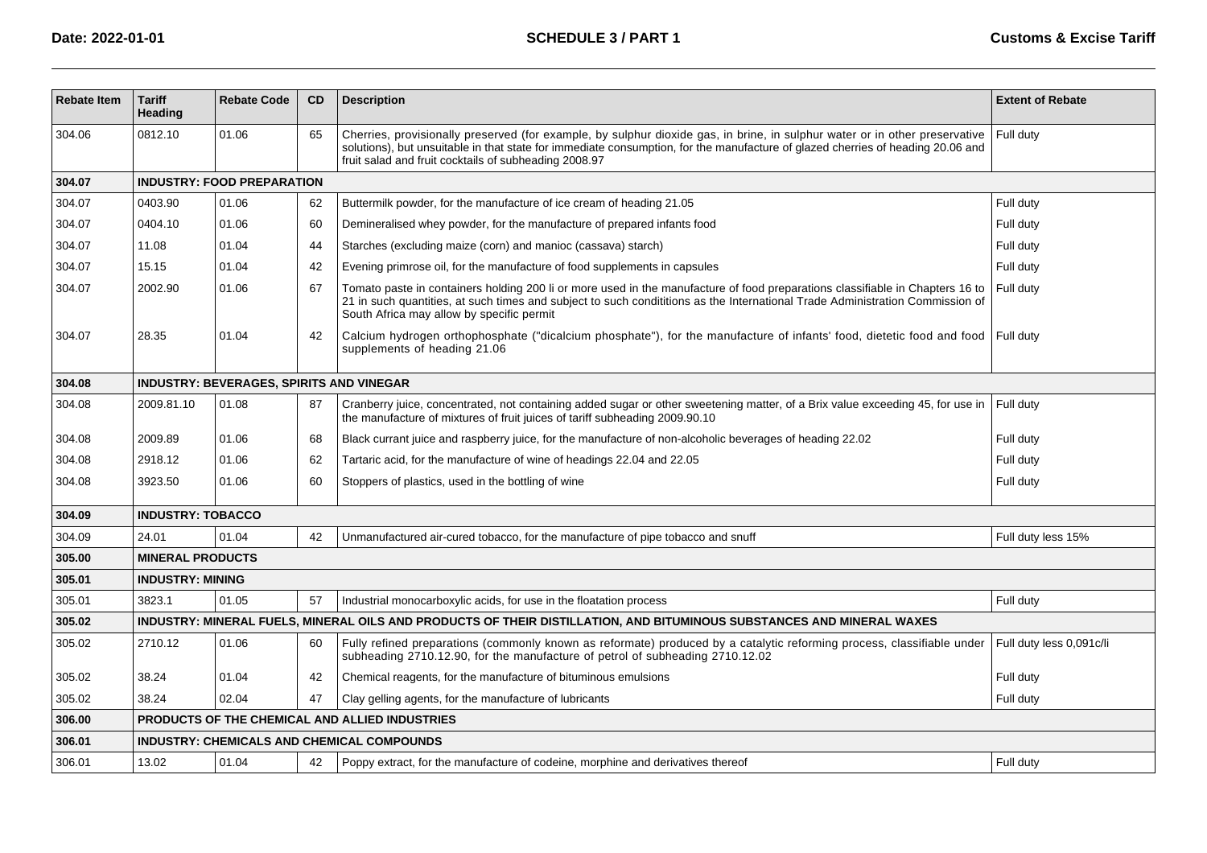| Rebate Item | Tariff Heading | Rebate Code | CD | Description | Extent of Rebate |
|---|---|---|---|---|---|
| 304.06 | 0812.10 | 01.06 | 65 | Cherries, provisionally preserved (for example, by sulphur dioxide gas, in brine, in sulphur water or in other preservative solutions), but unsuitable in that state for immediate consumption, for the manufacture of glazed cherries of heading 20.06 and fruit salad and fruit cocktails of subheading 2008.97 | Full duty |
| **304.07** | **INDUSTRY: FOOD PREPARATION** | | | | |
| 304.07 | 0403.90 | 01.06 | 62 | Buttermilk powder, for the manufacture of ice cream of heading 21.05 | Full duty |
| 304.07 | 0404.10 | 01.06 | 60 | Demineralised whey powder, for the manufacture of prepared infants food | Full duty |
| 304.07 | 11.08 | 01.04 | 44 | Starches (excluding maize (corn) and manioc (cassava) starch) | Full duty |
| 304.07 | 15.15 | 01.04 | 42 | Evening primrose oil, for the manufacture of food supplements in capsules | Full duty |
| 304.07 | 2002.90 | 01.06 | 67 | Tomato paste in containers holding 200 li or more used in the manufacture of food preparations classifiable in Chapters 16 to 21 in such quantities, at such times and subject to such condititions as the International Trade Administration Commission of South Africa may allow by specific permit | Full duty |
| 304.07 | 28.35 | 01.04 | 42 | Calcium hydrogen orthophosphate ("dicalcium phosphate"), for the manufacture of infants' food, dietetic food and food supplements of heading 21.06 | Full duty |
| **304.08** | **INDUSTRY: BEVERAGES, SPIRITS AND VINEGAR** | | | | |
| 304.08 | 2009.81.10 | 01.08 | 87 | Cranberry juice, concentrated, not containing added sugar or other sweetening matter, of a Brix value exceeding 45, for use in the manufacture of mixtures of fruit juices of tariff subheading 2009.90.10 | Full duty |
| 304.08 | 2009.89 | 01.06 | 68 | Black currant juice and raspberry juice, for the manufacture of non-alcoholic beverages of heading 22.02 | Full duty |
| 304.08 | 2918.12 | 01.06 | 62 | Tartaric acid, for the manufacture of wine of headings 22.04 and 22.05 | Full duty |
| 304.08 | 3923.50 | 01.06 | 60 | Stoppers of plastics, used in the bottling of wine | Full duty |
| **304.09** | **INDUSTRY: TOBACCO** | | | | |
| 304.09 | 24.01 | 01.04 | 42 | Unmanufactured air-cured tobacco, for the manufacture of pipe tobacco and snuff | Full duty less 15% |
| **305.00** | **MINERAL PRODUCTS** | | | | |
| **305.01** | **INDUSTRY: MINING** | | | | |
| 305.01 | 3823.1 | 01.05 | 57 | Industrial monocarboxylic acids, for use in the floatation process | Full duty |
| **305.02** | **INDUSTRY: MINERAL FUELS, MINERAL OILS AND PRODUCTS OF THEIR DISTILLATION, AND BITUMINOUS SUBSTANCES AND MINERAL WAXES** | | | | |
| 305.02 | 2710.12 | 01.06 | 60 | Fully refined preparations (commonly known as reformate) produced by a catalytic reforming process, classifiable under subheading 2710.12.90, for the manufacture of petrol of subheading 2710.12.02 | Full duty less 0,091c/li |
| 305.02 | 38.24 | 01.04 | 42 | Chemical reagents, for the manufacture of bituminous emulsions | Full duty |
| 305.02 | 38.24 | 02.04 | 47 | Clay gelling agents, for the manufacture of lubricants | Full duty |
| **306.00** | **PRODUCTS OF THE CHEMICAL AND ALLIED INDUSTRIES** | | | | |
| **306.01** | **INDUSTRY: CHEMICALS AND CHEMICAL COMPOUNDS** | | | | |
| 306.01 | 13.02 | 01.04 | 42 | Poppy extract, for the manufacture of codeine, morphine and derivatives thereof | Full duty |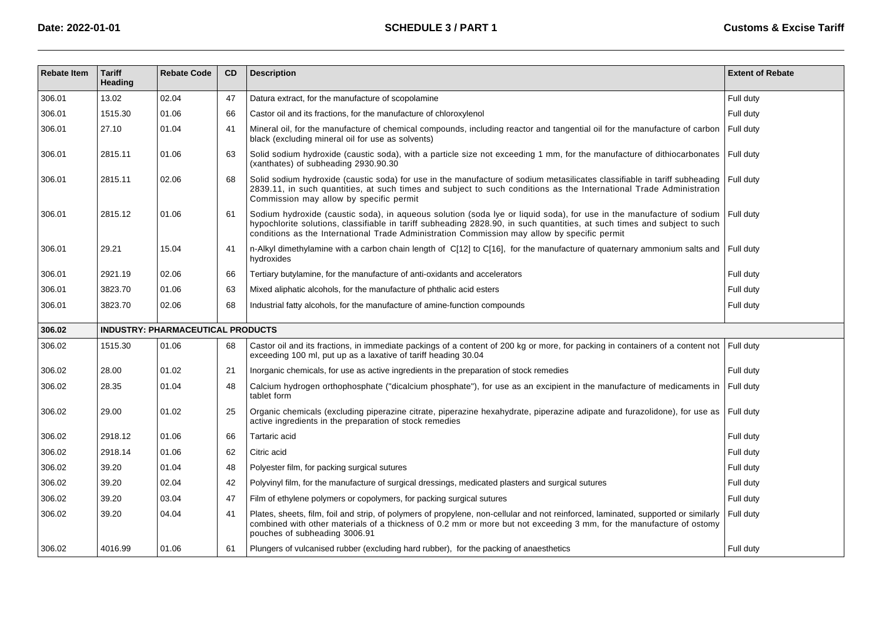| Rebate Item | Tariff Heading | Rebate Code | CD | Description | Extent of Rebate |
|---|---|---|---|---|---|
| 306.01 | 13.02 | 02.04 | 47 | Datura extract, for the manufacture of scopolamine | Full duty |
| 306.01 | 1515.30 | 01.06 | 66 | Castor oil and its fractions, for the manufacture of chloroxylenol | Full duty |
| 306.01 | 27.10 | 01.04 | 41 | Mineral oil, for the manufacture of chemical compounds, including reactor and tangential oil for the manufacture of carbon black (excluding mineral oil for use as solvents) | Full duty |
| 306.01 | 2815.11 | 01.06 | 63 | Solid sodium hydroxide (caustic soda), with a particle size not exceeding 1 mm, for the manufacture of dithiocarbonates (xanthates) of subheading 2930.90.30 | Full duty |
| 306.01 | 2815.11 | 02.06 | 68 | Solid sodium hydroxide (caustic soda) for use in the manufacture of sodium metasilicates classifiable in tariff subheading 2839.11, in such quantities, at such times and subject to such conditions as the International Trade Administration Commission may allow by specific permit | Full duty |
| 306.01 | 2815.12 | 01.06 | 61 | Sodium hydroxide (caustic soda), in aqueous solution (soda lye or liquid soda), for use in the manufacture of sodium hypochlorite solutions, classifiable in tariff subheading 2828.90, in such quantities, at such times and subject to such conditions as the International Trade Administration Commission may allow by specific permit | Full duty |
| 306.01 | 29.21 | 15.04 | 41 | n-Alkyl dimethylamine with a carbon chain length of C[12] to C[16], for the manufacture of quaternary ammonium salts and hydroxides | Full duty |
| 306.01 | 2921.19 | 02.06 | 66 | Tertiary butylamine, for the manufacture of anti-oxidants and accelerators | Full duty |
| 306.01 | 3823.70 | 01.06 | 63 | Mixed aliphatic alcohols, for the manufacture of phthalic acid esters | Full duty |
| 306.01 | 3823.70 | 02.06 | 68 | Industrial fatty alcohols, for the manufacture of amine-function compounds | Full duty |
| **306.02** | **INDUSTRY: PHARMACEUTICAL PRODUCTS** | | | | |
| 306.02 | 1515.30 | 01.06 | 68 | Castor oil and its fractions, in immediate packings of a content of 200 kg or more, for packing in containers of a content not exceeding 100 ml, put up as a laxative of tariff heading 30.04 | Full duty |
| 306.02 | 28.00 | 01.02 | 21 | Inorganic chemicals, for use as active ingredients in the preparation of stock remedies | Full duty |
| 306.02 | 28.35 | 01.04 | 48 | Calcium hydrogen orthophosphate ("dicalcium phosphate"), for use as an excipient in the manufacture of medicaments in tablet form | Full duty |
| 306.02 | 29.00 | 01.02 | 25 | Organic chemicals (excluding piperazine citrate, piperazine hexahydrate, piperazine adipate and furazolidone), for use as active ingredients in the preparation of stock remedies | Full duty |
| 306.02 | 2918.12 | 01.06 | 66 | Tartaric acid | Full duty |
| 306.02 | 2918.14 | 01.06 | 62 | Citric acid | Full duty |
| 306.02 | 39.20 | 01.04 | 48 | Polyester film, for packing surgical sutures | Full duty |
| 306.02 | 39.20 | 02.04 | 42 | Polyvinyl film, for the manufacture of surgical dressings, medicated plasters and surgical sutures | Full duty |
| 306.02 | 39.20 | 03.04 | 47 | Film of ethylene polymers or copolymers, for packing surgical sutures | Full duty |
| 306.02 | 39.20 | 04.04 | 41 | Plates, sheets, film, foil and strip, of polymers of propylene, non-cellular and not reinforced, laminated, supported or similarly combined with other materials of a thickness of 0.2 mm or more but not exceeding 3 mm, for the manufacture of ostomy pouches of subheading 3006.91 | Full duty |
| 306.02 | 4016.99 | 01.06 | 61 | Plungers of vulcanised rubber (excluding hard rubber), for the packing of anaesthetics | Full duty |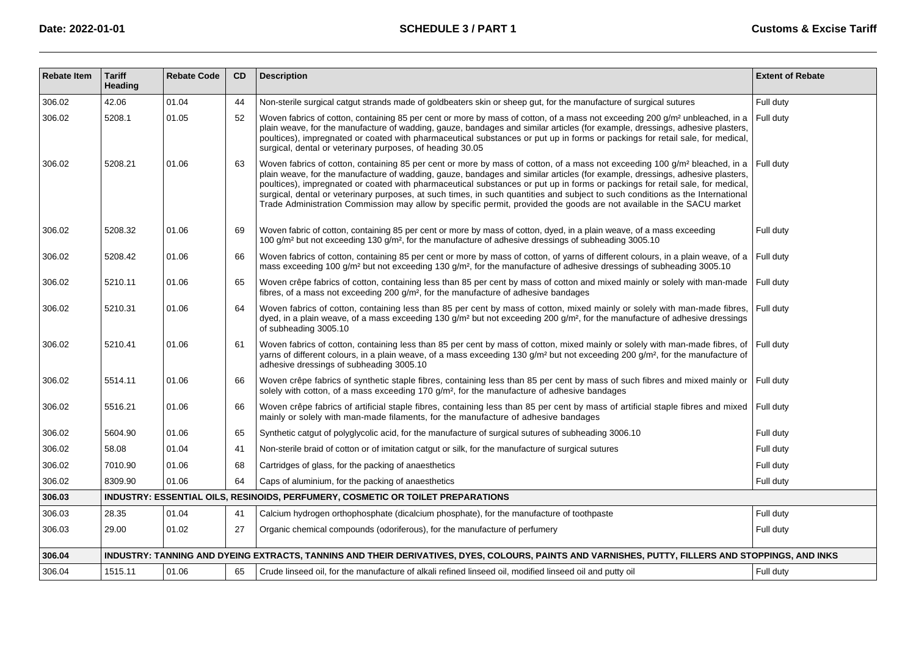| Rebate Item | Tariff Heading | Rebate Code | CD | Description | Extent of Rebate |
|---|---|---|---|---|---|
| 306.02 | 42.06 | 01.04 | 44 | Non-sterile surgical catgut strands made of goldbeaters skin or sheep gut, for the manufacture of surgical sutures | Full duty |
| 306.02 | 5208.1 | 01.05 | 52 | Woven fabrics of cotton, containing 85 per cent or more by mass of cotton, of a mass not exceeding 200 g/m² unbleached, in a plain weave, for the manufacture of wadding, gauze, bandages and similar articles (for example, dressings, adhesive plasters, poultices), impregnated or coated with pharmaceutical substances or put up in forms or packings for retail sale, for medical, surgical, dental or veterinary purposes, of heading 30.05 | Full duty |
| 306.02 | 5208.21 | 01.06 | 63 | Woven fabrics of cotton, containing 85 per cent or more by mass of cotton, of a mass not exceeding 100 g/m² bleached, in a plain weave, for the manufacture of wadding, gauze, bandages and similar articles (for example, dressings, adhesive plasters, poultices), impregnated or coated with pharmaceutical substances or put up in forms or packings for retail sale, for medical, surgical, dental or veterinary purposes, at such times, in such quantities and subject to such conditions as the International Trade Administration Commission may allow by specific permit, provided the goods are not available in the SACU market | Full duty |
| 306.02 | 5208.32 | 01.06 | 69 | Woven fabric of cotton, containing 85 per cent or more by mass of cotton, dyed, in a plain weave, of a mass exceeding 100 g/m² but not exceeding 130 g/m², for the manufacture of adhesive dressings of subheading 3005.10 | Full duty |
| 306.02 | 5208.42 | 01.06 | 66 | Woven fabrics of cotton, containing 85 per cent or more by mass of cotton, of yarns of different colours, in a plain weave, of a mass exceeding 100 g/m² but not exceeding 130 g/m², for the manufacture of adhesive dressings of subheading 3005.10 | Full duty |
| 306.02 | 5210.11 | 01.06 | 65 | Woven crêpe fabrics of cotton, containing less than 85 per cent by mass of cotton and mixed mainly or solely with man-made fibres, of a mass not exceeding 200 g/m², for the manufacture of adhesive bandages | Full duty |
| 306.02 | 5210.31 | 01.06 | 64 | Woven fabrics of cotton, containing less than 85 per cent by mass of cotton, mixed mainly or solely with man-made fibres, dyed, in a plain weave, of a mass exceeding 130 g/m² but not exceeding 200 g/m², for the manufacture of adhesive dressings of subheading 3005.10 | Full duty |
| 306.02 | 5210.41 | 01.06 | 61 | Woven fabrics of cotton, containing less than 85 per cent by mass of cotton, mixed mainly or solely with man-made fibres, of yarns of different colours, in a plain weave, of a mass exceeding 130 g/m² but not exceeding 200 g/m², for the manufacture of adhesive dressings of subheading 3005.10 | Full duty |
| 306.02 | 5514.11 | 01.06 | 66 | Woven crêpe fabrics of synthetic staple fibres, containing less than 85 per cent by mass of such fibres and mixed mainly or solely with cotton, of a mass exceeding 170 g/m², for the manufacture of adhesive bandages | Full duty |
| 306.02 | 5516.21 | 01.06 | 66 | Woven crêpe fabrics of artificial staple fibres, containing less than 85 per cent by mass of artificial staple fibres and mixed mainly or solely with man-made filaments, for the manufacture of adhesive bandages | Full duty |
| 306.02 | 5604.90 | 01.06 | 65 | Synthetic catgut of polyglycolic acid, for the manufacture of surgical sutures of subheading 3006.10 | Full duty |
| 306.02 | 58.08 | 01.04 | 41 | Non-sterile braid of cotton or of imitation catgut or silk, for the manufacture of surgical sutures | Full duty |
| 306.02 | 7010.90 | 01.06 | 68 | Cartridges of glass, for the packing of anaesthetics | Full duty |
| 306.02 | 8309.90 | 01.06 | 64 | Caps of aluminium, for the packing of anaesthetics | Full duty |
| **306.03** | **INDUSTRY: ESSENTIAL OILS, RESINOIDS, PERFUMERY, COSMETIC OR TOILET PREPARATIONS** | | | | |
| 306.03 | 28.35 | 01.04 | 41 | Calcium hydrogen orthophosphate (dicalcium phosphate), for the manufacture of toothpaste | Full duty |
| 306.03 | 29.00 | 01.02 | 27 | Organic chemical compounds (odoriferous), for the manufacture of perfumery | Full duty |
| **306.04** | **INDUSTRY: TANNING AND DYEING EXTRACTS, TANNINS AND THEIR DERIVATIVES, DYES, COLOURS, PAINTS AND VARNISHES, PUTTY, FILLERS AND STOPPINGS, AND INKS** | | | | |
| 306.04 | 1515.11 | 01.06 | 65 | Crude linseed oil, for the manufacture of alkali refined linseed oil, modified linseed oil and putty oil | Full duty |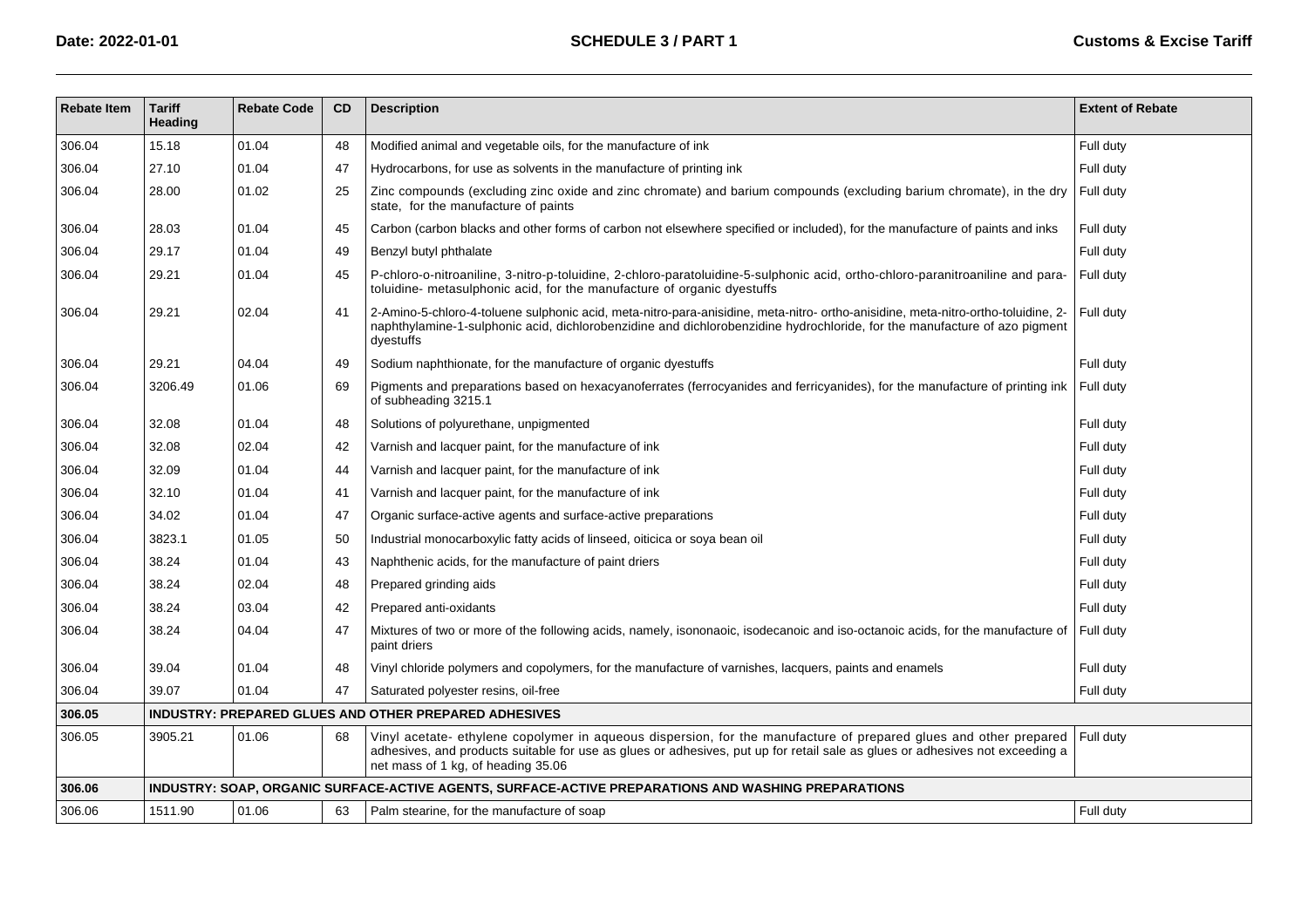| Rebate Item | Tariff Heading | Rebate Code | CD | Description | Extent of Rebate |
|---|---|---|---|---|---|
| 306.04 | 15.18 | 01.04 | 48 | Modified animal and vegetable oils, for the manufacture of ink | Full duty |
| 306.04 | 27.10 | 01.04 | 47 | Hydrocarbons, for use as solvents in the manufacture of printing ink | Full duty |
| 306.04 | 28.00 | 01.02 | 25 | Zinc compounds (excluding zinc oxide and zinc chromate) and barium compounds (excluding barium chromate), in the dry state, for the manufacture of paints | Full duty |
| 306.04 | 28.03 | 01.04 | 45 | Carbon (carbon blacks and other forms of carbon not elsewhere specified or included), for the manufacture of paints and inks | Full duty |
| 306.04 | 29.17 | 01.04 | 49 | Benzyl butyl phthalate | Full duty |
| 306.04 | 29.21 | 01.04 | 45 | P-chloro-o-nitroaniline, 3-nitro-p-toluidine, 2-chloro-paratoluidine-5-sulphonic acid, ortho-chloro-paranitroaniline and para-toluidine- metasulphonic acid, for the manufacture of organic dyestuffs | Full duty |
| 306.04 | 29.21 | 02.04 | 41 | 2-Amino-5-chloro-4-toluene sulphonic acid, meta-nitro-para-anisidine, meta-nitro- ortho-anisidine, meta-nitro-ortho-toluidine, 2-naphthylamine-1-sulphonic acid, dichlorobenzidine and dichlorobenzidine hydrochloride, for the manufacture of azo pigment dyestuffs | Full duty |
| 306.04 | 29.21 | 04.04 | 49 | Sodium naphthionate, for the manufacture of organic dyestuffs | Full duty |
| 306.04 | 3206.49 | 01.06 | 69 | Pigments and preparations based on hexacyanoferrates (ferrocyanides and ferricyanides), for the manufacture of printing ink of subheading 3215.1 | Full duty |
| 306.04 | 32.08 | 01.04 | 48 | Solutions of polyurethane, unpigmented | Full duty |
| 306.04 | 32.08 | 02.04 | 42 | Varnish and lacquer paint, for the manufacture of ink | Full duty |
| 306.04 | 32.09 | 01.04 | 44 | Varnish and lacquer paint, for the manufacture of ink | Full duty |
| 306.04 | 32.10 | 01.04 | 41 | Varnish and lacquer paint, for the manufacture of ink | Full duty |
| 306.04 | 34.02 | 01.04 | 47 | Organic surface-active agents and surface-active preparations | Full duty |
| 306.04 | 3823.1 | 01.05 | 50 | Industrial monocarboxylic fatty acids of linseed, oiticica or soya bean oil | Full duty |
| 306.04 | 38.24 | 01.04 | 43 | Naphthenic acids, for the manufacture of paint driers | Full duty |
| 306.04 | 38.24 | 02.04 | 48 | Prepared grinding aids | Full duty |
| 306.04 | 38.24 | 03.04 | 42 | Prepared anti-oxidants | Full duty |
| 306.04 | 38.24 | 04.04 | 47 | Mixtures of two or more of the following acids, namely, isononaoic, isodecanoic and iso-octanoic acids, for the manufacture of paint driers | Full duty |
| 306.04 | 39.04 | 01.04 | 48 | Vinyl chloride polymers and copolymers, for the manufacture of varnishes, lacquers, paints and enamels | Full duty |
| 306.04 | 39.07 | 01.04 | 47 | Saturated polyester resins, oil-free | Full duty |
| **306.05** | **INDUSTRY: PREPARED GLUES AND OTHER PREPARED ADHESIVES** | | | | |
| 306.05 | 3905.21 | 01.06 | 68 | Vinyl acetate- ethylene copolymer in aqueous dispersion, for the manufacture of prepared glues and other prepared adhesives, and products suitable for use as glues or adhesives, put up for retail sale as glues or adhesives not exceeding a net mass of 1 kg, of heading 35.06 | Full duty |
| **306.06** | **INDUSTRY: SOAP, ORGANIC SURFACE-ACTIVE AGENTS, SURFACE-ACTIVE PREPARATIONS AND WASHING PREPARATIONS** | | | | |
| 306.06 | 1511.90 | 01.06 | 63 | Palm stearine, for the manufacture of soap | Full duty |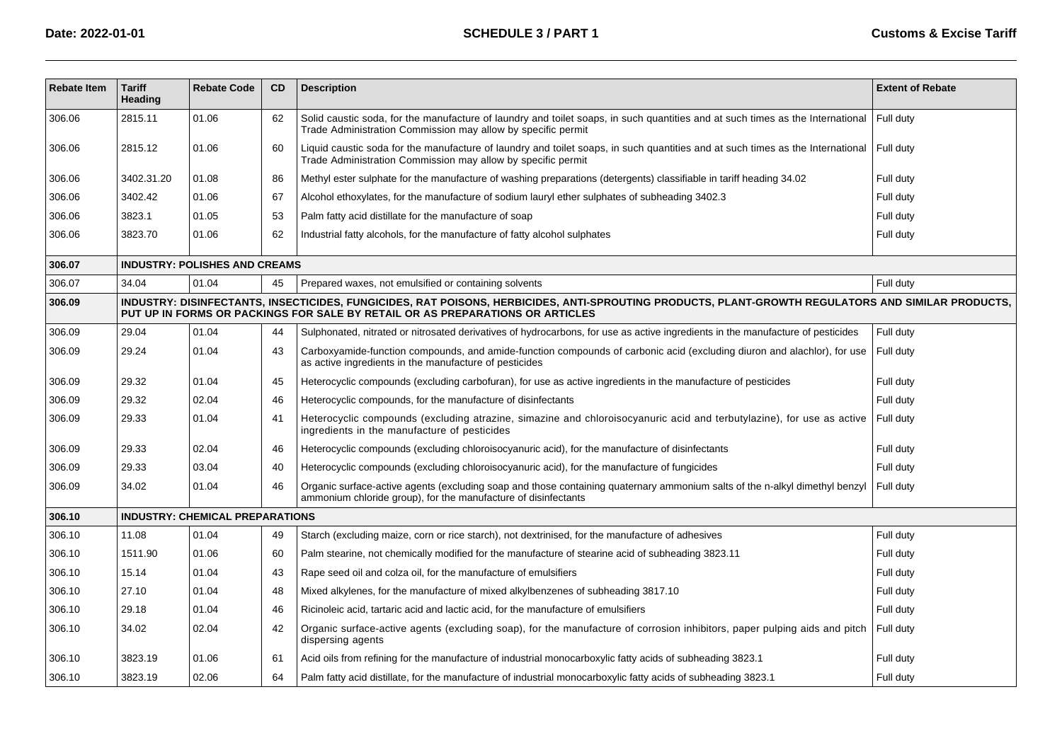| Rebate Item | Tariff Heading | Rebate Code | CD | Description | Extent of Rebate |
|---|---|---|---|---|---|
| 306.06 | 2815.11 | 01.06 | 62 | Solid caustic soda, for the manufacture of laundry and toilet soaps, in such quantities and at such times as the International Trade Administration Commission may allow by specific permit | Full duty |
| 306.06 | 2815.12 | 01.06 | 60 | Liquid caustic soda for the manufacture of laundry and toilet soaps, in such quantities and at such times as the International Trade Administration Commission may allow by specific permit | Full duty |
| 306.06 | 3402.31.20 | 01.08 | 86 | Methyl ester sulphate for the manufacture of washing preparations (detergents) classifiable in tariff heading 34.02 | Full duty |
| 306.06 | 3402.42 | 01.06 | 67 | Alcohol ethoxylates, for the manufacture of sodium lauryl ether sulphates of subheading 3402.3 | Full duty |
| 306.06 | 3823.1 | 01.05 | 53 | Palm fatty acid distillate for the manufacture of soap | Full duty |
| 306.06 | 3823.70 | 01.06 | 62 | Industrial fatty alcohols, for the manufacture of fatty alcohol sulphates | Full duty |
| **306.07** | **INDUSTRY: POLISHES AND CREAMS** | | | | |
| 306.07 | 34.04 | 01.04 | 45 | Prepared waxes, not emulsified or containing solvents | Full duty |
| **306.09** | **INDUSTRY: DISINFECTANTS, INSECTICIDES, FUNGICIDES, RAT POISONS, HERBICIDES, ANTI-SPROUTING PRODUCTS, PLANT-GROWTH REGULATORS AND SIMILAR PRODUCTS, PUT UP IN FORMS OR PACKINGS FOR SALE BY RETAIL OR AS PREPARATIONS OR ARTICLES** | | | | |
| 306.09 | 29.04 | 01.04 | 44 | Sulphonated, nitrated or nitrosated derivatives of hydrocarbons, for use as active ingredients in the manufacture of pesticides | Full duty |
| 306.09 | 29.24 | 01.04 | 43 | Carboxyamide-function compounds, and amide-function compounds of carbonic acid (excluding diuron and alachlor), for use as active ingredients in the manufacture of pesticides | Full duty |
| 306.09 | 29.32 | 01.04 | 45 | Heterocyclic compounds (excluding carbofuran), for use as active ingredients in the manufacture of pesticides | Full duty |
| 306.09 | 29.32 | 02.04 | 46 | Heterocyclic compounds, for the manufacture of disinfectants | Full duty |
| 306.09 | 29.33 | 01.04 | 41 | Heterocyclic compounds (excluding atrazine, simazine and chloroisocyanuric acid and terbutylazine), for use as active ingredients in the manufacture of pesticides | Full duty |
| 306.09 | 29.33 | 02.04 | 46 | Heterocyclic compounds (excluding chloroisocyanuric acid), for the manufacture of disinfectants | Full duty |
| 306.09 | 29.33 | 03.04 | 40 | Heterocyclic compounds (excluding chloroisocyanuric acid), for the manufacture of fungicides | Full duty |
| 306.09 | 34.02 | 01.04 | 46 | Organic surface-active agents (excluding soap and those containing quaternary ammonium salts of the n-alkyl dimethyl benzyl ammonium chloride group), for the manufacture of disinfectants | Full duty |
| **306.10** | **INDUSTRY: CHEMICAL PREPARATIONS** | | | | |
| 306.10 | 11.08 | 01.04 | 49 | Starch (excluding maize, corn or rice starch), not dextrinised, for the manufacture of adhesives | Full duty |
| 306.10 | 1511.90 | 01.06 | 60 | Palm stearine, not chemically modified for the manufacture of stearine acid of subheading 3823.11 | Full duty |
| 306.10 | 15.14 | 01.04 | 43 | Rape seed oil and colza oil, for the manufacture of emulsifiers | Full duty |
| 306.10 | 27.10 | 01.04 | 48 | Mixed alkylenes, for the manufacture of mixed alkylbenzenes of subheading 3817.10 | Full duty |
| 306.10 | 29.18 | 01.04 | 46 | Ricinoleic acid, tartaric acid and lactic acid, for the manufacture of emulsifiers | Full duty |
| 306.10 | 34.02 | 02.04 | 42 | Organic surface-active agents (excluding soap), for the manufacture of corrosion inhibitors, paper pulping aids and pitch dispersing agents | Full duty |
| 306.10 | 3823.19 | 01.06 | 61 | Acid oils from refining for the manufacture of industrial monocarboxylic fatty acids of subheading 3823.1 | Full duty |
| 306.10 | 3823.19 | 02.06 | 64 | Palm fatty acid distillate, for the manufacture of industrial monocarboxylic fatty acids of subheading 3823.1 | Full duty |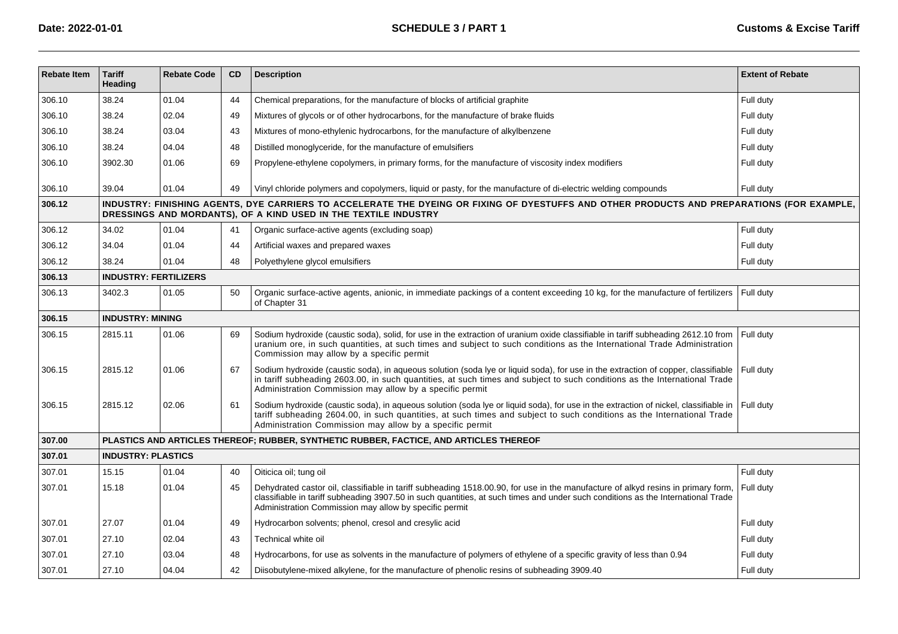| Rebate Item | Tariff Heading | Rebate Code | CD | Description | Extent of Rebate |
|---|---|---|---|---|---|
| 306.10 | 38.24 | 01.04 | 44 | Chemical preparations, for the manufacture of blocks of artificial graphite | Full duty |
| 306.10 | 38.24 | 02.04 | 49 | Mixtures of glycols or of other hydrocarbons, for the manufacture of brake fluids | Full duty |
| 306.10 | 38.24 | 03.04 | 43 | Mixtures of mono-ethylenic hydrocarbons, for the manufacture of alkylbenzene | Full duty |
| 306.10 | 38.24 | 04.04 | 48 | Distilled monoglyceride, for the manufacture of emulsifiers | Full duty |
| 306.10 | 3902.30 | 01.06 | 69 | Propylene-ethylene copolymers, in primary forms, for the manufacture of viscosity index modifiers | Full duty |
| 306.10 | 39.04 | 01.04 | 49 | Vinyl chloride polymers and copolymers, liquid or pasty, for the manufacture of di-electric welding compounds | Full duty |
| **306.12** | **INDUSTRY: FINISHING AGENTS, DYE CARRIERS TO ACCELERATE THE DYEING OR FIXING OF DYESTUFFS AND OTHER PRODUCTS AND PREPARATIONS (FOR EXAMPLE, DRESSINGS AND MORDANTS), OF A KIND USED IN THE TEXTILE INDUSTRY** | | | | |
| 306.12 | 34.02 | 01.04 | 41 | Organic surface-active agents (excluding soap) | Full duty |
| 306.12 | 34.04 | 01.04 | 44 | Artificial waxes and prepared waxes | Full duty |
| 306.12 | 38.24 | 01.04 | 48 | Polyethylene glycol emulsifiers | Full duty |
| **306.13** | **INDUSTRY: FERTILIZERS** | | | | |
| 306.13 | 3402.3 | 01.05 | 50 | Organic surface-active agents, anionic, in immediate packings of a content exceeding 10 kg, for the manufacture of fertilizers of Chapter 31 | Full duty |
| **306.15** | **INDUSTRY: MINING** | | | | |
| 306.15 | 2815.11 | 01.06 | 69 | Sodium hydroxide (caustic soda), solid, for use in the extraction of uranium oxide classifiable in tariff subheading 2612.10 from uranium ore, in such quantities, at such times and subject to such conditions as the International Trade Administration Commission may allow by a specific permit | Full duty |
| 306.15 | 2815.12 | 01.06 | 67 | Sodium hydroxide (caustic soda), in aqueous solution (soda lye or liquid soda), for use in the extraction of copper, classifiable in tariff subheading 2603.00, in such quantities, at such times and subject to such conditions as the International Trade Administration Commission may allow by a specific permit | Full duty |
| 306.15 | 2815.12 | 02.06 | 61 | Sodium hydroxide (caustic soda), in aqueous solution (soda lye or liquid soda), for use in the extraction of nickel, classifiable in tariff subheading 2604.00, in such quantities, at such times and subject to such conditions as the International Trade Administration Commission may allow by a specific permit | Full duty |
| **307.00** | **PLASTICS AND ARTICLES THEREOF; RUBBER, SYNTHETIC RUBBER, FACTICE, AND ARTICLES THEREOF** | | | | |
| **307.01** | **INDUSTRY: PLASTICS** | | | | |
| 307.01 | 15.15 | 01.04 | 40 | Oiticica oil; tung oil | Full duty |
| 307.01 | 15.18 | 01.04 | 45 | Dehydrated castor oil, classifiable in tariff subheading 1518.00.90, for use in the manufacture of alkyd resins in primary form, classifiable in tariff subheading 3907.50 in such quantities, at such times and under such conditions as the International Trade Administration Commission may allow by specific permit | Full duty |
| 307.01 | 27.07 | 01.04 | 49 | Hydrocarbon solvents; phenol, cresol and cresylic acid | Full duty |
| 307.01 | 27.10 | 02.04 | 43 | Technical white oil | Full duty |
| 307.01 | 27.10 | 03.04 | 48 | Hydrocarbons, for use as solvents in the manufacture of polymers of ethylene of a specific gravity of less than 0.94 | Full duty |
| 307.01 | 27.10 | 04.04 | 42 | Diisobutylene-mixed alkylene, for the manufacture of phenolic resins of subheading 3909.40 | Full duty |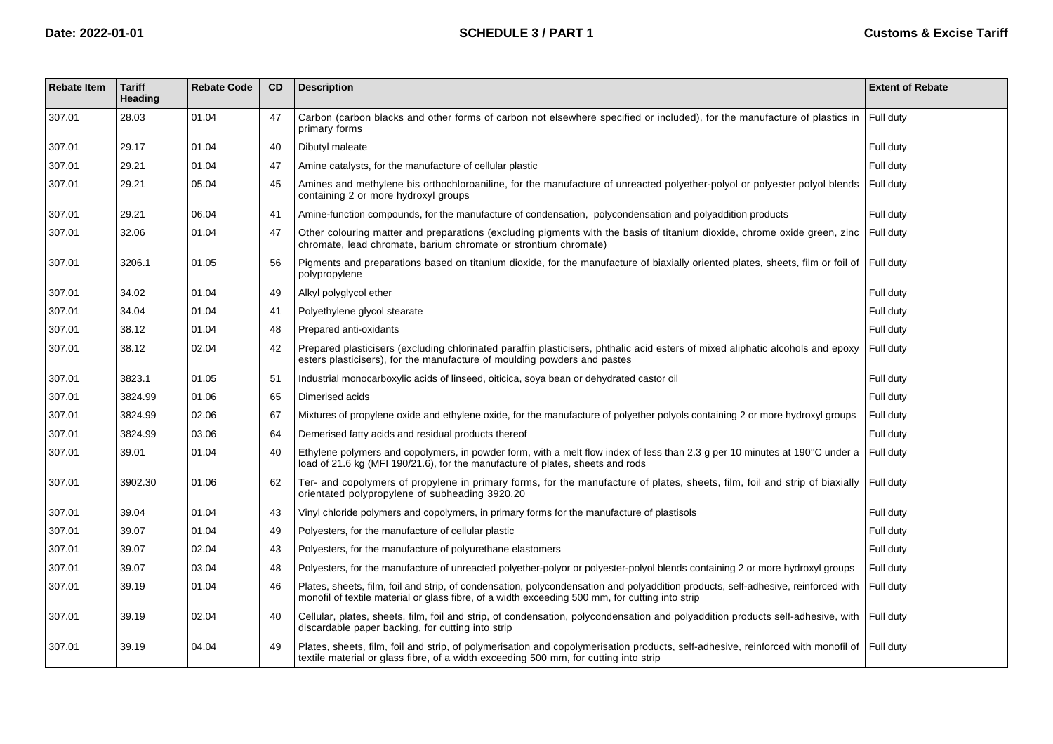| Rebate Item | Tariff Heading | Rebate Code | CD | Description | Extent of Rebate |
|---|---|---|---|---|---|
| 307.01 | 28.03 | 01.04 | 47 | Carbon (carbon blacks and other forms of carbon not elsewhere specified or included), for the manufacture of plastics in primary forms | Full duty |
| 307.01 | 29.17 | 01.04 | 40 | Dibutyl maleate | Full duty |
| 307.01 | 29.21 | 01.04 | 47 | Amine catalysts, for the manufacture of cellular plastic | Full duty |
| 307.01 | 29.21 | 05.04 | 45 | Amines and methylene bis orthochloroaniline, for the manufacture of unreacted polyether-polyol or polyester polyol blends containing 2 or more hydroxyl groups | Full duty |
| 307.01 | 29.21 | 06.04 | 41 | Amine-function compounds, for the manufacture of condensation, polycondensation and polyaddition products | Full duty |
| 307.01 | 32.06 | 01.04 | 47 | Other colouring matter and preparations (excluding pigments with the basis of titanium dioxide, chrome oxide green, zinc chromate, lead chromate, barium chromate or strontium chromate) | Full duty |
| 307.01 | 3206.1 | 01.05 | 56 | Pigments and preparations based on titanium dioxide, for the manufacture of biaxially oriented plates, sheets, film or foil of polypropylene | Full duty |
| 307.01 | 34.02 | 01.04 | 49 | Alkyl polyglycol ether | Full duty |
| 307.01 | 34.04 | 01.04 | 41 | Polyethylene glycol stearate | Full duty |
| 307.01 | 38.12 | 01.04 | 48 | Prepared anti-oxidants | Full duty |
| 307.01 | 38.12 | 02.04 | 42 | Prepared plasticisers (excluding chlorinated paraffin plasticisers, phthalic acid esters of mixed aliphatic alcohols and epoxy esters plasticisers), for the manufacture of moulding powders and pastes | Full duty |
| 307.01 | 3823.1 | 01.05 | 51 | Industrial monocarboxylic acids of linseed, oiticica, soya bean or dehydrated castor oil | Full duty |
| 307.01 | 3824.99 | 01.06 | 65 | Dimerised acids | Full duty |
| 307.01 | 3824.99 | 02.06 | 67 | Mixtures of propylene oxide and ethylene oxide, for the manufacture of polyether polyols containing 2 or more hydroxyl groups | Full duty |
| 307.01 | 3824.99 | 03.06 | 64 | Demerised fatty acids and residual products thereof | Full duty |
| 307.01 | 39.01 | 01.04 | 40 | Ethylene polymers and copolymers, in powder form, with a melt flow index of less than 2.3 g per 10 minutes at 190°C under a load of 21.6 kg (MFI 190/21.6), for the manufacture of plates, sheets and rods | Full duty |
| 307.01 | 3902.30 | 01.06 | 62 | Ter- and copolymers of propylene in primary forms, for the manufacture of plates, sheets, film, foil and strip of biaxially orientated polypropylene of subheading 3920.20 | Full duty |
| 307.01 | 39.04 | 01.04 | 43 | Vinyl chloride polymers and copolymers, in primary forms for the manufacture of plastisols | Full duty |
| 307.01 | 39.07 | 01.04 | 49 | Polyesters, for the manufacture of cellular plastic | Full duty |
| 307.01 | 39.07 | 02.04 | 43 | Polyesters, for the manufacture of polyurethane elastomers | Full duty |
| 307.01 | 39.07 | 03.04 | 48 | Polyesters, for the manufacture of unreacted polyether-polyor or polyester-polyol blends containing 2 or more hydroxyl groups | Full duty |
| 307.01 | 39.19 | 01.04 | 46 | Plates, sheets, film, foil and strip, of condensation, polycondensation and polyaddition products, self-adhesive, reinforced with monofil of textile material or glass fibre, of a width exceeding 500 mm, for cutting into strip | Full duty |
| 307.01 | 39.19 | 02.04 | 40 | Cellular, plates, sheets, film, foil and strip, of condensation, polycondensation and polyaddition products self-adhesive, with discardable paper backing, for cutting into strip | Full duty |
| 307.01 | 39.19 | 04.04 | 49 | Plates, sheets, film, foil and strip, of polymerisation and copolymerisation products, self-adhesive, reinforced with monofil of textile material or glass fibre, of a width exceeding 500 mm, for cutting into strip | Full duty |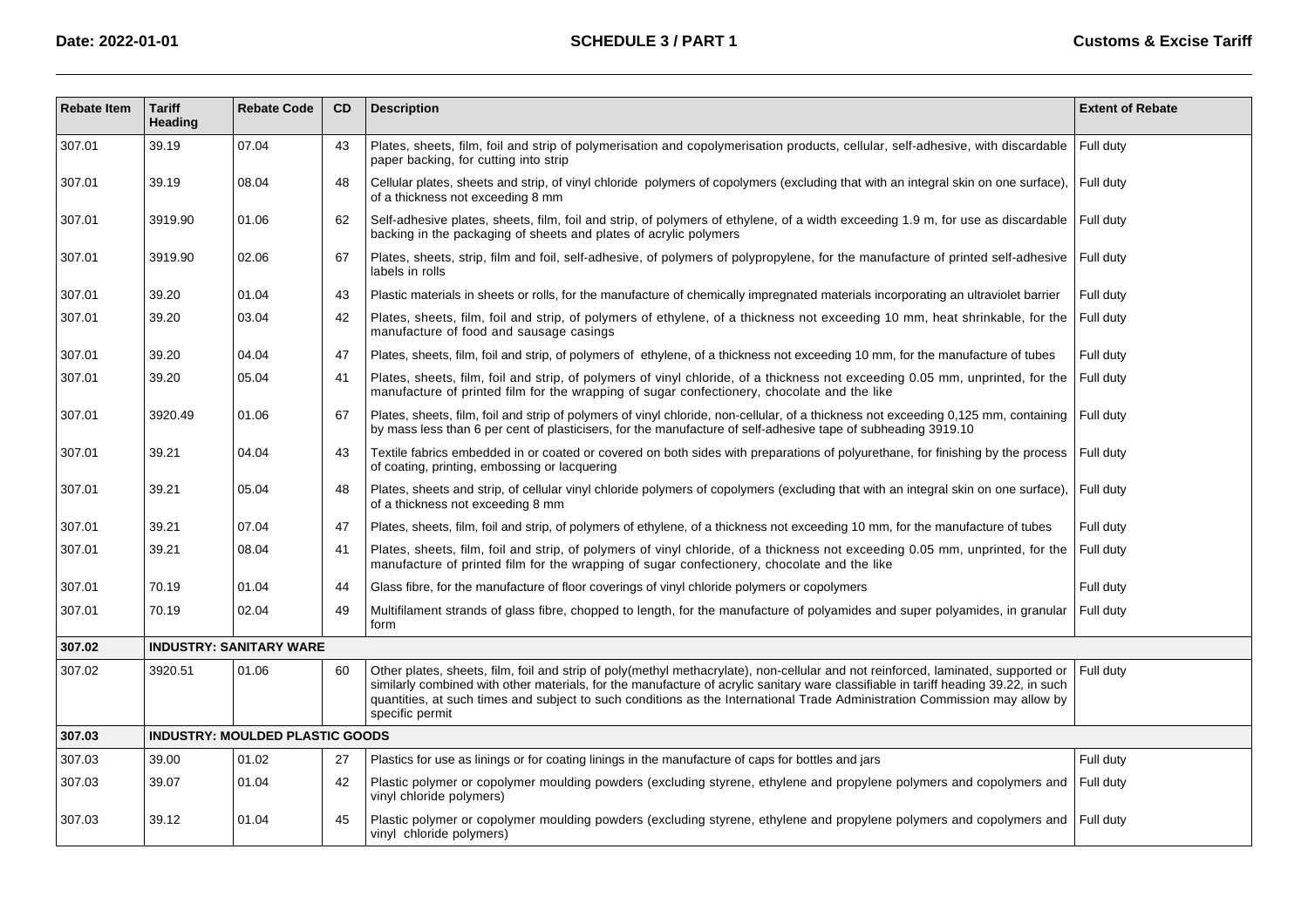| Rebate Item | Tariff Heading | Rebate Code | CD | Description | Extent of Rebate |
|---|---|---|---|---|---|
| 307.01 | 39.19 | 07.04 | 43 | Plates, sheets, film, foil and strip of polymerisation and copolymerisation products, cellular, self-adhesive, with discardable paper backing, for cutting into strip | Full duty |
| 307.01 | 39.19 | 08.04 | 48 | Cellular plates, sheets and strip, of vinyl chloride polymers of copolymers (excluding that with an integral skin on one surface), of a thickness not exceeding 8 mm | Full duty |
| 307.01 | 3919.90 | 01.06 | 62 | Self-adhesive plates, sheets, film, foil and strip, of polymers of ethylene, of a width exceeding 1.9 m, for use as discardable backing in the packaging of sheets and plates of acrylic polymers | Full duty |
| 307.01 | 3919.90 | 02.06 | 67 | Plates, sheets, strip, film and foil, self-adhesive, of polymers of polypropylene, for the manufacture of printed self-adhesive labels in rolls | Full duty |
| 307.01 | 39.20 | 01.04 | 43 | Plastic materials in sheets or rolls, for the manufacture of chemically impregnated materials incorporating an ultraviolet barrier | Full duty |
| 307.01 | 39.20 | 03.04 | 42 | Plates, sheets, film, foil and strip, of polymers of ethylene, of a thickness not exceeding 10 mm, heat shrinkable, for the manufacture of food and sausage casings | Full duty |
| 307.01 | 39.20 | 04.04 | 47 | Plates, sheets, film, foil and strip, of polymers of ethylene, of a thickness not exceeding 10 mm, for the manufacture of tubes | Full duty |
| 307.01 | 39.20 | 05.04 | 41 | Plates, sheets, film, foil and strip, of polymers of vinyl chloride, of a thickness not exceeding 0.05 mm, unprinted, for the manufacture of printed film for the wrapping of sugar confectionery, chocolate and the like | Full duty |
| 307.01 | 3920.49 | 01.06 | 67 | Plates, sheets, film, foil and strip of polymers of vinyl chloride, non-cellular, of a thickness not exceeding 0,125 mm, containing by mass less than 6 per cent of plasticisers, for the manufacture of self-adhesive tape of subheading 3919.10 | Full duty |
| 307.01 | 39.21 | 04.04 | 43 | Textile fabrics embedded in or coated or covered on both sides with preparations of polyurethane, for finishing by the process of coating, printing, embossing or lacquering | Full duty |
| 307.01 | 39.21 | 05.04 | 48 | Plates, sheets and strip, of cellular vinyl chloride polymers of copolymers (excluding that with an integral skin on one surface), of a thickness not exceeding 8 mm | Full duty |
| 307.01 | 39.21 | 07.04 | 47 | Plates, sheets, film, foil and strip, of polymers of ethylene, of a thickness not exceeding 10 mm, for the manufacture of tubes | Full duty |
| 307.01 | 39.21 | 08.04 | 41 | Plates, sheets, film, foil and strip, of polymers of vinyl chloride, of a thickness not exceeding 0.05 mm, unprinted, for the manufacture of printed film for the wrapping of sugar confectionery, chocolate and the like | Full duty |
| 307.01 | 70.19 | 01.04 | 44 | Glass fibre, for the manufacture of floor coverings of vinyl chloride polymers or copolymers | Full duty |
| 307.01 | 70.19 | 02.04 | 49 | Multifilament strands of glass fibre, chopped to length, for the manufacture of polyamides and super polyamides, in granular form | Full duty |
| **307.02** | **INDUSTRY: SANITARY WARE** | | | | |
| 307.02 | 3920.51 | 01.06 | 60 | Other plates, sheets, film, foil and strip of poly(methyl methacrylate), non-cellular and not reinforced, laminated, supported or similarly combined with other materials, for the manufacture of acrylic sanitary ware classifiable in tariff heading 39.22, in such quantities, at such times and subject to such conditions as the International Trade Administration Commission may allow by specific permit | Full duty |
| **307.03** | **INDUSTRY: MOULDED PLASTIC GOODS** | | | | |
| 307.03 | 39.00 | 01.02 | 27 | Plastics for use as linings or for coating linings in the manufacture of caps for bottles and jars | Full duty |
| 307.03 | 39.07 | 01.04 | 42 | Plastic polymer or copolymer moulding powders (excluding styrene, ethylene and propylene polymers and copolymers and vinyl chloride polymers) | Full duty |
| 307.03 | 39.12 | 01.04 | 45 | Plastic polymer or copolymer moulding powders (excluding styrene, ethylene and propylene polymers and copolymers and vinyl chloride polymers) | Full duty |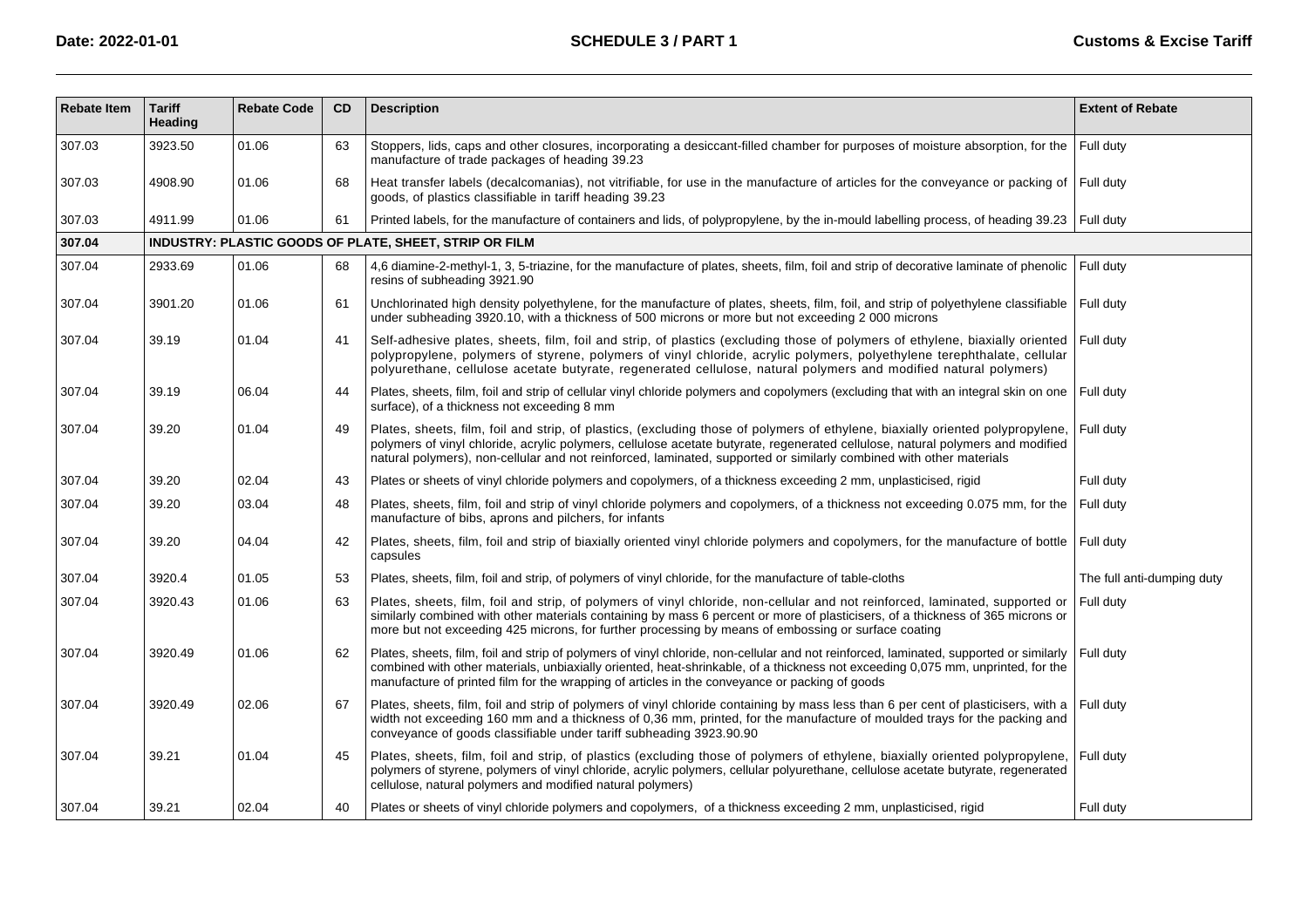| Rebate Item | Tariff Heading | Rebate Code | CD | Description | Extent of Rebate |
|---|---|---|---|---|---|
| 307.03 | 3923.50 | 01.06 | 63 | Stoppers, lids, caps and other closures, incorporating a desiccant-filled chamber for purposes of moisture absorption, for the manufacture of trade packages of heading 39.23 | Full duty |
| 307.03 | 4908.90 | 01.06 | 68 | Heat transfer labels (decalcomanias), not vitrifiable, for use in the manufacture of articles for the conveyance or packing of goods, of plastics classifiable in tariff heading 39.23 | Full duty |
| 307.03 | 4911.99 | 01.06 | 61 | Printed labels, for the manufacture of containers and lids, of polypropylene, by the in-mould labelling process, of heading 39.23 | Full duty |
| **307.04** | **INDUSTRY: PLASTIC GOODS OF PLATE, SHEET, STRIP OR FILM** | | | | |
| 307.04 | 2933.69 | 01.06 | 68 | 4,6 diamine-2-methyl-1, 3, 5-triazine, for the manufacture of plates, sheets, film, foil and strip of decorative laminate of phenolic resins of subheading 3921.90 | Full duty |
| 307.04 | 3901.20 | 01.06 | 61 | Unchlorinated high density polyethylene, for the manufacture of plates, sheets, film, foil, and strip of polyethylene classifiable under subheading 3920.10, with a thickness of 500 microns or more but not exceeding 2 000 microns | Full duty |
| 307.04 | 39.19 | 01.04 | 41 | Self-adhesive plates, sheets, film, foil and strip, of plastics (excluding those of polymers of ethylene, biaxially oriented polypropylene, polymers of styrene, polymers of vinyl chloride, acrylic polymers, polyethylene terephthalate, cellular polyurethane, cellulose acetate butyrate, regenerated cellulose, natural polymers and modified natural polymers) | Full duty |
| 307.04 | 39.19 | 06.04 | 44 | Plates, sheets, film, foil and strip of cellular vinyl chloride polymers and copolymers (excluding that with an integral skin on one surface), of a thickness not exceeding 8 mm | Full duty |
| 307.04 | 39.20 | 01.04 | 49 | Plates, sheets, film, foil and strip, of plastics, (excluding those of polymers of ethylene, biaxially oriented polypropylene, polymers of vinyl chloride, acrylic polymers, cellulose acetate butyrate, regenerated cellulose, natural polymers and modified natural polymers), non-cellular and not reinforced, laminated, supported or similarly combined with other materials | Full duty |
| 307.04 | 39.20 | 02.04 | 43 | Plates or sheets of vinyl chloride polymers and copolymers, of a thickness exceeding 2 mm, unplasticised, rigid | Full duty |
| 307.04 | 39.20 | 03.04 | 48 | Plates, sheets, film, foil and strip of vinyl chloride polymers and copolymers, of a thickness not exceeding 0.075 mm, for the manufacture of bibs, aprons and pilchers, for infants | Full duty |
| 307.04 | 39.20 | 04.04 | 42 | Plates, sheets, film, foil and strip of biaxially oriented vinyl chloride polymers and copolymers, for the manufacture of bottle capsules | Full duty |
| 307.04 | 3920.4 | 01.05 | 53 | Plates, sheets, film, foil and strip, of polymers of vinyl chloride, for the manufacture of table-cloths | The full anti-dumping duty |
| 307.04 | 3920.43 | 01.06 | 63 | Plates, sheets, film, foil and strip, of polymers of vinyl chloride, non-cellular and not reinforced, laminated, supported or similarly combined with other materials containing by mass 6 percent or more of plasticisers, of a thickness of 365 microns or more but not exceeding 425 microns, for further processing by means of embossing or surface coating | Full duty |
| 307.04 | 3920.49 | 01.06 | 62 | Plates, sheets, film, foil and strip of polymers of vinyl chloride, non-cellular and not reinforced, laminated, supported or similarly combined with other materials, unbiaxially oriented, heat-shrinkable, of a thickness not exceeding 0,075 mm, unprinted, for the manufacture of printed film for the wrapping of articles in the conveyance or packing of goods | Full duty |
| 307.04 | 3920.49 | 02.06 | 67 | Plates, sheets, film, foil and strip of polymers of vinyl chloride containing by mass less than 6 per cent of plasticisers, with a width not exceeding 160 mm and a thickness of 0,36 mm, printed, for the manufacture of moulded trays for the packing and conveyance of goods classifiable under tariff subheading 3923.90.90 | Full duty |
| 307.04 | 39.21 | 01.04 | 45 | Plates, sheets, film, foil and strip, of plastics (excluding those of polymers of ethylene, biaxially oriented polypropylene, polymers of styrene, polymers of vinyl chloride, acrylic polymers, cellular polyurethane, cellulose acetate butyrate, regenerated cellulose, natural polymers and modified natural polymers) | Full duty |
| 307.04 | 39.21 | 02.04 | 40 | Plates or sheets of vinyl chloride polymers and copolymers, of a thickness exceeding 2 mm, unplasticised, rigid | Full duty |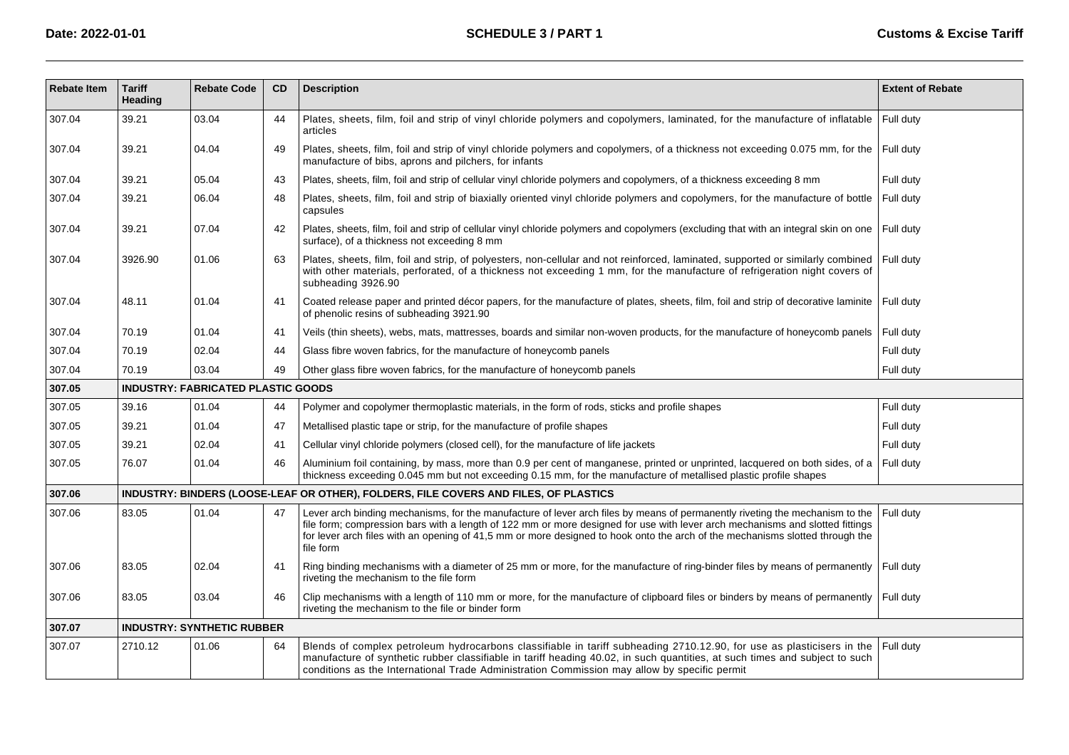| Rebate Item | Tariff Heading | Rebate Code | CD | Description | Extent of Rebate |
|---|---|---|---|---|---|
| 307.04 | 39.21 | 03.04 | 44 | Plates, sheets, film, foil and strip of vinyl chloride polymers and copolymers, laminated, for the manufacture of inflatable articles | Full duty |
| 307.04 | 39.21 | 04.04 | 49 | Plates, sheets, film, foil and strip of vinyl chloride polymers and copolymers, of a thickness not exceeding 0.075 mm, for the manufacture of bibs, aprons and pilchers, for infants | Full duty |
| 307.04 | 39.21 | 05.04 | 43 | Plates, sheets, film, foil and strip of cellular vinyl chloride polymers and copolymers, of a thickness exceeding 8 mm | Full duty |
| 307.04 | 39.21 | 06.04 | 48 | Plates, sheets, film, foil and strip of biaxially oriented vinyl chloride polymers and copolymers, for the manufacture of bottle capsules | Full duty |
| 307.04 | 39.21 | 07.04 | 42 | Plates, sheets, film, foil and strip of cellular vinyl chloride polymers and copolymers (excluding that with an integral skin on one surface), of a thickness not exceeding 8 mm | Full duty |
| 307.04 | 3926.90 | 01.06 | 63 | Plates, sheets, film, foil and strip, of polyesters, non-cellular and not reinforced, laminated, supported or similarly combined with other materials, perforated, of a thickness not exceeding 1 mm, for the manufacture of refrigeration night covers of subheading 3926.90 | Full duty |
| 307.04 | 48.11 | 01.04 | 41 | Coated release paper and printed décor papers, for the manufacture of plates, sheets, film, foil and strip of decorative laminite of phenolic resins of subheading 3921.90 | Full duty |
| 307.04 | 70.19 | 01.04 | 41 | Veils (thin sheets), webs, mats, mattresses, boards and similar non-woven products, for the manufacture of honeycomb panels | Full duty |
| 307.04 | 70.19 | 02.04 | 44 | Glass fibre woven fabrics, for the manufacture of honeycomb panels | Full duty |
| 307.04 | 70.19 | 03.04 | 49 | Other glass fibre woven fabrics, for the manufacture of honeycomb panels | Full duty |
| **307.05** | **INDUSTRY: FABRICATED PLASTIC GOODS** | | | | |
| 307.05 | 39.16 | 01.04 | 44 | Polymer and copolymer thermoplastic materials, in the form of rods, sticks and profile shapes | Full duty |
| 307.05 | 39.21 | 01.04 | 47 | Metallised plastic tape or strip, for the manufacture of profile shapes | Full duty |
| 307.05 | 39.21 | 02.04 | 41 | Cellular vinyl chloride polymers (closed cell), for the manufacture of life jackets | Full duty |
| 307.05 | 76.07 | 01.04 | 46 | Aluminium foil containing, by mass, more than 0.9 per cent of manganese, printed or unprinted, lacquered on both sides, of a thickness exceeding 0.045 mm but not exceeding 0.15 mm, for the manufacture of metallised plastic profile shapes | Full duty |
| **307.06** | **INDUSTRY: BINDERS (LOOSE-LEAF OR OTHER), FOLDERS, FILE COVERS AND FILES, OF PLASTICS** | | | | |
| 307.06 | 83.05 | 01.04 | 47 | Lever arch binding mechanisms, for the manufacture of lever arch files by means of permanently riveting the mechanism to the file form; compression bars with a length of 122 mm or more designed for use with lever arch mechanisms and slotted fittings for lever arch files with an opening of 41,5 mm or more designed to hook onto the arch of the mechanisms slotted through the file form | Full duty |
| 307.06 | 83.05 | 02.04 | 41 | Ring binding mechanisms with a diameter of 25 mm or more, for the manufacture of ring-binder files by means of permanently riveting the mechanism to the file form | Full duty |
| 307.06 | 83.05 | 03.04 | 46 | Clip mechanisms with a length of 110 mm or more, for the manufacture of clipboard files or binders by means of permanently riveting the mechanism to the file or binder form | Full duty |
| **307.07** | **INDUSTRY: SYNTHETIC RUBBER** | | | | |
| 307.07 | 2710.12 | 01.06 | 64 | Blends of complex petroleum hydrocarbons classifiable in tariff subheading 2710.12.90, for use as plasticisers in the manufacture of synthetic rubber classifiable in tariff heading 40.02, in such quantities, at such times and subject to such conditions as the International Trade Administration Commission may allow by specific permit | Full duty |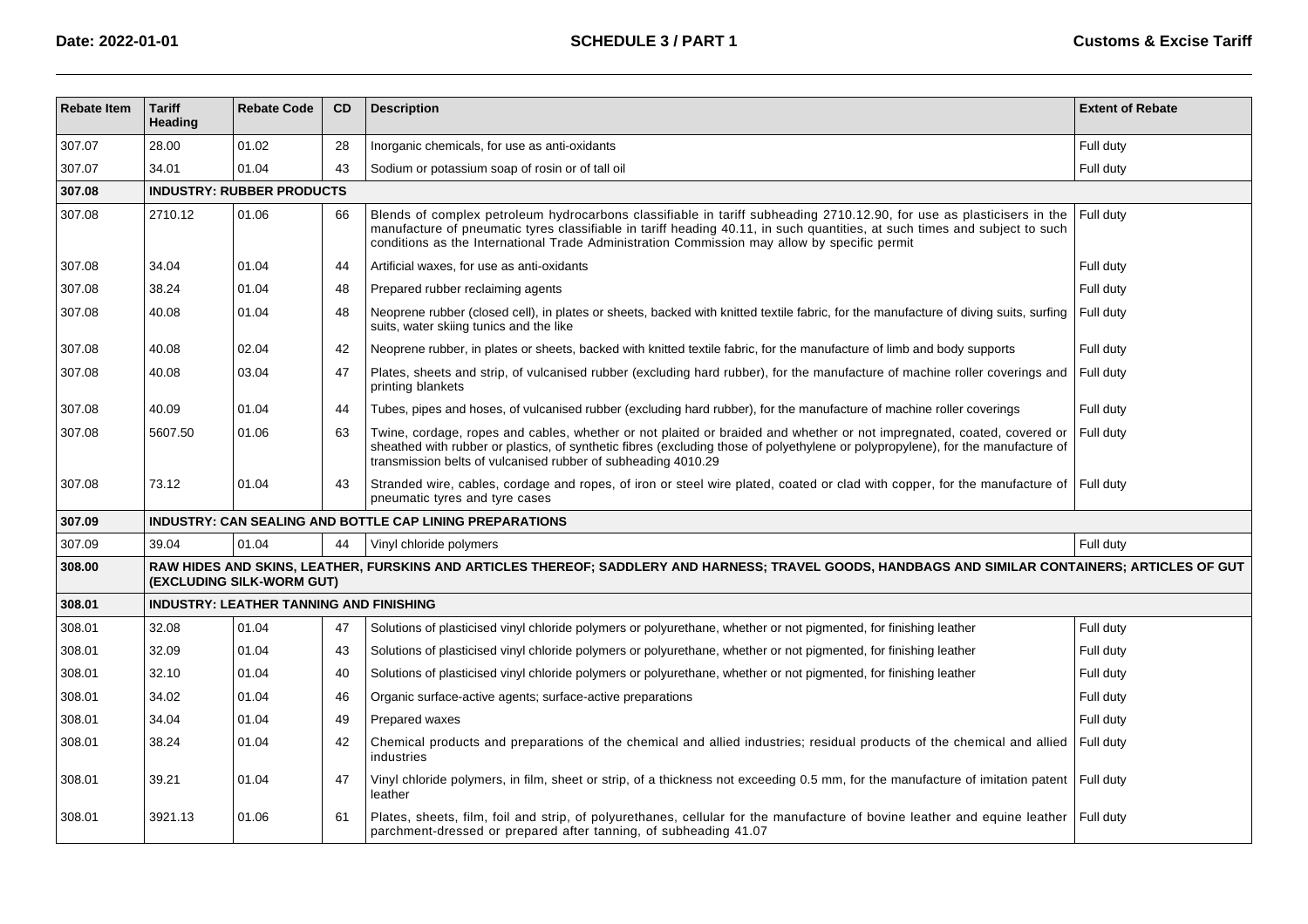| Rebate Item | Tariff Heading | Rebate Code | CD | Description | Extent of Rebate |
|---|---|---|---|---|---|
| 307.07 | 28.00 | 01.02 | 28 | Inorganic chemicals, for use as anti-oxidants | Full duty |
| 307.07 | 34.01 | 01.04 | 43 | Sodium or potassium soap of rosin or of tall oil | Full duty |
| **307.08** | **INDUSTRY: RUBBER PRODUCTS** | | | | |
| 307.08 | 2710.12 | 01.06 | 66 | Blends of complex petroleum hydrocarbons classifiable in tariff subheading 2710.12.90, for use as plasticisers in the manufacture of pneumatic tyres classifiable in tariff heading 40.11, in such quantities, at such times and subject to such conditions as the International Trade Administration Commission may allow by specific permit | Full duty |
| 307.08 | 34.04 | 01.04 | 44 | Artificial waxes, for use as anti-oxidants | Full duty |
| 307.08 | 38.24 | 01.04 | 48 | Prepared rubber reclaiming agents | Full duty |
| 307.08 | 40.08 | 01.04 | 48 | Neoprene rubber (closed cell), in plates or sheets, backed with knitted textile fabric, for the manufacture of diving suits, surfing suits, water skiing tunics and the like | Full duty |
| 307.08 | 40.08 | 02.04 | 42 | Neoprene rubber, in plates or sheets, backed with knitted textile fabric, for the manufacture of limb and body supports | Full duty |
| 307.08 | 40.08 | 03.04 | 47 | Plates, sheets and strip, of vulcanised rubber (excluding hard rubber), for the manufacture of machine roller coverings and printing blankets | Full duty |
| 307.08 | 40.09 | 01.04 | 44 | Tubes, pipes and hoses, of vulcanised rubber (excluding hard rubber), for the manufacture of machine roller coverings | Full duty |
| 307.08 | 5607.50 | 01.06 | 63 | Twine, cordage, ropes and cables, whether or not plaited or braided and whether or not impregnated, coated, covered or sheathed with rubber or plastics, of synthetic fibres (excluding those of polyethylene or polypropylene), for the manufacture of transmission belts of vulcanised rubber of subheading 4010.29 | Full duty |
| 307.08 | 73.12 | 01.04 | 43 | Stranded wire, cables, cordage and ropes, of iron or steel wire plated, coated or clad with copper, for the manufacture of pneumatic tyres and tyre cases | Full duty |
| **307.09** | **INDUSTRY: CAN SEALING AND BOTTLE CAP LINING PREPARATIONS** | | | | |
| 307.09 | 39.04 | 01.04 | 44 | Vinyl chloride polymers | Full duty |
| **308.00** | **RAW HIDES AND SKINS, LEATHER, FURSKINS AND ARTICLES THEREOF; SADDLERY AND HARNESS; TRAVEL GOODS, HANDBAGS AND SIMILAR CONTAINERS; ARTICLES OF GUT (EXCLUDING SILK-WORM GUT)** | | | | |
| **308.01** | **INDUSTRY: LEATHER TANNING AND FINISHING** | | | | |
| 308.01 | 32.08 | 01.04 | 47 | Solutions of plasticised vinyl chloride polymers or polyurethane, whether or not pigmented, for finishing leather | Full duty |
| 308.01 | 32.09 | 01.04 | 43 | Solutions of plasticised vinyl chloride polymers or polyurethane, whether or not pigmented, for finishing leather | Full duty |
| 308.01 | 32.10 | 01.04 | 40 | Solutions of plasticised vinyl chloride polymers or polyurethane, whether or not pigmented, for finishing leather | Full duty |
| 308.01 | 34.02 | 01.04 | 46 | Organic surface-active agents; surface-active preparations | Full duty |
| 308.01 | 34.04 | 01.04 | 49 | Prepared waxes | Full duty |
| 308.01 | 38.24 | 01.04 | 42 | Chemical products and preparations of the chemical and allied industries; residual products of the chemical and allied industries | Full duty |
| 308.01 | 39.21 | 01.04 | 47 | Vinyl chloride polymers, in film, sheet or strip, of a thickness not exceeding 0.5 mm, for the manufacture of imitation patent leather | Full duty |
| 308.01 | 3921.13 | 01.06 | 61 | Plates, sheets, film, foil and strip, of polyurethanes, cellular for the manufacture of bovine leather and equine leather parchment-dressed or prepared after tanning, of subheading 41.07 | Full duty |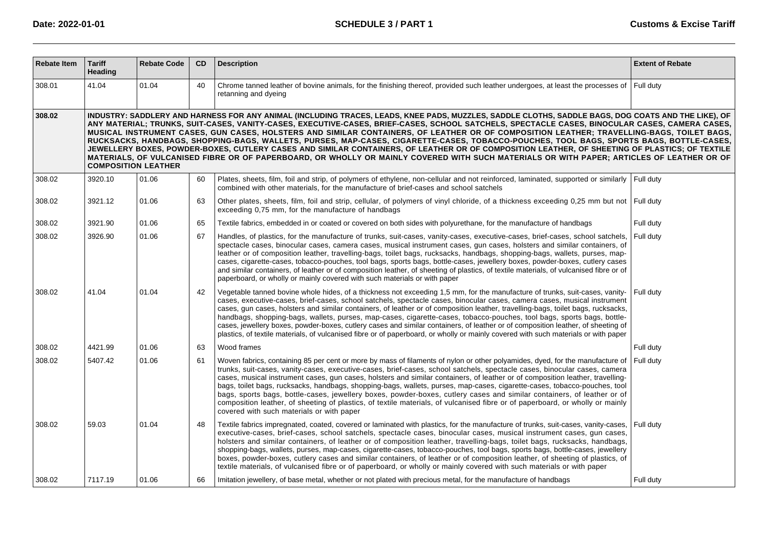| Rebate Item | Tariff Heading | Rebate Code | CD | Description | Extent of Rebate |
|---|---|---|---|---|---|
| 308.01 | 41.04 | 01.04 | 40 | Chrome tanned leather of bovine animals, for the finishing thereof, provided such leather undergoes, at least the processes of retanning and dyeing | Full duty |
| **308.02** | **INDUSTRY: SADDLERY AND HARNESS FOR ANY ANIMAL (INCLUDING TRACES, LEADS, KNEE PADS, MUZZLES, SADDLE CLOTHS, SADDLE BAGS, DOG COATS AND THE LIKE), OF ANY MATERIAL; TRUNKS, SUIT-CASES, VANITY-CASES, EXECUTIVE-CASES, BRIEF-CASES, SCHOOL SATCHELS, SPECTACLE CASES, BINOCULAR CASES, CAMERA CASES, MUSICAL INSTRUMENT CASES, GUN CASES, HOLSTERS AND SIMILAR CONTAINERS, OF LEATHER OR OF COMPOSITION LEATHER; TRAVELLING-BAGS, TOILET BAGS, RUCKSACKS, HANDBAGS, SHOPPING-BAGS, WALLETS, PURSES, MAP-CASES, CIGARETTE-CASES, TOBACCO-POUCHES, TOOL BAGS, SPORTS BAGS, BOTTLE-CASES, JEWELLERY BOXES, POWDER-BOXES, CUTLERY CASES AND SIMILAR CONTAINERS, OF LEATHER OR OF COMPOSITION LEATHER, OF SHEETING OF PLASTICS; OF TEXTILE MATERIALS, OF VULCANISED FIBRE OR OF PAPERBOARD, OR WHOLLY OR MAINLY COVERED WITH SUCH MATERIALS OR WITH PAPER; ARTICLES OF LEATHER OR OF COMPOSITION LEATHER** | | | | |
| 308.02 | 3920.10 | 01.06 | 60 | Plates, sheets, film, foil and strip, of polymers of ethylene, non-cellular and not reinforced, laminated, supported or similarly combined with other materials, for the manufacture of brief-cases and school satchels | Full duty |
| 308.02 | 3921.12 | 01.06 | 63 | Other plates, sheets, film, foil and strip, cellular, of polymers of vinyl chloride, of a thickness exceeding 0,25 mm but not exceeding 0,75 mm, for the manufacture of handbags | Full duty |
| 308.02 | 3921.90 | 01.06 | 65 | Textile fabrics, embedded in or coated or covered on both sides with polyurethane, for the manufacture of handbags | Full duty |
| 308.02 | 3926.90 | 01.06 | 67 | Handles, of plastics, for the manufacture of trunks, suit-cases, vanity-cases, executive-cases, brief-cases, school satchels, spectacle cases, binocular cases, camera cases, musical instrument cases, gun cases, holsters and similar containers, of leather or of composition leather, travelling-bags, toilet bags, rucksacks, handbags, shopping-bags, wallets, purses, map-cases, cigarette-cases, tobacco-pouches, tool bags, sports bags, bottle-cases, jewellery boxes, powder-boxes, cutlery cases and similar containers, of leather or of composition leather, of sheeting of plastics, of textile materials, of vulcanised fibre or of paperboard, or wholly or mainly covered with such materials or with paper | Full duty |
| 308.02 | 41.04 | 01.04 | 42 | Vegetable tanned bovine whole hides, of a thickness not exceeding 1,5 mm, for the manufacture of trunks, suit-cases, vanity-cases, executive-cases, brief-cases, school satchels, spectacle cases, binocular cases, camera cases, musical instrument cases, gun cases, holsters and similar containers, of leather or of composition leather, travelling-bags, toilet bags, rucksacks, handbags, shopping-bags, wallets, purses, map-cases, cigarette-cases, tobacco-pouches, tool bags, sports bags, bottle-cases, jewellery boxes, powder-boxes, cutlery cases and similar containers, of leather or of composition leather, of sheeting of plastics, of textile materials, of vulcanised fibre or of paperboard, or wholly or mainly covered with such materials or with paper | Full duty |
| 308.02 | 4421.99 | 01.06 | 63 | Wood frames | Full duty |
| 308.02 | 5407.42 | 01.06 | 61 | Woven fabrics, containing 85 per cent or more by mass of filaments of nylon or other polyamides, dyed, for the manufacture of trunks, suit-cases, vanity-cases, executive-cases, brief-cases, school satchels, spectacle cases, binocular cases, camera cases, musical instrument cases, gun cases, holsters and similar containers, of leather or of composition leather, travelling-bags, toilet bags, rucksacks, handbags, shopping-bags, wallets, purses, map-cases, cigarette-cases, tobacco-pouches, tool bags, sports bags, bottle-cases, jewellery boxes, powder-boxes, cutlery cases and similar containers, of leather or of composition leather, of sheeting of plastics, of textile materials, of vulcanised fibre or of paperboard, or wholly or mainly covered with such materials or with paper | Full duty |
| 308.02 | 59.03 | 01.04 | 48 | Textile fabrics impregnated, coated, covered or laminated with plastics, for the manufacture of trunks, suit-cases, vanity-cases, executive-cases, brief-cases, school satchels, spectacle cases, binocular cases, musical instrument cases, gun cases, holsters and similar containers, of leather or of composition leather, travelling-bags, toilet bags, rucksacks, handbags, shopping-bags, wallets, purses, map-cases, cigarette-cases, tobacco-pouches, tool bags, sports bags, bottle-cases, jewellery boxes, powder-boxes, cutlery cases and similar containers, of leather or of composition leather, of sheeting of plastics, of textile materials, of vulcanised fibre or of paperboard, or wholly or mainly covered with such materials or with paper | Full duty |
| 308.02 | 7117.19 | 01.06 | 66 | Imitation jewellery, of base metal, whether or not plated with precious metal, for the manufacture of handbags | Full duty |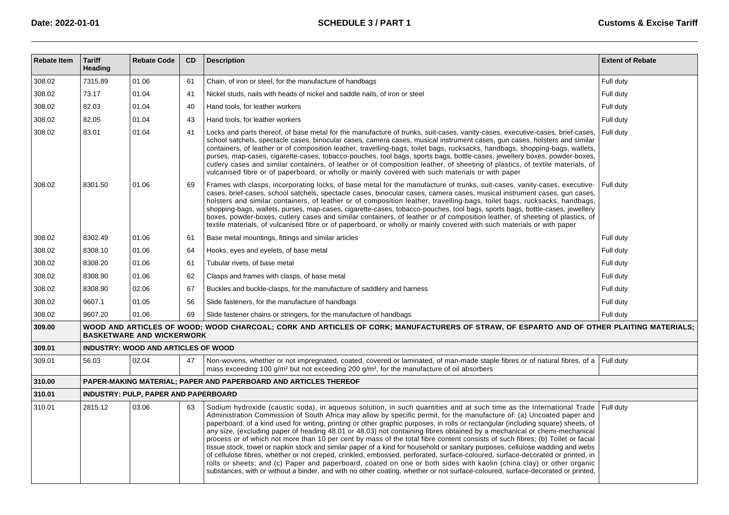| Rebate Item | Tariff Heading | Rebate Code | CD | Description | Extent of Rebate |
|---|---|---|---|---|---|
| 308.02 | 7315.89 | 01.06 | 61 | Chain, of iron or steel, for the manufacture of handbags | Full duty |
| 308.02 | 73.17 | 01.04 | 41 | Nickel studs, nails with heads of nickel and saddle nails, of iron or steel | Full duty |
| 308.02 | 82.03 | 01.04 | 40 | Hand tools, for leather workers | Full duty |
| 308.02 | 82.05 | 01.04 | 43 | Hand tools, for leather workers | Full duty |
| 308.02 | 83.01 | 01.04 | 41 | Locks and parts thereof, of base metal for the manufacture of trunks, suit-cases, vanity-cases, executive-cases, brief-cases, school satchels, spectacle cases, binocular cases, camera cases, musical instrument cases, gun cases, holsters and similar containers, of leather or of composition leather, travelling-bags, toilet bags, rucksacks, handbags, shopping-bags, wallets, purses, map-cases, cigarette-cases, tobacco-pouches, tool bags, sports bags, bottle-cases, jewellery boxes, powder-boxes, cutlery cases and similar containers, of leather or of composition leather, of sheeting of plastics, of textile materials, of vulcanised fibre or of paperboard, or wholly or mainly covered with such materials or with paper | Full duty |
| 308.02 | 8301.50 | 01.06 | 69 | Frames with clasps, incorporating locks, of base metal for the manufacture of trunks, suit-cases, vanity-cases, executive-cases, brief-cases, school satchels, spectacle cases, binocular cases, camera cases, musical instrument cases, gun cases, holsters and similar containers, of leather or of composition leather, travelling-bags, toilet bags, rucksacks, handbags, shopping-bags, wallets, purses, map-cases, cigarette-cases, tobacco-pouches, tool bags, sports bags, bottle-cases, jewellery boxes, powder-boxes, cutlery cases and similar containers, of leather or of composition leather, of sheeting of plastics, of textile materials, of vulcanised fibre or of paperboard, or wholly or mainly covered with such materials or with paper | Full duty |
| 308.02 | 8302.49 | 01.06 | 61 | Base metal mountings, fittings and similar articles | Full duty |
| 308.02 | 8308.10 | 01.06 | 64 | Hooks, eyes and eyelets, of base metal | Full duty |
| 308.02 | 8308.20 | 01.06 | 61 | Tubular rivets, of base metal | Full duty |
| 308.02 | 8308.90 | 01.06 | 62 | Clasps and frames with clasps, of base metal | Full duty |
| 308.02 | 8308.90 | 02.06 | 67 | Buckles and buckle-clasps, for the manufacture of saddlery and harness | Full duty |
| 308.02 | 9607.1 | 01.05 | 56 | Slide fasteners, for the manufacture of handbags | Full duty |
| 308.02 | 9607.20 | 01.06 | 69 | Slide fastener chains or stringers, for the manufacture of handbags | Full duty |
| **309.00** | **WOOD AND ARTICLES OF WOOD; WOOD CHARCOAL; CORK AND ARTICLES OF CORK; MANUFACTURERS OF STRAW, OF ESPARTO AND OF OTHER PLAITING MATERIALS; BASKETWARE AND WICKERWORK** | | | | |
| **309.01** | **INDUSTRY: WOOD AND ARTICLES OF WOOD** | | | | |
| 309.01 | 56.03 | 02.04 | 47 | Non-wovens, whether or not impregnated, coated, covered or laminated, of man-made staple fibres or of natural fibres, of a mass exceeding 100 g/m² but not exceeding 200 g/m², for the manufacture of oil absorbers | Full duty |
| **310.00** | **PAPER-MAKING MATERIAL; PAPER AND PAPERBOARD AND ARTICLES THEREOF** | | | | |
| **310.01** | **INDUSTRY: PULP, PAPER AND PAPERBOARD** | | | | |
| 310.01 | 2815.12 | 03.06 | 63 | Sodium hydroxide (caustic soda), in aqueous solution, in such quantities and at such time as the International Trade Administration Commission of South Africa may allow by specific permit, for the manufacture of: (a) Uncoated paper and paperboard, of a kind used for writing, printing or other graphic purposes, in rolls or rectangular (including square) sheets, of any size, (excluding paper of heading 48.01 or 48.03) not containing fibres obtained by a mechanical or chemi-mechanical process or of which not more than 10 per cent by mass of the total fibre content consists of such fibres; (b) Toilet or facial tissue stock, towel or napkin stock and similar paper of a kind for household or sanitary purposes, cellulose wadding and webs of cellulose fibres, whether or not creped, crinkled, embossed, perforated, surface-coloured, surface-decorated or printed, in rolls or sheets; and (c) Paper and paperboard, coated on one or both sides with kaolin (china clay) or other organic substances, with or without a binder, and with no other coating, whether or not surface-coloured, surface-decorated or printed, | Full duty |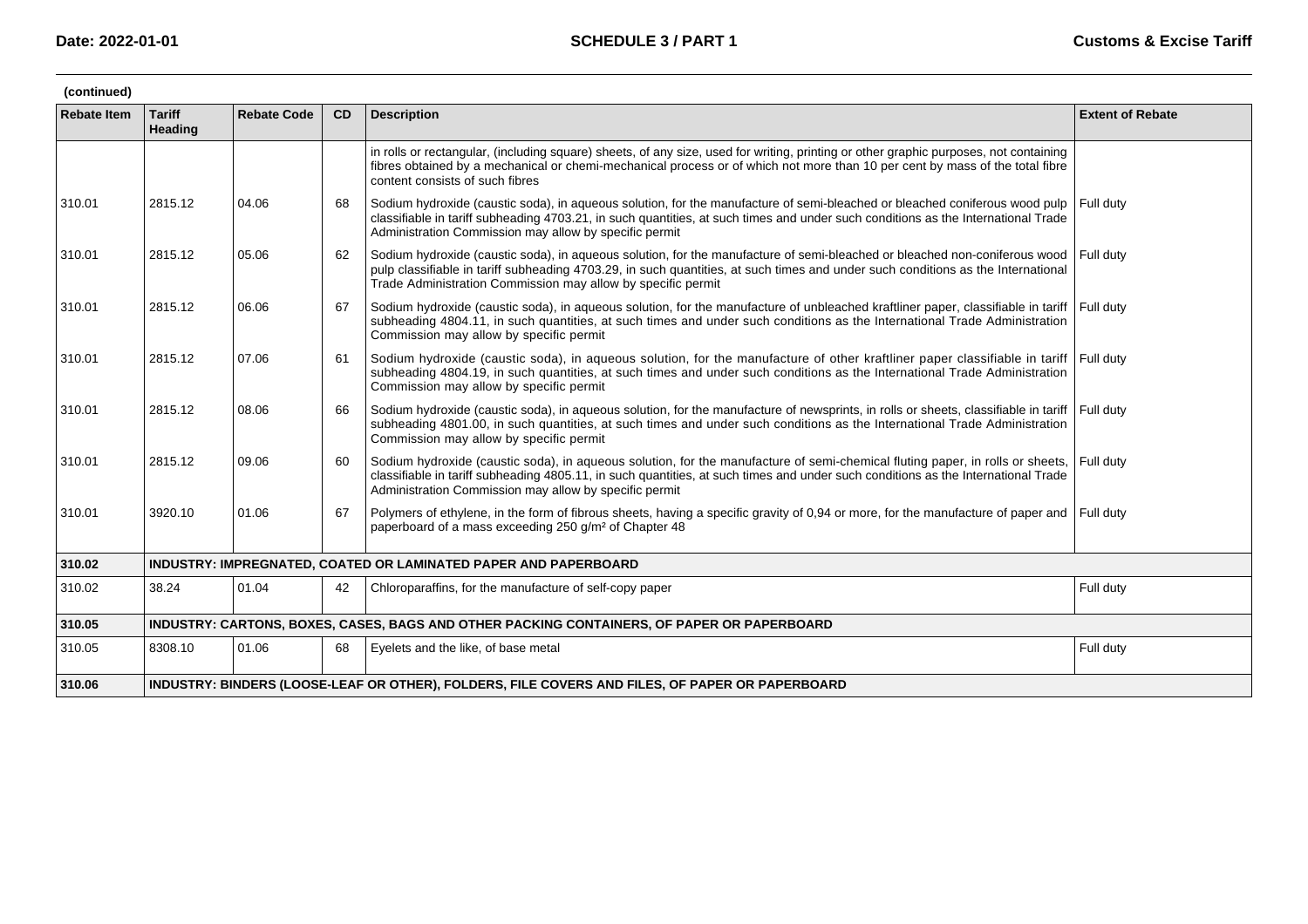(continued)

| Rebate Item | Tariff Heading | Rebate Code | CD | Description | Extent of Rebate |
|---|---|---|---|---|---|
| | | | | in rolls or rectangular, (including square) sheets, of any size, used for writing, printing or other graphic purposes, not containing fibres obtained by a mechanical or chemi-mechanical process or of which not more than 10 per cent by mass of the total fibre content consists of such fibres | |
| 310.01 | 2815.12 | 04.06 | 68 | Sodium hydroxide (caustic soda), in aqueous solution, for the manufacture of semi-bleached or bleached coniferous wood pulp classifiable in tariff subheading 4703.21, in such quantities, at such times and under such conditions as the International Trade Administration Commission may allow by specific permit | Full duty |
| 310.01 | 2815.12 | 05.06 | 62 | Sodium hydroxide (caustic soda), in aqueous solution, for the manufacture of semi-bleached or bleached non-coniferous wood pulp classifiable in tariff subheading 4703.29, in such quantities, at such times and under such conditions as the International Trade Administration Commission may allow by specific permit | Full duty |
| 310.01 | 2815.12 | 06.06 | 67 | Sodium hydroxide (caustic soda), in aqueous solution, for the manufacture of unbleached kraftliner paper, classifiable in tariff subheading 4804.11, in such quantities, at such times and under such conditions as the International Trade Administration Commission may allow by specific permit | Full duty |
| 310.01 | 2815.12 | 07.06 | 61 | Sodium hydroxide (caustic soda), in aqueous solution, for the manufacture of other kraftliner paper classifiable in tariff subheading 4804.19, in such quantities, at such times and under such conditions as the International Trade Administration Commission may allow by specific permit | Full duty |
| 310.01 | 2815.12 | 08.06 | 66 | Sodium hydroxide (caustic soda), in aqueous solution, for the manufacture of newsprints, in rolls or sheets, classifiable in tariff subheading 4801.00, in such quantities, at such times and under such conditions as the International Trade Administration Commission may allow by specific permit | Full duty |
| 310.01 | 2815.12 | 09.06 | 60 | Sodium hydroxide (caustic soda), in aqueous solution, for the manufacture of semi-chemical fluting paper, in rolls or sheets, classifiable in tariff subheading 4805.11, in such quantities, at such times and under such conditions as the International Trade Administration Commission may allow by specific permit | Full duty |
| 310.01 | 3920.10 | 01.06 | 67 | Polymers of ethylene, in the form of fibrous sheets, having a specific gravity of 0,94 or more, for the manufacture of paper and paperboard of a mass exceeding 250 g/m² of Chapter 48 | Full duty |
| **310.02** | **INDUSTRY: IMPREGNATED, COATED OR LAMINATED PAPER AND PAPERBOARD** | | | | |
| 310.02 | 38.24 | 01.04 | 42 | Chloroparaffins, for the manufacture of self-copy paper | Full duty |
| **310.05** | **INDUSTRY: CARTONS, BOXES, CASES, BAGS AND OTHER PACKING CONTAINERS, OF PAPER OR PAPERBOARD** | | | | |
| 310.05 | 8308.10 | 01.06 | 68 | Eyelets and the like, of base metal | Full duty |
| **310.06** | **INDUSTRY: BINDERS (LOOSE-LEAF OR OTHER), FOLDERS, FILE COVERS AND FILES, OF PAPER OR PAPERBOARD** | | | | |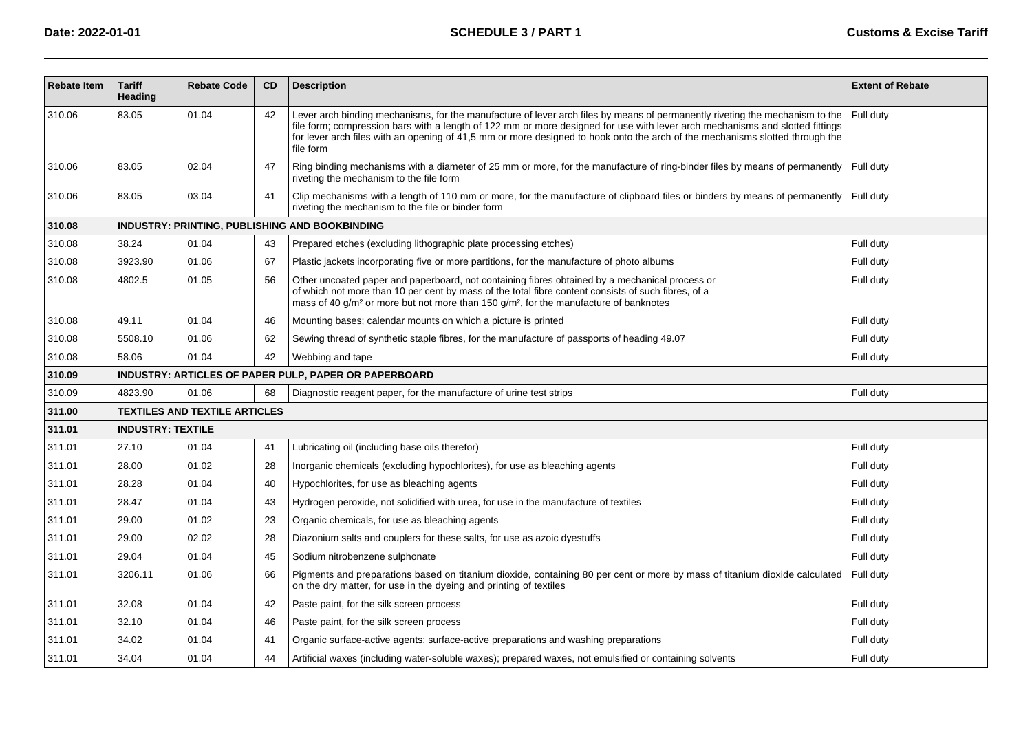| Rebate Item | Tariff Heading | Rebate Code | CD | Description | Extent of Rebate |
|---|---|---|---|---|---|
| 310.06 | 83.05 | 01.04 | 42 | Lever arch binding mechanisms, for the manufacture of lever arch files by means of permanently riveting the mechanism to the file form; compression bars with a length of 122 mm or more designed for use with lever arch mechanisms and slotted fittings for lever arch files with an opening of 41,5 mm or more designed to hook onto the arch of the mechanisms slotted through the file form | Full duty |
| 310.06 | 83.05 | 02.04 | 47 | Ring binding mechanisms with a diameter of 25 mm or more, for the manufacture of ring-binder files by means of permanently riveting the mechanism to the file form | Full duty |
| 310.06 | 83.05 | 03.04 | 41 | Clip mechanisms with a length of 110 mm or more, for the manufacture of clipboard files or binders by means of permanently riveting the mechanism to the file or binder form | Full duty |
| **310.08** | **INDUSTRY: PRINTING, PUBLISHING AND BOOKBINDING** | | | | |
| 310.08 | 38.24 | 01.04 | 43 | Prepared etches (excluding lithographic plate processing etches) | Full duty |
| 310.08 | 3923.90 | 01.06 | 67 | Plastic jackets incorporating five or more partitions, for the manufacture of photo albums | Full duty |
| 310.08 | 4802.5 | 01.05 | 56 | Other uncoated paper and paperboard, not containing fibres obtained by a mechanical process or of which not more than 10 per cent by mass of the total fibre content consists of such fibres, of a mass of 40 g/m² or more but not more than 150 g/m², for the manufacture of banknotes | Full duty |
| 310.08 | 49.11 | 01.04 | 46 | Mounting bases; calendar mounts on which a picture is printed | Full duty |
| 310.08 | 5508.10 | 01.06 | 62 | Sewing thread of synthetic staple fibres, for the manufacture of passports of heading 49.07 | Full duty |
| 310.08 | 58.06 | 01.04 | 42 | Webbing and tape | Full duty |
| **310.09** | **INDUSTRY: ARTICLES OF PAPER PULP, PAPER OR PAPERBOARD** | | | | |
| 310.09 | 4823.90 | 01.06 | 68 | Diagnostic reagent paper, for the manufacture of urine test strips | Full duty |
| **311.00** | **TEXTILES AND TEXTILE ARTICLES** | | | | |
| **311.01** | **INDUSTRY: TEXTILE** | | | | |
| 311.01 | 27.10 | 01.04 | 41 | Lubricating oil (including base oils therefor) | Full duty |
| 311.01 | 28.00 | 01.02 | 28 | Inorganic chemicals (excluding hypochlorites), for use as bleaching agents | Full duty |
| 311.01 | 28.28 | 01.04 | 40 | Hypochlorites, for use as bleaching agents | Full duty |
| 311.01 | 28.47 | 01.04 | 43 | Hydrogen peroxide, not solidified with urea, for use in the manufacture of textiles | Full duty |
| 311.01 | 29.00 | 01.02 | 23 | Organic chemicals, for use as bleaching agents | Full duty |
| 311.01 | 29.00 | 02.02 | 28 | Diazonium salts and couplers for these salts, for use as azoic dyestuffs | Full duty |
| 311.01 | 29.04 | 01.04 | 45 | Sodium nitrobenzene sulphonate | Full duty |
| 311.01 | 3206.11 | 01.06 | 66 | Pigments and preparations based on titanium dioxide, containing 80 per cent or more by mass of titanium dioxide calculated on the dry matter, for use in the dyeing and printing of textiles | Full duty |
| 311.01 | 32.08 | 01.04 | 42 | Paste paint, for the silk screen process | Full duty |
| 311.01 | 32.10 | 01.04 | 46 | Paste paint, for the silk screen process | Full duty |
| 311.01 | 34.02 | 01.04 | 41 | Organic surface-active agents; surface-active preparations and washing preparations | Full duty |
| 311.01 | 34.04 | 01.04 | 44 | Artificial waxes (including water-soluble waxes); prepared waxes, not emulsified or containing solvents | Full duty |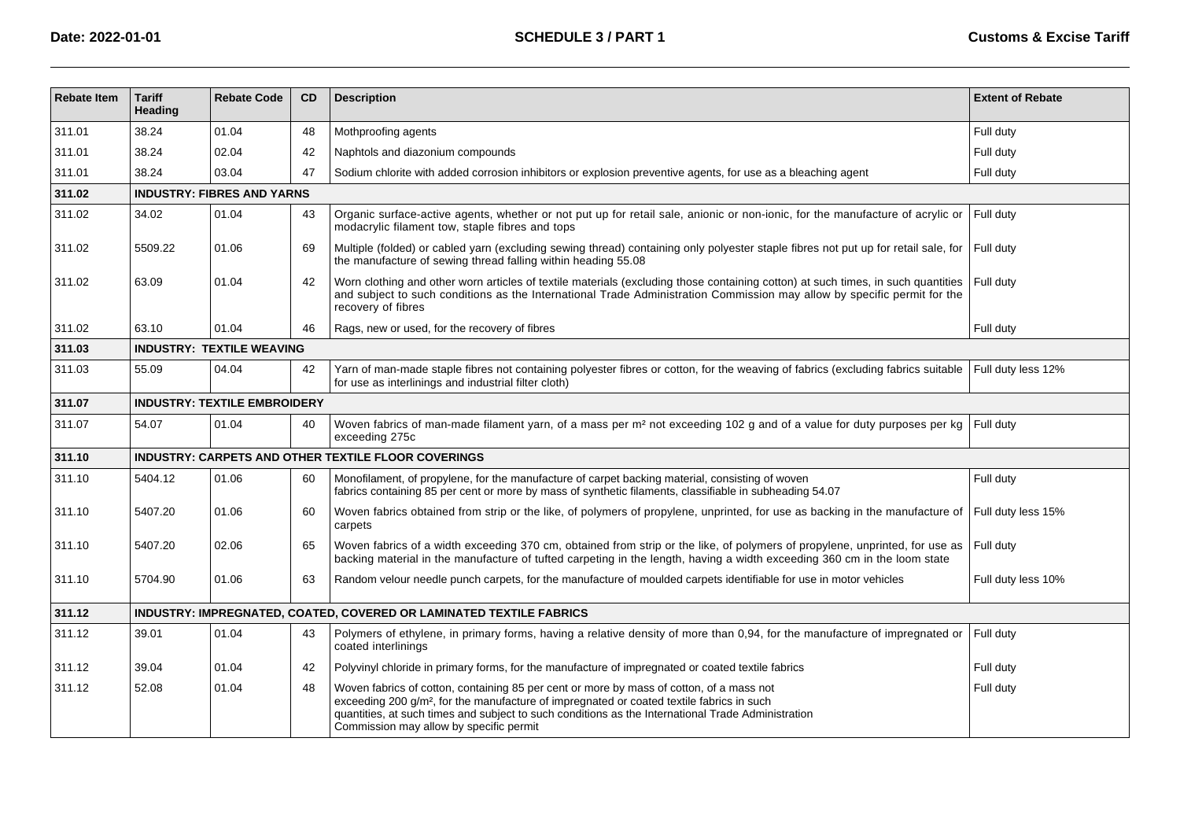| Rebate Item | Tariff Heading | Rebate Code | CD | Description | Extent of Rebate |
|---|---|---|---|---|---|
| 311.01 | 38.24 | 01.04 | 48 | Mothproofing agents | Full duty |
| 311.01 | 38.24 | 02.04 | 42 | Naphtols and diazonium compounds | Full duty |
| 311.01 | 38.24 | 03.04 | 47 | Sodium chlorite with added corrosion inhibitors or explosion preventive agents, for use as a bleaching agent | Full duty |
| **311.02** | **INDUSTRY: FIBRES AND YARNS** | | | | |
| 311.02 | 34.02 | 01.04 | 43 | Organic surface-active agents, whether or not put up for retail sale, anionic or non-ionic, for the manufacture of acrylic or modacrylic filament tow, staple fibres and tops | Full duty |
| 311.02 | 5509.22 | 01.06 | 69 | Multiple (folded) or cabled yarn (excluding sewing thread) containing only polyester staple fibres not put up for retail sale, for the manufacture of sewing thread falling within heading 55.08 | Full duty |
| 311.02 | 63.09 | 01.04 | 42 | Worn clothing and other worn articles of textile materials (excluding those containing cotton) at such times, in such quantities and subject to such conditions as the International Trade Administration Commission may allow by specific permit for the recovery of fibres | Full duty |
| 311.02 | 63.10 | 01.04 | 46 | Rags, new or used, for the recovery of fibres | Full duty |
| **311.03** | **INDUSTRY: TEXTILE WEAVING** | | | | |
| 311.03 | 55.09 | 04.04 | 42 | Yarn of man-made staple fibres not containing polyester fibres or cotton, for the weaving of fabrics (excluding fabrics suitable for use as interlinings and industrial filter cloth) | Full duty less 12% |
| **311.07** | **INDUSTRY: TEXTILE EMBROIDERY** | | | | |
| 311.07 | 54.07 | 01.04 | 40 | Woven fabrics of man-made filament yarn, of a mass per m² not exceeding 102 g and of a value for duty purposes per kg exceeding 275c | Full duty |
| **311.10** | **INDUSTRY: CARPETS AND OTHER TEXTILE FLOOR COVERINGS** | | | | |
| 311.10 | 5404.12 | 01.06 | 60 | Monofilament, of propylene, for the manufacture of carpet backing material, consisting of woven fabrics containing 85 per cent or more by mass of synthetic filaments, classifiable in subheading 54.07 | Full duty |
| 311.10 | 5407.20 | 01.06 | 60 | Woven fabrics obtained from strip or the like, of polymers of propylene, unprinted, for use as backing in the manufacture of carpets | Full duty less 15% |
| 311.10 | 5407.20 | 02.06 | 65 | Woven fabrics of a width exceeding 370 cm, obtained from strip or the like, of polymers of propylene, unprinted, for use as backing material in the manufacture of tufted carpeting in the length, having a width exceeding 360 cm in the loom state | Full duty |
| 311.10 | 5704.90 | 01.06 | 63 | Random velour needle punch carpets, for the manufacture of moulded carpets identifiable for use in motor vehicles | Full duty less 10% |
| **311.12** | **INDUSTRY: IMPREGNATED, COATED, COVERED OR LAMINATED TEXTILE FABRICS** | | | | |
| 311.12 | 39.01 | 01.04 | 43 | Polymers of ethylene, in primary forms, having a relative density of more than 0,94, for the manufacture of impregnated or coated interlinings | Full duty |
| 311.12 | 39.04 | 01.04 | 42 | Polyvinyl chloride in primary forms, for the manufacture of impregnated or coated textile fabrics | Full duty |
| 311.12 | 52.08 | 01.04 | 48 | Woven fabrics of cotton, containing 85 per cent or more by mass of cotton, of a mass not exceeding 200 g/m², for the manufacture of impregnated or coated textile fabrics in such quantities, at such times and subject to such conditions as the International Trade Administration Commission may allow by specific permit | Full duty |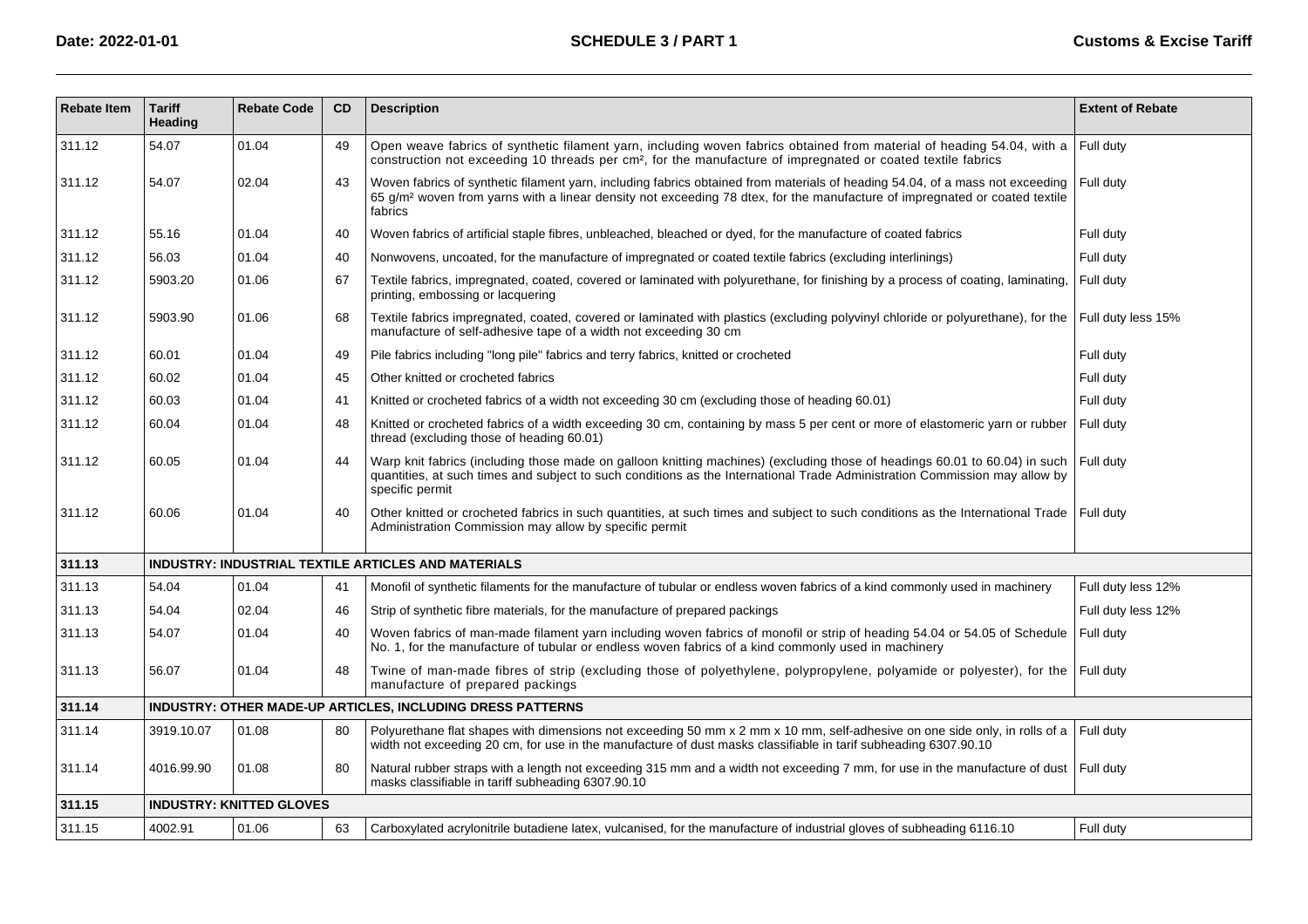| Rebate Item | Tariff Heading | Rebate Code | CD | Description | Extent of Rebate |
|---|---|---|---|---|---|
| 311.12 | 54.07 | 01.04 | 49 | Open weave fabrics of synthetic filament yarn, including woven fabrics obtained from material of heading 54.04, with a construction not exceeding 10 threads per cm², for the manufacture of impregnated or coated textile fabrics | Full duty |
| 311.12 | 54.07 | 02.04 | 43 | Woven fabrics of synthetic filament yarn, including fabrics obtained from materials of heading 54.04, of a mass not exceeding 65 g/m² woven from yarns with a linear density not exceeding 78 dtex, for the manufacture of impregnated or coated textile fabrics | Full duty |
| 311.12 | 55.16 | 01.04 | 40 | Woven fabrics of artificial staple fibres, unbleached, bleached or dyed, for the manufacture of coated fabrics | Full duty |
| 311.12 | 56.03 | 01.04 | 40 | Nonwovens, uncoated, for the manufacture of impregnated or coated textile fabrics (excluding interlinings) | Full duty |
| 311.12 | 5903.20 | 01.06 | 67 | Textile fabrics, impregnated, coated, covered or laminated with polyurethane, for finishing by a process of coating, laminating, printing, embossing or lacquering | Full duty |
| 311.12 | 5903.90 | 01.06 | 68 | Textile fabrics impregnated, coated, covered or laminated with plastics (excluding polyvinyl chloride or polyurethane), for the manufacture of self-adhesive tape of a width not exceeding 30 cm | Full duty less 15% |
| 311.12 | 60.01 | 01.04 | 49 | Pile fabrics including "long pile" fabrics and terry fabrics, knitted or crocheted | Full duty |
| 311.12 | 60.02 | 01.04 | 45 | Other knitted or crocheted fabrics | Full duty |
| 311.12 | 60.03 | 01.04 | 41 | Knitted or crocheted fabrics of a width not exceeding 30 cm (excluding those of heading 60.01) | Full duty |
| 311.12 | 60.04 | 01.04 | 48 | Knitted or crocheted fabrics of a width exceeding 30 cm, containing by mass 5 per cent or more of elastomeric yarn or rubber thread (excluding those of heading 60.01) | Full duty |
| 311.12 | 60.05 | 01.04 | 44 | Warp knit fabrics (including those made on galloon knitting machines) (excluding those of headings 60.01 to 60.04) in such quantities, at such times and subject to such conditions as the International Trade Administration Commission may allow by specific permit | Full duty |
| 311.12 | 60.06 | 01.04 | 40 | Other knitted or crocheted fabrics in such quantities, at such times and subject to such conditions as the International Trade Administration Commission may allow by specific permit | Full duty |
| **311.13** | **INDUSTRY: INDUSTRIAL TEXTILE ARTICLES AND MATERIALS** | | | | |
| 311.13 | 54.04 | 01.04 | 41 | Monofil of synthetic filaments for the manufacture of tubular or endless woven fabrics of a kind commonly used in machinery | Full duty less 12% |
| 311.13 | 54.04 | 02.04 | 46 | Strip of synthetic fibre materials, for the manufacture of prepared packings | Full duty less 12% |
| 311.13 | 54.07 | 01.04 | 40 | Woven fabrics of man-made filament yarn including woven fabrics of monofil or strip of heading 54.04 or 54.05 of Schedule No. 1, for the manufacture of tubular or endless woven fabrics of a kind commonly used in machinery | Full duty |
| 311.13 | 56.07 | 01.04 | 48 | Twine of man-made fibres of strip (excluding those of polyethylene, polypropylene, polyamide or polyester), for the manufacture of prepared packings | Full duty |
| **311.14** | **INDUSTRY: OTHER MADE-UP ARTICLES, INCLUDING DRESS PATTERNS** | | | | |
| 311.14 | 3919.10.07 | 01.08 | 80 | Polyurethane flat shapes with dimensions not exceeding 50 mm x 2 mm x 10 mm, self-adhesive on one side only, in rolls of a width not exceeding 20 cm, for use in the manufacture of dust masks classifiable in tarif subheading 6307.90.10 | Full duty |
| 311.14 | 4016.99.90 | 01.08 | 80 | Natural rubber straps with a length not exceeding 315 mm and a width not exceeding 7 mm, for use in the manufacture of dust masks classifiable in tariff subheading 6307.90.10 | Full duty |
| **311.15** | **INDUSTRY: KNITTED GLOVES** | | | | |
| 311.15 | 4002.91 | 01.06 | 63 | Carboxylated acrylonitrile butadiene latex, vulcanised, for the manufacture of industrial gloves of subheading 6116.10 | Full duty |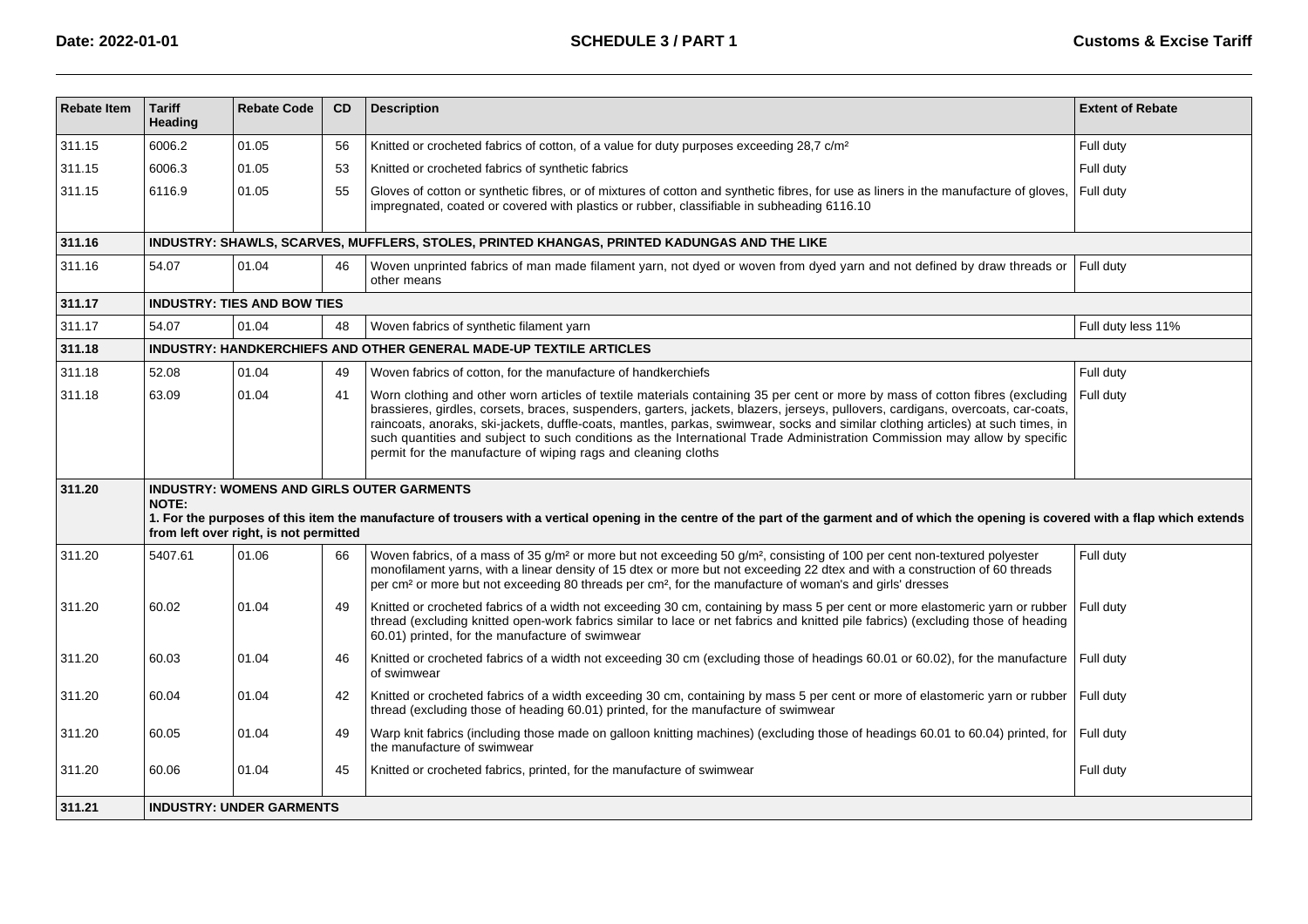| Rebate Item | Tariff Heading | Rebate Code | CD | Description | Extent of Rebate |
|---|---|---|---|---|---|
| 311.15 | 6006.2 | 01.05 | 56 | Knitted or crocheted fabrics of cotton, of a value for duty purposes exceeding 28,7 c/m² | Full duty |
| 311.15 | 6006.3 | 01.05 | 53 | Knitted or crocheted fabrics of synthetic fabrics | Full duty |
| 311.15 | 6116.9 | 01.05 | 55 | Gloves of cotton or synthetic fibres, or of mixtures of cotton and synthetic fibres, for use as liners in the manufacture of gloves, impregnated, coated or covered with plastics or rubber, classifiable in subheading 6116.10 | Full duty |
| **311.16** | **INDUSTRY: SHAWLS, SCARVES, MUFFLERS, STOLES, PRINTED KHANGAS, PRINTED KADUNGAS AND THE LIKE** | | | | |
| 311.16 | 54.07 | 01.04 | 46 | Woven unprinted fabrics of man made filament yarn, not dyed or woven from dyed yarn and not defined by draw threads or other means | Full duty |
| **311.17** | **INDUSTRY: TIES AND BOW TIES** | | | | |
| 311.17 | 54.07 | 01.04 | 48 | Woven fabrics of synthetic filament yarn | Full duty less 11% |
| **311.18** | **INDUSTRY: HANDKERCHIEFS AND OTHER GENERAL MADE-UP TEXTILE ARTICLES** | | | | |
| 311.18 | 52.08 | 01.04 | 49 | Woven fabrics of cotton, for the manufacture of handkerchiefs | Full duty |
| 311.18 | 63.09 | 01.04 | 41 | Worn clothing and other worn articles of textile materials containing 35 per cent or more by mass of cotton fibres (excluding brassieres, girdles, corsets, braces, suspenders, garters, jackets, blazers, jerseys, pullovers, cardigans, overcoats, car-coats, raincoats, anoraks, ski-jackets, duffle-coats, mantles, parkas, swimwear, socks and similar clothing articles) at such times, in such quantities and subject to such conditions as the International Trade Administration Commission may allow by specific permit for the manufacture of wiping rags and cleaning cloths | Full duty |
| **311.20** | **INDUSTRY: WOMENS AND GIRLS OUTER GARMENTS**<br>**NOTE:**<br>**1. For the purposes of this item the manufacture of trousers with a vertical opening in the centre of the part of the garment and of which the opening is covered with a flap which extends from left over right, is not permitted** | | | | |
| 311.20 | 5407.61 | 01.06 | 66 | Woven fabrics, of a mass of 35 g/m² or more but not exceeding 50 g/m², consisting of 100 per cent non-textured polyester monofilament yarns, with a linear density of 15 dtex or more but not exceeding 22 dtex and with a construction of 60 threads per cm² or more but not exceeding 80 threads per cm², for the manufacture of woman's and girls' dresses | Full duty |
| 311.20 | 60.02 | 01.04 | 49 | Knitted or crocheted fabrics of a width not exceeding 30 cm, containing by mass 5 per cent or more elastomeric yarn or rubber thread (excluding knitted open-work fabrics similar to lace or net fabrics and knitted pile fabrics) (excluding those of heading 60.01) printed, for the manufacture of swimwear | Full duty |
| 311.20 | 60.03 | 01.04 | 46 | Knitted or crocheted fabrics of a width not exceeding 30 cm (excluding those of headings 60.01 or 60.02), for the manufacture of swimwear | Full duty |
| 311.20 | 60.04 | 01.04 | 42 | Knitted or crocheted fabrics of a width exceeding 30 cm, containing by mass 5 per cent or more of elastomeric yarn or rubber thread (excluding those of heading 60.01) printed, for the manufacture of swimwear | Full duty |
| 311.20 | 60.05 | 01.04 | 49 | Warp knit fabrics (including those made on galloon knitting machines) (excluding those of headings 60.01 to 60.04) printed, for the manufacture of swimwear | Full duty |
| 311.20 | 60.06 | 01.04 | 45 | Knitted or crocheted fabrics, printed, for the manufacture of swimwear | Full duty |
| **311.21** | **INDUSTRY: UNDER GARMENTS** | | | | |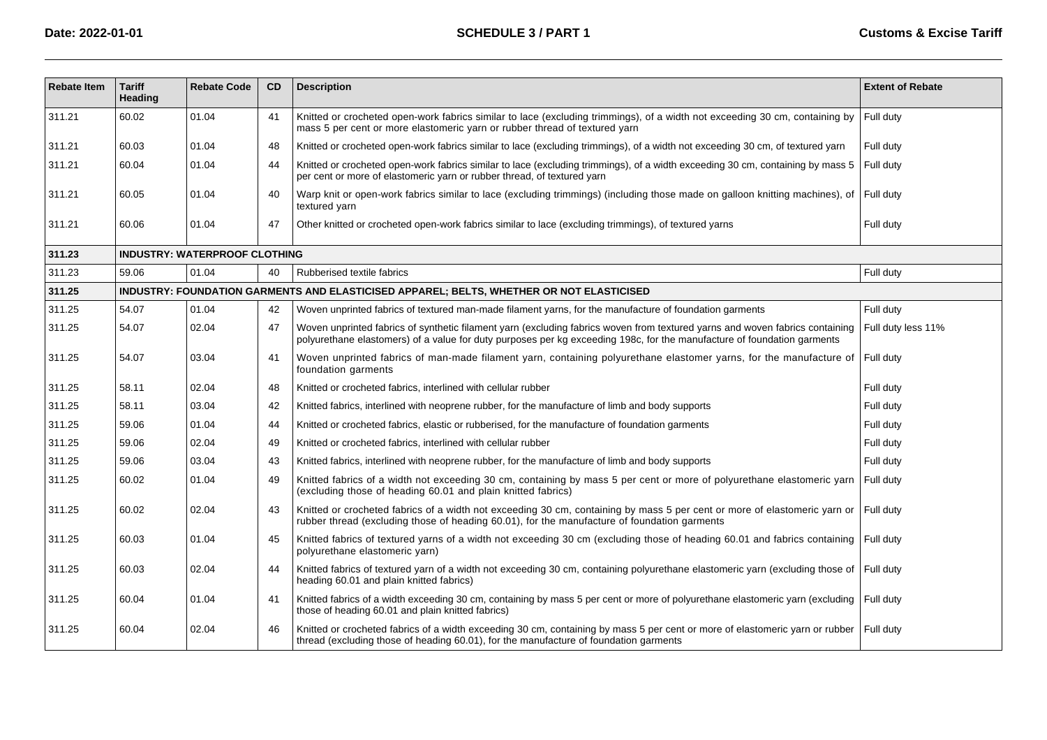| Rebate Item | Tariff Heading | Rebate Code | CD | Description | Extent of Rebate |
|---|---|---|---|---|---|
| 311.21 | 60.02 | 01.04 | 41 | Knitted or crocheted open-work fabrics similar to lace (excluding trimmings), of a width not exceeding 30 cm, containing by mass 5 per cent or more elastomeric yarn or rubber thread of textured yarn | Full duty |
| 311.21 | 60.03 | 01.04 | 48 | Knitted or crocheted open-work fabrics similar to lace (excluding trimmings), of a width not exceeding 30 cm, of textured yarn | Full duty |
| 311.21 | 60.04 | 01.04 | 44 | Knitted or crocheted open-work fabrics similar to lace (excluding trimmings), of a width exceeding 30 cm, containing by mass 5 per cent or more of elastomeric yarn or rubber thread, of textured yarn | Full duty |
| 311.21 | 60.05 | 01.04 | 40 | Warp knit or open-work fabrics similar to lace (excluding trimmings) (including those made on galloon knitting machines), of textured yarn | Full duty |
| 311.21 | 60.06 | 01.04 | 47 | Other knitted or crocheted open-work fabrics similar to lace (excluding trimmings), of textured yarns | Full duty |
| **311.23** | **INDUSTRY: WATERPROOF CLOTHING** | | | | |
| 311.23 | 59.06 | 01.04 | 40 | Rubberised textile fabrics | Full duty |
| **311.25** | **INDUSTRY: FOUNDATION GARMENTS AND ELASTICISED APPAREL; BELTS, WHETHER OR NOT ELASTICISED** | | | | |
| 311.25 | 54.07 | 01.04 | 42 | Woven unprinted fabrics of textured man-made filament yarns, for the manufacture of foundation garments | Full duty |
| 311.25 | 54.07 | 02.04 | 47 | Woven unprinted fabrics of synthetic filament yarn (excluding fabrics woven from textured yarns and woven fabrics containing polyurethane elastomers) of a value for duty purposes per kg exceeding 198c, for the manufacture of foundation garments | Full duty less 11% |
| 311.25 | 54.07 | 03.04 | 41 | Woven unprinted fabrics of man-made filament yarn, containing polyurethane elastomer yarns, for the manufacture of foundation garments | Full duty |
| 311.25 | 58.11 | 02.04 | 48 | Knitted or crocheted fabrics, interlined with cellular rubber | Full duty |
| 311.25 | 58.11 | 03.04 | 42 | Knitted fabrics, interlined with neoprene rubber, for the manufacture of limb and body supports | Full duty |
| 311.25 | 59.06 | 01.04 | 44 | Knitted or crocheted fabrics, elastic or rubberised, for the manufacture of foundation garments | Full duty |
| 311.25 | 59.06 | 02.04 | 49 | Knitted or crocheted fabrics, interlined with cellular rubber | Full duty |
| 311.25 | 59.06 | 03.04 | 43 | Knitted fabrics, interlined with neoprene rubber, for the manufacture of limb and body supports | Full duty |
| 311.25 | 60.02 | 01.04 | 49 | Knitted fabrics of a width not exceeding 30 cm, containing by mass 5 per cent or more of polyurethane elastomeric yarn (excluding those of heading 60.01 and plain knitted fabrics) | Full duty |
| 311.25 | 60.02 | 02.04 | 43 | Knitted or crocheted fabrics of a width not exceeding 30 cm, containing by mass 5 per cent or more of elastomeric yarn or rubber thread (excluding those of heading 60.01), for the manufacture of foundation garments | Full duty |
| 311.25 | 60.03 | 01.04 | 45 | Knitted fabrics of textured yarns of a width not exceeding 30 cm (excluding those of heading 60.01 and fabrics containing polyurethane elastomeric yarn) | Full duty |
| 311.25 | 60.03 | 02.04 | 44 | Knitted fabrics of textured yarn of a width not exceeding 30 cm, containing polyurethane elastomeric yarn (excluding those of heading 60.01 and plain knitted fabrics) | Full duty |
| 311.25 | 60.04 | 01.04 | 41 | Knitted fabrics of a width exceeding 30 cm, containing by mass 5 per cent or more of polyurethane elastomeric yarn (excluding those of heading 60.01 and plain knitted fabrics) | Full duty |
| 311.25 | 60.04 | 02.04 | 46 | Knitted or crocheted fabrics of a width exceeding 30 cm, containing by mass 5 per cent or more of elastomeric yarn or rubber thread (excluding those of heading 60.01), for the manufacture of foundation garments | Full duty |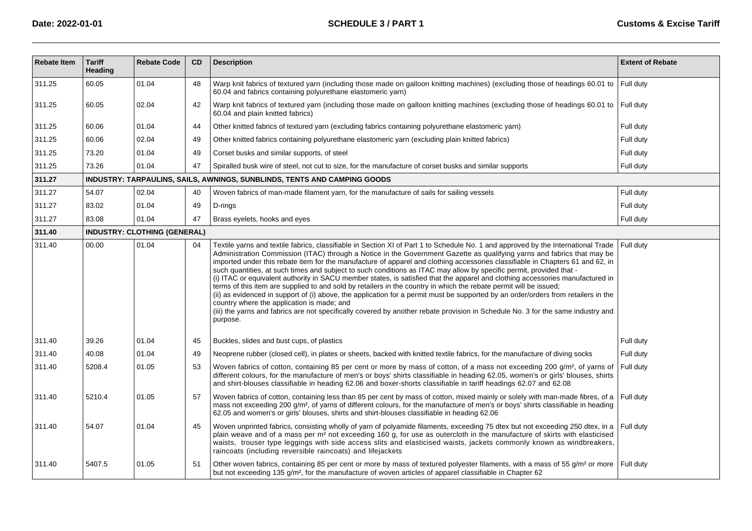| Rebate Item | Tariff Heading | Rebate Code | CD | Description | Extent of Rebate |
|---|---|---|---|---|---|
| 311.25 | 60.05 | 01.04 | 48 | Warp knit fabrics of textured yarn (including those made on galloon knitting machines) (excluding those of headings 60.01 to 60.04 and fabrics containing polyurethane elastomeric yarn) | Full duty |
| 311.25 | 60.05 | 02.04 | 42 | Warp knit fabrics of textured yarn (including those made on galloon knitting machines (excluding those of headings 60.01 to 60.04 and plain knitted fabrics) | Full duty |
| 311.25 | 60.06 | 01.04 | 44 | Other knitted fabrics of textured yarn (excluding fabrics containing polyurethane elastomeric yarn) | Full duty |
| 311.25 | 60.06 | 02.04 | 49 | Other knitted fabrics containing polyurethane elastomeric yarn (excluding plain knitted fabrics) | Full duty |
| 311.25 | 73.20 | 01.04 | 49 | Corset busks and similar supports, of steel | Full duty |
| 311.25 | 73.26 | 01.04 | 47 | Spiralled busk wire of steel, not cut to size, for the manufacture of corset busks and similar supports | Full duty |
| **311.27** | **INDUSTRY: TARPAULINS, SAILS, AWNINGS, SUNBLINDS, TENTS AND CAMPING GOODS** | | | | |
| 311.27 | 54.07 | 02.04 | 40 | Woven fabrics of man-made filament yarn, for the manufacture of sails for sailing vessels | Full duty |
| 311.27 | 83.02 | 01.04 | 49 | D-rings | Full duty |
| 311.27 | 83.08 | 01.04 | 47 | Brass eyelets, hooks and eyes | Full duty |
| **311.40** | **INDUSTRY: CLOTHING (GENERAL)** | | | | |
| 311.40 | 00.00 | 01.04 | 04 | Textile yarns and textile fabrics, classifiable in Section XI of Part 1 to Schedule No. 1 and approved by the International Trade Administration Commission (ITAC) through a Notice in the Government Gazette as qualifying yarns and fabrics that may be imported under this rebate item for the manufacture of apparel and clothing accessories classifiable in Chapters 61 and 62, in such quantities, at such times and subject to such conditions as ITAC may allow by specific permit, provided that - (i) ITAC or equivalent authority in SACU member states, is satisfied that the apparel and clothing accessories manufactured in terms of this item are supplied to and sold by retailers in the country in which the rebate permit will be issued; (ii) as evidenced in support of (i) above, the application for a permit must be supported by an order/orders from retailers in the country where the application is made; and (iii) the yarns and fabrics are not specifically covered by another rebate provision in Schedule No. 3 for the same industry and purpose. | Full duty |
| 311.40 | 39.26 | 01.04 | 45 | Buckles, slides and bust cups, of plastics | Full duty |
| 311.40 | 40.08 | 01.04 | 49 | Neoprene rubber (closed cell), in plates or sheets, backed with knitted textile fabrics, for the manufacture of diving socks | Full duty |
| 311.40 | 5208.4 | 01.05 | 53 | Woven fabrics of cotton, containing 85 per cent or more by mass of cotton, of a mass not exceeding 200 g/m², of yarns of different colours, for the manufacture of men's or boys' shirts classifiable in heading 62.05, women's or girls' blouses, shirts and shirt-blouses classifiable in heading 62.06 and boxer-shorts classifiable in tariff headings 62.07 and 62.08 | Full duty |
| 311.40 | 5210.4 | 01.05 | 57 | Woven fabrics of cotton, containing less than 85 per cent by mass of cotton, mixed mainly or solely with man-made fibres, of a mass not exceeding 200 g/m², of yarns of different colours, for the manufacture of men's or boys' shirts classifiable in heading 62.05 and women's or girls' blouses, shirts and shirt-blouses classifiable in heading 62.06 | Full duty |
| 311.40 | 54.07 | 01.04 | 45 | Woven unprinted fabrics, consisting wholly of yarn of polyamide filaments, exceeding 75 dtex but not exceeding 250 dtex, in a plain weave and of a mass per m² not exceeding 160 g, for use as outercloth in the manufacture of skirts with elasticised waists, trouser type leggings with side access slits and elasticised waists, jackets commonly known as windbreakers, raincoats (including reversible raincoats) and lifejackets | Full duty |
| 311.40 | 5407.5 | 01.05 | 51 | Other woven fabrics, containing 85 per cent or more by mass of textured polyester filaments, with a mass of 55 g/m² or more but not exceeding 135 g/m², for the manufacture of woven articles of apparel classifiable in Chapter 62 | Full duty |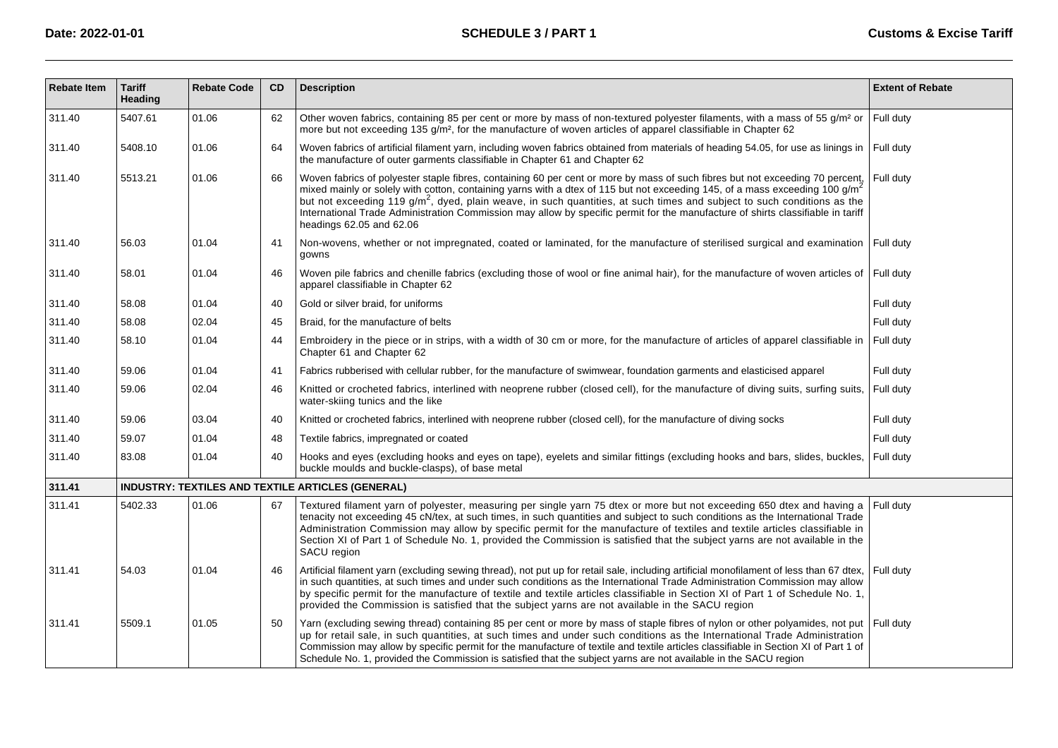| Rebate Item | Tariff Heading | Rebate Code | CD | Description | Extent of Rebate |
|---|---|---|---|---|---|
| 311.40 | 5407.61 | 01.06 | 62 | Other woven fabrics, containing 85 per cent or more by mass of non-textured polyester filaments, with a mass of 55 g/m² or more but not exceeding 135 g/m², for the manufacture of woven articles of apparel classifiable in Chapter 62 | Full duty |
| 311.40 | 5408.10 | 01.06 | 64 | Woven fabrics of artificial filament yarn, including woven fabrics obtained from materials of heading 54.05, for use as linings in the manufacture of outer garments classifiable in Chapter 61 and Chapter 62 | Full duty |
| 311.40 | 5513.21 | 01.06 | 66 | Woven fabrics of polyester staple fibres, containing 60 per cent or more by mass of such fibres but not exceeding 70 percent, mixed mainly or solely with cotton, containing yarns with a dtex of 115 but not exceeding 145, of a mass exceeding 100 g/m² but not exceeding 119 g/m², dyed, plain weave, in such quantities, at such times and subject to such conditions as the International Trade Administration Commission may allow by specific permit for the manufacture of shirts classifiable in tariff headings 62.05 and 62.06 | Full duty |
| 311.40 | 56.03 | 01.04 | 41 | Non-wovens, whether or not impregnated, coated or laminated, for the manufacture of sterilised surgical and examination gowns | Full duty |
| 311.40 | 58.01 | 01.04 | 46 | Woven pile fabrics and chenille fabrics (excluding those of wool or fine animal hair), for the manufacture of woven articles of apparel classifiable in Chapter 62 | Full duty |
| 311.40 | 58.08 | 01.04 | 40 | Gold or silver braid, for uniforms | Full duty |
| 311.40 | 58.08 | 02.04 | 45 | Braid, for the manufacture of belts | Full duty |
| 311.40 | 58.10 | 01.04 | 44 | Embroidery in the piece or in strips, with a width of 30 cm or more, for the manufacture of articles of apparel classifiable in Chapter 61 and Chapter 62 | Full duty |
| 311.40 | 59.06 | 01.04 | 41 | Fabrics rubberised with cellular rubber, for the manufacture of swimwear, foundation garments and elasticised apparel | Full duty |
| 311.40 | 59.06 | 02.04 | 46 | Knitted or crocheted fabrics, interlined with neoprene rubber (closed cell), for the manufacture of diving suits, surfing suits, water-skiing tunics and the like | Full duty |
| 311.40 | 59.06 | 03.04 | 40 | Knitted or crocheted fabrics, interlined with neoprene rubber (closed cell), for the manufacture of diving socks | Full duty |
| 311.40 | 59.07 | 01.04 | 48 | Textile fabrics, impregnated or coated | Full duty |
| 311.40 | 83.08 | 01.04 | 40 | Hooks and eyes (excluding hooks and eyes on tape), eyelets and similar fittings (excluding hooks and bars, slides, buckles, buckle moulds and buckle-clasps), of base metal | Full duty |
| **311.41** | **INDUSTRY: TEXTILES AND TEXTILE ARTICLES (GENERAL)** | | | | |
| 311.41 | 5402.33 | 01.06 | 67 | Textured filament yarn of polyester, measuring per single yarn 75 dtex or more but not exceeding 650 dtex and having a tenacity not exceeding 45 cN/tex, at such times, in such quantities and subject to such conditions as the International Trade Administration Commission may allow by specific permit for the manufacture of textiles and textile articles classifiable in Section XI of Part 1 of Schedule No. 1, provided the Commission is satisfied that the subject yarns are not available in the SACU region | Full duty |
| 311.41 | 54.03 | 01.04 | 46 | Artificial filament yarn (excluding sewing thread), not put up for retail sale, including artificial monofilament of less than 67 dtex, in such quantities, at such times and under such conditions as the International Trade Administration Commission may allow by specific permit for the manufacture of textile and textile articles classifiable in Section XI of Part 1 of Schedule No. 1, provided the Commission is satisfied that the subject yarns are not available in the SACU region | Full duty |
| 311.41 | 5509.1 | 01.05 | 50 | Yarn (excluding sewing thread) containing 85 per cent or more by mass of staple fibres of nylon or other polyamides, not put up for retail sale, in such quantities, at such times and under such conditions as the International Trade Administration Commission may allow by specific permit for the manufacture of textile and textile articles classifiable in Section XI of Part 1 of Schedule No. 1, provided the Commission is satisfied that the subject yarns are not available in the SACU region | Full duty |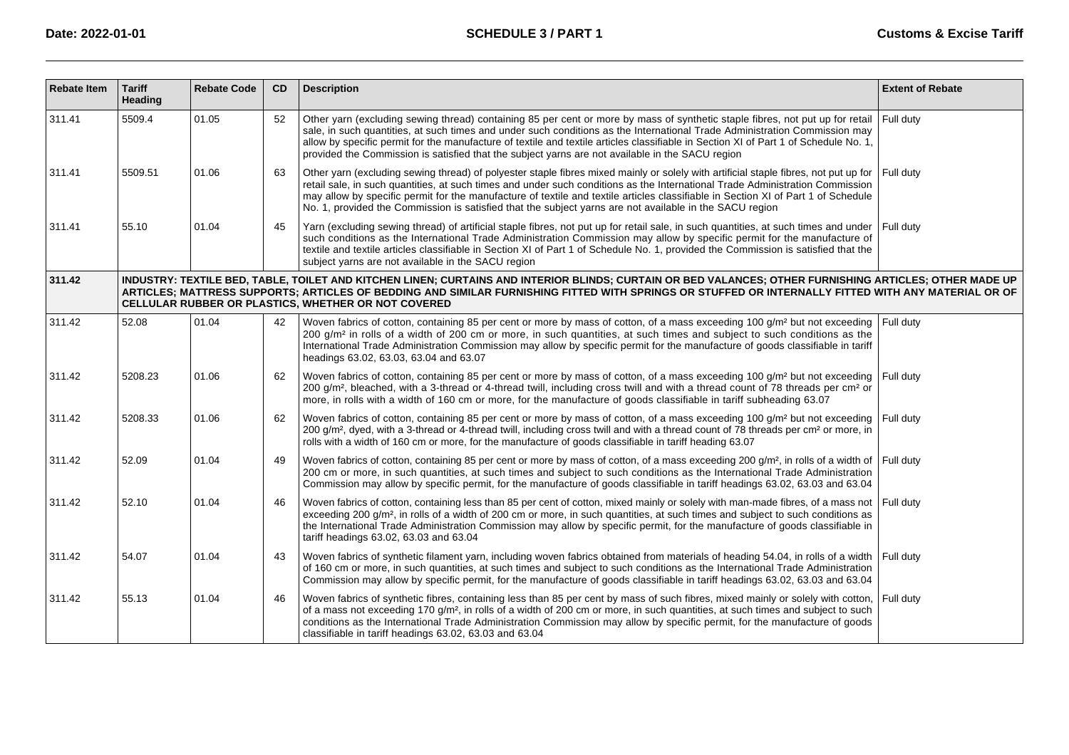| Rebate Item | Tariff Heading | Rebate Code | CD | Description | Extent of Rebate |
|---|---|---|---|---|---|
| 311.41 | 5509.4 | 01.05 | 52 | Other yarn (excluding sewing thread) containing 85 per cent or more by mass of synthetic staple fibres, not put up for retail sale, in such quantities, at such times and under such conditions as the International Trade Administration Commission may allow by specific permit for the manufacture of textile and textile articles classifiable in Section XI of Part 1 of Schedule No. 1, provided the Commission is satisfied that the subject yarns are not available in the SACU region | Full duty |
| 311.41 | 5509.51 | 01.06 | 63 | Other yarn (excluding sewing thread) of polyester staple fibres mixed mainly or solely with artificial staple fibres, not put up for retail sale, in such quantities, at such times and under such conditions as the International Trade Administration Commission may allow by specific permit for the manufacture of textile and textile articles classifiable in Section XI of Part 1 of Schedule No. 1, provided the Commission is satisfied that the subject yarns are not available in the SACU region | Full duty |
| 311.41 | 55.10 | 01.04 | 45 | Yarn (excluding sewing thread) of artificial staple fibres, not put up for retail sale, in such quantities, at such times and under such conditions as the International Trade Administration Commission may allow by specific permit for the manufacture of textile and textile articles classifiable in Section XI of Part 1 of Schedule No. 1, provided the Commission is satisfied that the subject yarns are not available in the SACU region | Full duty |
| **311.42** | **INDUSTRY: TEXTILE BED, TABLE, TOILET AND KITCHEN LINEN; CURTAINS AND INTERIOR BLINDS; CURTAIN OR BED VALANCES; OTHER FURNISHING ARTICLES; OTHER MADE UP ARTICLES; MATTRESS SUPPORTS; ARTICLES OF BEDDING AND SIMILAR FURNISHING FITTED WITH SPRINGS OR STUFFED OR INTERNALLY FITTED WITH ANY MATERIAL OR OF CELLULAR RUBBER OR PLASTICS, WHETHER OR NOT COVERED** | | | | |
| 311.42 | 52.08 | 01.04 | 42 | Woven fabrics of cotton, containing 85 per cent or more by mass of cotton, of a mass exceeding 100 g/m² but not exceeding 200 g/m² in rolls of a width of 200 cm or more, in such quantities, at such times and subject to such conditions as the International Trade Administration Commission may allow by specific permit for the manufacture of goods classifiable in tariff headings 63.02, 63.03, 63.04 and 63.07 | Full duty |
| 311.42 | 5208.23 | 01.06 | 62 | Woven fabrics of cotton, containing 85 per cent or more by mass of cotton, of a mass exceeding 100 g/m² but not exceeding 200 g/m², bleached, with a 3-thread or 4-thread twill, including cross twill and with a thread count of 78 threads per cm² or more, in rolls with a width of 160 cm or more, for the manufacture of goods classifiable in tariff subheading 63.07 | Full duty |
| 311.42 | 5208.33 | 01.06 | 62 | Woven fabrics of cotton, containing 85 per cent or more by mass of cotton, of a mass exceeding 100 g/m² but not exceeding 200 g/m², dyed, with a 3-thread or 4-thread twill, including cross twill and with a thread count of 78 threads per cm² or more, in rolls with a width of 160 cm or more, for the manufacture of goods classifiable in tariff heading 63.07 | Full duty |
| 311.42 | 52.09 | 01.04 | 49 | Woven fabrics of cotton, containing 85 per cent or more by mass of cotton, of a mass exceeding 200 g/m², in rolls of a width of 200 cm or more, in such quantities, at such times and subject to such conditions as the International Trade Administration Commission may allow by specific permit, for the manufacture of goods classifiable in tariff headings 63.02, 63.03 and 63.04 | Full duty |
| 311.42 | 52.10 | 01.04 | 46 | Woven fabrics of cotton, containing less than 85 per cent of cotton, mixed mainly or solely with man-made fibres, of a mass not exceeding 200 g/m², in rolls of a width of 200 cm or more, in such quantities, at such times and subject to such conditions as the International Trade Administration Commission may allow by specific permit, for the manufacture of goods classifiable in tariff headings 63.02, 63.03 and 63.04 | Full duty |
| 311.42 | 54.07 | 01.04 | 43 | Woven fabrics of synthetic filament yarn, including woven fabrics obtained from materials of heading 54.04, in rolls of a width of 160 cm or more, in such quantities, at such times and subject to such conditions as the International Trade Administration Commission may allow by specific permit, for the manufacture of goods classifiable in tariff headings 63.02, 63.03 and 63.04 | Full duty |
| 311.42 | 55.13 | 01.04 | 46 | Woven fabrics of synthetic fibres, containing less than 85 per cent by mass of such fibres, mixed mainly or solely with cotton, of a mass not exceeding 170 g/m², in rolls of a width of 200 cm or more, in such quantities, at such times and subject to such conditions as the International Trade Administration Commission may allow by specific permit, for the manufacture of goods classifiable in tariff headings 63.02, 63.03 and 63.04 | Full duty |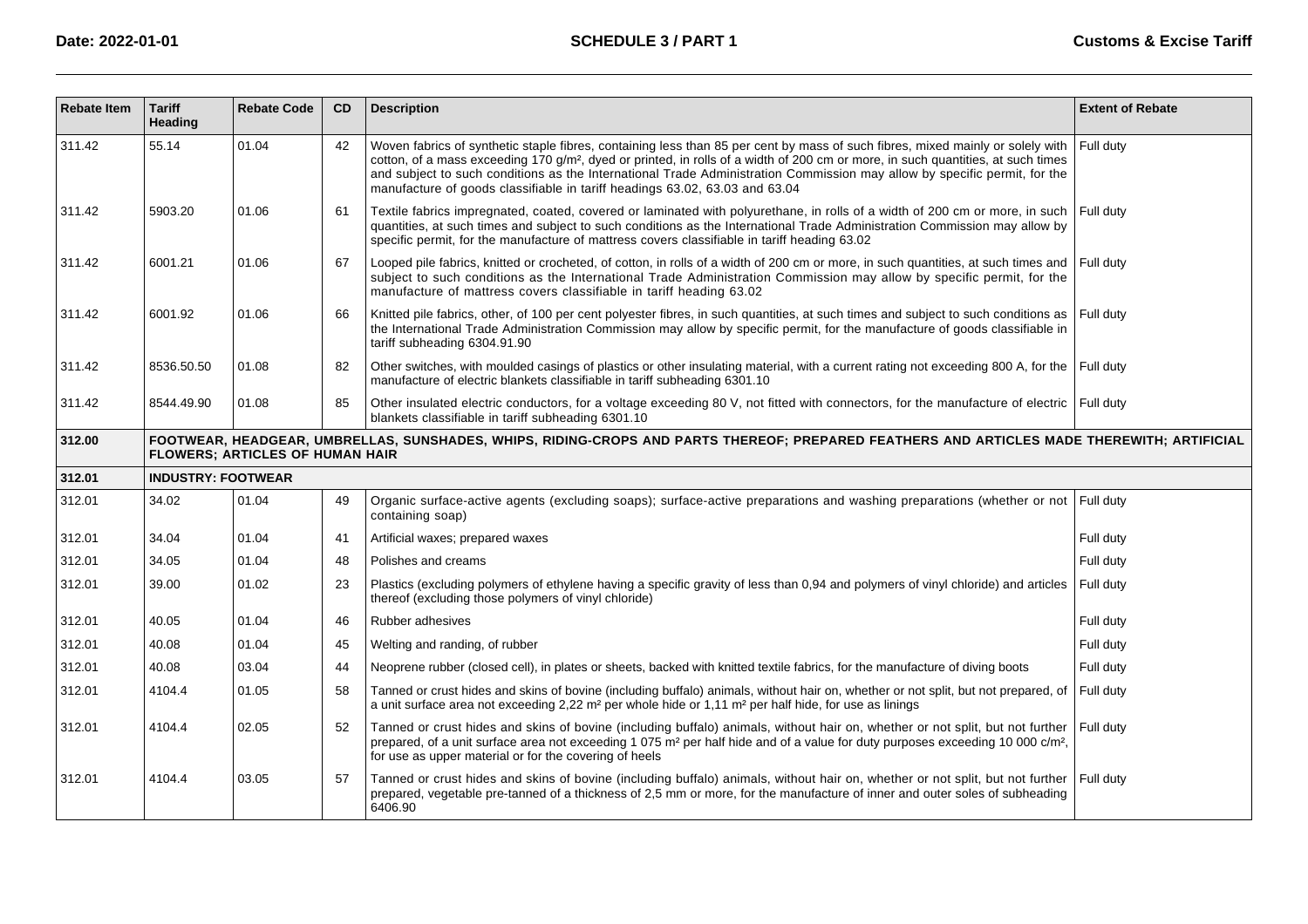| Rebate Item | Tariff Heading | Rebate Code | CD | Description | Extent of Rebate |
|---|---|---|---|---|---|
| 311.42 | 55.14 | 01.04 | 42 | Woven fabrics of synthetic staple fibres, containing less than 85 per cent by mass of such fibres, mixed mainly or solely with cotton, of a mass exceeding 170 g/m², dyed or printed, in rolls of a width of 200 cm or more, in such quantities, at such times and subject to such conditions as the International Trade Administration Commission may allow by specific permit, for the manufacture of goods classifiable in tariff headings 63.02, 63.03 and 63.04 | Full duty |
| 311.42 | 5903.20 | 01.06 | 61 | Textile fabrics impregnated, coated, covered or laminated with polyurethane, in rolls of a width of 200 cm or more, in such quantities, at such times and subject to such conditions as the International Trade Administration Commission may allow by specific permit, for the manufacture of mattress covers classifiable in tariff heading 63.02 | Full duty |
| 311.42 | 6001.21 | 01.06 | 67 | Looped pile fabrics, knitted or crocheted, of cotton, in rolls of a width of 200 cm or more, in such quantities, at such times and subject to such conditions as the International Trade Administration Commission may allow by specific permit, for the manufacture of mattress covers classifiable in tariff heading 63.02 | Full duty |
| 311.42 | 6001.92 | 01.06 | 66 | Knitted pile fabrics, other, of 100 per cent polyester fibres, in such quantities, at such times and subject to such conditions as the International Trade Administration Commission may allow by specific permit, for the manufacture of goods classifiable in tariff subheading 6304.91.90 | Full duty |
| 311.42 | 8536.50.50 | 01.08 | 82 | Other switches, with moulded casings of plastics or other insulating material, with a current rating not exceeding 800 A, for the manufacture of electric blankets classifiable in tariff subheading 6301.10 | Full duty |
| 311.42 | 8544.49.90 | 01.08 | 85 | Other insulated electric conductors, for a voltage exceeding 80 V, not fitted with connectors, for the manufacture of electric blankets classifiable in tariff subheading 6301.10 | Full duty |
| **312.00** | **FOOTWEAR, HEADGEAR, UMBRELLAS, SUNSHADES, WHIPS, RIDING-CROPS AND PARTS THEREOF; PREPARED FEATHERS AND ARTICLES MADE THEREWITH; ARTIFICIAL FLOWERS; ARTICLES OF HUMAN HAIR** | | | | |
| **312.01** | **INDUSTRY: FOOTWEAR** | | | | |
| 312.01 | 34.02 | 01.04 | 49 | Organic surface-active agents (excluding soaps); surface-active preparations and washing preparations (whether or not containing soap) | Full duty |
| 312.01 | 34.04 | 01.04 | 41 | Artificial waxes; prepared waxes | Full duty |
| 312.01 | 34.05 | 01.04 | 48 | Polishes and creams | Full duty |
| 312.01 | 39.00 | 01.02 | 23 | Plastics (excluding polymers of ethylene having a specific gravity of less than 0,94 and polymers of vinyl chloride) and articles thereof (excluding those polymers of vinyl chloride) | Full duty |
| 312.01 | 40.05 | 01.04 | 46 | Rubber adhesives | Full duty |
| 312.01 | 40.08 | 01.04 | 45 | Welting and randing, of rubber | Full duty |
| 312.01 | 40.08 | 03.04 | 44 | Neoprene rubber (closed cell), in plates or sheets, backed with knitted textile fabrics, for the manufacture of diving boots | Full duty |
| 312.01 | 4104.4 | 01.05 | 58 | Tanned or crust hides and skins of bovine (including buffalo) animals, without hair on, whether or not split, but not prepared, of a unit surface area not exceeding 2,22 m² per whole hide or 1,11 m² per half hide, for use as linings | Full duty |
| 312.01 | 4104.4 | 02.05 | 52 | Tanned or crust hides and skins of bovine (including buffalo) animals, without hair on, whether or not split, but not further prepared, of a unit surface area not exceeding 1 075 m² per half hide and of a value for duty purposes exceeding 10 000 c/m², for use as upper material or for the covering of heels | Full duty |
| 312.01 | 4104.4 | 03.05 | 57 | Tanned or crust hides and skins of bovine (including buffalo) animals, without hair on, whether or not split, but not further prepared, vegetable pre-tanned of a thickness of 2,5 mm or more, for the manufacture of inner and outer soles of subheading 6406.90 | Full duty |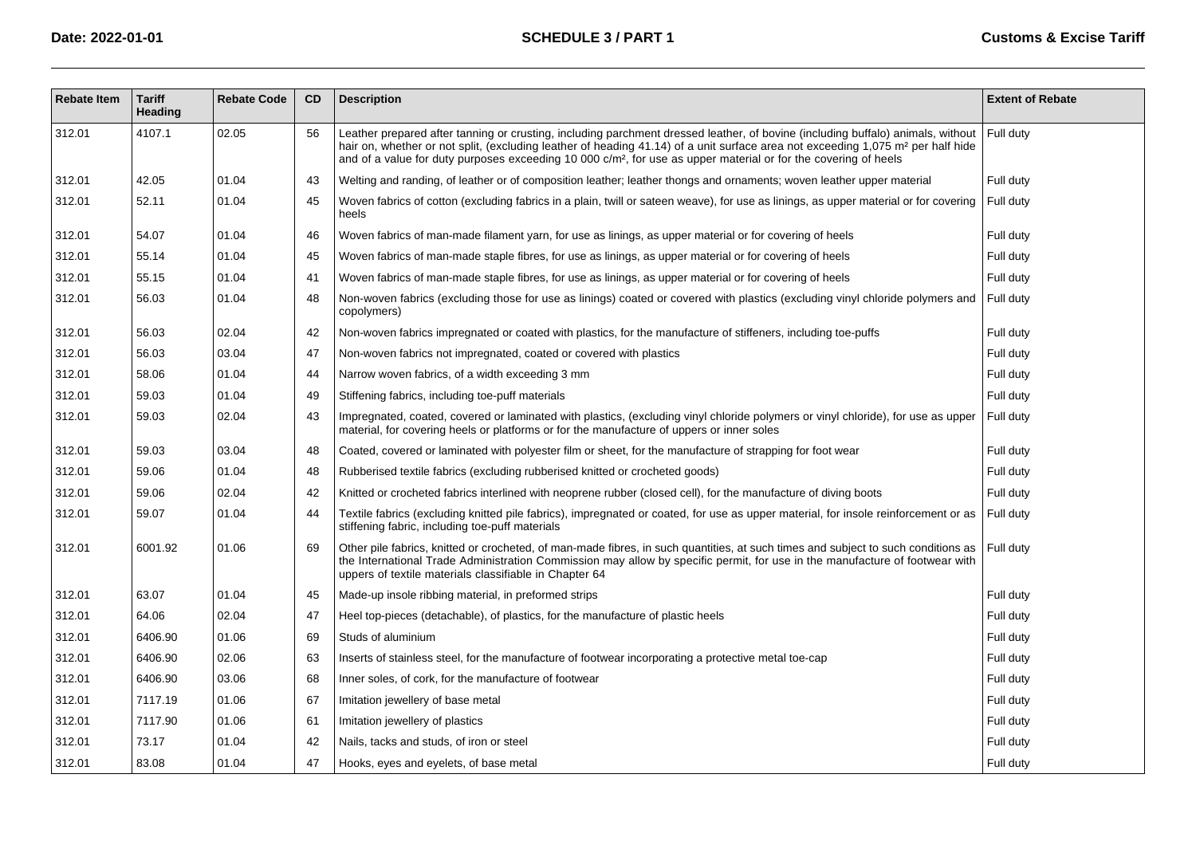| Rebate Item | Tariff Heading | Rebate Code | CD | Description | Extent of Rebate |
|---|---|---|---|---|---|
| 312.01 | 4107.1 | 02.05 | 56 | Leather prepared after tanning or crusting, including parchment dressed leather, of bovine (including buffalo) animals, without hair on, whether or not split, (excluding leather of heading 41.14) of a unit surface area not exceeding 1,075 m² per half hide and of a value for duty purposes exceeding 10 000 c/m², for use as upper material or for the covering of heels | Full duty |
| 312.01 | 42.05 | 01.04 | 43 | Welting and randing, of leather or of composition leather; leather thongs and ornaments; woven leather upper material | Full duty |
| 312.01 | 52.11 | 01.04 | 45 | Woven fabrics of cotton (excluding fabrics in a plain, twill or sateen weave), for use as linings, as upper material or for covering heels | Full duty |
| 312.01 | 54.07 | 01.04 | 46 | Woven fabrics of man-made filament yarn, for use as linings, as upper material or for covering of heels | Full duty |
| 312.01 | 55.14 | 01.04 | 45 | Woven fabrics of man-made staple fibres, for use as linings, as upper material or for covering of heels | Full duty |
| 312.01 | 55.15 | 01.04 | 41 | Woven fabrics of man-made staple fibres, for use as linings, as upper material or for covering of heels | Full duty |
| 312.01 | 56.03 | 01.04 | 48 | Non-woven fabrics (excluding those for use as linings) coated or covered with plastics (excluding vinyl chloride polymers and copolymers) | Full duty |
| 312.01 | 56.03 | 02.04 | 42 | Non-woven fabrics impregnated or coated with plastics, for the manufacture of stiffeners, including toe-puffs | Full duty |
| 312.01 | 56.03 | 03.04 | 47 | Non-woven fabrics not impregnated, coated or covered with plastics | Full duty |
| 312.01 | 58.06 | 01.04 | 44 | Narrow woven fabrics, of a width exceeding 3 mm | Full duty |
| 312.01 | 59.03 | 01.04 | 49 | Stiffening fabrics, including toe-puff materials | Full duty |
| 312.01 | 59.03 | 02.04 | 43 | Impregnated, coated, covered or laminated with plastics, (excluding vinyl chloride polymers or vinyl chloride), for use as upper material, for covering heels or platforms or for the manufacture of uppers or inner soles | Full duty |
| 312.01 | 59.03 | 03.04 | 48 | Coated, covered or laminated with polyester film or sheet, for the manufacture of strapping for foot wear | Full duty |
| 312.01 | 59.06 | 01.04 | 48 | Rubberised textile fabrics (excluding rubberised knitted or crocheted goods) | Full duty |
| 312.01 | 59.06 | 02.04 | 42 | Knitted or crocheted fabrics interlined with neoprene rubber (closed cell), for the manufacture of diving boots | Full duty |
| 312.01 | 59.07 | 01.04 | 44 | Textile fabrics (excluding knitted pile fabrics), impregnated or coated, for use as upper material, for insole reinforcement or as stiffening fabric, including toe-puff materials | Full duty |
| 312.01 | 6001.92 | 01.06 | 69 | Other pile fabrics, knitted or crocheted, of man-made fibres, in such quantities, at such times and subject to such conditions as the International Trade Administration Commission may allow by specific permit, for use in the manufacture of footwear with uppers of textile materials classifiable in Chapter 64 | Full duty |
| 312.01 | 63.07 | 01.04 | 45 | Made-up insole ribbing material, in preformed strips | Full duty |
| 312.01 | 64.06 | 02.04 | 47 | Heel top-pieces (detachable), of plastics, for the manufacture of plastic heels | Full duty |
| 312.01 | 6406.90 | 01.06 | 69 | Studs of aluminium | Full duty |
| 312.01 | 6406.90 | 02.06 | 63 | Inserts of stainless steel, for the manufacture of footwear incorporating a protective metal toe-cap | Full duty |
| 312.01 | 6406.90 | 03.06 | 68 | Inner soles, of cork, for the manufacture of footwear | Full duty |
| 312.01 | 7117.19 | 01.06 | 67 | Imitation jewellery of base metal | Full duty |
| 312.01 | 7117.90 | 01.06 | 61 | Imitation jewellery of plastics | Full duty |
| 312.01 | 73.17 | 01.04 | 42 | Nails, tacks and studs, of iron or steel | Full duty |
| 312.01 | 83.08 | 01.04 | 47 | Hooks, eyes and eyelets, of base metal | Full duty |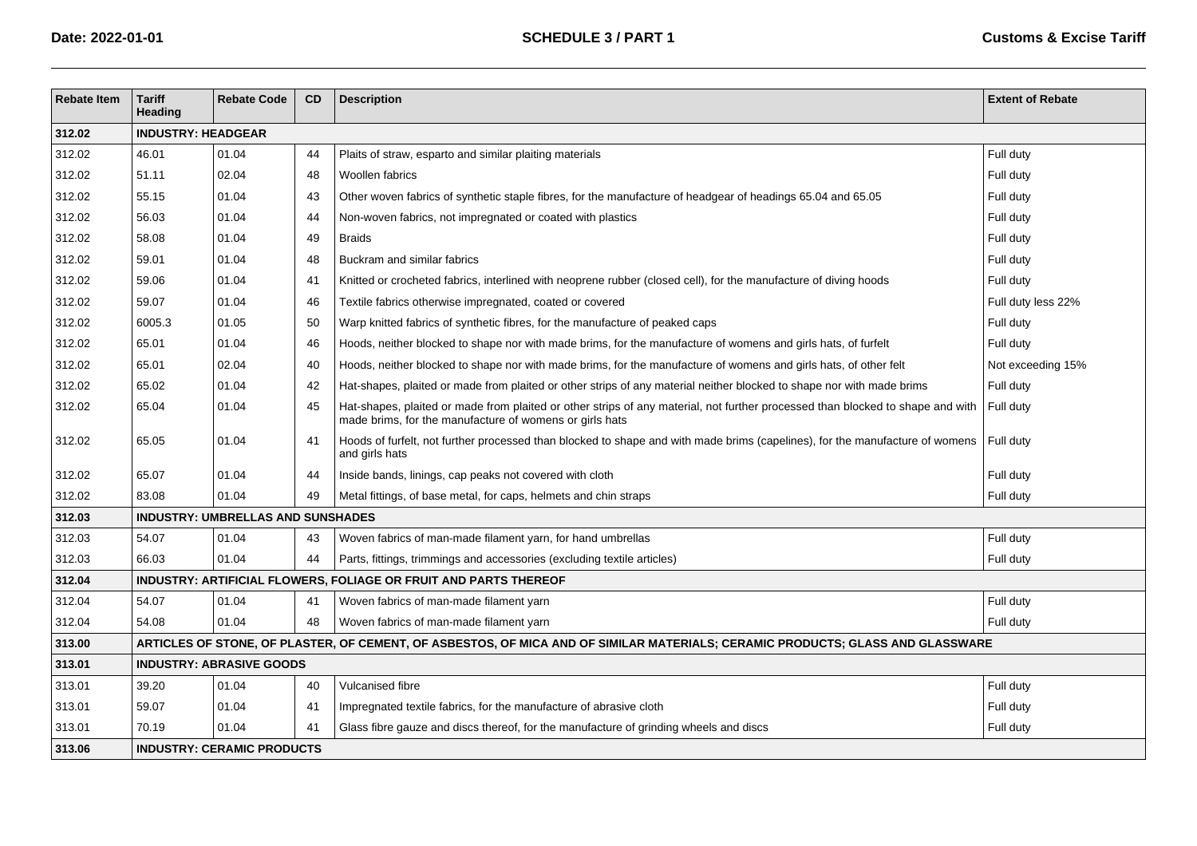| Rebate Item | Tariff Heading | Rebate Code | CD | Description | Extent of Rebate |
|---|---|---|---|---|---|
| **312.02** | **INDUSTRY: HEADGEAR** | | | | |
| 312.02 | 46.01 | 01.04 | 44 | Plaits of straw, esparto and similar plaiting materials | Full duty |
| 312.02 | 51.11 | 02.04 | 48 | Woollen fabrics | Full duty |
| 312.02 | 55.15 | 01.04 | 43 | Other woven fabrics of synthetic staple fibres, for the manufacture of headgear of headings 65.04 and 65.05 | Full duty |
| 312.02 | 56.03 | 01.04 | 44 | Non-woven fabrics, not impregnated or coated with plastics | Full duty |
| 312.02 | 58.08 | 01.04 | 49 | Braids | Full duty |
| 312.02 | 59.01 | 01.04 | 48 | Buckram and similar fabrics | Full duty |
| 312.02 | 59.06 | 01.04 | 41 | Knitted or crocheted fabrics, interlined with neoprene rubber (closed cell), for the manufacture of diving hoods | Full duty |
| 312.02 | 59.07 | 01.04 | 46 | Textile fabrics otherwise impregnated, coated or covered | Full duty less 22% |
| 312.02 | 6005.3 | 01.05 | 50 | Warp knitted fabrics of synthetic fibres, for the manufacture of peaked caps | Full duty |
| 312.02 | 65.01 | 01.04 | 46 | Hoods, neither blocked to shape nor with made brims, for the manufacture of womens and girls hats, of furfelt | Full duty |
| 312.02 | 65.01 | 02.04 | 40 | Hoods, neither blocked to shape nor with made brims, for the manufacture of womens and girls hats, of other felt | Not exceeding 15% |
| 312.02 | 65.02 | 01.04 | 42 | Hat-shapes, plaited or made from plaited or other strips of any material neither blocked to shape nor with made brims | Full duty |
| 312.02 | 65.04 | 01.04 | 45 | Hat-shapes, plaited or made from plaited or other strips of any material, not further processed than blocked to shape and with made brims, for the manufacture of womens or girls hats | Full duty |
| 312.02 | 65.05 | 01.04 | 41 | Hoods of furfelt, not further processed than blocked to shape and with made brims (capelines), for the manufacture of womens and girls hats | Full duty |
| 312.02 | 65.07 | 01.04 | 44 | Inside bands, linings, cap peaks not covered with cloth | Full duty |
| 312.02 | 83.08 | 01.04 | 49 | Metal fittings, of base metal, for caps, helmets and chin straps | Full duty |
| **312.03** | **INDUSTRY: UMBRELLAS AND SUNSHADES** | | | | |
| 312.03 | 54.07 | 01.04 | 43 | Woven fabrics of man-made filament yarn, for hand umbrellas | Full duty |
| 312.03 | 66.03 | 01.04 | 44 | Parts, fittings, trimmings and accessories (excluding textile articles) | Full duty |
| **312.04** | **INDUSTRY: ARTIFICIAL FLOWERS, FOLIAGE OR FRUIT AND PARTS THEREOF** | | | | |
| 312.04 | 54.07 | 01.04 | 41 | Woven fabrics of man-made filament yarn | Full duty |
| 312.04 | 54.08 | 01.04 | 48 | Woven fabrics of man-made filament yarn | Full duty |
| **313.00** | **ARTICLES OF STONE, OF PLASTER, OF CEMENT, OF ASBESTOS, OF MICA AND OF SIMILAR MATERIALS; CERAMIC PRODUCTS; GLASS AND GLASSWARE** | | | | |
| **313.01** | **INDUSTRY: ABRASIVE GOODS** | | | | |
| 313.01 | 39.20 | 01.04 | 40 | Vulcanised fibre | Full duty |
| 313.01 | 59.07 | 01.04 | 41 | Impregnated textile fabrics, for the manufacture of abrasive cloth | Full duty |
| 313.01 | 70.19 | 01.04 | 41 | Glass fibre gauze and discs thereof, for the manufacture of grinding wheels and discs | Full duty |
| **313.06** | **INDUSTRY: CERAMIC PRODUCTS** | | | | |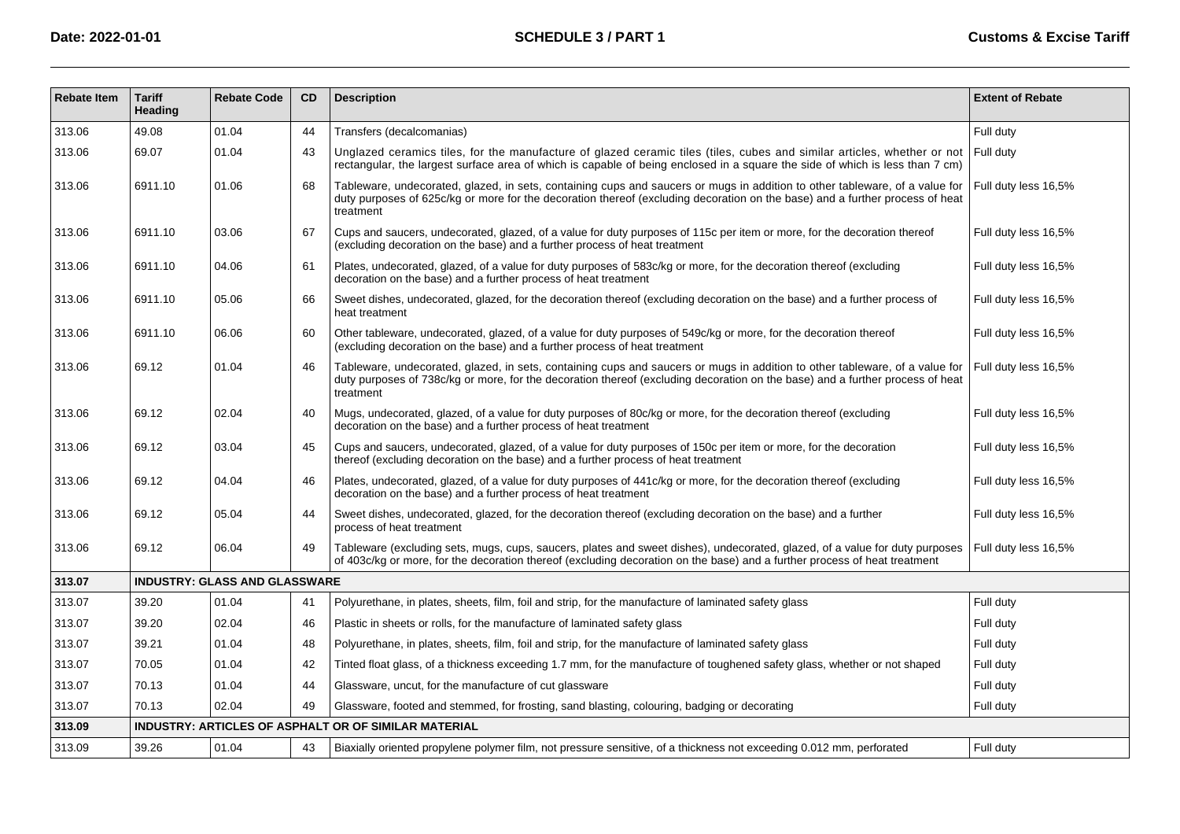| Rebate Item | Tariff Heading | Rebate Code | CD | Description | Extent of Rebate |
|---|---|---|---|---|---|
| 313.06 | 49.08 | 01.04 | 44 | Transfers (decalcomanias) | Full duty |
| 313.06 | 69.07 | 01.04 | 43 | Unglazed ceramics tiles, for the manufacture of glazed ceramic tiles (tiles, cubes and similar articles, whether or not rectangular, the largest surface area of which is capable of being enclosed in a square the side of which is less than 7 cm) | Full duty |
| 313.06 | 6911.10 | 01.06 | 68 | Tableware, undecorated, glazed, in sets, containing cups and saucers or mugs in addition to other tableware, of a value for duty purposes of 625c/kg or more for the decoration thereof (excluding decoration on the base) and a further process of heat treatment | Full duty less 16,5% |
| 313.06 | 6911.10 | 03.06 | 67 | Cups and saucers, undecorated, glazed, of a value for duty purposes of 115c per item or more, for the decoration thereof (excluding decoration on the base) and a further process of heat treatment | Full duty less 16,5% |
| 313.06 | 6911.10 | 04.06 | 61 | Plates, undecorated, glazed, of a value for duty purposes of 583c/kg or more, for the decoration thereof (excluding decoration on the base) and a further process of heat treatment | Full duty less 16,5% |
| 313.06 | 6911.10 | 05.06 | 66 | Sweet dishes, undecorated, glazed, for the decoration thereof (excluding decoration on the base) and a further process of heat treatment | Full duty less 16,5% |
| 313.06 | 6911.10 | 06.06 | 60 | Other tableware, undecorated, glazed, of a value for duty purposes of 549c/kg or more, for the decoration thereof (excluding decoration on the base) and a further process of heat treatment | Full duty less 16,5% |
| 313.06 | 69.12 | 01.04 | 46 | Tableware, undecorated, glazed, in sets, containing cups and saucers or mugs in addition to other tableware, of a value for duty purposes of 738c/kg or more, for the decoration thereof (excluding decoration on the base) and a further process of heat treatment | Full duty less 16,5% |
| 313.06 | 69.12 | 02.04 | 40 | Mugs, undecorated, glazed, of a value for duty purposes of 80c/kg or more, for the decoration thereof (excluding decoration on the base) and a further process of heat treatment | Full duty less 16,5% |
| 313.06 | 69.12 | 03.04 | 45 | Cups and saucers, undecorated, glazed, of a value for duty purposes of 150c per item or more, for the decoration thereof (excluding decoration on the base) and a further process of heat treatment | Full duty less 16,5% |
| 313.06 | 69.12 | 04.04 | 46 | Plates, undecorated, glazed, of a value for duty purposes of 441c/kg or more, for the decoration thereof (excluding decoration on the base) and a further process of heat treatment | Full duty less 16,5% |
| 313.06 | 69.12 | 05.04 | 44 | Sweet dishes, undecorated, glazed, for the decoration thereof (excluding decoration on the base) and a further process of heat treatment | Full duty less 16,5% |
| 313.06 | 69.12 | 06.04 | 49 | Tableware (excluding sets, mugs, cups, saucers, plates and sweet dishes), undecorated, glazed, of a value for duty purposes of 403c/kg or more, for the decoration thereof (excluding decoration on the base) and a further process of heat treatment | Full duty less 16,5% |
| **313.07** | **INDUSTRY: GLASS AND GLASSWARE** | | | | |
| 313.07 | 39.20 | 01.04 | 41 | Polyurethane, in plates, sheets, film, foil and strip, for the manufacture of laminated safety glass | Full duty |
| 313.07 | 39.20 | 02.04 | 46 | Plastic in sheets or rolls, for the manufacture of laminated safety glass | Full duty |
| 313.07 | 39.21 | 01.04 | 48 | Polyurethane, in plates, sheets, film, foil and strip, for the manufacture of laminated safety glass | Full duty |
| 313.07 | 70.05 | 01.04 | 42 | Tinted float glass, of a thickness exceeding 1.7 mm, for the manufacture of toughened safety glass, whether or not shaped | Full duty |
| 313.07 | 70.13 | 01.04 | 44 | Glassware, uncut, for the manufacture of cut glassware | Full duty |
| 313.07 | 70.13 | 02.04 | 49 | Glassware, footed and stemmed, for frosting, sand blasting, colouring, badging or decorating | Full duty |
| **313.09** | **INDUSTRY: ARTICLES OF ASPHALT OR OF SIMILAR MATERIAL** | | | | |
| 313.09 | 39.26 | 01.04 | 43 | Biaxially oriented propylene polymer film, not pressure sensitive, of a thickness not exceeding 0.012 mm, perforated | Full duty |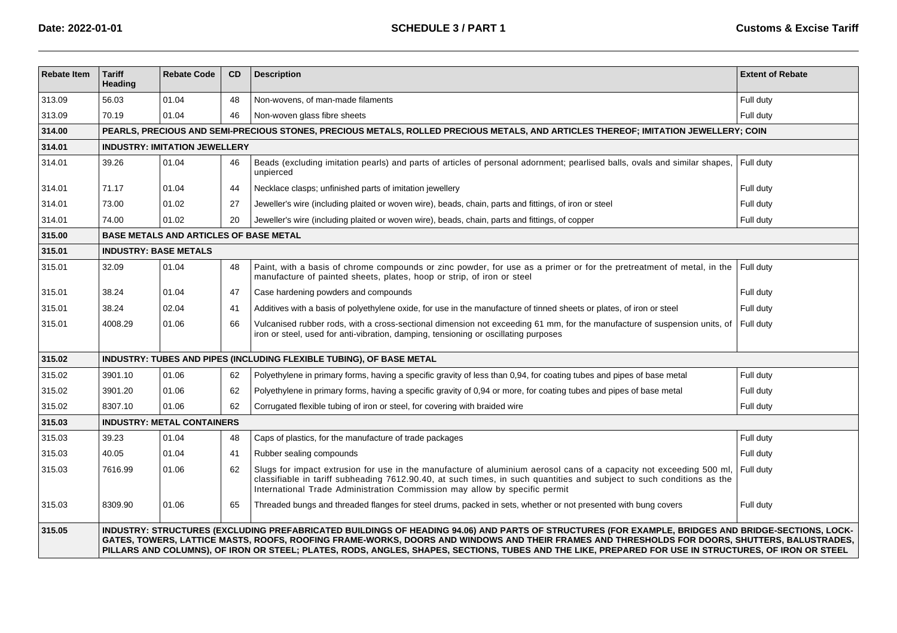| Rebate Item | Tariff Heading | Rebate Code | CD | Description | Extent of Rebate |
|---|---|---|---|---|---|
| 313.09 | 56.03 | 01.04 | 48 | Non-wovens, of man-made filaments | Full duty |
| 313.09 | 70.19 | 01.04 | 46 | Non-woven glass fibre sheets | Full duty |
| **314.00** | **PEARLS, PRECIOUS AND SEMI-PRECIOUS STONES, PRECIOUS METALS, ROLLED PRECIOUS METALS, AND ARTICLES THEREOF; IMITATION JEWELLERY; COIN** | | | | |
| **314.01** | **INDUSTRY: IMITATION JEWELLERY** | | | | |
| 314.01 | 39.26 | 01.04 | 46 | Beads (excluding imitation pearls) and parts of articles of personal adornment; pearlised balls, ovals and similar shapes, unpierced | Full duty |
| 314.01 | 71.17 | 01.04 | 44 | Necklace clasps; unfinished parts of imitation jewellery | Full duty |
| 314.01 | 73.00 | 01.02 | 27 | Jeweller's wire (including plaited or woven wire), beads, chain, parts and fittings, of iron or steel | Full duty |
| 314.01 | 74.00 | 01.02 | 20 | Jeweller's wire (including plaited or woven wire), beads, chain, parts and fittings, of copper | Full duty |
| **315.00** | **BASE METALS AND ARTICLES OF BASE METAL** | | | | |
| **315.01** | **INDUSTRY: BASE METALS** | | | | |
| 315.01 | 32.09 | 01.04 | 48 | Paint, with a basis of chrome compounds or zinc powder, for use as a primer or for the pretreatment of metal, in the manufacture of painted sheets, plates, hoop or strip, of iron or steel | Full duty |
| 315.01 | 38.24 | 01.04 | 47 | Case hardening powders and compounds | Full duty |
| 315.01 | 38.24 | 02.04 | 41 | Additives with a basis of polyethylene oxide, for use in the manufacture of tinned sheets or plates, of iron or steel | Full duty |
| 315.01 | 4008.29 | 01.06 | 66 | Vulcanised rubber rods, with a cross-sectional dimension not exceeding 61 mm, for the manufacture of suspension units, of iron or steel, used for anti-vibration, damping, tensioning or oscillating purposes | Full duty |
| **315.02** | **INDUSTRY: TUBES AND PIPES (INCLUDING FLEXIBLE TUBING), OF BASE METAL** | | | | |
| 315.02 | 3901.10 | 01.06 | 62 | Polyethylene in primary forms, having a specific gravity of less than 0,94, for coating tubes and pipes of base metal | Full duty |
| 315.02 | 3901.20 | 01.06 | 62 | Polyethylene in primary forms, having a specific gravity of 0,94 or more, for coating tubes and pipes of base metal | Full duty |
| 315.02 | 8307.10 | 01.06 | 62 | Corrugated flexible tubing of iron or steel, for covering with braided wire | Full duty |
| **315.03** | **INDUSTRY: METAL CONTAINERS** | | | | |
| 315.03 | 39.23 | 01.04 | 48 | Caps of plastics, for the manufacture of trade packages | Full duty |
| 315.03 | 40.05 | 01.04 | 41 | Rubber sealing compounds | Full duty |
| 315.03 | 7616.99 | 01.06 | 62 | Slugs for impact extrusion for use in the manufacture of aluminium aerosol cans of a capacity not exceeding 500 ml, classifiable in tariff subheading 7612.90.40, at such times, in such quantities and subject to such conditions as the International Trade Administration Commission may allow by specific permit | Full duty |
| 315.03 | 8309.90 | 01.06 | 65 | Threaded bungs and threaded flanges for steel drums, packed in sets, whether or not presented with bung covers | Full duty |
| **315.05** | **INDUSTRY: STRUCTURES (EXCLUDING PREFABRICATED BUILDINGS OF HEADING 94.06) AND PARTS OF STRUCTURES (FOR EXAMPLE, BRIDGES AND BRIDGE-SECTIONS, LOCK-GATES, TOWERS, LATTICE MASTS, ROOFS, ROOFING FRAME-WORKS, DOORS AND WINDOWS AND THEIR FRAMES AND THRESHOLDS FOR DOORS, SHUTTERS, BALUSTRADES, PILLARS AND COLUMNS), OF IRON OR STEEL; PLATES, RODS, ANGLES, SHAPES, SECTIONS, TUBES AND THE LIKE, PREPARED FOR USE IN STRUCTURES, OF IRON OR STEEL** | | | | |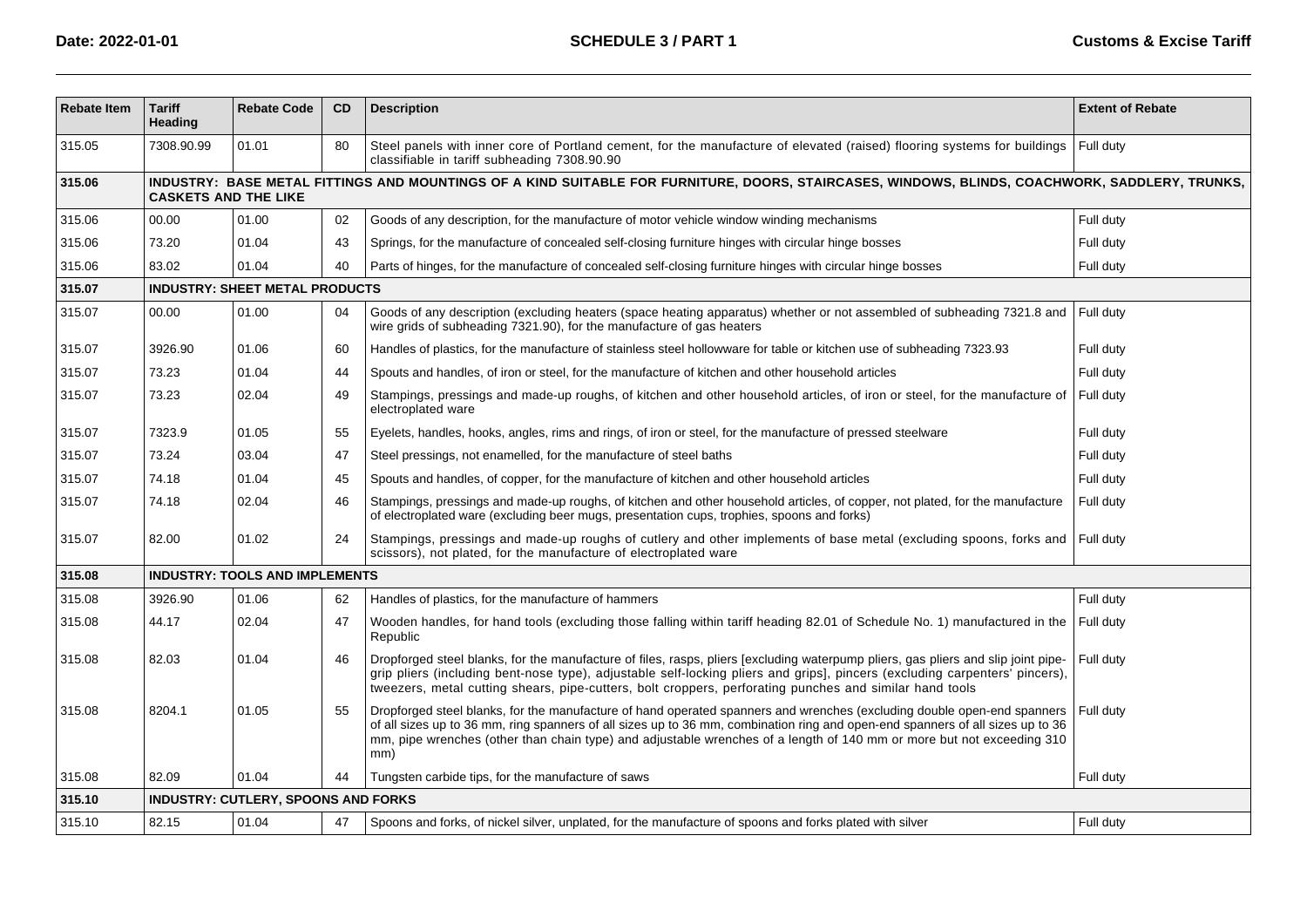| Rebate Item | Tariff Heading | Rebate Code | CD | Description | Extent of Rebate |
|---|---|---|---|---|---|
| 315.05 | 7308.90.99 | 01.01 | 80 | Steel panels with inner core of Portland cement, for the manufacture of elevated (raised) flooring systems for buildings classifiable in tariff subheading 7308.90.90 | Full duty |
| **315.06** | **INDUSTRY: BASE METAL FITTINGS AND MOUNTINGS OF A KIND SUITABLE FOR FURNITURE, DOORS, STAIRCASES, WINDOWS, BLINDS, COACHWORK, SADDLERY, TRUNKS, CASKETS AND THE LIKE** | | | | |
| 315.06 | 00.00 | 01.00 | 02 | Goods of any description, for the manufacture of motor vehicle window winding mechanisms | Full duty |
| 315.06 | 73.20 | 01.04 | 43 | Springs, for the manufacture of concealed self-closing furniture hinges with circular hinge bosses | Full duty |
| 315.06 | 83.02 | 01.04 | 40 | Parts of hinges, for the manufacture of concealed self-closing furniture hinges with circular hinge bosses | Full duty |
| **315.07** | **INDUSTRY: SHEET METAL PRODUCTS** | | | | |
| 315.07 | 00.00 | 01.00 | 04 | Goods of any description (excluding heaters (space heating apparatus) whether or not assembled of subheading 7321.8 and wire grids of subheading 7321.90), for the manufacture of gas heaters | Full duty |
| 315.07 | 3926.90 | 01.06 | 60 | Handles of plastics, for the manufacture of stainless steel hollowware for table or kitchen use of subheading 7323.93 | Full duty |
| 315.07 | 73.23 | 01.04 | 44 | Spouts and handles, of iron or steel, for the manufacture of kitchen and other household articles | Full duty |
| 315.07 | 73.23 | 02.04 | 49 | Stampings, pressings and made-up roughs, of kitchen and other household articles, of iron or steel, for the manufacture of electroplated ware | Full duty |
| 315.07 | 7323.9 | 01.05 | 55 | Eyelets, handles, hooks, angles, rims and rings, of iron or steel, for the manufacture of pressed steelware | Full duty |
| 315.07 | 73.24 | 03.04 | 47 | Steel pressings, not enamelled, for the manufacture of steel baths | Full duty |
| 315.07 | 74.18 | 01.04 | 45 | Spouts and handles, of copper, for the manufacture of kitchen and other household articles | Full duty |
| 315.07 | 74.18 | 02.04 | 46 | Stampings, pressings and made-up roughs, of kitchen and other household articles, of copper, not plated, for the manufacture of electroplated ware (excluding beer mugs, presentation cups, trophies, spoons and forks) | Full duty |
| 315.07 | 82.00 | 01.02 | 24 | Stampings, pressings and made-up roughs of cutlery and other implements of base metal (excluding spoons, forks and scissors), not plated, for the manufacture of electroplated ware | Full duty |
| **315.08** | **INDUSTRY: TOOLS AND IMPLEMENTS** | | | | |
| 315.08 | 3926.90 | 01.06 | 62 | Handles of plastics, for the manufacture of hammers | Full duty |
| 315.08 | 44.17 | 02.04 | 47 | Wooden handles, for hand tools (excluding those falling within tariff heading 82.01 of Schedule No. 1) manufactured in the Republic | Full duty |
| 315.08 | 82.03 | 01.04 | 46 | Dropforged steel blanks, for the manufacture of files, rasps, pliers [excluding waterpump pliers, gas pliers and slip joint pipe-grip pliers (including bent-nose type), adjustable self-locking pliers and grips], pincers (excluding carpenters' pincers), tweezers, metal cutting shears, pipe-cutters, bolt croppers, perforating punches and similar hand tools | Full duty |
| 315.08 | 8204.1 | 01.05 | 55 | Dropforged steel blanks, for the manufacture of hand operated spanners and wrenches (excluding double open-end spanners of all sizes up to 36 mm, ring spanners of all sizes up to 36 mm, combination ring and open-end spanners of all sizes up to 36 mm, pipe wrenches (other than chain type) and adjustable wrenches of a length of 140 mm or more but not exceeding 310 mm) | Full duty |
| 315.08 | 82.09 | 01.04 | 44 | Tungsten carbide tips, for the manufacture of saws | Full duty |
| **315.10** | **INDUSTRY: CUTLERY, SPOONS AND FORKS** | | | | |
| 315.10 | 82.15 | 01.04 | 47 | Spoons and forks, of nickel silver, unplated, for the manufacture of spoons and forks plated with silver | Full duty |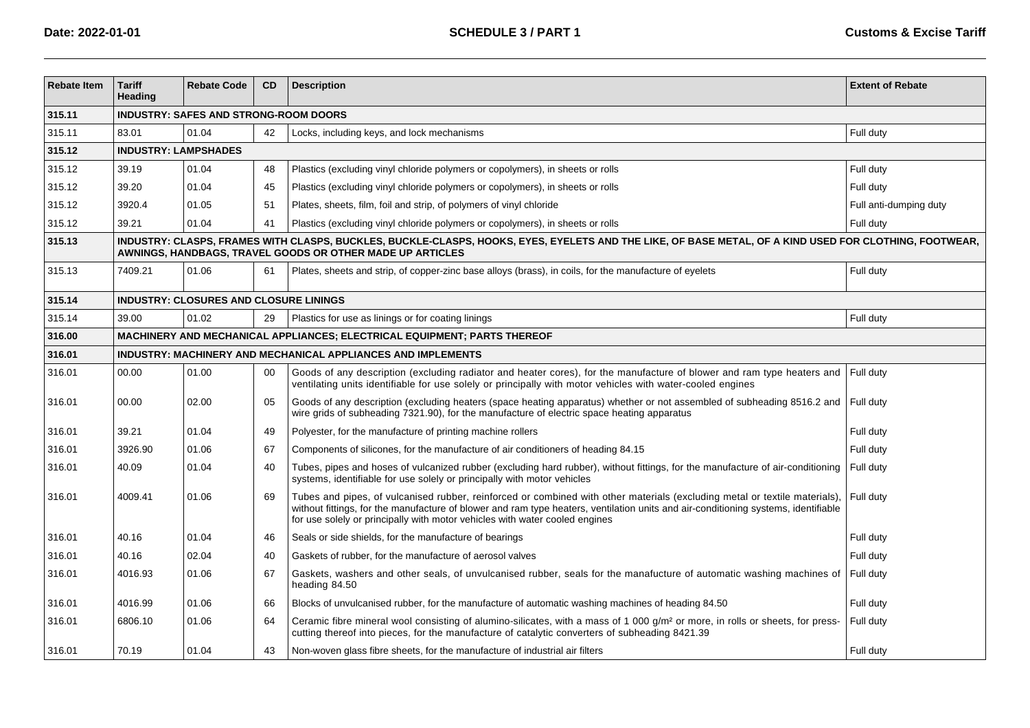| Rebate Item | Tariff Heading | Rebate Code | CD | Description | Extent of Rebate |
|---|---|---|---|---|---|
| **315.11** | **INDUSTRY: SAFES AND STRONG-ROOM DOORS** | | | | |
| 315.11 | 83.01 | 01.04 | 42 | Locks, including keys, and lock mechanisms | Full duty |
| **315.12** | **INDUSTRY: LAMPSHADES** | | | | |
| 315.12 | 39.19 | 01.04 | 48 | Plastics (excluding vinyl chloride polymers or copolymers), in sheets or rolls | Full duty |
| 315.12 | 39.20 | 01.04 | 45 | Plastics (excluding vinyl chloride polymers or copolymers), in sheets or rolls | Full duty |
| 315.12 | 3920.4 | 01.05 | 51 | Plates, sheets, film, foil and strip, of polymers of vinyl chloride | Full anti-dumping duty |
| 315.12 | 39.21 | 01.04 | 41 | Plastics (excluding vinyl chloride polymers or copolymers), in sheets or rolls | Full duty |
| **315.13** | **INDUSTRY: CLASPS, FRAMES WITH CLASPS, BUCKLES, BUCKLE-CLASPS, HOOKS, EYES, EYELETS AND THE LIKE, OF BASE METAL, OF A KIND USED FOR CLOTHING, FOOTWEAR, AWNINGS, HANDBAGS, TRAVEL GOODS OR OTHER MADE UP ARTICLES** | | | | |
| 315.13 | 7409.21 | 01.06 | 61 | Plates, sheets and strip, of copper-zinc base alloys (brass), in coils, for the manufacture of eyelets | Full duty |
| **315.14** | **INDUSTRY: CLOSURES AND CLOSURE LININGS** | | | | |
| 315.14 | 39.00 | 01.02 | 29 | Plastics for use as linings or for coating linings | Full duty |
| **316.00** | **MACHINERY AND MECHANICAL APPLIANCES; ELECTRICAL EQUIPMENT; PARTS THEREOF** | | | | |
| **316.01** | **INDUSTRY: MACHINERY AND MECHANICAL APPLIANCES AND IMPLEMENTS** | | | | |
| 316.01 | 00.00 | 01.00 | 00 | Goods of any description (excluding radiator and heater cores), for the manufacture of blower and ram type heaters and ventilating units identifiable for use solely or principally with motor vehicles with water-cooled engines | Full duty |
| 316.01 | 00.00 | 02.00 | 05 | Goods of any description (excluding heaters (space heating apparatus) whether or not assembled of subheading 8516.2 and wire grids of subheading 7321.90), for the manufacture of electric space heating apparatus | Full duty |
| 316.01 | 39.21 | 01.04 | 49 | Polyester, for the manufacture of printing machine rollers | Full duty |
| 316.01 | 3926.90 | 01.06 | 67 | Components of silicones, for the manufacture of air conditioners of heading 84.15 | Full duty |
| 316.01 | 40.09 | 01.04 | 40 | Tubes, pipes and hoses of vulcanized rubber (excluding hard rubber), without fittings, for the manufacture of air-conditioning systems, identifiable for use solely or principally with motor vehicles | Full duty |
| 316.01 | 4009.41 | 01.06 | 69 | Tubes and pipes, of vulcanised rubber, reinforced or combined with other materials (excluding metal or textile materials), without fittings, for the manufacture of blower and ram type heaters, ventilation units and air-conditioning systems, identifiable for use solely or principally with motor vehicles with water cooled engines | Full duty |
| 316.01 | 40.16 | 01.04 | 46 | Seals or side shields, for the manufacture of bearings | Full duty |
| 316.01 | 40.16 | 02.04 | 40 | Gaskets of rubber, for the manufacture of aerosol valves | Full duty |
| 316.01 | 4016.93 | 01.06 | 67 | Gaskets, washers and other seals, of unvulcanised rubber, seals for the manafucture of automatic washing machines of heading 84.50 | Full duty |
| 316.01 | 4016.99 | 01.06 | 66 | Blocks of unvulcanised rubber, for the manufacture of automatic washing machines of heading 84.50 | Full duty |
| 316.01 | 6806.10 | 01.06 | 64 | Ceramic fibre mineral wool consisting of alumino-silicates, with a mass of 1 000 g/m² or more, in rolls or sheets, for press-cutting thereof into pieces, for the manufacture of catalytic converters of subheading 8421.39 | Full duty |
| 316.01 | 70.19 | 01.04 | 43 | Non-woven glass fibre sheets, for the manufacture of industrial air filters | Full duty |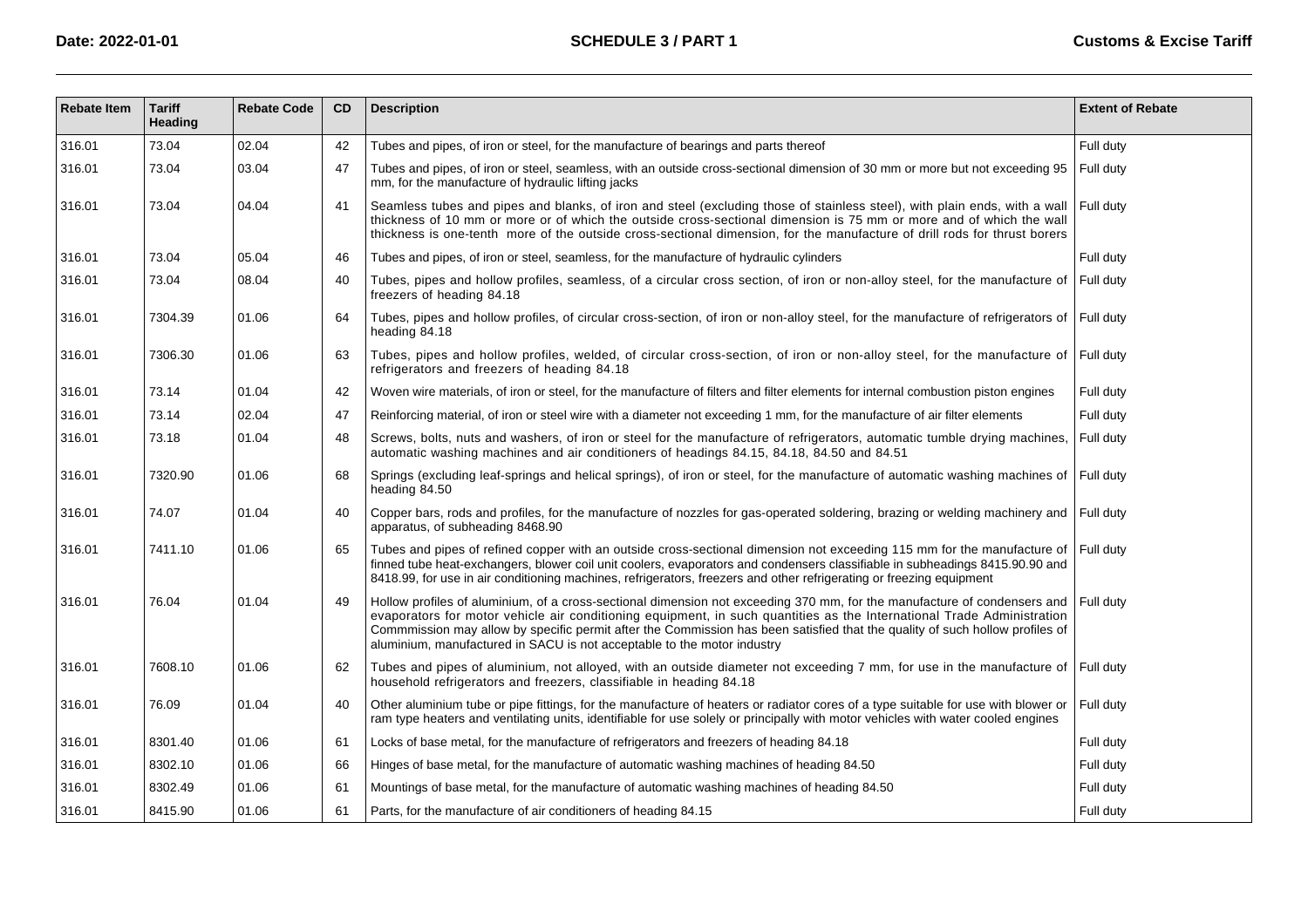| Rebate Item | Tariff Heading | Rebate Code | CD | Description | Extent of Rebate |
|---|---|---|---|---|---|
| 316.01 | 73.04 | 02.04 | 42 | Tubes and pipes, of iron or steel, for the manufacture of bearings and parts thereof | Full duty |
| 316.01 | 73.04 | 03.04 | 47 | Tubes and pipes, of iron or steel, seamless, with an outside cross-sectional dimension of 30 mm or more but not exceeding 95 mm, for the manufacture of hydraulic lifting jacks | Full duty |
| 316.01 | 73.04 | 04.04 | 41 | Seamless tubes and pipes and blanks, of iron and steel (excluding those of stainless steel), with plain ends, with a wall thickness of 10 mm or more or of which the outside cross-sectional dimension is 75 mm or more and of which the wall thickness is one-tenth more of the outside cross-sectional dimension, for the manufacture of drill rods for thrust borers | Full duty |
| 316.01 | 73.04 | 05.04 | 46 | Tubes and pipes, of iron or steel, seamless, for the manufacture of hydraulic cylinders | Full duty |
| 316.01 | 73.04 | 08.04 | 40 | Tubes, pipes and hollow profiles, seamless, of a circular cross section, of iron or non-alloy steel, for the manufacture of freezers of heading 84.18 | Full duty |
| 316.01 | 7304.39 | 01.06 | 64 | Tubes, pipes and hollow profiles, of circular cross-section, of iron or non-alloy steel, for the manufacture of refrigerators of heading 84.18 | Full duty |
| 316.01 | 7306.30 | 01.06 | 63 | Tubes, pipes and hollow profiles, welded, of circular cross-section, of iron or non-alloy steel, for the manufacture of refrigerators and freezers of heading 84.18 | Full duty |
| 316.01 | 73.14 | 01.04 | 42 | Woven wire materials, of iron or steel, for the manufacture of filters and filter elements for internal combustion piston engines | Full duty |
| 316.01 | 73.14 | 02.04 | 47 | Reinforcing material, of iron or steel wire with a diameter not exceeding 1 mm, for the manufacture of air filter elements | Full duty |
| 316.01 | 73.18 | 01.04 | 48 | Screws, bolts, nuts and washers, of iron or steel for the manufacture of refrigerators, automatic tumble drying machines, automatic washing machines and air conditioners of headings 84.15, 84.18, 84.50 and 84.51 | Full duty |
| 316.01 | 7320.90 | 01.06 | 68 | Springs (excluding leaf-springs and helical springs), of iron or steel, for the manufacture of automatic washing machines of heading 84.50 | Full duty |
| 316.01 | 74.07 | 01.04 | 40 | Copper bars, rods and profiles, for the manufacture of nozzles for gas-operated soldering, brazing or welding machinery and apparatus, of subheading 8468.90 | Full duty |
| 316.01 | 7411.10 | 01.06 | 65 | Tubes and pipes of refined copper with an outside cross-sectional dimension not exceeding 115 mm for the manufacture of finned tube heat-exchangers, blower coil unit coolers, evaporators and condensers classifiable in subheadings 8415.90.90 and 8418.99, for use in air conditioning machines, refrigerators, freezers and other refrigerating or freezing equipment | Full duty |
| 316.01 | 76.04 | 01.04 | 49 | Hollow profiles of aluminium, of a cross-sectional dimension not exceeding 370 mm, for the manufacture of condensers and evaporators for motor vehicle air conditioning equipment, in such quantities as the International Trade Administration Commmission may allow by specific permit after the Commission has been satisfied that the quality of such hollow profiles of aluminium, manufactured in SACU is not acceptable to the motor industry | Full duty |
| 316.01 | 7608.10 | 01.06 | 62 | Tubes and pipes of aluminium, not alloyed, with an outside diameter not exceeding 7 mm, for use in the manufacture of household refrigerators and freezers, classifiable in heading 84.18 | Full duty |
| 316.01 | 76.09 | 01.04 | 40 | Other aluminium tube or pipe fittings, for the manufacture of heaters or radiator cores of a type suitable for use with blower or ram type heaters and ventilating units, identifiable for use solely or principally with motor vehicles with water cooled engines | Full duty |
| 316.01 | 8301.40 | 01.06 | 61 | Locks of base metal, for the manufacture of refrigerators and freezers of heading 84.18 | Full duty |
| 316.01 | 8302.10 | 01.06 | 66 | Hinges of base metal, for the manufacture of automatic washing machines of heading 84.50 | Full duty |
| 316.01 | 8302.49 | 01.06 | 61 | Mountings of base metal, for the manufacture of automatic washing machines of heading 84.50 | Full duty |
| 316.01 | 8415.90 | 01.06 | 61 | Parts, for the manufacture of air conditioners of heading 84.15 | Full duty |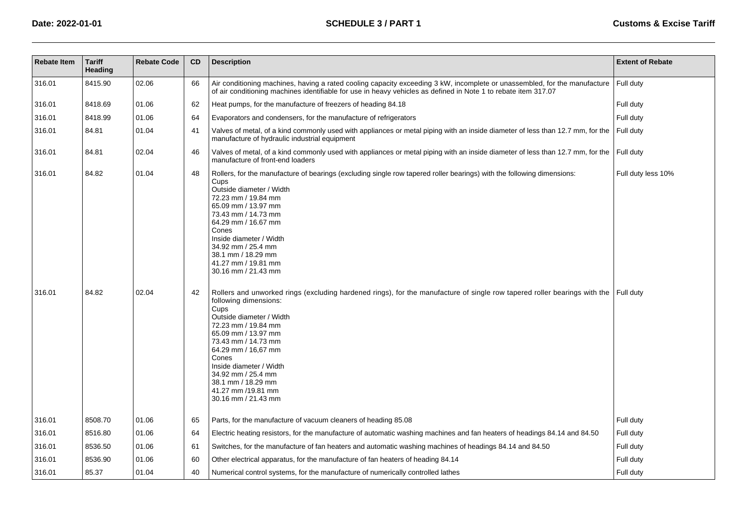| Rebate Item | Tariff Heading | Rebate Code | CD | Description | Extent of Rebate |
|---|---|---|---|---|---|
| 316.01 | 8415.90 | 02.06 | 66 | Air conditioning machines, having a rated cooling capacity exceeding 3 kW, incomplete or unassembled, for the manufacture of air conditioning machines identifiable for use in heavy vehicles as defined in Note 1 to rebate item 317.07 | Full duty |
| 316.01 | 8418.69 | 01.06 | 62 | Heat pumps, for the manufacture of freezers of heading 84.18 | Full duty |
| 316.01 | 8418.99 | 01.06 | 64 | Evaporators and condensers, for the manufacture of refrigerators | Full duty |
| 316.01 | 84.81 | 01.04 | 41 | Valves of metal, of a kind commonly used with appliances or metal piping with an inside diameter of less than 12.7 mm, for the manufacture of hydraulic industrial equipment | Full duty |
| 316.01 | 84.81 | 02.04 | 46 | Valves of metal, of a kind commonly used with appliances or metal piping with an inside diameter of less than 12.7 mm, for the manufacture of front-end loaders | Full duty |
| 316.01 | 84.82 | 01.04 | 48 | Rollers, for the manufacture of bearings (excluding single row tapered roller bearings) with the following dimensions:<br>Cups<br>Outside diameter / Width<br>72.23 mm / 19.84 mm<br>65.09 mm / 13.97 mm<br>73.43 mm / 14.73 mm<br>64.29 mm / 16.67 mm<br>Cones<br>Inside diameter / Width<br>34.92 mm / 25.4 mm<br>38.1 mm / 18.29 mm<br>41.27 mm / 19.81 mm<br>30.16 mm / 21.43 mm | Full duty less 10% |
| 316.01 | 84.82 | 02.04 | 42 | Rollers and unworked rings (excluding hardened rings), for the manufacture of single row tapered roller bearings with the following dimensions:<br>Cups<br>Outside diameter / Width<br>72.23 mm / 19.84 mm<br>65.09 mm / 13.97 mm<br>73.43 mm / 14.73 mm<br>64.29 mm / 16,67 mm<br>Cones<br>Inside diameter / Width<br>34.92 mm / 25.4 mm<br>38.1 mm / 18.29 mm<br>41.27 mm /19.81 mm<br>30.16 mm / 21.43 mm | Full duty |
| 316.01 | 8508.70 | 01.06 | 65 | Parts, for the manufacture of vacuum cleaners of heading 85.08 | Full duty |
| 316.01 | 8516.80 | 01.06 | 64 | Electric heating resistors, for the manufacture of automatic washing machines and fan heaters of headings 84.14 and 84.50 | Full duty |
| 316.01 | 8536.50 | 01.06 | 61 | Switches, for the manufacture of fan heaters and automatic washing machines of headings 84.14 and 84.50 | Full duty |
| 316.01 | 8536.90 | 01.06 | 60 | Other electrical apparatus, for the manufacture of fan heaters of heading 84.14 | Full duty |
| 316.01 | 85.37 | 01.04 | 40 | Numerical control systems, for the manufacture of numerically controlled lathes | Full duty |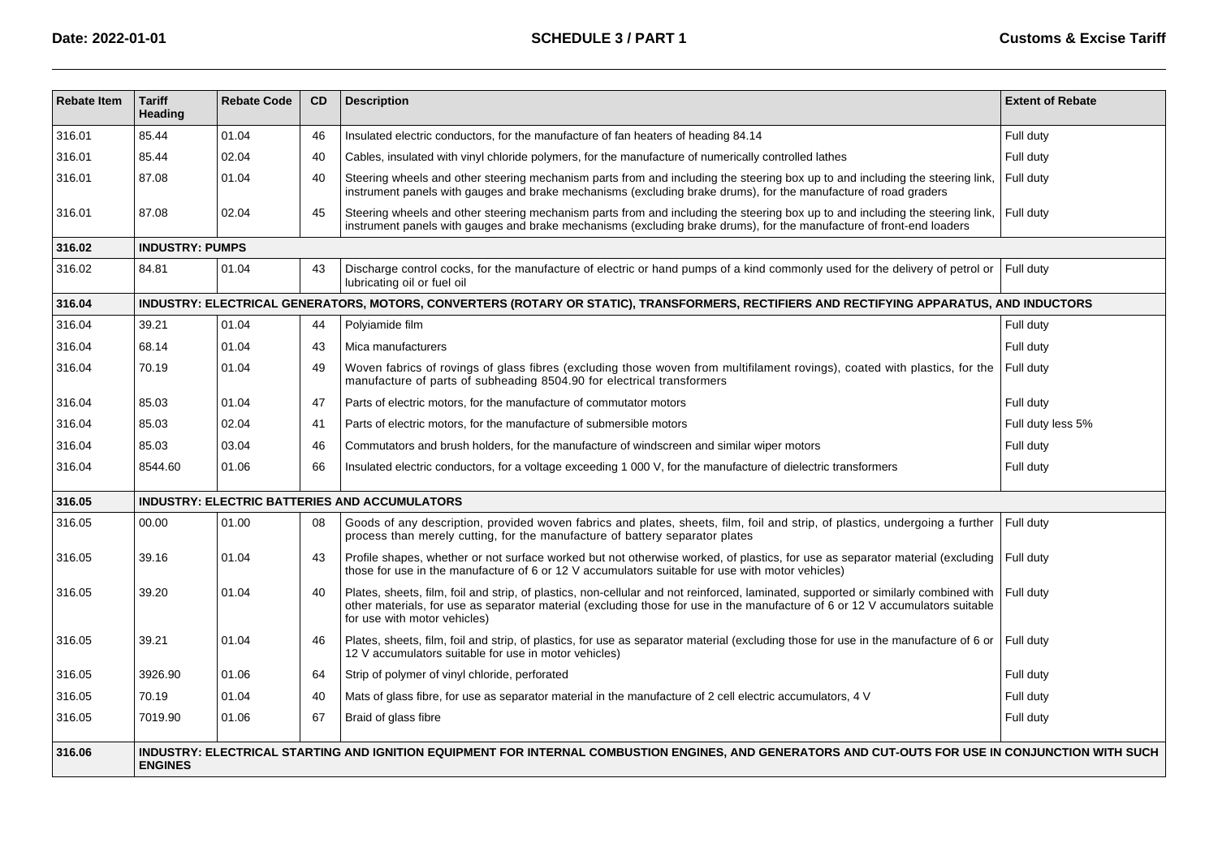| Rebate Item | Tariff Heading | Rebate Code | CD | Description | Extent of Rebate |
|---|---|---|---|---|---|
| 316.01 | 85.44 | 01.04 | 46 | Insulated electric conductors, for the manufacture of fan heaters of heading 84.14 | Full duty |
| 316.01 | 85.44 | 02.04 | 40 | Cables, insulated with vinyl chloride polymers, for the manufacture of numerically controlled lathes | Full duty |
| 316.01 | 87.08 | 01.04 | 40 | Steering wheels and other steering mechanism parts from and including the steering box up to and including the steering link, instrument panels with gauges and brake mechanisms (excluding brake drums), for the manufacture of road graders | Full duty |
| 316.01 | 87.08 | 02.04 | 45 | Steering wheels and other steering mechanism parts from and including the steering box up to and including the steering link, instrument panels with gauges and brake mechanisms (excluding brake drums), for the manufacture of front-end loaders | Full duty |
| **316.02** | **INDUSTRY: PUMPS** | | | | |
| 316.02 | 84.81 | 01.04 | 43 | Discharge control cocks, for the manufacture of electric or hand pumps of a kind commonly used for the delivery of petrol or lubricating oil or fuel oil | Full duty |
| **316.04** | **INDUSTRY: ELECTRICAL GENERATORS, MOTORS, CONVERTERS (ROTARY OR STATIC), TRANSFORMERS, RECTIFIERS AND RECTIFYING APPARATUS, AND INDUCTORS** | | | | |
| 316.04 | 39.21 | 01.04 | 44 | Polyiamide film | Full duty |
| 316.04 | 68.14 | 01.04 | 43 | Mica manufacturers | Full duty |
| 316.04 | 70.19 | 01.04 | 49 | Woven fabrics of rovings of glass fibres (excluding those woven from multifilament rovings), coated with plastics, for the manufacture of parts of subheading 8504.90 for electrical transformers | Full duty |
| 316.04 | 85.03 | 01.04 | 47 | Parts of electric motors, for the manufacture of commutator motors | Full duty |
| 316.04 | 85.03 | 02.04 | 41 | Parts of electric motors, for the manufacture of submersible motors | Full duty less 5% |
| 316.04 | 85.03 | 03.04 | 46 | Commutators and brush holders, for the manufacture of windscreen and similar wiper motors | Full duty |
| 316.04 | 8544.60 | 01.06 | 66 | Insulated electric conductors, for a voltage exceeding 1 000 V, for the manufacture of dielectric transformers | Full duty |
| **316.05** | **INDUSTRY: ELECTRIC BATTERIES AND ACCUMULATORS** | | | | |
| 316.05 | 00.00 | 01.00 | 08 | Goods of any description, provided woven fabrics and plates, sheets, film, foil and strip, of plastics, undergoing a further process than merely cutting, for the manufacture of battery separator plates | Full duty |
| 316.05 | 39.16 | 01.04 | 43 | Profile shapes, whether or not surface worked but not otherwise worked, of plastics, for use as separator material (excluding those for use in the manufacture of 6 or 12 V accumulators suitable for use with motor vehicles) | Full duty |
| 316.05 | 39.20 | 01.04 | 40 | Plates, sheets, film, foil and strip, of plastics, non-cellular and not reinforced, laminated, supported or similarly combined with other materials, for use as separator material (excluding those for use in the manufacture of 6 or 12 V accumulators suitable for use with motor vehicles) | Full duty |
| 316.05 | 39.21 | 01.04 | 46 | Plates, sheets, film, foil and strip, of plastics, for use as separator material (excluding those for use in the manufacture of 6 or 12 V accumulators suitable for use in motor vehicles) | Full duty |
| 316.05 | 3926.90 | 01.06 | 64 | Strip of polymer of vinyl chloride, perforated | Full duty |
| 316.05 | 70.19 | 01.04 | 40 | Mats of glass fibre, for use as separator material in the manufacture of 2 cell electric accumulators, 4 V | Full duty |
| 316.05 | 7019.90 | 01.06 | 67 | Braid of glass fibre | Full duty |
| **316.06** | **INDUSTRY: ELECTRICAL STARTING AND IGNITION EQUIPMENT FOR INTERNAL COMBUSTION ENGINES, AND GENERATORS AND CUT-OUTS FOR USE IN CONJUNCTION WITH SUCH ENGINES** | | | | |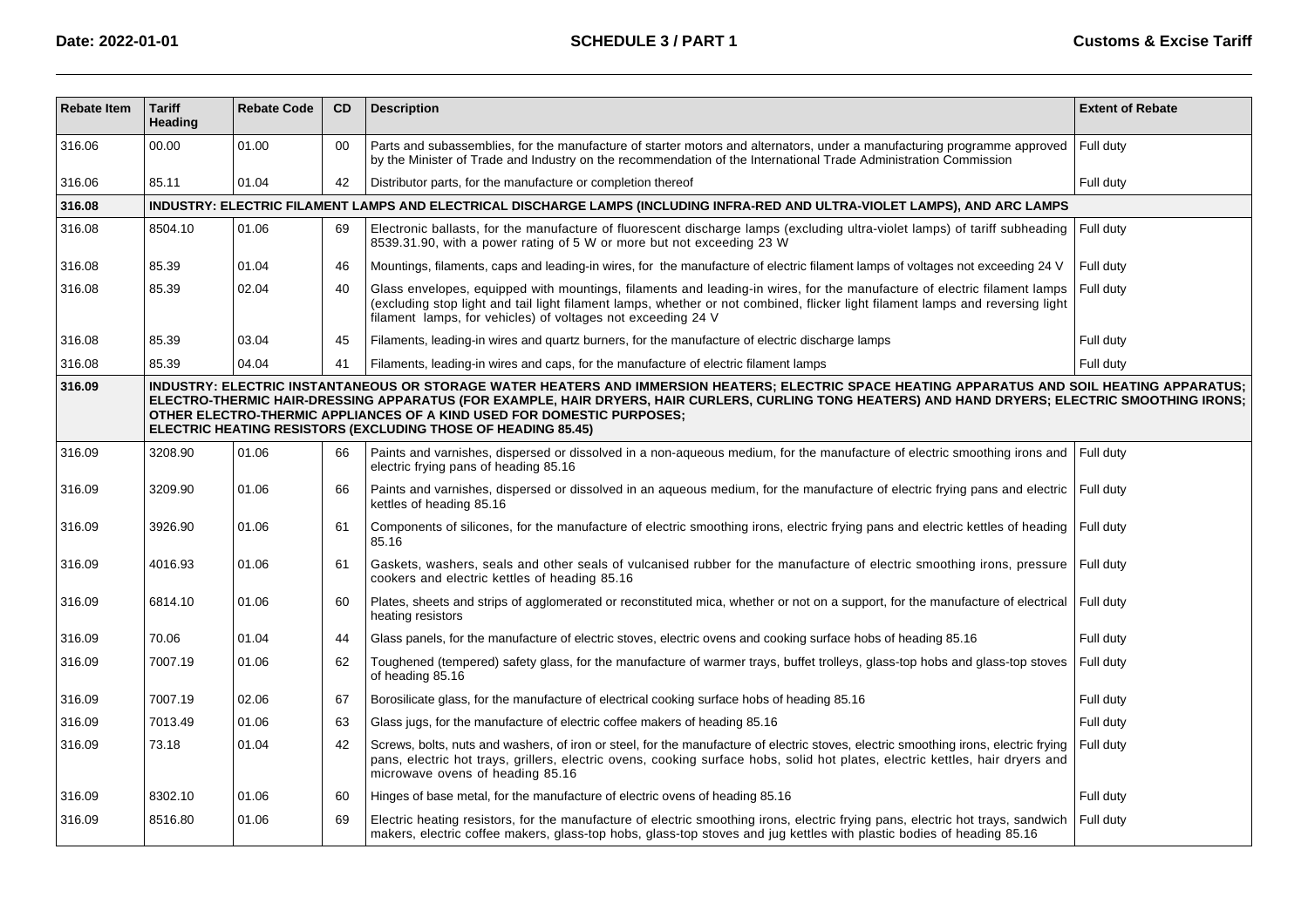| Rebate Item | Tariff Heading | Rebate Code | CD | Description | Extent of Rebate |
|---|---|---|---|---|---|
| 316.06 | 00.00 | 01.00 | 00 | Parts and subassemblies, for the manufacture of starter motors and alternators, under a manufacturing programme approved by the Minister of Trade and Industry on the recommendation of the International Trade Administration Commission | Full duty |
| 316.06 | 85.11 | 01.04 | 42 | Distributor parts, for the manufacture or completion thereof | Full duty |
| **316.08** | **INDUSTRY: ELECTRIC FILAMENT LAMPS AND ELECTRICAL DISCHARGE LAMPS (INCLUDING INFRA-RED AND ULTRA-VIOLET LAMPS), AND ARC LAMPS** | | | | |
| 316.08 | 8504.10 | 01.06 | 69 | Electronic ballasts, for the manufacture of fluorescent discharge lamps (excluding ultra-violet lamps) of tariff subheading 8539.31.90, with a power rating of 5 W or more but not exceeding 23 W | Full duty |
| 316.08 | 85.39 | 01.04 | 46 | Mountings, filaments, caps and leading-in wires, for the manufacture of electric filament lamps of voltages not exceeding 24 V | Full duty |
| 316.08 | 85.39 | 02.04 | 40 | Glass envelopes, equipped with mountings, filaments and leading-in wires, for the manufacture of electric filament lamps (excluding stop light and tail light filament lamps, whether or not combined, flicker light filament lamps and reversing light filament lamps, for vehicles) of voltages not exceeding 24 V | Full duty |
| 316.08 | 85.39 | 03.04 | 45 | Filaments, leading-in wires and quartz burners, for the manufacture of electric discharge lamps | Full duty |
| 316.08 | 85.39 | 04.04 | 41 | Filaments, leading-in wires and caps, for the manufacture of electric filament lamps | Full duty |
| **316.09** | **INDUSTRY: ELECTRIC INSTANTANEOUS OR STORAGE WATER HEATERS AND IMMERSION HEATERS; ELECTRIC SPACE HEATING APPARATUS AND SOIL HEATING APPARATUS; ELECTRO-THERMIC HAIR-DRESSING APPARATUS (FOR EXAMPLE, HAIR DRYERS, HAIR CURLERS, CURLING TONG HEATERS) AND HAND DRYERS; ELECTRIC SMOOTHING IRONS; OTHER ELECTRO-THERMIC APPLIANCES OF A KIND USED FOR DOMESTIC PURPOSES; ELECTRIC HEATING RESISTORS (EXCLUDING THOSE OF HEADING 85.45)** | | | | |
| 316.09 | 3208.90 | 01.06 | 66 | Paints and varnishes, dispersed or dissolved in a non-aqueous medium, for the manufacture of electric smoothing irons and electric frying pans of heading 85.16 | Full duty |
| 316.09 | 3209.90 | 01.06 | 66 | Paints and varnishes, dispersed or dissolved in an aqueous medium, for the manufacture of electric frying pans and electric kettles of heading 85.16 | Full duty |
| 316.09 | 3926.90 | 01.06 | 61 | Components of silicones, for the manufacture of electric smoothing irons, electric frying pans and electric kettles of heading 85.16 | Full duty |
| 316.09 | 4016.93 | 01.06 | 61 | Gaskets, washers, seals and other seals of vulcanised rubber for the manufacture of electric smoothing irons, pressure cookers and electric kettles of heading 85.16 | Full duty |
| 316.09 | 6814.10 | 01.06 | 60 | Plates, sheets and strips of agglomerated or reconstituted mica, whether or not on a support, for the manufacture of electrical heating resistors | Full duty |
| 316.09 | 70.06 | 01.04 | 44 | Glass panels, for the manufacture of electric stoves, electric ovens and cooking surface hobs of heading 85.16 | Full duty |
| 316.09 | 7007.19 | 01.06 | 62 | Toughened (tempered) safety glass, for the manufacture of warmer trays, buffet trolleys, glass-top hobs and glass-top stoves of heading 85.16 | Full duty |
| 316.09 | 7007.19 | 02.06 | 67 | Borosilicate glass, for the manufacture of electrical cooking surface hobs of heading 85.16 | Full duty |
| 316.09 | 7013.49 | 01.06 | 63 | Glass jugs, for the manufacture of electric coffee makers of heading 85.16 | Full duty |
| 316.09 | 73.18 | 01.04 | 42 | Screws, bolts, nuts and washers, of iron or steel, for the manufacture of electric stoves, electric smoothing irons, electric frying pans, electric hot trays, grillers, electric ovens, cooking surface hobs, solid hot plates, electric kettles, hair dryers and microwave ovens of heading 85.16 | Full duty |
| 316.09 | 8302.10 | 01.06 | 60 | Hinges of base metal, for the manufacture of electric ovens of heading 85.16 | Full duty |
| 316.09 | 8516.80 | 01.06 | 69 | Electric heating resistors, for the manufacture of electric smoothing irons, electric frying pans, electric hot trays, sandwich makers, electric coffee makers, glass-top hobs, glass-top stoves and jug kettles with plastic bodies of heading 85.16 | Full duty |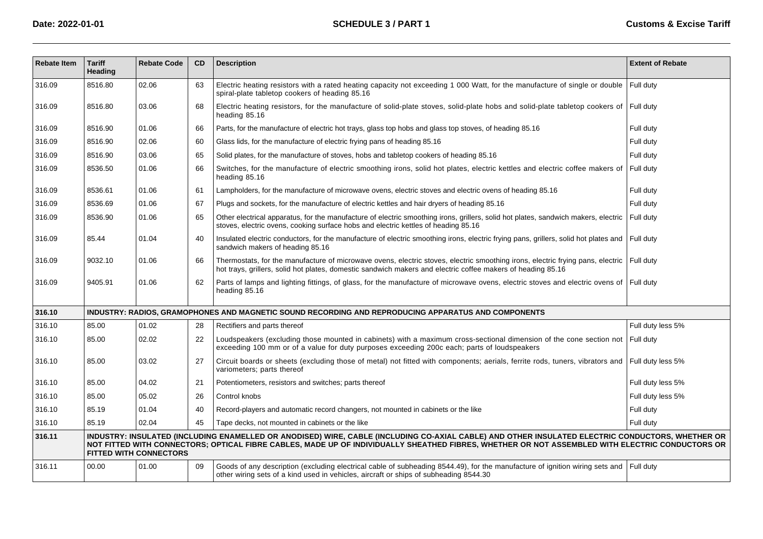| Rebate Item | Tariff Heading | Rebate Code | CD | Description | Extent of Rebate |
|---|---|---|---|---|---|
| 316.09 | 8516.80 | 02.06 | 63 | Electric heating resistors with a rated heating capacity not exceeding 1 000 Watt, for the manufacture of single or double spiral-plate tabletop cookers of heading 85.16 | Full duty |
| 316.09 | 8516.80 | 03.06 | 68 | Electric heating resistors, for the manufacture of solid-plate stoves, solid-plate hobs and solid-plate tabletop cookers of heading 85.16 | Full duty |
| 316.09 | 8516.90 | 01.06 | 66 | Parts, for the manufacture of electric hot trays, glass top hobs and glass top stoves, of heading 85.16 | Full duty |
| 316.09 | 8516.90 | 02.06 | 60 | Glass lids, for the manufacture of electric frying pans of heading 85.16 | Full duty |
| 316.09 | 8516.90 | 03.06 | 65 | Solid plates, for the manufacture of stoves, hobs and tabletop cookers of heading 85.16 | Full duty |
| 316.09 | 8536.50 | 01.06 | 66 | Switches, for the manufacture of electric smoothing irons, solid hot plates, electric kettles and electric coffee makers of heading 85.16 | Full duty |
| 316.09 | 8536.61 | 01.06 | 61 | Lampholders, for the manufacture of microwave ovens, electric stoves and electric ovens of heading 85.16 | Full duty |
| 316.09 | 8536.69 | 01.06 | 67 | Plugs and sockets, for the manufacture of electric kettles and hair dryers of heading 85.16 | Full duty |
| 316.09 | 8536.90 | 01.06 | 65 | Other electrical apparatus, for the manufacture of electric smoothing irons, grillers, solid hot plates, sandwich makers, electric stoves, electric ovens, cooking surface hobs and electric kettles of heading 85.16 | Full duty |
| 316.09 | 85.44 | 01.04 | 40 | Insulated electric conductors, for the manufacture of electric smoothing irons, electric frying pans, grillers, solid hot plates and sandwich makers of heading 85.16 | Full duty |
| 316.09 | 9032.10 | 01.06 | 66 | Thermostats, for the manufacture of microwave ovens, electric stoves, electric smoothing irons, electric frying pans, electric hot trays, grillers, solid hot plates, domestic sandwich makers and electric coffee makers of heading 85.16 | Full duty |
| 316.09 | 9405.91 | 01.06 | 62 | Parts of lamps and lighting fittings, of glass, for the manufacture of microwave ovens, electric stoves and electric ovens of heading 85.16 | Full duty |
| **316.10** | **INDUSTRY: RADIOS, GRAMOPHONES AND MAGNETIC SOUND RECORDING AND REPRODUCING APPARATUS AND COMPONENTS** | | | | |
| 316.10 | 85.00 | 01.02 | 28 | Rectifiers and parts thereof | Full duty less 5% |
| 316.10 | 85.00 | 02.02 | 22 | Loudspeakers (excluding those mounted in cabinets) with a maximum cross-sectional dimension of the cone section not exceeding 100 mm or of a value for duty purposes exceeding 200c each; parts of loudspeakers | Full duty |
| 316.10 | 85.00 | 03.02 | 27 | Circuit boards or sheets (excluding those of metal) not fitted with components; aerials, ferrite rods, tuners, vibrators and variometers; parts thereof | Full duty less 5% |
| 316.10 | 85.00 | 04.02 | 21 | Potentiometers, resistors and switches; parts thereof | Full duty less 5% |
| 316.10 | 85.00 | 05.02 | 26 | Control knobs | Full duty less 5% |
| 316.10 | 85.19 | 01.04 | 40 | Record-players and automatic record changers, not mounted in cabinets or the like | Full duty |
| 316.10 | 85.19 | 02.04 | 45 | Tape decks, not mounted in cabinets or the like | Full duty |
| **316.11** | **INDUSTRY: INSULATED (INCLUDING ENAMELLED OR ANODISED) WIRE, CABLE (INCLUDING CO-AXIAL CABLE) AND OTHER INSULATED ELECTRIC CONDUCTORS, WHETHER OR NOT FITTED WITH CONNECTORS; OPTICAL FIBRE CABLES, MADE UP OF INDIVIDUALLY SHEATHED FIBRES, WHETHER OR NOT ASSEMBLED WITH ELECTRIC CONDUCTORS OR FITTED WITH CONNECTORS** | | | | |
| 316.11 | 00.00 | 01.00 | 09 | Goods of any description (excluding electrical cable of subheading 8544.49), for the manufacture of ignition wiring sets and other wiring sets of a kind used in vehicles, aircraft or ships of subheading 8544.30 | Full duty |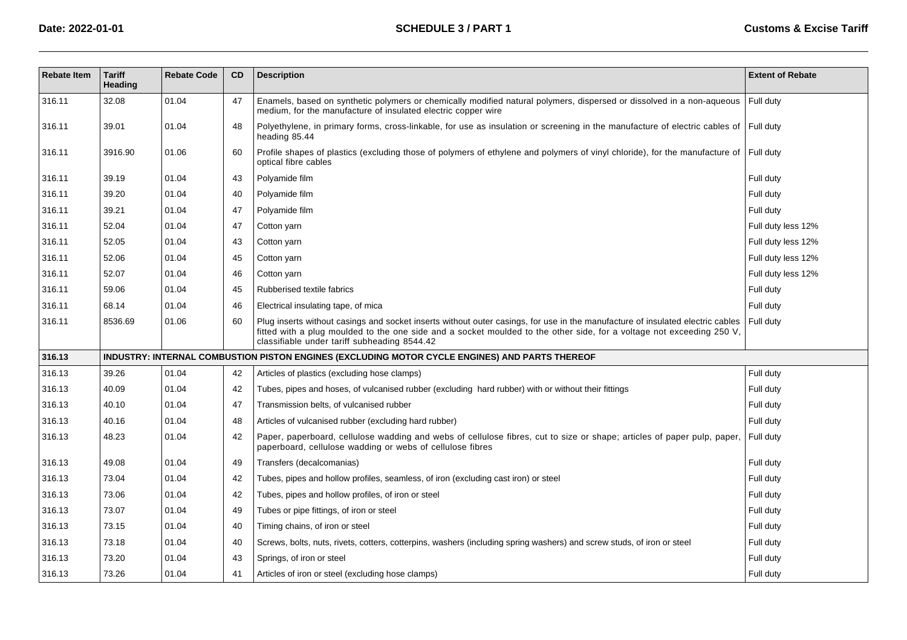| Rebate Item | Tariff Heading | Rebate Code | CD | Description | Extent of Rebate |
|---|---|---|---|---|---|
| 316.11 | 32.08 | 01.04 | 47 | Enamels, based on synthetic polymers or chemically modified natural polymers, dispersed or dissolved in a non-aqueous medium, for the manufacture of insulated electric copper wire | Full duty |
| 316.11 | 39.01 | 01.04 | 48 | Polyethylene, in primary forms, cross-linkable, for use as insulation or screening in the manufacture of electric cables of heading 85.44 | Full duty |
| 316.11 | 3916.90 | 01.06 | 60 | Profile shapes of plastics (excluding those of polymers of ethylene and polymers of vinyl chloride), for the manufacture of optical fibre cables | Full duty |
| 316.11 | 39.19 | 01.04 | 43 | Polyamide film | Full duty |
| 316.11 | 39.20 | 01.04 | 40 | Polyamide film | Full duty |
| 316.11 | 39.21 | 01.04 | 47 | Polyamide film | Full duty |
| 316.11 | 52.04 | 01.04 | 47 | Cotton yarn | Full duty less 12% |
| 316.11 | 52.05 | 01.04 | 43 | Cotton yarn | Full duty less 12% |
| 316.11 | 52.06 | 01.04 | 45 | Cotton yarn | Full duty less 12% |
| 316.11 | 52.07 | 01.04 | 46 | Cotton yarn | Full duty less 12% |
| 316.11 | 59.06 | 01.04 | 45 | Rubberised textile fabrics | Full duty |
| 316.11 | 68.14 | 01.04 | 46 | Electrical insulating tape, of mica | Full duty |
| 316.11 | 8536.69 | 01.06 | 60 | Plug inserts without casings and socket inserts without outer casings, for use in the manufacture of insulated electric cables fitted with a plug moulded to the one side and a socket moulded to the other side, for a voltage not exceeding 250 V, classifiable under tariff subheading 8544.42 | Full duty |
| **316.13** | **INDUSTRY: INTERNAL COMBUSTION PISTON ENGINES (EXCLUDING MOTOR CYCLE ENGINES) AND PARTS THEREOF** | | | | |
| 316.13 | 39.26 | 01.04 | 42 | Articles of plastics (excluding hose clamps) | Full duty |
| 316.13 | 40.09 | 01.04 | 42 | Tubes, pipes and hoses, of vulcanised rubber (excluding hard rubber) with or without their fittings | Full duty |
| 316.13 | 40.10 | 01.04 | 47 | Transmission belts, of vulcanised rubber | Full duty |
| 316.13 | 40.16 | 01.04 | 48 | Articles of vulcanised rubber (excluding hard rubber) | Full duty |
| 316.13 | 48.23 | 01.04 | 42 | Paper, paperboard, cellulose wadding and webs of cellulose fibres, cut to size or shape; articles of paper pulp, paper, paperboard, cellulose wadding or webs of cellulose fibres | Full duty |
| 316.13 | 49.08 | 01.04 | 49 | Transfers (decalcomanias) | Full duty |
| 316.13 | 73.04 | 01.04 | 42 | Tubes, pipes and hollow profiles, seamless, of iron (excluding cast iron) or steel | Full duty |
| 316.13 | 73.06 | 01.04 | 42 | Tubes, pipes and hollow profiles, of iron or steel | Full duty |
| 316.13 | 73.07 | 01.04 | 49 | Tubes or pipe fittings, of iron or steel | Full duty |
| 316.13 | 73.15 | 01.04 | 40 | Timing chains, of iron or steel | Full duty |
| 316.13 | 73.18 | 01.04 | 40 | Screws, bolts, nuts, rivets, cotters, cotterpins, washers (including spring washers) and screw studs, of iron or steel | Full duty |
| 316.13 | 73.20 | 01.04 | 43 | Springs, of iron or steel | Full duty |
| 316.13 | 73.26 | 01.04 | 41 | Articles of iron or steel (excluding hose clamps) | Full duty |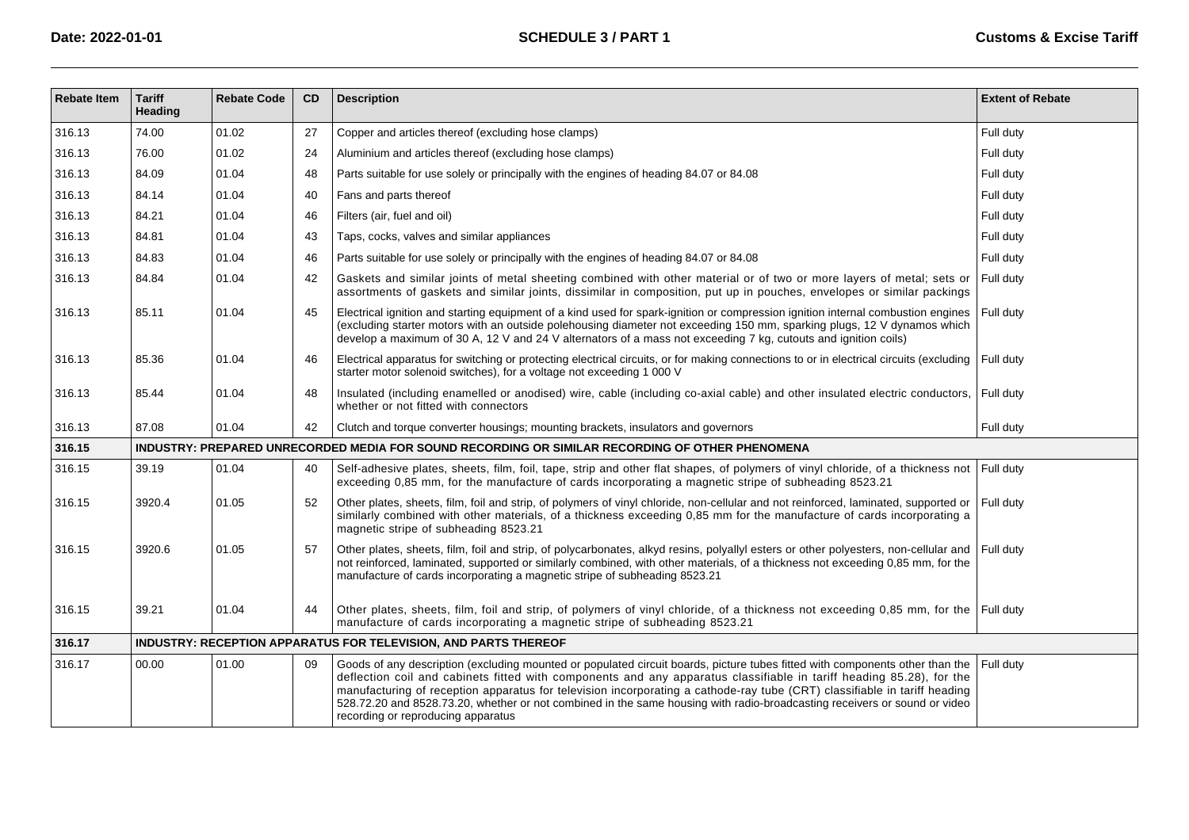| Rebate Item | Tariff Heading | Rebate Code | CD | Description | Extent of Rebate |
|---|---|---|---|---|---|
| 316.13 | 74.00 | 01.02 | 27 | Copper and articles thereof (excluding hose clamps) | Full duty |
| 316.13 | 76.00 | 01.02 | 24 | Aluminium and articles thereof (excluding hose clamps) | Full duty |
| 316.13 | 84.09 | 01.04 | 48 | Parts suitable for use solely or principally with the engines of heading 84.07 or 84.08 | Full duty |
| 316.13 | 84.14 | 01.04 | 40 | Fans and parts thereof | Full duty |
| 316.13 | 84.21 | 01.04 | 46 | Filters (air, fuel and oil) | Full duty |
| 316.13 | 84.81 | 01.04 | 43 | Taps, cocks, valves and similar appliances | Full duty |
| 316.13 | 84.83 | 01.04 | 46 | Parts suitable for use solely or principally with the engines of heading 84.07 or 84.08 | Full duty |
| 316.13 | 84.84 | 01.04 | 42 | Gaskets and similar joints of metal sheeting combined with other material or of two or more layers of metal; sets or assortments of gaskets and similar joints, dissimilar in composition, put up in pouches, envelopes or similar packings | Full duty |
| 316.13 | 85.11 | 01.04 | 45 | Electrical ignition and starting equipment of a kind used for spark-ignition or compression ignition internal combustion engines (excluding starter motors with an outside polehousing diameter not exceeding 150 mm, sparking plugs, 12 V dynamos which develop a maximum of 30 A, 12 V and 24 V alternators of a mass not exceeding 7 kg, cutouts and ignition coils) | Full duty |
| 316.13 | 85.36 | 01.04 | 46 | Electrical apparatus for switching or protecting electrical circuits, or for making connections to or in electrical circuits (excluding starter motor solenoid switches), for a voltage not exceeding 1 000 V | Full duty |
| 316.13 | 85.44 | 01.04 | 48 | Insulated (including enamelled or anodised) wire, cable (including co-axial cable) and other insulated electric conductors, whether or not fitted with connectors | Full duty |
| 316.13 | 87.08 | 01.04 | 42 | Clutch and torque converter housings; mounting brackets, insulators and governors | Full duty |
| **316.15** | **INDUSTRY: PREPARED UNRECORDED MEDIA FOR SOUND RECORDING OR SIMILAR RECORDING OF OTHER PHENOMENA** | | | | |
| 316.15 | 39.19 | 01.04 | 40 | Self-adhesive plates, sheets, film, foil, tape, strip and other flat shapes, of polymers of vinyl chloride, of a thickness not exceeding 0,85 mm, for the manufacture of cards incorporating a magnetic stripe of subheading 8523.21 | Full duty |
| 316.15 | 3920.4 | 01.05 | 52 | Other plates, sheets, film, foil and strip, of polymers of vinyl chloride, non-cellular and not reinforced, laminated, supported or similarly combined with other materials, of a thickness exceeding 0,85 mm for the manufacture of cards incorporating a magnetic stripe of subheading 8523.21 | Full duty |
| 316.15 | 3920.6 | 01.05 | 57 | Other plates, sheets, film, foil and strip, of polycarbonates, alkyd resins, polyallyl esters or other polyesters, non-cellular and not reinforced, laminated, supported or similarly combined, with other materials, of a thickness not exceeding 0,85 mm, for the manufacture of cards incorporating a magnetic stripe of subheading 8523.21 | Full duty |
| 316.15 | 39.21 | 01.04 | 44 | Other plates, sheets, film, foil and strip, of polymers of vinyl chloride, of a thickness not exceeding 0,85 mm, for the manufacture of cards incorporating a magnetic stripe of subheading 8523.21 | Full duty |
| **316.17** | **INDUSTRY: RECEPTION APPARATUS FOR TELEVISION, AND PARTS THEREOF** | | | | |
| 316.17 | 00.00 | 01.00 | 09 | Goods of any description (excluding mounted or populated circuit boards, picture tubes fitted with components other than the deflection coil and cabinets fitted with components and any apparatus classifiable in tariff heading 85.28), for the manufacturing of reception apparatus for television incorporating a cathode-ray tube (CRT) classifiable in tariff heading 528.72.20 and 8528.73.20, whether or not combined in the same housing with radio-broadcasting receivers or sound or video recording or reproducing apparatus | Full duty |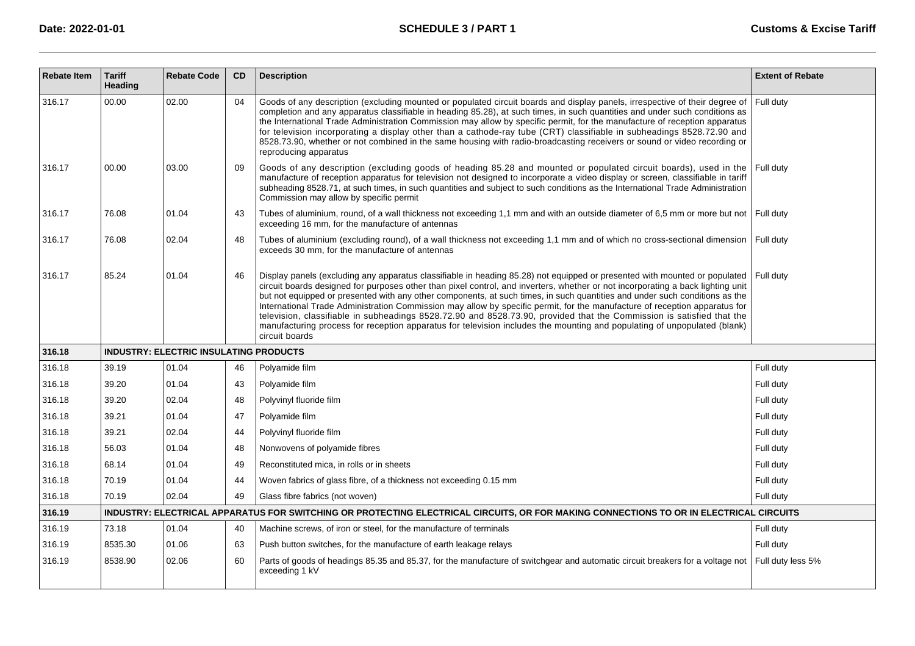| Rebate Item | Tariff Heading | Rebate Code | CD | Description | Extent of Rebate |
|---|---|---|---|---|---|
| 316.17 | 00.00 | 02.00 | 04 | Goods of any description (excluding mounted or populated circuit boards and display panels, irrespective of their degree of completion and any apparatus classifiable in heading 85.28), at such times, in such quantities and under such conditions as the International Trade Administration Commission may allow by specific permit, for the manufacture of reception apparatus for television incorporating a display other than a cathode-ray tube (CRT) classifiable in subheadings 8528.72.90 and 8528.73.90, whether or not combined in the same housing with radio-broadcasting receivers or sound or video recording or reproducing apparatus | Full duty |
| 316.17 | 00.00 | 03.00 | 09 | Goods of any description (excluding goods of heading 85.28 and mounted or populated circuit boards), used in the manufacture of reception apparatus for television not designed to incorporate a video display or screen, classifiable in tariff subheading 8528.71, at such times, in such quantities and subject to such conditions as the International Trade Administration Commission may allow by specific permit | Full duty |
| 316.17 | 76.08 | 01.04 | 43 | Tubes of aluminium, round, of a wall thickness not exceeding 1,1 mm and with an outside diameter of 6,5 mm or more but not exceeding 16 mm, for the manufacture of antennas | Full duty |
| 316.17 | 76.08 | 02.04 | 48 | Tubes of aluminium (excluding round), of a wall thickness not exceeding 1,1 mm and of which no cross-sectional dimension exceeds 30 mm, for the manufacture of antennas | Full duty |
| 316.17 | 85.24 | 01.04 | 46 | Display panels (excluding any apparatus classifiable in heading 85.28) not equipped or presented with mounted or populated circuit boards designed for purposes other than pixel control, and inverters, whether or not incorporating a back lighting unit but not equipped or presented with any other components, at such times, in such quantities and under such conditions as the International Trade Administration Commission may allow by specific permit, for the manufacture of reception apparatus for television, classifiable in subheadings 8528.72.90 and 8528.73.90, provided that the Commission is satisfied that the manufacturing process for reception apparatus for television includes the mounting and populating of unpopulated (blank) circuit boards | Full duty |
| **316.18** | **INDUSTRY: ELECTRIC INSULATING PRODUCTS** | | | | |
| 316.18 | 39.19 | 01.04 | 46 | Polyamide film | Full duty |
| 316.18 | 39.20 | 01.04 | 43 | Polyamide film | Full duty |
| 316.18 | 39.20 | 02.04 | 48 | Polyvinyl fluoride film | Full duty |
| 316.18 | 39.21 | 01.04 | 47 | Polyamide film | Full duty |
| 316.18 | 39.21 | 02.04 | 44 | Polyvinyl fluoride film | Full duty |
| 316.18 | 56.03 | 01.04 | 48 | Nonwovens of polyamide fibres | Full duty |
| 316.18 | 68.14 | 01.04 | 49 | Reconstituted mica, in rolls or in sheets | Full duty |
| 316.18 | 70.19 | 01.04 | 44 | Woven fabrics of glass fibre, of a thickness not exceeding 0.15 mm | Full duty |
| 316.18 | 70.19 | 02.04 | 49 | Glass fibre fabrics (not woven) | Full duty |
| **316.19** | **INDUSTRY: ELECTRICAL APPARATUS FOR SWITCHING OR PROTECTING ELECTRICAL CIRCUITS, OR FOR MAKING CONNECTIONS TO OR IN ELECTRICAL CIRCUITS** | | | | |
| 316.19 | 73.18 | 01.04 | 40 | Machine screws, of iron or steel, for the manufacture of terminals | Full duty |
| 316.19 | 8535.30 | 01.06 | 63 | Push button switches, for the manufacture of earth leakage relays | Full duty |
| 316.19 | 8538.90 | 02.06 | 60 | Parts of goods of headings 85.35 and 85.37, for the manufacture of switchgear and automatic circuit breakers for a voltage not exceeding 1 kV | Full duty less 5% |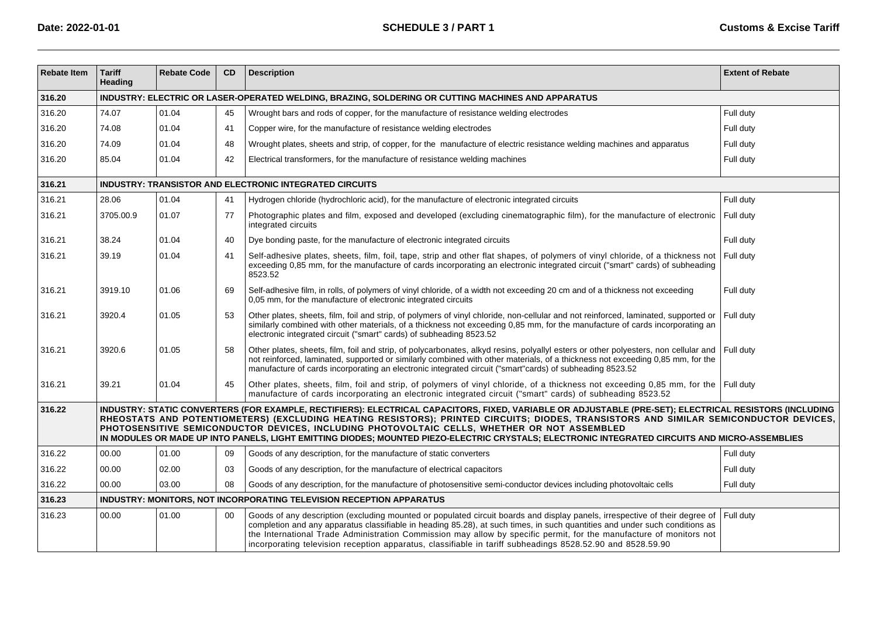| Rebate Item | Tariff Heading | Rebate Code | CD | Description | Extent of Rebate |
|---|---|---|---|---|---|
| **316.20** | **INDUSTRY: ELECTRIC OR LASER-OPERATED WELDING, BRAZING, SOLDERING OR CUTTING MACHINES AND APPARATUS** | | | | |
| 316.20 | 74.07 | 01.04 | 45 | Wrought bars and rods of copper, for the manufacture of resistance welding electrodes | Full duty |
| 316.20 | 74.08 | 01.04 | 41 | Copper wire, for the manufacture of resistance welding electrodes | Full duty |
| 316.20 | 74.09 | 01.04 | 48 | Wrought plates, sheets and strip, of copper, for the manufacture of electric resistance welding machines and apparatus | Full duty |
| 316.20 | 85.04 | 01.04 | 42 | Electrical transformers, for the manufacture of resistance welding machines | Full duty |
| **316.21** | **INDUSTRY: TRANSISTOR AND ELECTRONIC INTEGRATED CIRCUITS** | | | | |
| 316.21 | 28.06 | 01.04 | 41 | Hydrogen chloride (hydrochloric acid), for the manufacture of electronic integrated circuits | Full duty |
| 316.21 | 3705.00.9 | 01.07 | 77 | Photographic plates and film, exposed and developed (excluding cinematographic film), for the manufacture of electronic integrated circuits | Full duty |
| 316.21 | 38.24 | 01.04 | 40 | Dye bonding paste, for the manufacture of electronic integrated circuits | Full duty |
| 316.21 | 39.19 | 01.04 | 41 | Self-adhesive plates, sheets, film, foil, tape, strip and other flat shapes, of polymers of vinyl chloride, of a thickness not exceeding 0,85 mm, for the manufacture of cards incorporating an electronic integrated circuit ("smart" cards) of subheading 8523.52 | Full duty |
| 316.21 | 3919.10 | 01.06 | 69 | Self-adhesive film, in rolls, of polymers of vinyl chloride, of a width not exceeding 20 cm and of a thickness not exceeding 0,05 mm, for the manufacture of electronic integrated circuits | Full duty |
| 316.21 | 3920.4 | 01.05 | 53 | Other plates, sheets, film, foil and strip, of polymers of vinyl chloride, non-cellular and not reinforced, laminated, supported or similarly combined with other materials, of a thickness not exceeding 0,85 mm, for the manufacture of cards incorporating an electronic integrated circuit ("smart" cards) of subheading 8523.52 | Full duty |
| 316.21 | 3920.6 | 01.05 | 58 | Other plates, sheets, film, foil and strip, of polycarbonates, alkyd resins, polyallyl esters or other polyesters, non cellular and not reinforced, laminated, supported or similarly combined with other materials, of a thickness not exceeding 0,85 mm, for the manufacture of cards incorporating an electronic integrated circuit ("smart"cards) of subheading 8523.52 | Full duty |
| 316.21 | 39.21 | 01.04 | 45 | Other plates, sheets, film, foil and strip, of polymers of vinyl chloride, of a thickness not exceeding 0,85 mm, for the manufacture of cards incorporating an electronic integrated circuit ("smart" cards) of subheading 8523.52 | Full duty |
| **316.22** | **INDUSTRY: STATIC CONVERTERS (FOR EXAMPLE, RECTIFIERS): ELECTRICAL CAPACITORS, FIXED, VARIABLE OR ADJUSTABLE (PRE-SET); ELECTRICAL RESISTORS (INCLUDING RHEOSTATS AND POTENTIOMETERS) (EXCLUDING HEATING RESISTORS); PRINTED CIRCUITS; DIODES, TRANSISTORS AND SIMILAR SEMICONDUCTOR DEVICES, PHOTOSENSITIVE SEMICONDUCTOR DEVICES, INCLUDING PHOTOVOLTAIC CELLS, WHETHER OR NOT ASSEMBLED IN MODULES OR MADE UP INTO PANELS, LIGHT EMITTING DIODES; MOUNTED PIEZO-ELECTRIC CRYSTALS; ELECTRONIC INTEGRATED CIRCUITS AND MICRO-ASSEMBLIES** | | | | |
| 316.22 | 00.00 | 01.00 | 09 | Goods of any description, for the manufacture of static converters | Full duty |
| 316.22 | 00.00 | 02.00 | 03 | Goods of any description, for the manufacture of electrical capacitors | Full duty |
| 316.22 | 00.00 | 03.00 | 08 | Goods of any description, for the manufacture of photosensitive semi-conductor devices including photovoltaic cells | Full duty |
| **316.23** | **INDUSTRY: MONITORS, NOT INCORPORATING TELEVISION RECEPTION APPARATUS** | | | | |
| 316.23 | 00.00 | 01.00 | 00 | Goods of any description (excluding mounted or populated circuit boards and display panels, irrespective of their degree of completion and any apparatus classifiable in heading 85.28), at such times, in such quantities and under such conditions as the International Trade Administration Commission may allow by specific permit, for the manufacture of monitors not incorporating television reception apparatus, classifiable in tariff subheadings 8528.52.90 and 8528.59.90 | Full duty |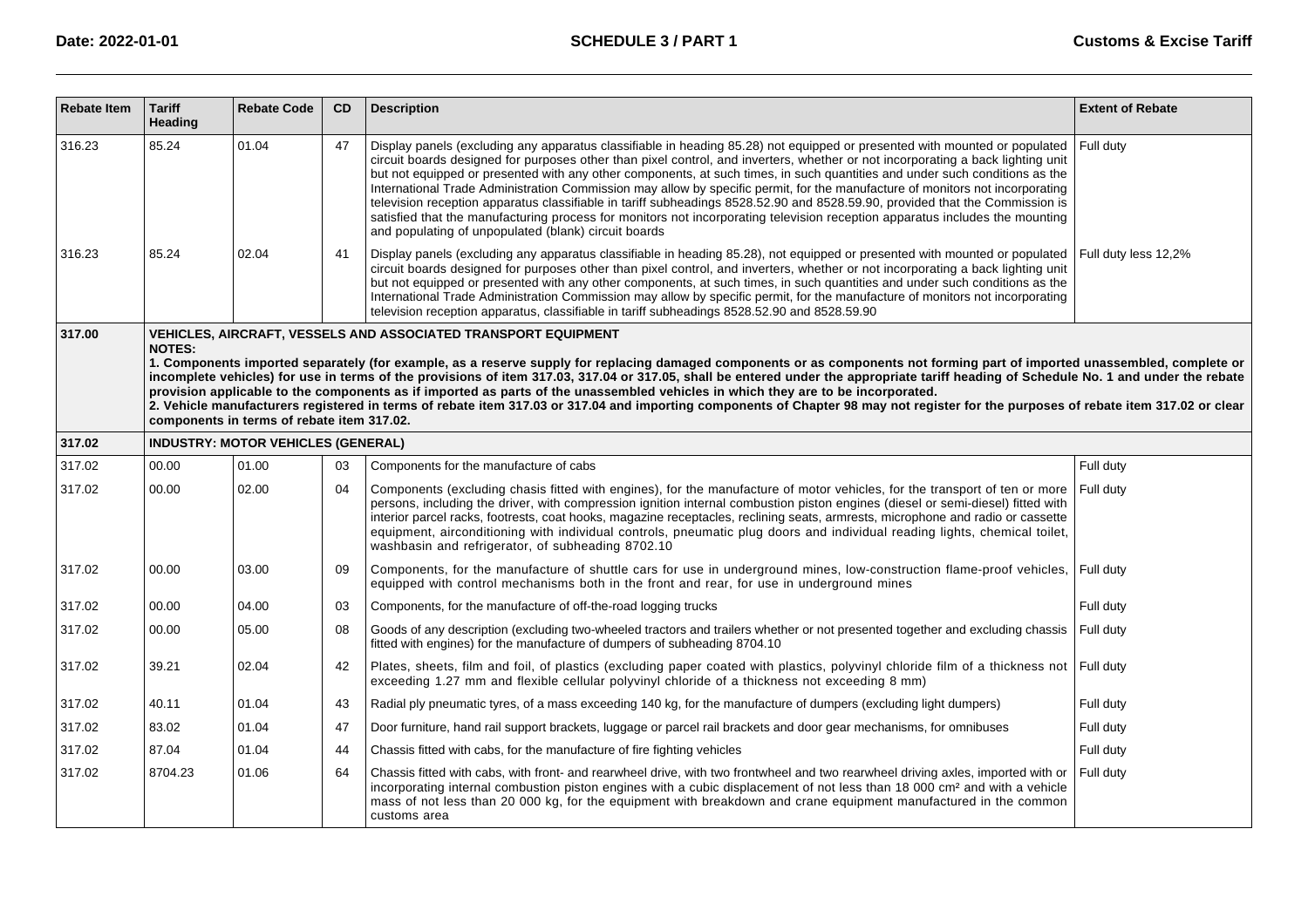| Rebate Item | Tariff Heading | Rebate Code | CD | Description | Extent of Rebate |
|---|---|---|---|---|---|
| 316.23 | 85.24 | 01.04 | 47 | Display panels (excluding any apparatus classifiable in heading 85.28) not equipped or presented with mounted or populated circuit boards designed for purposes other than pixel control, and inverters, whether or not incorporating a back lighting unit but not equipped or presented with any other components, at such times, in such quantities and under such conditions as the International Trade Administration Commission may allow by specific permit, for the manufacture of monitors not incorporating television reception apparatus classifiable in tariff subheadings 8528.52.90 and 8528.59.90, provided that the Commission is satisfied that the manufacturing process for monitors not incorporating television reception apparatus includes the mounting and populating of unpopulated (blank) circuit boards | Full duty |
| 316.23 | 85.24 | 02.04 | 41 | Display panels (excluding any apparatus classifiable in heading 85.28), not equipped or presented with mounted or populated circuit boards designed for purposes other than pixel control, and inverters, whether or not incorporating a back lighting unit but not equipped or presented with any other components, at such times, in such quantities and under such conditions as the International Trade Administration Commission may allow by specific permit, for the manufacture of monitors not incorporating television reception apparatus, classifiable in tariff subheadings 8528.52.90 and 8528.59.90 | Full duty less 12,2% |
| **317.00** | **VEHICLES, AIRCRAFT, VESSELS AND ASSOCIATED TRANSPORT EQUIPMENT**<br>**NOTES:**<br>**1. Components imported separately (for example, as a reserve supply for replacing damaged components or as components not forming part of imported unassembled, complete or incomplete vehicles) for use in terms of the provisions of item 317.03, 317.04 or 317.05, shall be entered under the appropriate tariff heading of Schedule No. 1 and under the rebate provision applicable to the components as if imported as parts of the unassembled vehicles in which they are to be incorporated.**<br>**2. Vehicle manufacturers registered in terms of rebate item 317.03 or 317.04 and importing components of Chapter 98 may not register for the purposes of rebate item 317.02 or clear components in terms of rebate item 317.02.** | | | | |
| **317.02** | **INDUSTRY: MOTOR VEHICLES (GENERAL)** | | | | |
| 317.02 | 00.00 | 01.00 | 03 | Components for the manufacture of cabs | Full duty |
| 317.02 | 00.00 | 02.00 | 04 | Components (excluding chasis fitted with engines), for the manufacture of motor vehicles, for the transport of ten or more persons, including the driver, with compression ignition internal combustion piston engines (diesel or semi-diesel) fitted with interior parcel racks, footrests, coat hooks, magazine receptacles, reclining seats, armrests, microphone and radio or cassette equipment, airconditioning with individual controls, pneumatic plug doors and individual reading lights, chemical toilet, washbasin and refrigerator, of subheading 8702.10 | Full duty |
| 317.02 | 00.00 | 03.00 | 09 | Components, for the manufacture of shuttle cars for use in underground mines, low-construction flame-proof vehicles, equipped with control mechanisms both in the front and rear, for use in underground mines | Full duty |
| 317.02 | 00.00 | 04.00 | 03 | Components, for the manufacture of off-the-road logging trucks | Full duty |
| 317.02 | 00.00 | 05.00 | 08 | Goods of any description (excluding two-wheeled tractors and trailers whether or not presented together and excluding chassis fitted with engines) for the manufacture of dumpers of subheading 8704.10 | Full duty |
| 317.02 | 39.21 | 02.04 | 42 | Plates, sheets, film and foil, of plastics (excluding paper coated with plastics, polyvinyl chloride film of a thickness not exceeding 1.27 mm and flexible cellular polyvinyl chloride of a thickness not exceeding 8 mm) | Full duty |
| 317.02 | 40.11 | 01.04 | 43 | Radial ply pneumatic tyres, of a mass exceeding 140 kg, for the manufacture of dumpers (excluding light dumpers) | Full duty |
| 317.02 | 83.02 | 01.04 | 47 | Door furniture, hand rail support brackets, luggage or parcel rail brackets and door gear mechanisms, for omnibuses | Full duty |
| 317.02 | 87.04 | 01.04 | 44 | Chassis fitted with cabs, for the manufacture of fire fighting vehicles | Full duty |
| 317.02 | 8704.23 | 01.06 | 64 | Chassis fitted with cabs, with front- and rearwheel drive, with two frontwheel and two rearwheel driving axles, imported with or incorporating internal combustion piston engines with a cubic displacement of not less than 18 000 cm² and with a vehicle mass of not less than 20 000 kg, for the equipment with breakdown and crane equipment manufactured in the common customs area | Full duty |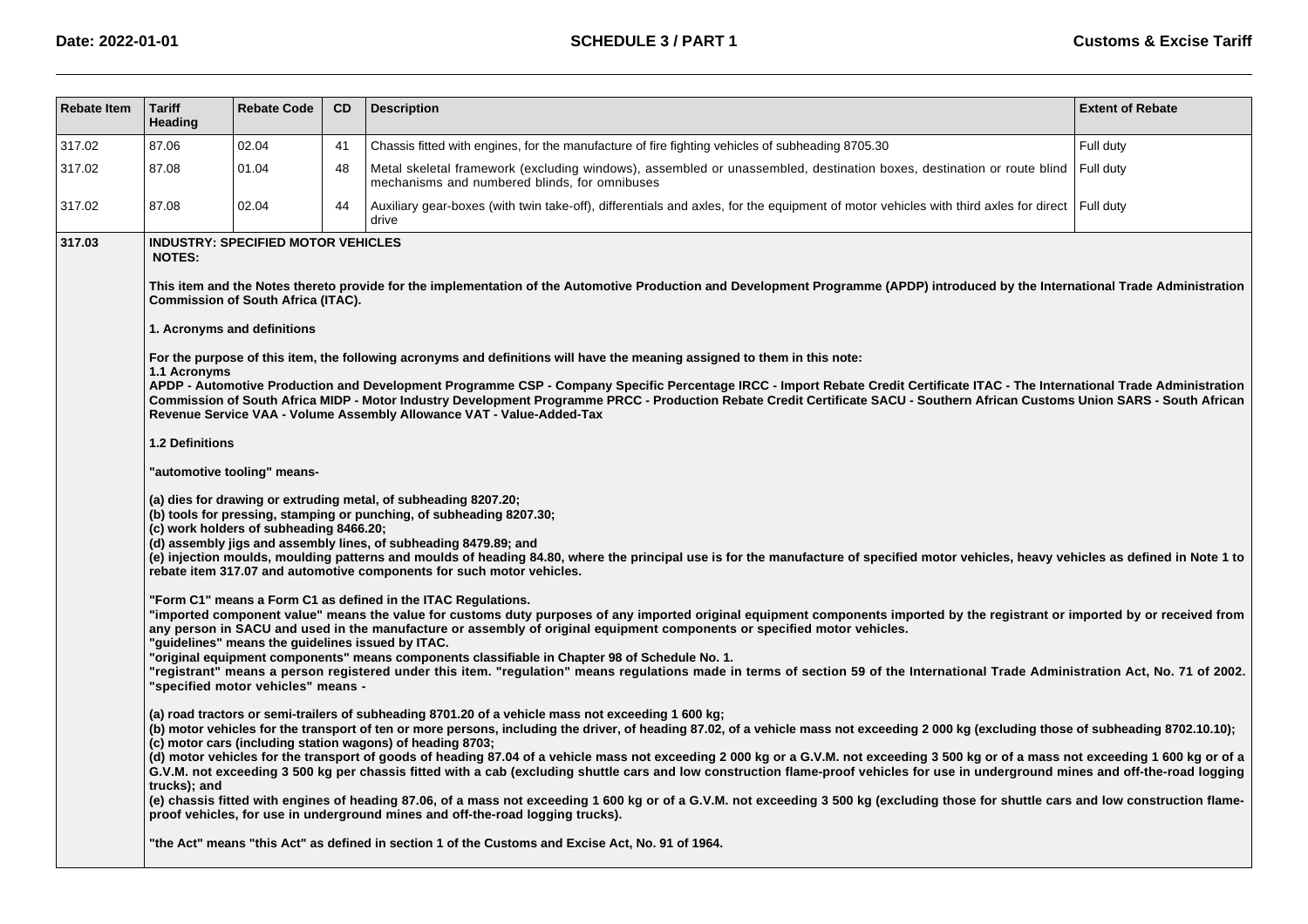| Rebate Item | Tariff Heading | Rebate Code | CD | Description | Extent of Rebate |
|---|---|---|---|---|---|
| 317.02 | 87.06 | 02.04 | 41 | Chassis fitted with engines, for the manufacture of fire fighting vehicles of subheading 8705.30 | Full duty |
| 317.02 | 87.08 | 01.04 | 48 | Metal skeletal framework (excluding windows), assembled or unassembled, destination boxes, destination or route blind mechanisms and numbered blinds, for omnibuses | Full duty |
| 317.02 | 87.08 | 02.04 | 44 | Auxiliary gear-boxes (with twin take-off), differentials and axles, for the equipment of motor vehicles with third axles for direct drive | Full duty |
| **317.03** | **INDUSTRY: SPECIFIED MOTOR VEHICLES** | | | | |

**317.03**

**INDUSTRY: SPECIFIED MOTOR VEHICLES**

**NOTES:**

**This item and the Notes thereto provide for the implementation of the Automotive Production and Development Programme (APDP) introduced by the International Trade Administration Commission of South Africa (ITAC).**

**1. Acronyms and definitions**

**For the purpose of this item, the following acronyms and definitions will have the meaning assigned to them in this note:**

**1.1 Acronyms**

**APDP - Automotive Production and Development Programme CSP - Company Specific Percentage IRCC - Import Rebate Credit Certificate ITAC - The International Trade Administration Commission of South Africa MIDP - Motor Industry Development Programme PRCC - Production Rebate Credit Certificate SACU - Southern African Customs Union SARS - South African Revenue Service VAA - Volume Assembly Allowance VAT - Value-Added-Tax**

**1.2 Definitions**

**"automotive tooling" means-**

**(a) dies for drawing or extruding metal, of subheading 8207.20;**
**(b) tools for pressing, stamping or punching, of subheading 8207.30;**
**(c) work holders of subheading 8466.20;**
**(d) assembly jigs and assembly lines, of subheading 8479.89; and**
**(e) injection moulds, moulding patterns and moulds of heading 84.80, where the principal use is for the manufacture of specified motor vehicles, heavy vehicles as defined in Note 1 to rebate item 317.07 and automotive components for such motor vehicles.**

**"Form C1" means a Form C1 as defined in the ITAC Regulations.**
**"imported component value" means the value for customs duty purposes of any imported original equipment components imported by the registrant or imported by or received from any person in SACU and used in the manufacture or assembly of original equipment components or specified motor vehicles.**
**"guidelines" means the guidelines issued by ITAC.**
**"original equipment components" means components classifiable in Chapter 98 of Schedule No. 1.**
**"registrant" means a person registered under this item. "regulation" means regulations made in terms of section 59 of the International Trade Administration Act, No. 71 of 2002.**
**"specified motor vehicles" means -**

**(a) road tractors or semi-trailers of subheading 8701.20 of a vehicle mass not exceeding 1 600 kg;**
**(b) motor vehicles for the transport of ten or more persons, including the driver, of heading 87.02, of a vehicle mass not exceeding 2 000 kg (excluding those of subheading 8702.10.10);**
**(c) motor cars (including station wagons) of heading 8703;**
**(d) motor vehicles for the transport of goods of heading 87.04 of a vehicle mass not exceeding 2 000 kg or a G.V.M. not exceeding 3 500 kg or of a mass not exceeding 1 600 kg or of a G.V.M. not exceeding 3 500 kg per chassis fitted with a cab (excluding shuttle cars and low construction flame-proof vehicles for use in underground mines and off-the-road logging trucks); and**
**(e) chassis fitted with engines of heading 87.06, of a mass not exceeding 1 600 kg or of a G.V.M. not exceeding 3 500 kg (excluding those for shuttle cars and low construction flame-proof vehicles, for use in underground mines and off-the-road logging trucks).**

**"the Act" means "this Act" as defined in section 1 of the Customs and Excise Act, No. 91 of 1964.**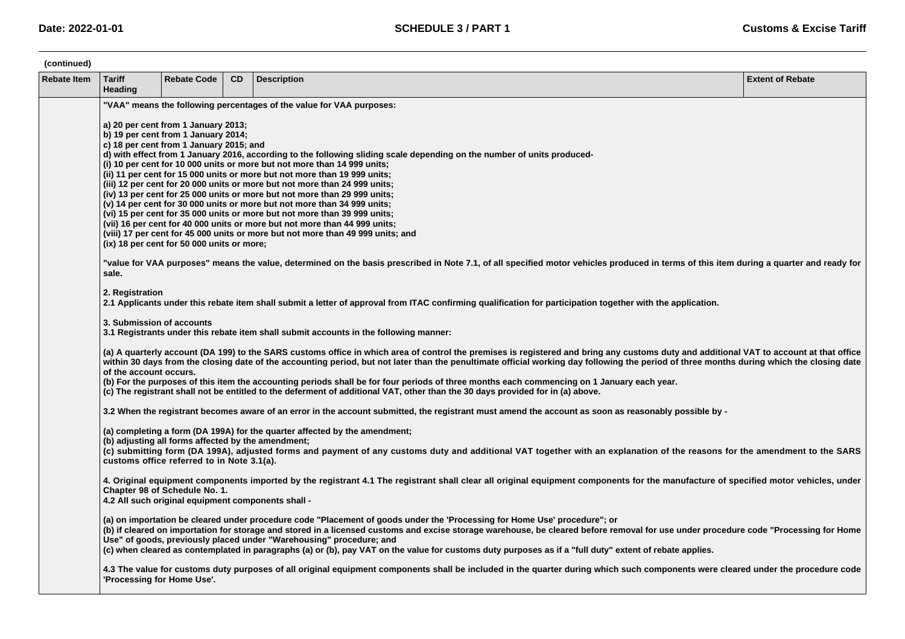(continued)

| Rebate Item | Tariff Heading | Rebate Code | CD | Description | Extent of Rebate |
|---|---|---|---|---|---|
| | "VAA" means the following percentages of the value for VAA purposes:<br><br>a) 20 per cent from 1 January 2013;<br>b) 19 per cent from 1 January 2014;<br>c) 18 per cent from 1 January 2015; and<br>d) with effect from 1 January 2016, according to the following sliding scale depending on the number of units produced-<br>(i) 10 per cent for 10 000 units or more but not more than 14 999 units;<br>(ii) 11 per cent for 15 000 units or more but not more than 19 999 units;<br>(iii) 12 per cent for 20 000 units or more but not more than 24 999 units;<br>(iv) 13 per cent for 25 000 units or more but not more than 29 999 units;<br>(v) 14 per cent for 30 000 units or more but not more than 34 999 units;<br>(vi) 15 per cent for 35 000 units or more but not more than 39 999 units;<br>(vii) 16 per cent for 40 000 units or more but not more than 44 999 units;<br>(viii) 17 per cent for 45 000 units or more but not more than 49 999 units; and<br>(ix) 18 per cent for 50 000 units or more;<br><br>"value for VAA purposes" means the value, determined on the basis prescribed in Note 7.1, of all specified motor vehicles produced in terms of this item during a quarter and ready for sale.<br><br>2. Registration<br>2.1 Applicants under this rebate item shall submit a letter of approval from ITAC confirming qualification for participation together with the application.<br><br>3. Submission of accounts<br>3.1 Registrants under this rebate item shall submit accounts in the following manner:<br><br>(a) A quarterly account (DA 199) to the SARS customs office in which area of control the premises is registered and bring any customs duty and additional VAT to account at that office within 30 days from the closing date of the accounting period, but not later than the penultimate official working day following the period of three months during which the closing date of the account occurs.<br>(b) For the purposes of this item the accounting periods shall be for four periods of three months each commencing on 1 January each year.<br>(c) The registrant shall not be entitled to the deferment of additional VAT, other than the 30 days provided for in (a) above.<br><br>3.2 When the registrant becomes aware of an error in the account submitted, the registrant must amend the account as soon as reasonably possible by -<br><br>(a) completing a form (DA 199A) for the quarter affected by the amendment;<br>(b) adjusting all forms affected by the amendment;<br>(c) submitting form (DA 199A), adjusted forms and payment of any customs duty and additional VAT together with an explanation of the reasons for the amendment to the SARS customs office referred to in Note 3.1(a).<br><br>4. Original equipment components imported by the registrant 4.1 The registrant shall clear all original equipment components for the manufacture of specified motor vehicles, under Chapter 98 of Schedule No. 1.<br>4.2 All such original equipment components shall -<br><br>(a) on importation be cleared under procedure code "Placement of goods under the 'Processing for Home Use' procedure"; or<br>(b) if cleared on importation for storage and stored in a licensed customs and excise storage warehouse, be cleared before removal for use under procedure code "Processing for Home Use" of goods, previously placed under "Warehousing" procedure; and<br>(c) when cleared as contemplated in paragraphs (a) or (b), pay VAT on the value for customs duty purposes as if a "full duty" extent of rebate applies.<br><br>4.3 The value for customs duty purposes of all original equipment components shall be included in the quarter during which such components were cleared under the procedure code 'Processing for Home Use'. | | | | |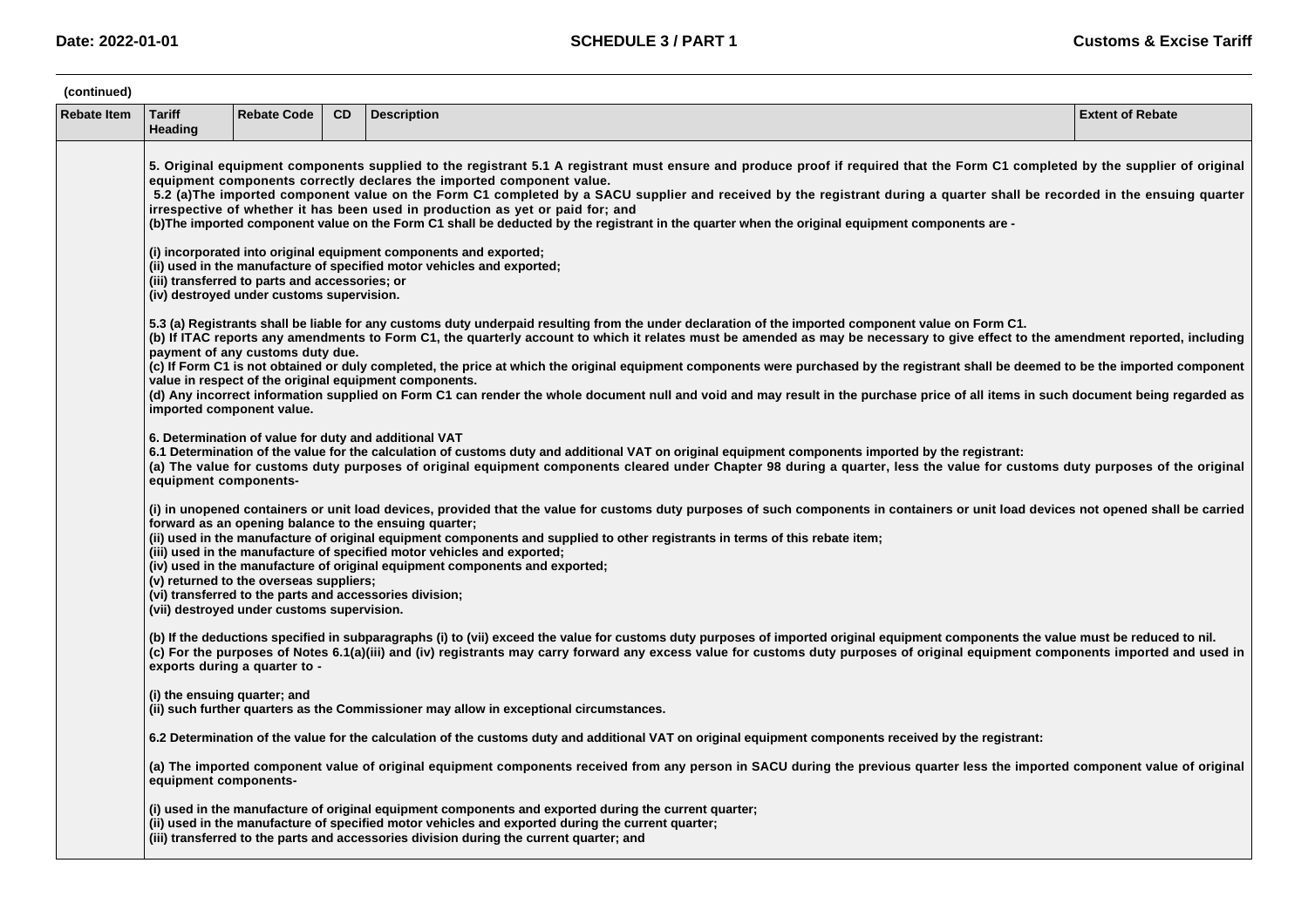(continued)

| Rebate Item | Tariff Heading | Rebate Code | CD | Description | Extent of Rebate |
|---|---|---|---|---|---|
| | 5. Original equipment components supplied to the registrant 5.1 A registrant must ensure and produce proof if required that the Form C1 completed by the supplier of original equipment components correctly declares the imported component value.<br>5.2 (a)The imported component value on the Form C1 completed by a SACU supplier and received by the registrant during a quarter shall be recorded in the ensuing quarter irrespective of whether it has been used in production as yet or paid for; and<br>(b)The imported component value on the Form C1 shall be deducted by the registrant in the quarter when the original equipment components are -<br><br>(i) incorporated into original equipment components and exported;<br>(ii) used in the manufacture of specified motor vehicles and exported;<br>(iii) transferred to parts and accessories; or<br>(iv) destroyed under customs supervision.<br><br>5.3 (a) Registrants shall be liable for any customs duty underpaid resulting from the under declaration of the imported component value on Form C1.<br>(b) If ITAC reports any amendments to Form C1, the quarterly account to which it relates must be amended as may be necessary to give effect to the amendment reported, including payment of any customs duty due.<br>(c) If Form C1 is not obtained or duly completed, the price at which the original equipment components were purchased by the registrant shall be deemed to be the imported component value in respect of the original equipment components.<br>(d) Any incorrect information supplied on Form C1 can render the whole document null and void and may result in the purchase price of all items in such document being regarded as imported component value.<br><br>6. Determination of value for duty and additional VAT<br>6.1 Determination of the value for the calculation of customs duty and additional VAT on original equipment components imported by the registrant:<br>(a) The value for customs duty purposes of original equipment components cleared under Chapter 98 during a quarter, less the value for customs duty purposes of the original equipment components-<br><br>(i) in unopened containers or unit load devices, provided that the value for customs duty purposes of such components in containers or unit load devices not opened shall be carried forward as an opening balance to the ensuing quarter;<br>(ii) used in the manufacture of original equipment components and supplied to other registrants in terms of this rebate item;<br>(iii) used in the manufacture of specified motor vehicles and exported;<br>(iv) used in the manufacture of original equipment components and exported;<br>(v) returned to the overseas suppliers;<br>(vi) transferred to the parts and accessories division;<br>(vii) destroyed under customs supervision.<br><br>(b) If the deductions specified in subparagraphs (i) to (vii) exceed the value for customs duty purposes of imported original equipment components the value must be reduced to nil.<br>(c) For the purposes of Notes 6.1(a)(iii) and (iv) registrants may carry forward any excess value for customs duty purposes of original equipment components imported and used in exports during a quarter to -<br><br>(i) the ensuing quarter; and<br>(ii) such further quarters as the Commissioner may allow in exceptional circumstances.<br><br>6.2 Determination of the value for the calculation of the customs duty and additional VAT on original equipment components received by the registrant:<br><br>(a) The imported component value of original equipment components received from any person in SACU during the previous quarter less the imported component value of original equipment components-<br><br>(i) used in the manufacture of original equipment components and exported during the current quarter;<br>(ii) used in the manufacture of specified motor vehicles and exported during the current quarter;<br>(iii) transferred to the parts and accessories division during the current quarter; and | | | | |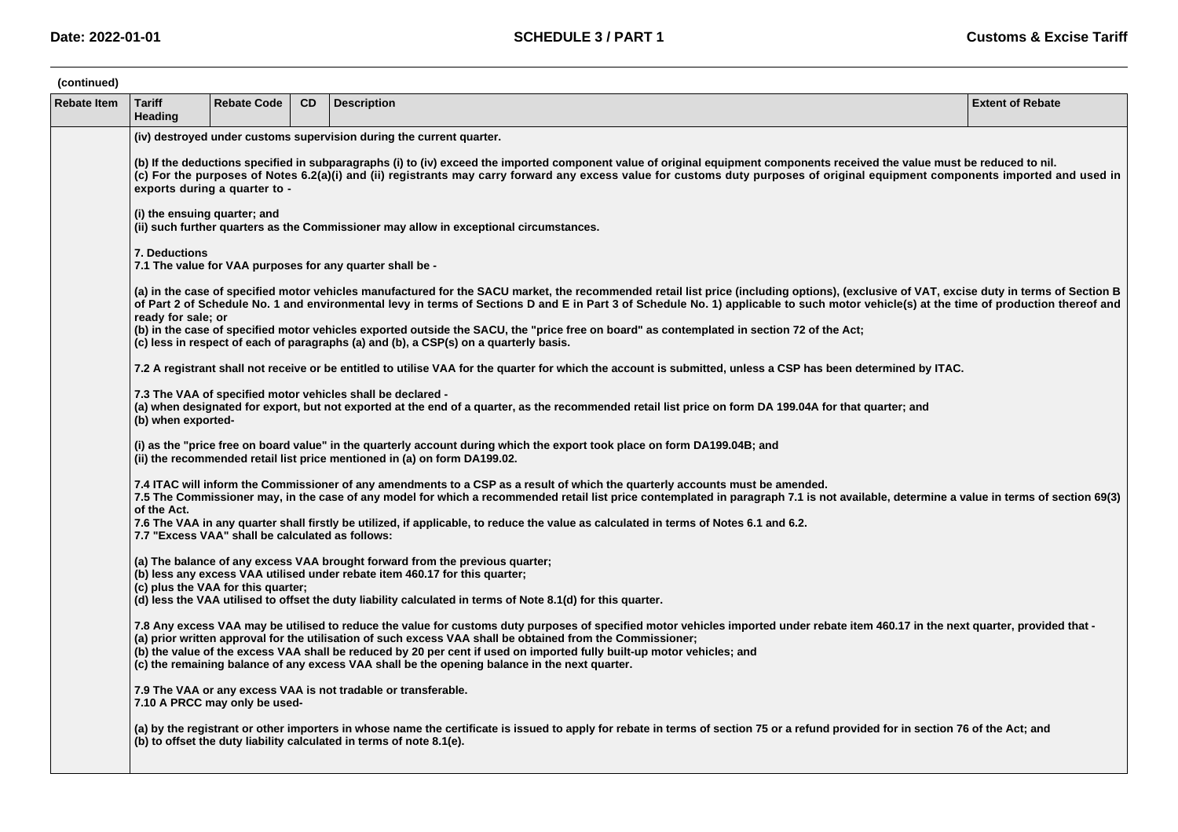(continued)

| Rebate Item | Tariff Heading | Rebate Code | CD | Description | Extent of Rebate |
|---|---|---|---|---|---|
| | (iv) destroyed under customs supervision during the current quarter.<br><br>(b) If the deductions specified in subparagraphs (i) to (iv) exceed the imported component value of original equipment components received the value must be reduced to nil.<br>(c) For the purposes of Notes 6.2(a)(i) and (ii) registrants may carry forward any excess value for customs duty purposes of original equipment components imported and used in exports during a quarter to -<br><br>(i) the ensuing quarter; and<br>(ii) such further quarters as the Commissioner may allow in exceptional circumstances.<br><br>7. Deductions<br>7.1 The value for VAA purposes for any quarter shall be -<br><br>(a) in the case of specified motor vehicles manufactured for the SACU market, the recommended retail list price (including options), (exclusive of VAT, excise duty in terms of Section B of Part 2 of Schedule No. 1 and environmental levy in terms of Sections D and E in Part 3 of Schedule No. 1) applicable to such motor vehicle(s) at the time of production thereof and ready for sale; or<br>(b) in the case of specified motor vehicles exported outside the SACU, the "price free on board" as contemplated in section 72 of the Act;<br>(c) less in respect of each of paragraphs (a) and (b), a CSP(s) on a quarterly basis.<br><br>7.2 A registrant shall not receive or be entitled to utilise VAA for the quarter for which the account is submitted, unless a CSP has been determined by ITAC.<br><br>7.3 The VAA of specified motor vehicles shall be declared -<br>(a) when designated for export, but not exported at the end of a quarter, as the recommended retail list price on form DA 199.04A for that quarter; and<br>(b) when exported-<br><br>(i) as the "price free on board value" in the quarterly account during which the export took place on form DA199.04B; and<br>(ii) the recommended retail list price mentioned in (a) on form DA199.02.<br><br>7.4 ITAC will inform the Commissioner of any amendments to a CSP as a result of which the quarterly accounts must be amended.<br>7.5 The Commissioner may, in the case of any model for which a recommended retail list price contemplated in paragraph 7.1 is not available, determine a value in terms of section 69(3) of the Act.<br>7.6 The VAA in any quarter shall firstly be utilized, if applicable, to reduce the value as calculated in terms of Notes 6.1 and 6.2.<br>7.7 "Excess VAA" shall be calculated as follows:<br><br>(a) The balance of any excess VAA brought forward from the previous quarter;<br>(b) less any excess VAA utilised under rebate item 460.17 for this quarter;<br>(c) plus the VAA for this quarter;<br>(d) less the VAA utilised to offset the duty liability calculated in terms of Note 8.1(d) for this quarter.<br><br>7.8 Any excess VAA may be utilised to reduce the value for customs duty purposes of specified motor vehicles imported under rebate item 460.17 in the next quarter, provided that -<br>(a) prior written approval for the utilisation of such excess VAA shall be obtained from the Commissioner;<br>(b) the value of the excess VAA shall be reduced by 20 per cent if used on imported fully built-up motor vehicles; and<br>(c) the remaining balance of any excess VAA shall be the opening balance in the next quarter.<br><br>7.9 The VAA or any excess VAA is not tradable or transferable.<br>7.10 A PRCC may only be used-<br><br>(a) by the registrant or other importers in whose name the certificate is issued to apply for rebate in terms of section 75 or a refund provided for in section 76 of the Act; and<br>(b) to offset the duty liability calculated in terms of note 8.1(e). | | | | |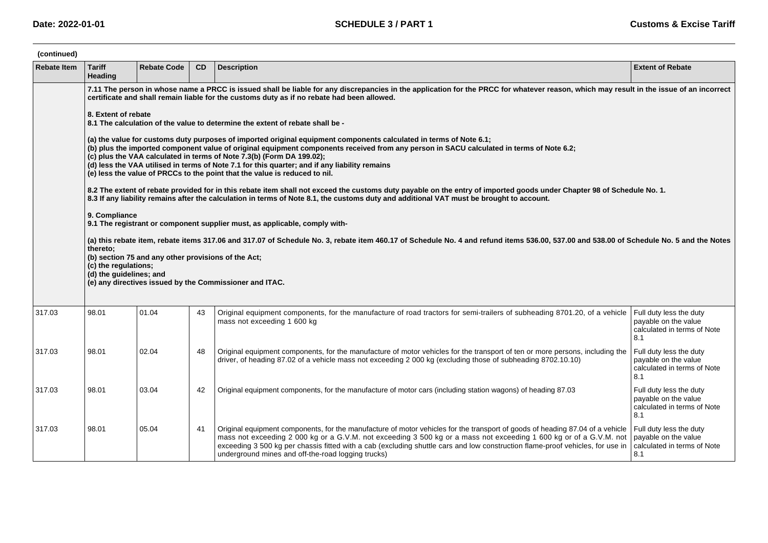(continued)

| Rebate Item | Tariff Heading | Rebate Code | CD | Description | Extent of Rebate |
|---|---|---|---|---|---|
| | **7.11 The person in whose name a PRCC is issued shall be liable for any discrepancies in the application for the PRCC for whatever reason, which may result in the issue of an incorrect certificate and shall remain liable for the customs duty as if no rebate had been allowed.**<br><br>**8. Extent of rebate**<br>**8.1 The calculation of the value to determine the extent of rebate shall be -**<br><br>**(a) the value for customs duty purposes of imported original equipment components calculated in terms of Note 6.1;**<br>**(b) plus the imported component value of original equipment components received from any person in SACU calculated in terms of Note 6.2;**<br>**(c) plus the VAA calculated in terms of Note 7.3(b) (Form DA 199.02);**<br>**(d) less the VAA utilised in terms of Note 7.1 for this quarter; and if any liability remains**<br>**(e) less the value of PRCCs to the point that the value is reduced to nil.**<br><br>**8.2 The extent of rebate provided for in this rebate item shall not exceed the customs duty payable on the entry of imported goods under Chapter 98 of Schedule No. 1.**<br>**8.3 If any liability remains after the calculation in terms of Note 8.1, the customs duty and additional VAT must be brought to account.**<br><br>**9. Compliance**<br>**9.1 The registrant or component supplier must, as applicable, comply with-**<br><br>**(a) this rebate item, rebate items 317.06 and 317.07 of Schedule No. 3, rebate item 460.17 of Schedule No. 4 and refund items 536.00, 537.00 and 538.00 of Schedule No. 5 and the Notes thereto;**<br>**(b) section 75 and any other provisions of the Act;**<br>**(c) the regulations;**<br>**(d) the guidelines; and**<br>**(e) any directives issued by the Commissioner and ITAC.** | | | | |
| 317.03 | 98.01 | 01.04 | 43 | Original equipment components, for the manufacture of road tractors for semi-trailers of subheading 8701.20, of a vehicle mass not exceeding 1 600 kg | Full duty less the duty payable on the value calculated in terms of Note 8.1 |
| 317.03 | 98.01 | 02.04 | 48 | Original equipment components, for the manufacture of motor vehicles for the transport of ten or more persons, including the driver, of heading 87.02 of a vehicle mass not exceeding 2 000 kg (excluding those of subheading 8702.10.10) | Full duty less the duty payable on the value calculated in terms of Note 8.1 |
| 317.03 | 98.01 | 03.04 | 42 | Original equipment components, for the manufacture of motor cars (including station wagons) of heading 87.03 | Full duty less the duty payable on the value calculated in terms of Note 8.1 |
| 317.03 | 98.01 | 05.04 | 41 | Original equipment components, for the manufacture of motor vehicles for the transport of goods of heading 87.04 of a vehicle mass not exceeding 2 000 kg or a G.V.M. not exceeding 3 500 kg or a mass not exceeding 1 600 kg or of a G.V.M. not exceeding 3 500 kg per chassis fitted with a cab (excluding shuttle cars and low construction flame-proof vehicles, for use in underground mines and off-the-road logging trucks) | Full duty less the duty payable on the value calculated in terms of Note 8.1 |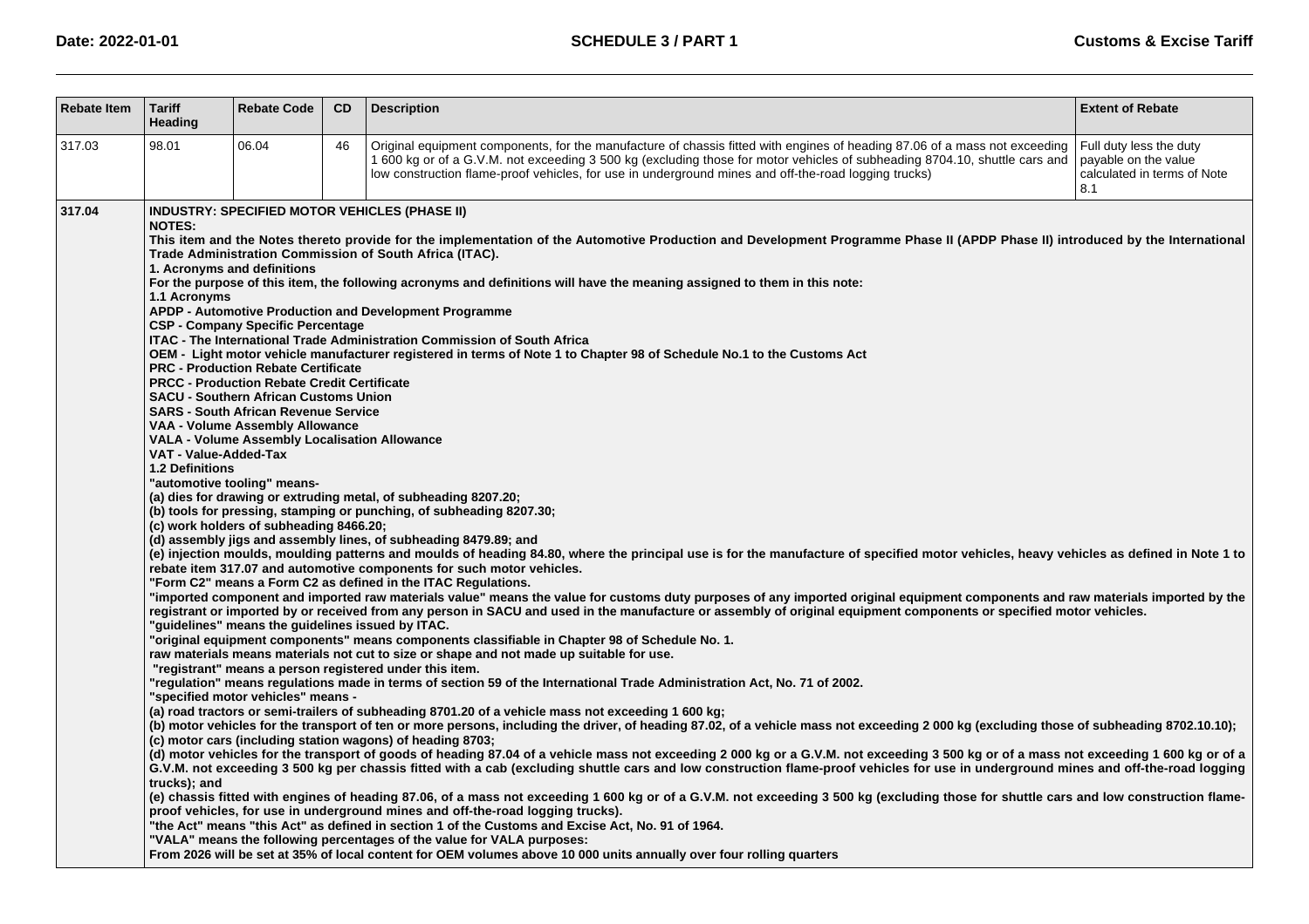| Rebate Item | Tariff Heading | Rebate Code | CD | Description | Extent of Rebate |
|---|---|---|---|---|---|
| 317.03 | 98.01 | 06.04 | 46 | Original equipment components, for the manufacture of chassis fitted with engines of heading 87.06 of a mass not exceeding 1 600 kg or of a G.V.M. not exceeding 3 500 kg (excluding those for motor vehicles of subheading 8704.10, shuttle cars and low construction flame-proof vehicles, for use in underground mines and off-the-road logging trucks) | Full duty less the duty payable on the value calculated in terms of Note 8.1 |
| **317.04** | **INDUSTRY: SPECIFIED MOTOR VEHICLES (PHASE II)** | | | | |

**NOTES:**

**This item and the Notes thereto provide for the implementation of the Automotive Production and Development Programme Phase II (APDP Phase II) introduced by the International Trade Administration Commission of South Africa (ITAC).**

**1. Acronyms and definitions**

**For the purpose of this item, the following acronyms and definitions will have the meaning assigned to them in this note:**

**1.1 Acronyms**

**APDP - Automotive Production and Development Programme**

**CSP - Company Specific Percentage**

**ITAC - The International Trade Administration Commission of South Africa**

**OEM - Light motor vehicle manufacturer registered in terms of Note 1 to Chapter 98 of Schedule No.1 to the Customs Act**

**PRC - Production Rebate Certificate**

**PRCC - Production Rebate Credit Certificate**

**SACU - Southern African Customs Union**

**SARS - South African Revenue Service**

**VAA - Volume Assembly Allowance**

**VALA - Volume Assembly Localisation Allowance**

**VAT - Value-Added-Tax**

**1.2 Definitions**

**"automotive tooling" means-**

**(a) dies for drawing or extruding metal, of subheading 8207.20;**

**(b) tools for pressing, stamping or punching, of subheading 8207.30;**

**(c) work holders of subheading 8466.20;**

**(d) assembly jigs and assembly lines, of subheading 8479.89; and**

**(e) injection moulds, moulding patterns and moulds of heading 84.80, where the principal use is for the manufacture of specified motor vehicles, heavy vehicles as defined in Note 1 to rebate item 317.07 and automotive components for such motor vehicles.**

**"Form C2" means a Form C2 as defined in the ITAC Regulations.**

**"imported component and imported raw materials value" means the value for customs duty purposes of any imported original equipment components and raw materials imported by the registrant or imported by or received from any person in SACU and used in the manufacture or assembly of original equipment components or specified motor vehicles.**

**"guidelines" means the guidelines issued by ITAC.**

**"original equipment components" means components classifiable in Chapter 98 of Schedule No. 1.**

**raw materials means materials not cut to size or shape and not made up suitable for use.**

**"registrant" means a person registered under this item.**

**"regulation" means regulations made in terms of section 59 of the International Trade Administration Act, No. 71 of 2002.**

**"specified motor vehicles" means -**

**(a) road tractors or semi-trailers of subheading 8701.20 of a vehicle mass not exceeding 1 600 kg;**

**(b) motor vehicles for the transport of ten or more persons, including the driver, of heading 87.02, of a vehicle mass not exceeding 2 000 kg (excluding those of subheading 8702.10.10);**

**(c) motor cars (including station wagons) of heading 8703;**

**(d) motor vehicles for the transport of goods of heading 87.04 of a vehicle mass not exceeding 2 000 kg or a G.V.M. not exceeding 3 500 kg or of a mass not exceeding 1 600 kg or of a G.V.M. not exceeding 3 500 kg per chassis fitted with a cab (excluding shuttle cars and low construction flame-proof vehicles for use in underground mines and off-the-road logging trucks); and**

**(e) chassis fitted with engines of heading 87.06, of a mass not exceeding 1 600 kg or of a G.V.M. not exceeding 3 500 kg (excluding those for shuttle cars and low construction flame-proof vehicles, for use in underground mines and off-the-road logging trucks).**

**"the Act" means "this Act" as defined in section 1 of the Customs and Excise Act, No. 91 of 1964.**

**"VALA" means the following percentages of the value for VALA purposes:**

**From 2026 will be set at 35% of local content for OEM volumes above 10 000 units annually over four rolling quarters**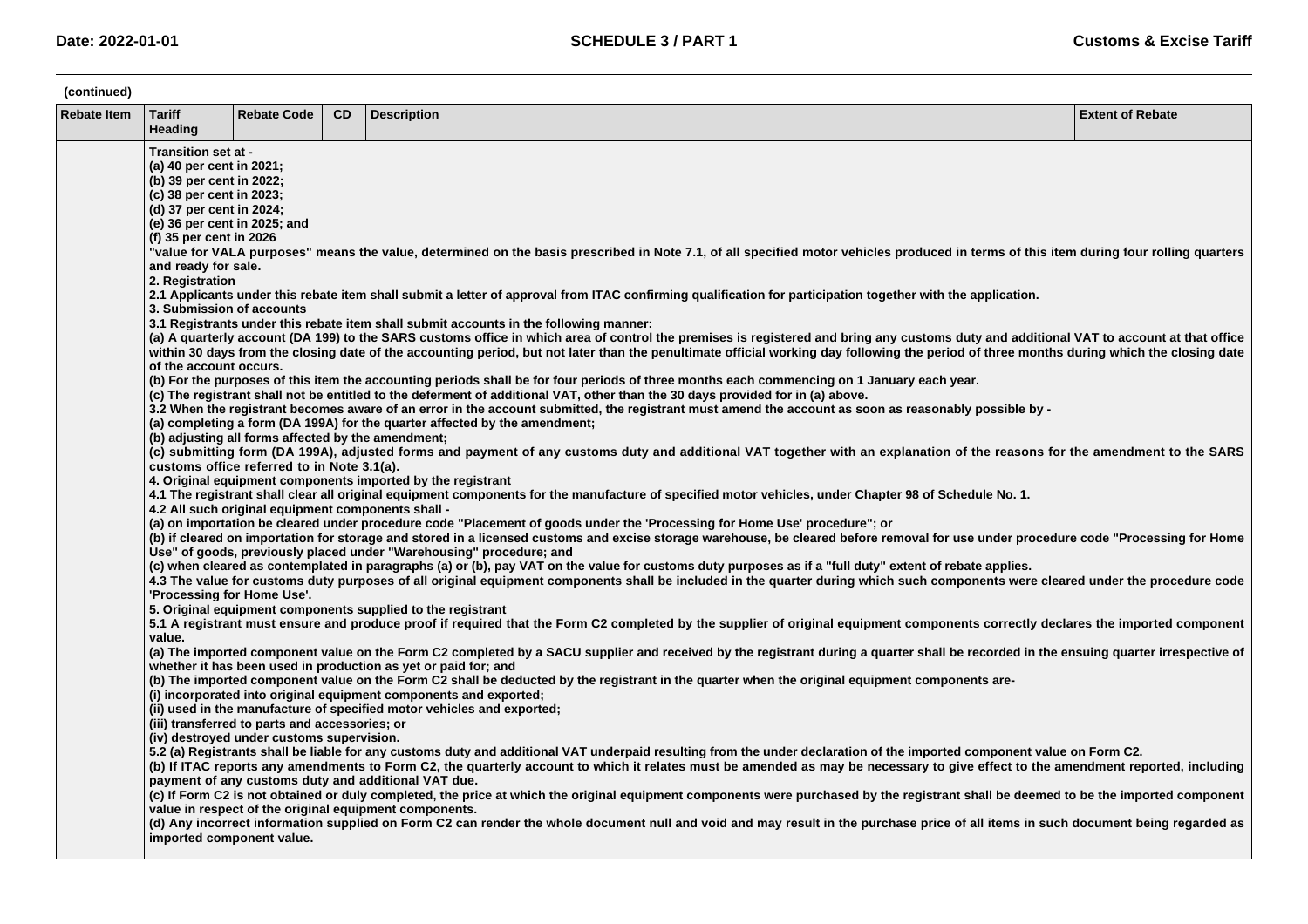(continued)

| Rebate Item | Tariff Heading | Rebate Code | CD | Description | Extent of Rebate |
|---|---|---|---|---|---|
| | Transition set at -<br>(a) 40 per cent in 2021;<br>(b) 39 per cent in 2022;<br>(c) 38 per cent in 2023;<br>(d) 37 per cent in 2024;<br>(e) 36 per cent in 2025; and<br>(f) 35 per cent in 2026<br>"value for VALA purposes" means the value, determined on the basis prescribed in Note 7.1, of all specified motor vehicles produced in terms of this item during four rolling quarters and ready for sale.<br>2. Registration<br>2.1 Applicants under this rebate item shall submit a letter of approval from ITAC confirming qualification for participation together with the application.<br>3. Submission of accounts<br>3.1 Registrants under this rebate item shall submit accounts in the following manner:<br>(a) A quarterly account (DA 199) to the SARS customs office in which area of control the premises is registered and bring any customs duty and additional VAT to account at that office within 30 days from the closing date of the accounting period, but not later than the penultimate official working day following the period of three months during which the closing date of the account occurs.<br>(b) For the purposes of this item the accounting periods shall be for four periods of three months each commencing on 1 January each year.<br>(c) The registrant shall not be entitled to the deferment of additional VAT, other than the 30 days provided for in (a) above.<br>3.2 When the registrant becomes aware of an error in the account submitted, the registrant must amend the account as soon as reasonably possible by -<br>(a) completing a form (DA 199A) for the quarter affected by the amendment;<br>(b) adjusting all forms affected by the amendment;<br>(c) submitting form (DA 199A), adjusted forms and payment of any customs duty and additional VAT together with an explanation of the reasons for the amendment to the SARS customs office referred to in Note 3.1(a).<br>4. Original equipment components imported by the registrant<br>4.1 The registrant shall clear all original equipment components for the manufacture of specified motor vehicles, under Chapter 98 of Schedule No. 1.<br>4.2 All such original equipment components shall -<br>(a) on importation be cleared under procedure code "Placement of goods under the 'Processing for Home Use' procedure"; or<br>(b) if cleared on importation for storage and stored in a licensed customs and excise storage warehouse, be cleared before removal for use under procedure code "Processing for Home Use" of goods, previously placed under "Warehousing" procedure; and<br>(c) when cleared as contemplated in paragraphs (a) or (b), pay VAT on the value for customs duty purposes as if a "full duty" extent of rebate applies.<br>4.3 The value for customs duty purposes of all original equipment components shall be included in the quarter during which such components were cleared under the procedure code 'Processing for Home Use'.<br>5. Original equipment components supplied to the registrant<br>5.1 A registrant must ensure and produce proof if required that the Form C2 completed by the supplier of original equipment components correctly declares the imported component value.<br>(a) The imported component value on the Form C2 completed by a SACU supplier and received by the registrant during a quarter shall be recorded in the ensuing quarter irrespective of whether it has been used in production as yet or paid for; and<br>(b) The imported component value on the Form C2 shall be deducted by the registrant in the quarter when the original equipment components are-<br>(i) incorporated into original equipment components and exported;<br>(ii) used in the manufacture of specified motor vehicles and exported;<br>(iii) transferred to parts and accessories; or<br>(iv) destroyed under customs supervision.<br>5.2 (a) Registrants shall be liable for any customs duty and additional VAT underpaid resulting from the under declaration of the imported component value on Form C2.<br>(b) If ITAC reports any amendments to Form C2, the quarterly account to which it relates must be amended as may be necessary to give effect to the amendment reported, including payment of any customs duty and additional VAT due.<br>(c) If Form C2 is not obtained or duly completed, the price at which the original equipment components were purchased by the registrant shall be deemed to be the imported component value in respect of the original equipment components.<br>(d) Any incorrect information supplied on Form C2 can render the whole document null and void and may result in the purchase price of all items in such document being regarded as imported component value. | | | | |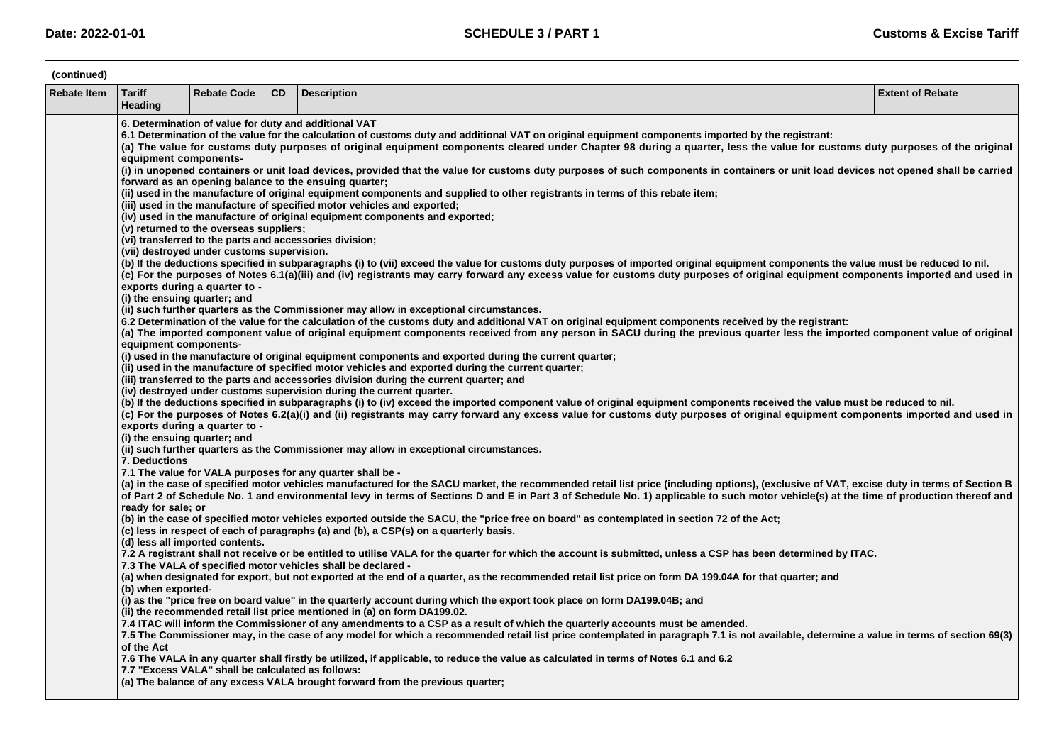(continued)

| Rebate Item | Tariff Heading | Rebate Code | CD | Description | Extent of Rebate |
|---|---|---|---|---|---|
| | **6. Determination of value for duty and additional VAT**<br>**6.1 Determination of the value for the calculation of customs duty and additional VAT on original equipment components imported by the registrant:**<br>**(a) The value for customs duty purposes of original equipment components cleared under Chapter 98 during a quarter, less the value for customs duty purposes of the original equipment components-**<br>**(i) in unopened containers or unit load devices, provided that the value for customs duty purposes of such components in containers or unit load devices not opened shall be carried forward as an opening balance to the ensuing quarter;**<br>**(ii) used in the manufacture of original equipment components and supplied to other registrants in terms of this rebate item;**<br>**(iii) used in the manufacture of specified motor vehicles and exported;**<br>**(iv) used in the manufacture of original equipment components and exported;**<br>**(v) returned to the overseas suppliers;**<br>**(vi) transferred to the parts and accessories division;**<br>**(vii) destroyed under customs supervision.**<br>**(b) If the deductions specified in subparagraphs (i) to (vii) exceed the value for customs duty purposes of imported original equipment components the value must be reduced to nil.**<br>**(c) For the purposes of Notes 6.1(a)(iii) and (iv) registrants may carry forward any excess value for customs duty purposes of original equipment components imported and used in exports during a quarter to -**<br>**(i) the ensuing quarter; and**<br>**(ii) such further quarters as the Commissioner may allow in exceptional circumstances.**<br>**6.2 Determination of the value for the calculation of the customs duty and additional VAT on original equipment components received by the registrant:**<br>**(a) The imported component value of original equipment components received from any person in SACU during the previous quarter less the imported component value of original equipment components-**<br>**(i) used in the manufacture of original equipment components and exported during the current quarter;**<br>**(ii) used in the manufacture of specified motor vehicles and exported during the current quarter;**<br>**(iii) transferred to the parts and accessories division during the current quarter; and**<br>**(iv) destroyed under customs supervision during the current quarter.**<br>**(b) If the deductions specified in subparagraphs (i) to (iv) exceed the imported component value of original equipment components received the value must be reduced to nil.**<br>**(c) For the purposes of Notes 6.2(a)(i) and (ii) registrants may carry forward any excess value for customs duty purposes of original equipment components imported and used in exports during a quarter to -**<br>**(i) the ensuing quarter; and**<br>**(ii) such further quarters as the Commissioner may allow in exceptional circumstances.**<br>**7. Deductions**<br>**7.1 The value for VALA purposes for any quarter shall be -**<br>**(a) in the case of specified motor vehicles manufactured for the SACU market, the recommended retail list price (including options), (exclusive of VAT, excise duty in terms of Section B of Part 2 of Schedule No. 1 and environmental levy in terms of Sections D and E in Part 3 of Schedule No. 1) applicable to such motor vehicle(s) at the time of production thereof and ready for sale; or**<br>**(b) in the case of specified motor vehicles exported outside the SACU, the "price free on board" as contemplated in section 72 of the Act;**<br>**(c) less in respect of each of paragraphs (a) and (b), a CSP(s) on a quarterly basis.**<br>**(d) less all imported contents.**<br>**7.2 A registrant shall not receive or be entitled to utilise VALA for the quarter for which the account is submitted, unless a CSP has been determined by ITAC.**<br>**7.3 The VALA of specified motor vehicles shall be declared -**<br>**(a) when designated for export, but not exported at the end of a quarter, as the recommended retail list price on form DA 199.04A for that quarter; and**<br>**(b) when exported-**<br>**(i) as the "price free on board value" in the quarterly account during which the export took place on form DA199.04B; and**<br>**(ii) the recommended retail list price mentioned in (a) on form DA199.02.**<br>**7.4 ITAC will inform the Commissioner of any amendments to a CSP as a result of which the quarterly accounts must be amended.**<br>**7.5 The Commissioner may, in the case of any model for which a recommended retail list price contemplated in paragraph 7.1 is not available, determine a value in terms of section 69(3) of the Act**<br>**7.6 The VALA in any quarter shall firstly be utilized, if applicable, to reduce the value as calculated in terms of Notes 6.1 and 6.2**<br>**7.7 "Excess VALA" shall be calculated as follows:**<br>**(a) The balance of any excess VALA brought forward from the previous quarter;** | | | | |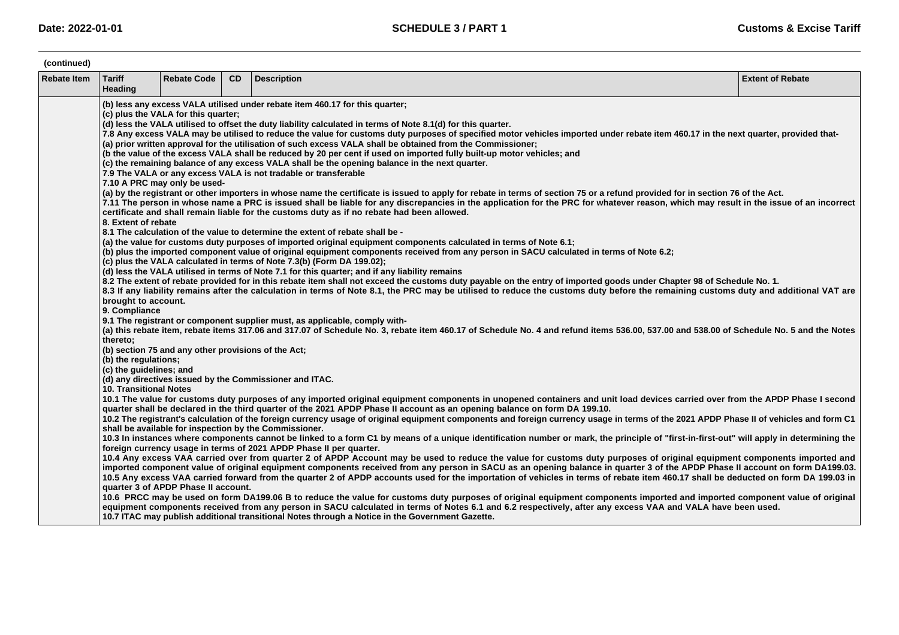(continued)

| Rebate Item | Tariff Heading | Rebate Code | CD | Description | Extent of Rebate |
|---|---|---|---|---|---|
| | (b) less any excess VALA utilised under rebate item 460.17 for this quarter;<br>(c) plus the VALA for this quarter;<br>(d) less the VALA utilised to offset the duty liability calculated in terms of Note 8.1(d) for this quarter.<br>7.8 Any excess VALA may be utilised to reduce the value for customs duty purposes of specified motor vehicles imported under rebate item 460.17 in the next quarter, provided that-<br>(a) prior written approval for the utilisation of such excess VALA shall be obtained from the Commissioner;<br>(b the value of the excess VALA shall be reduced by 20 per cent if used on imported fully built-up motor vehicles; and<br>(c) the remaining balance of any excess VALA shall be the opening balance in the next quarter.<br>7.9 The VALA or any excess VALA is not tradable or transferable<br>7.10 A PRC may only be used-<br>(a) by the registrant or other importers in whose name the certificate is issued to apply for rebate in terms of section 75 or a refund provided for in section 76 of the Act.<br>7.11 The person in whose name a PRC is issued shall be liable for any discrepancies in the application for the PRC for whatever reason, which may result in the issue of an incorrect certificate and shall remain liable for the customs duty as if no rebate had been allowed.<br>8. Extent of rebate<br>8.1 The calculation of the value to determine the extent of rebate shall be -<br>(a) the value for customs duty purposes of imported original equipment components calculated in terms of Note 6.1;<br>(b) plus the imported component value of original equipment components received from any person in SACU calculated in terms of Note 6.2;<br>(c) plus the VALA calculated in terms of Note 7.3(b) (Form DA 199.02);<br>(d) less the VALA utilised in terms of Note 7.1 for this quarter; and if any liability remains<br>8.2 The extent of rebate provided for in this rebate item shall not exceed the customs duty payable on the entry of imported goods under Chapter 98 of Schedule No. 1.<br>8.3 If any liability remains after the calculation in terms of Note 8.1, the PRC may be utilised to reduce the customs duty before the remaining customs duty and additional VAT are brought to account.<br>9. Compliance<br>9.1 The registrant or component supplier must, as applicable, comply with-<br>(a) this rebate item, rebate items 317.06 and 317.07 of Schedule No. 3, rebate item 460.17 of Schedule No. 4 and refund items 536.00, 537.00 and 538.00 of Schedule No. 5 and the Notes thereto;<br>(b) section 75 and any other provisions of the Act;<br>(b) the regulations;<br>(c) the guidelines; and<br>(d) any directives issued by the Commissioner and ITAC.<br>10. Transitional Notes<br>10.1 The value for customs duty purposes of any imported original equipment components in unopened containers and unit load devices carried over from the APDP Phase I second quarter shall be declared in the third quarter of the 2021 APDP Phase II account as an opening balance on form DA 199.10.<br>10.2 The registrant's calculation of the foreign currency usage of original equipment components and foreign currency usage in terms of the 2021 APDP Phase II of vehicles and form C1 shall be available for inspection by the Commissioner.<br>10.3 In instances where components cannot be linked to a form C1 by means of a unique identification number or mark, the principle of "first-in-first-out" will apply in determining the foreign currency usage in terms of 2021 APDP Phase II per quarter.<br>10.4 Any excess VAA carried over from quarter 2 of APDP Account may be used to reduce the value for customs duty purposes of original equipment components imported and imported component value of original equipment components received from any person in SACU as an opening balance in quarter 3 of the APDP Phase II account on form DA199.03.<br>10.5 Any excess VAA carried forward from the quarter 2 of APDP accounts used for the importation of vehicles in terms of rebate item 460.17 shall be deducted on form DA 199.03 in quarter 3 of APDP Phase II account.<br>10.6 PRCC may be used on form DA199.06 B to reduce the value for customs duty purposes of original equipment components imported and imported component value of original equipment components received from any person in SACU calculated in terms of Notes 6.1 and 6.2 respectively, after any excess VAA and VALA have been used.<br>10.7 ITAC may publish additional transitional Notes through a Notice in the Government Gazette. | | | | |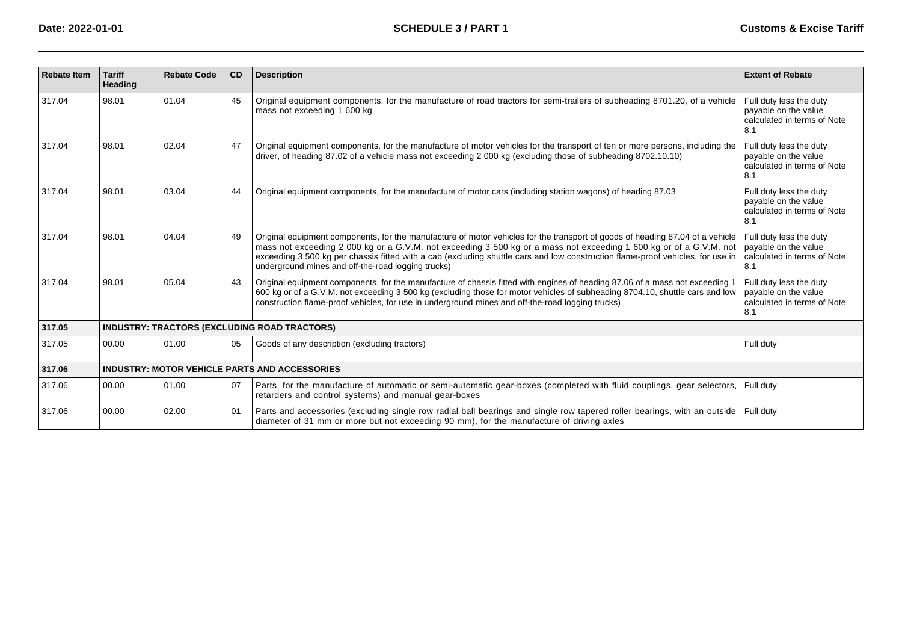| Rebate Item | Tariff Heading | Rebate Code | CD | Description | Extent of Rebate |
|---|---|---|---|---|---|
| 317.04 | 98.01 | 01.04 | 45 | Original equipment components, for the manufacture of road tractors for semi-trailers of subheading 8701.20, of a vehicle mass not exceeding 1 600 kg | Full duty less the duty payable on the value calculated in terms of Note 8.1 |
| 317.04 | 98.01 | 02.04 | 47 | Original equipment components, for the manufacture of motor vehicles for the transport of ten or more persons, including the driver, of heading 87.02 of a vehicle mass not exceeding 2 000 kg (excluding those of subheading 8702.10.10) | Full duty less the duty payable on the value calculated in terms of Note 8.1 |
| 317.04 | 98.01 | 03.04 | 44 | Original equipment components, for the manufacture of motor cars (including station wagons) of heading 87.03 | Full duty less the duty payable on the value calculated in terms of Note 8.1 |
| 317.04 | 98.01 | 04.04 | 49 | Original equipment components, for the manufacture of motor vehicles for the transport of goods of heading 87.04 of a vehicle mass not exceeding 2 000 kg or a G.V.M. not exceeding 3 500 kg or a mass not exceeding 1 600 kg or of a G.V.M. not exceeding 3 500 kg per chassis fitted with a cab (excluding shuttle cars and low construction flame-proof vehicles, for use in underground mines and off-the-road logging trucks) | Full duty less the duty payable on the value calculated in terms of Note 8.1 |
| 317.04 | 98.01 | 05.04 | 43 | Original equipment components, for the manufacture of chassis fitted with engines of heading 87.06 of a mass not exceeding 1 600 kg or of a G.V.M. not exceeding 3 500 kg (excluding those for motor vehicles of subheading 8704.10, shuttle cars and low construction flame-proof vehicles, for use in underground mines and off-the-road logging trucks) | Full duty less the duty payable on the value calculated in terms of Note 8.1 |
| **317.05** | **INDUSTRY: TRACTORS (EXCLUDING ROAD TRACTORS)** | | | | |
| 317.05 | 00.00 | 01.00 | 05 | Goods of any description (excluding tractors) | Full duty |
| **317.06** | **INDUSTRY: MOTOR VEHICLE PARTS AND ACCESSORIES** | | | | |
| 317.06 | 00.00 | 01.00 | 07 | Parts, for the manufacture of automatic or semi-automatic gear-boxes (completed with fluid couplings, gear selectors, retarders and control systems) and manual gear-boxes | Full duty |
| 317.06 | 00.00 | 02.00 | 01 | Parts and accessories (excluding single row radial ball bearings and single row tapered roller bearings, with an outside diameter of 31 mm or more but not exceeding 90 mm), for the manufacture of driving axles | Full duty |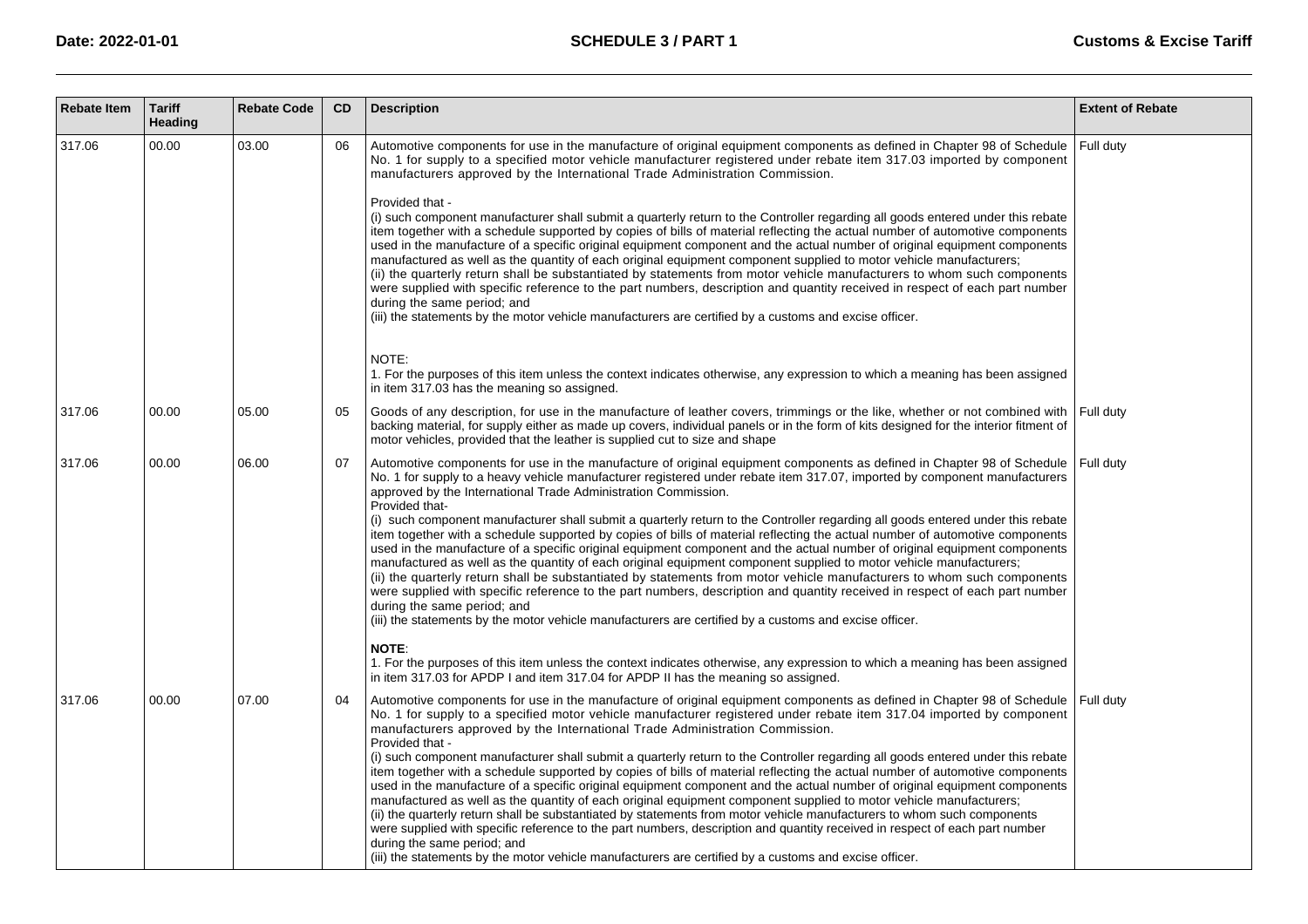| Rebate Item | Tariff Heading | Rebate Code | CD | Description | Extent of Rebate |
|---|---|---|---|---|---|
| 317.06 | 00.00 | 03.00 | 06 | Automotive components for use in the manufacture of original equipment components as defined in Chapter 98 of Schedule No. 1 for supply to a specified motor vehicle manufacturer registered under rebate item 317.03 imported by component manufacturers approved by the International Trade Administration Commission.<br><br>Provided that -<br>(i) such component manufacturer shall submit a quarterly return to the Controller regarding all goods entered under this rebate item together with a schedule supported by copies of bills of material reflecting the actual number of automotive components used in the manufacture of a specific original equipment component and the actual number of original equipment components manufactured as well as the quantity of each original equipment component supplied to motor vehicle manufacturers;<br>(ii) the quarterly return shall be substantiated by statements from motor vehicle manufacturers to whom such components were supplied with specific reference to the part numbers, description and quantity received in respect of each part number during the same period; and<br>(iii) the statements by the motor vehicle manufacturers are certified by a customs and excise officer.<br><br>NOTE:<br>1. For the purposes of this item unless the context indicates otherwise, any expression to which a meaning has been assigned in item 317.03 has the meaning so assigned. | Full duty |
| 317.06 | 00.00 | 05.00 | 05 | Goods of any description, for use in the manufacture of leather covers, trimmings or the like, whether or not combined with backing material, for supply either as made up covers, individual panels or in the form of kits designed for the interior fitment of motor vehicles, provided that the leather is supplied cut to size and shape | Full duty |
| 317.06 | 00.00 | 06.00 | 07 | Automotive components for use in the manufacture of original equipment components as defined in Chapter 98 of Schedule No. 1 for supply to a heavy vehicle manufacturer registered under rebate item 317.07, imported by component manufacturers approved by the International Trade Administration Commission.<br>Provided that-<br>(i) such component manufacturer shall submit a quarterly return to the Controller regarding all goods entered under this rebate item together with a schedule supported by copies of bills of material reflecting the actual number of automotive components used in the manufacture of a specific original equipment component and the actual number of original equipment components manufactured as well as the quantity of each original equipment component supplied to motor vehicle manufacturers;<br>(ii) the quarterly return shall be substantiated by statements from motor vehicle manufacturers to whom such components were supplied with specific reference to the part numbers, description and quantity received in respect of each part number during the same period; and<br>(iii) the statements by the motor vehicle manufacturers are certified by a customs and excise officer.<br><br>**NOTE**:<br>1. For the purposes of this item unless the context indicates otherwise, any expression to which a meaning has been assigned in item 317.03 for APDP I and item 317.04 for APDP II has the meaning so assigned. | Full duty |
| 317.06 | 00.00 | 07.00 | 04 | Automotive components for use in the manufacture of original equipment components as defined in Chapter 98 of Schedule No. 1 for supply to a specified motor vehicle manufacturer registered under rebate item 317.04 imported by component manufacturers approved by the International Trade Administration Commission.<br>Provided that -<br>(i) such component manufacturer shall submit a quarterly return to the Controller regarding all goods entered under this rebate item together with a schedule supported by copies of bills of material reflecting the actual number of automotive components used in the manufacture of a specific original equipment component and the actual number of original equipment components manufactured as well as the quantity of each original equipment component supplied to motor vehicle manufacturers;<br>(ii) the quarterly return shall be substantiated by statements from motor vehicle manufacturers to whom such components were supplied with specific reference to the part numbers, description and quantity received in respect of each part number during the same period; and<br>(iii) the statements by the motor vehicle manufacturers are certified by a customs and excise officer. | Full duty |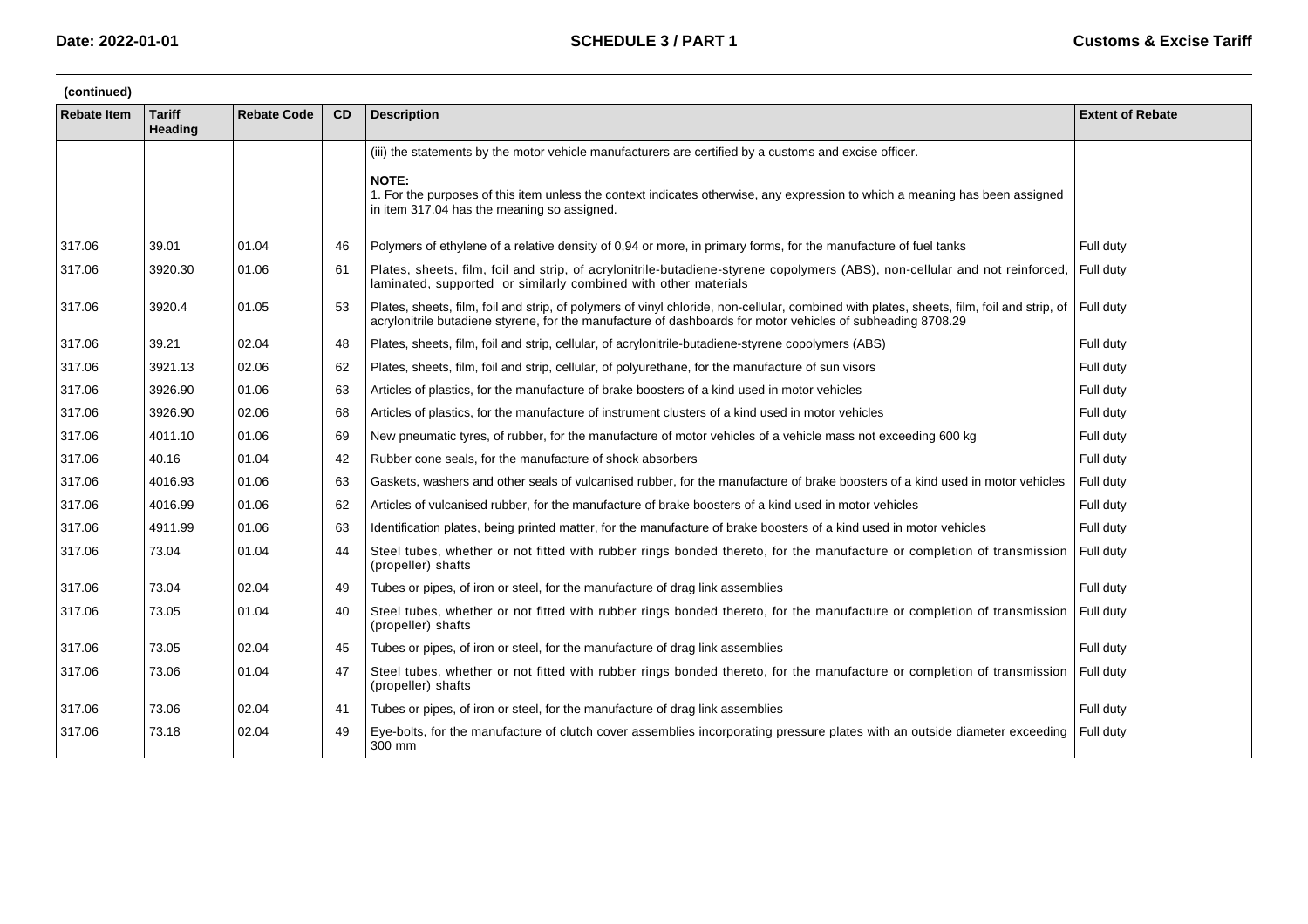(continued)

| Rebate Item | Tariff Heading | Rebate Code | CD | Description | Extent of Rebate |
|---|---|---|---|---|---|
| | | | | (iii) the statements by the motor vehicle manufacturers are certified by a customs and excise officer.<br><br>**NOTE:**<br>1. For the purposes of this item unless the context indicates otherwise, any expression to which a meaning has been assigned in item 317.04 has the meaning so assigned. | |
| 317.06 | 39.01 | 01.04 | 46 | Polymers of ethylene of a relative density of 0,94 or more, in primary forms, for the manufacture of fuel tanks | Full duty |
| 317.06 | 3920.30 | 01.06 | 61 | Plates, sheets, film, foil and strip, of acrylonitrile-butadiene-styrene copolymers (ABS), non-cellular and not reinforced, laminated, supported or similarly combined with other materials | Full duty |
| 317.06 | 3920.4 | 01.05 | 53 | Plates, sheets, film, foil and strip, of polymers of vinyl chloride, non-cellular, combined with plates, sheets, film, foil and strip, of acrylonitrile butadiene styrene, for the manufacture of dashboards for motor vehicles of subheading 8708.29 | Full duty |
| 317.06 | 39.21 | 02.04 | 48 | Plates, sheets, film, foil and strip, cellular, of acrylonitrile-butadiene-styrene copolymers (ABS) | Full duty |
| 317.06 | 3921.13 | 02.06 | 62 | Plates, sheets, film, foil and strip, cellular, of polyurethane, for the manufacture of sun visors | Full duty |
| 317.06 | 3926.90 | 01.06 | 63 | Articles of plastics, for the manufacture of brake boosters of a kind used in motor vehicles | Full duty |
| 317.06 | 3926.90 | 02.06 | 68 | Articles of plastics, for the manufacture of instrument clusters of a kind used in motor vehicles | Full duty |
| 317.06 | 4011.10 | 01.06 | 69 | New pneumatic tyres, of rubber, for the manufacture of motor vehicles of a vehicle mass not exceeding 600 kg | Full duty |
| 317.06 | 40.16 | 01.04 | 42 | Rubber cone seals, for the manufacture of shock absorbers | Full duty |
| 317.06 | 4016.93 | 01.06 | 63 | Gaskets, washers and other seals of vulcanised rubber, for the manufacture of brake boosters of a kind used in motor vehicles | Full duty |
| 317.06 | 4016.99 | 01.06 | 62 | Articles of vulcanised rubber, for the manufacture of brake boosters of a kind used in motor vehicles | Full duty |
| 317.06 | 4911.99 | 01.06 | 63 | Identification plates, being printed matter, for the manufacture of brake boosters of a kind used in motor vehicles | Full duty |
| 317.06 | 73.04 | 01.04 | 44 | Steel tubes, whether or not fitted with rubber rings bonded thereto, for the manufacture or completion of transmission (propeller) shafts | Full duty |
| 317.06 | 73.04 | 02.04 | 49 | Tubes or pipes, of iron or steel, for the manufacture of drag link assemblies | Full duty |
| 317.06 | 73.05 | 01.04 | 40 | Steel tubes, whether or not fitted with rubber rings bonded thereto, for the manufacture or completion of transmission (propeller) shafts | Full duty |
| 317.06 | 73.05 | 02.04 | 45 | Tubes or pipes, of iron or steel, for the manufacture of drag link assemblies | Full duty |
| 317.06 | 73.06 | 01.04 | 47 | Steel tubes, whether or not fitted with rubber rings bonded thereto, for the manufacture or completion of transmission (propeller) shafts | Full duty |
| 317.06 | 73.06 | 02.04 | 41 | Tubes or pipes, of iron or steel, for the manufacture of drag link assemblies | Full duty |
| 317.06 | 73.18 | 02.04 | 49 | Eye-bolts, for the manufacture of clutch cover assemblies incorporating pressure plates with an outside diameter exceeding 300 mm | Full duty |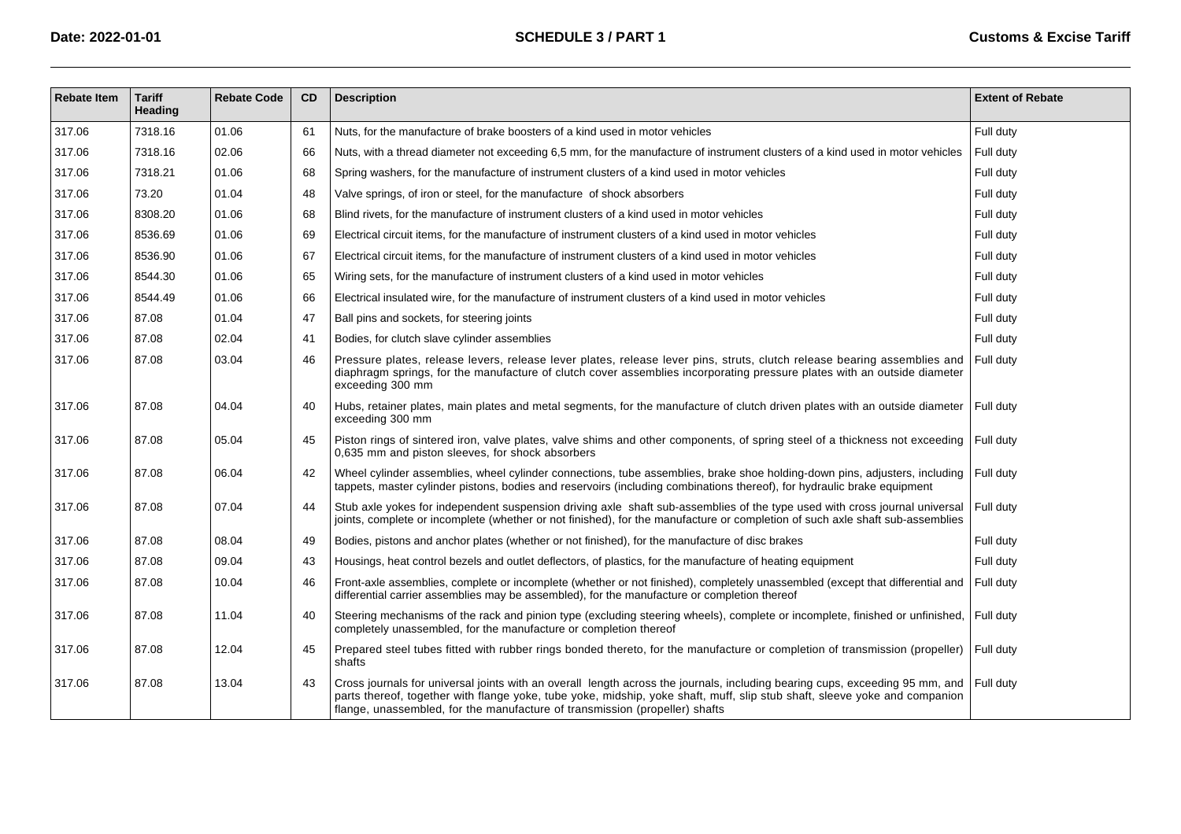| Rebate Item | Tariff Heading | Rebate Code | CD | Description | Extent of Rebate |
|---|---|---|---|---|---|
| 317.06 | 7318.16 | 01.06 | 61 | Nuts, for the manufacture of brake boosters of a kind used in motor vehicles | Full duty |
| 317.06 | 7318.16 | 02.06 | 66 | Nuts, with a thread diameter not exceeding 6,5 mm, for the manufacture of instrument clusters of a kind used in motor vehicles | Full duty |
| 317.06 | 7318.21 | 01.06 | 68 | Spring washers, for the manufacture of instrument clusters of a kind used in motor vehicles | Full duty |
| 317.06 | 73.20 | 01.04 | 48 | Valve springs, of iron or steel, for the manufacture of shock absorbers | Full duty |
| 317.06 | 8308.20 | 01.06 | 68 | Blind rivets, for the manufacture of instrument clusters of a kind used in motor vehicles | Full duty |
| 317.06 | 8536.69 | 01.06 | 69 | Electrical circuit items, for the manufacture of instrument clusters of a kind used in motor vehicles | Full duty |
| 317.06 | 8536.90 | 01.06 | 67 | Electrical circuit items, for the manufacture of instrument clusters of a kind used in motor vehicles | Full duty |
| 317.06 | 8544.30 | 01.06 | 65 | Wiring sets, for the manufacture of instrument clusters of a kind used in motor vehicles | Full duty |
| 317.06 | 8544.49 | 01.06 | 66 | Electrical insulated wire, for the manufacture of instrument clusters of a kind used in motor vehicles | Full duty |
| 317.06 | 87.08 | 01.04 | 47 | Ball pins and sockets, for steering joints | Full duty |
| 317.06 | 87.08 | 02.04 | 41 | Bodies, for clutch slave cylinder assemblies | Full duty |
| 317.06 | 87.08 | 03.04 | 46 | Pressure plates, release levers, release lever plates, release lever pins, struts, clutch release bearing assemblies and diaphragm springs, for the manufacture of clutch cover assemblies incorporating pressure plates with an outside diameter exceeding 300 mm | Full duty |
| 317.06 | 87.08 | 04.04 | 40 | Hubs, retainer plates, main plates and metal segments, for the manufacture of clutch driven plates with an outside diameter exceeding 300 mm | Full duty |
| 317.06 | 87.08 | 05.04 | 45 | Piston rings of sintered iron, valve plates, valve shims and other components, of spring steel of a thickness not exceeding 0,635 mm and piston sleeves, for shock absorbers | Full duty |
| 317.06 | 87.08 | 06.04 | 42 | Wheel cylinder assemblies, wheel cylinder connections, tube assemblies, brake shoe holding-down pins, adjusters, including tappets, master cylinder pistons, bodies and reservoirs (including combinations thereof), for hydraulic brake equipment | Full duty |
| 317.06 | 87.08 | 07.04 | 44 | Stub axle yokes for independent suspension driving axle shaft sub-assemblies of the type used with cross journal universal joints, complete or incomplete (whether or not finished), for the manufacture or completion of such axle shaft sub-assemblies | Full duty |
| 317.06 | 87.08 | 08.04 | 49 | Bodies, pistons and anchor plates (whether or not finished), for the manufacture of disc brakes | Full duty |
| 317.06 | 87.08 | 09.04 | 43 | Housings, heat control bezels and outlet deflectors, of plastics, for the manufacture of heating equipment | Full duty |
| 317.06 | 87.08 | 10.04 | 46 | Front-axle assemblies, complete or incomplete (whether or not finished), completely unassembled (except that differential and differential carrier assemblies may be assembled), for the manufacture or completion thereof | Full duty |
| 317.06 | 87.08 | 11.04 | 40 | Steering mechanisms of the rack and pinion type (excluding steering wheels), complete or incomplete, finished or unfinished, completely unassembled, for the manufacture or completion thereof | Full duty |
| 317.06 | 87.08 | 12.04 | 45 | Prepared steel tubes fitted with rubber rings bonded thereto, for the manufacture or completion of transmission (propeller) shafts | Full duty |
| 317.06 | 87.08 | 13.04 | 43 | Cross journals for universal joints with an overall length across the journals, including bearing cups, exceeding 95 mm, and parts thereof, together with flange yoke, tube yoke, midship, yoke shaft, muff, slip stub shaft, sleeve yoke and companion flange, unassembled, for the manufacture of transmission (propeller) shafts | Full duty |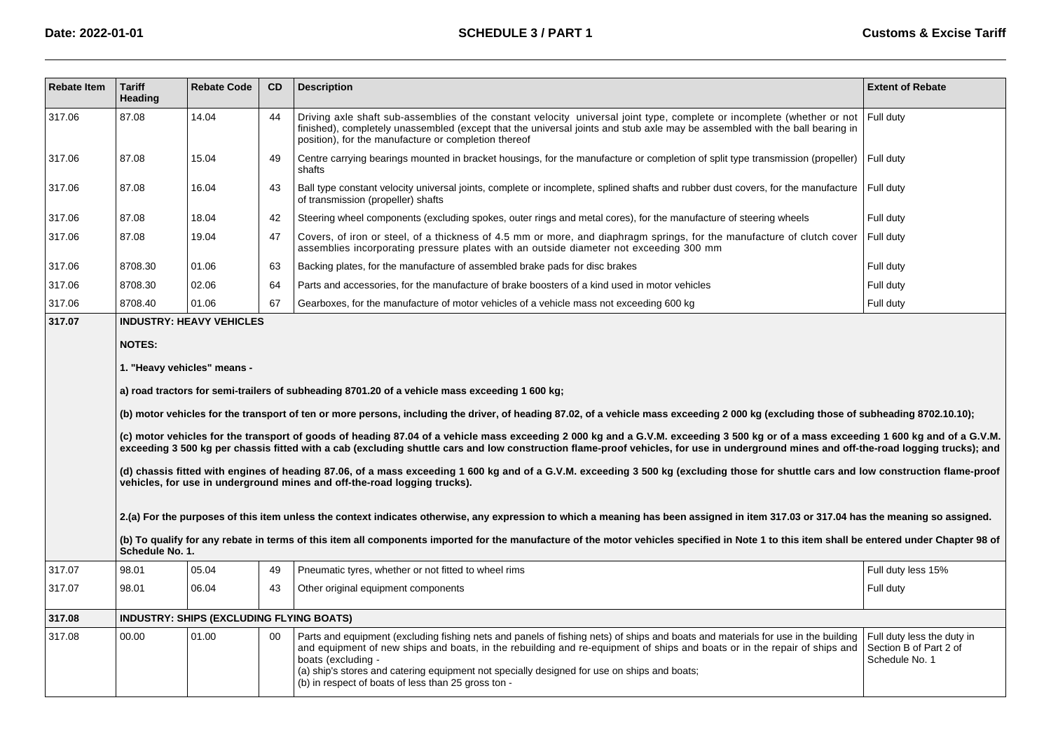| Rebate Item | Tariff Heading | Rebate Code | CD | Description | Extent of Rebate |
|---|---|---|---|---|---|
| 317.06 | 87.08 | 14.04 | 44 | Driving axle shaft sub-assemblies of the constant velocity universal joint type, complete or incomplete (whether or not finished), completely unassembled (except that the universal joints and stub axle may be assembled with the ball bearing in position), for the manufacture or completion thereof | Full duty |
| 317.06 | 87.08 | 15.04 | 49 | Centre carrying bearings mounted in bracket housings, for the manufacture or completion of split type transmission (propeller) shafts | Full duty |
| 317.06 | 87.08 | 16.04 | 43 | Ball type constant velocity universal joints, complete or incomplete, splined shafts and rubber dust covers, for the manufacture of transmission (propeller) shafts | Full duty |
| 317.06 | 87.08 | 18.04 | 42 | Steering wheel components (excluding spokes, outer rings and metal cores), for the manufacture of steering wheels | Full duty |
| 317.06 | 87.08 | 19.04 | 47 | Covers, of iron or steel, of a thickness of 4.5 mm or more, and diaphragm springs, for the manufacture of clutch cover assemblies incorporating pressure plates with an outside diameter not exceeding 300 mm | Full duty |
| 317.06 | 8708.30 | 01.06 | 63 | Backing plates, for the manufacture of assembled brake pads for disc brakes | Full duty |
| 317.06 | 8708.30 | 02.06 | 64 | Parts and accessories, for the manufacture of brake boosters of a kind used in motor vehicles | Full duty |
| 317.06 | 8708.40 | 01.06 | 67 | Gearboxes, for the manufacture of motor vehicles of a vehicle mass not exceeding 600 kg | Full duty |
| **317.07** | **INDUSTRY: HEAVY VEHICLES**<br><br>**NOTES:**<br><br>**1. "Heavy vehicles" means -**<br><br>**a) road tractors for semi-trailers of subheading 8701.20 of a vehicle mass exceeding 1 600 kg;**<br><br>**(b) motor vehicles for the transport of ten or more persons, including the driver, of heading 87.02, of a vehicle mass exceeding 2 000 kg (excluding those of subheading 8702.10.10);**<br><br>**(c) motor vehicles for the transport of goods of heading 87.04 of a vehicle mass exceeding 2 000 kg and a G.V.M. exceeding 3 500 kg or of a mass exceeding 1 600 kg and of a G.V.M. exceeding 3 500 kg per chassis fitted with a cab (excluding shuttle cars and low construction flame-proof vehicles, for use in underground mines and off-the-road logging trucks); and**<br><br>**(d) chassis fitted with engines of heading 87.06, of a mass exceeding 1 600 kg and of a G.V.M. exceeding 3 500 kg (excluding those for shuttle cars and low construction flame-proof vehicles, for use in underground mines and off-the-road logging trucks).**<br><br>**2.(a) For the purposes of this item unless the context indicates otherwise, any expression to which a meaning has been assigned in item 317.03 or 317.04 has the meaning so assigned.**<br><br>**(b) To qualify for any rebate in terms of this item all components imported for the manufacture of the motor vehicles specified in Note 1 to this item shall be entered under Chapter 98 of Schedule No. 1.** | | | | |
| 317.07 | 98.01 | 05.04 | 49 | Pneumatic tyres, whether or not fitted to wheel rims | Full duty less 15% |
| 317.07 | 98.01 | 06.04 | 43 | Other original equipment components | Full duty |
| **317.08** | **INDUSTRY: SHIPS (EXCLUDING FLYING BOATS)** | | | | |
| 317.08 | 00.00 | 01.00 | 00 | Parts and equipment (excluding fishing nets and panels of fishing nets) of ships and boats and materials for use in the building and equipment of new ships and boats, in the rebuilding and re-equipment of ships and boats or in the repair of ships and boats (excluding -<br>(a) ship's stores and catering equipment not specially designed for use on ships and boats;<br>(b) in respect of boats of less than 25 gross ton - | Full duty less the duty in Section B of Part 2 of Schedule No. 1 |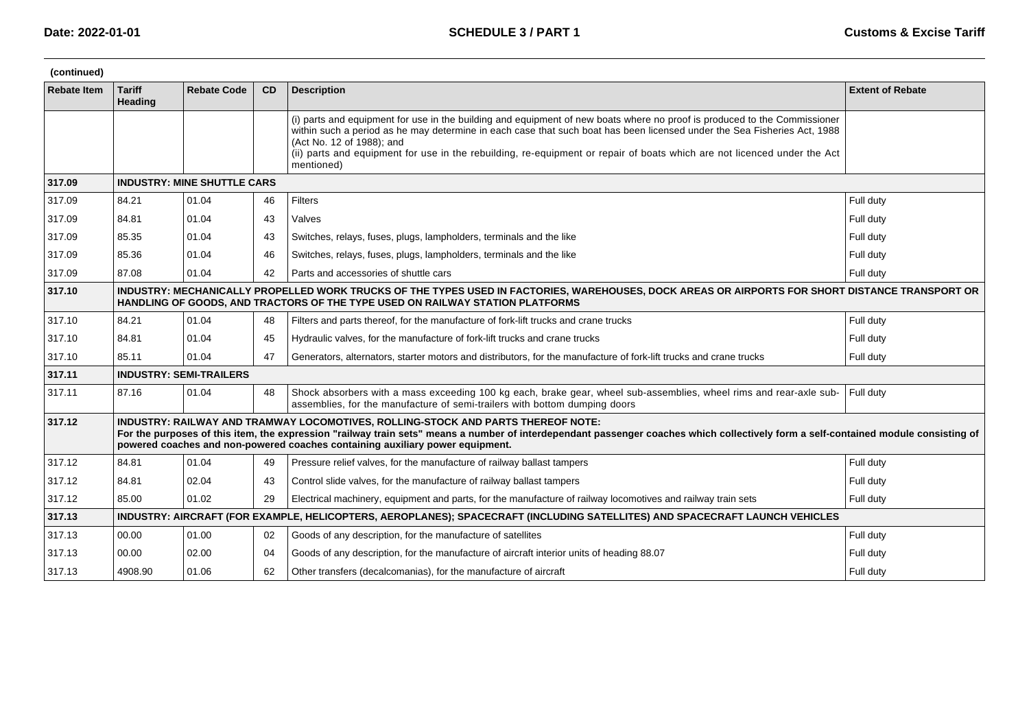(continued)

| Rebate Item | Tariff Heading | Rebate Code | CD | Description | Extent of Rebate |
|---|---|---|---|---|---|
| | | | | (i) parts and equipment for use in the building and equipment of new boats where no proof is produced to the Commissioner within such a period as he may determine in each case that such boat has been licensed under the Sea Fisheries Act, 1988 (Act No. 12 of 1988); and (ii) parts and equipment for use in the rebuilding, re-equipment or repair of boats which are not licenced under the Act mentioned) | |
| **317.09** | **INDUSTRY: MINE SHUTTLE CARS** | | | | |
| 317.09 | 84.21 | 01.04 | 46 | Filters | Full duty |
| 317.09 | 84.81 | 01.04 | 43 | Valves | Full duty |
| 317.09 | 85.35 | 01.04 | 43 | Switches, relays, fuses, plugs, lampholders, terminals and the like | Full duty |
| 317.09 | 85.36 | 01.04 | 46 | Switches, relays, fuses, plugs, lampholders, terminals and the like | Full duty |
| 317.09 | 87.08 | 01.04 | 42 | Parts and accessories of shuttle cars | Full duty |
| **317.10** | **INDUSTRY: MECHANICALLY PROPELLED WORK TRUCKS OF THE TYPES USED IN FACTORIES, WAREHOUSES, DOCK AREAS OR AIRPORTS FOR SHORT DISTANCE TRANSPORT OR HANDLING OF GOODS, AND TRACTORS OF THE TYPE USED ON RAILWAY STATION PLATFORMS** | | | | |
| 317.10 | 84.21 | 01.04 | 48 | Filters and parts thereof, for the manufacture of fork-lift trucks and crane trucks | Full duty |
| 317.10 | 84.81 | 01.04 | 45 | Hydraulic valves, for the manufacture of fork-lift trucks and crane trucks | Full duty |
| 317.10 | 85.11 | 01.04 | 47 | Generators, alternators, starter motors and distributors, for the manufacture of fork-lift trucks and crane trucks | Full duty |
| **317.11** | **INDUSTRY: SEMI-TRAILERS** | | | | |
| 317.11 | 87.16 | 01.04 | 48 | Shock absorbers with a mass exceeding 100 kg each, brake gear, wheel sub-assemblies, wheel rims and rear-axle sub-assemblies, for the manufacture of semi-trailers with bottom dumping doors | Full duty |
| **317.12** | **INDUSTRY: RAILWAY AND TRAMWAY LOCOMOTIVES, ROLLING-STOCK AND PARTS THEREOF NOTE: For the purposes of this item, the expression "railway train sets" means a number of interdependant passenger coaches which collectively form a self-contained module consisting of powered coaches and non-powered coaches containing auxiliary power equipment.** | | | | |
| 317.12 | 84.81 | 01.04 | 49 | Pressure relief valves, for the manufacture of railway ballast tampers | Full duty |
| 317.12 | 84.81 | 02.04 | 43 | Control slide valves, for the manufacture of railway ballast tampers | Full duty |
| 317.12 | 85.00 | 01.02 | 29 | Electrical machinery, equipment and parts, for the manufacture of railway locomotives and railway train sets | Full duty |
| **317.13** | **INDUSTRY: AIRCRAFT (FOR EXAMPLE, HELICOPTERS, AEROPLANES); SPACECRAFT (INCLUDING SATELLITES) AND SPACECRAFT LAUNCH VEHICLES** | | | | |
| 317.13 | 00.00 | 01.00 | 02 | Goods of any description, for the manufacture of satellites | Full duty |
| 317.13 | 00.00 | 02.00 | 04 | Goods of any description, for the manufacture of aircraft interior units of heading 88.07 | Full duty |
| 317.13 | 4908.90 | 01.06 | 62 | Other transfers (decalcomanias), for the manufacture of aircraft | Full duty |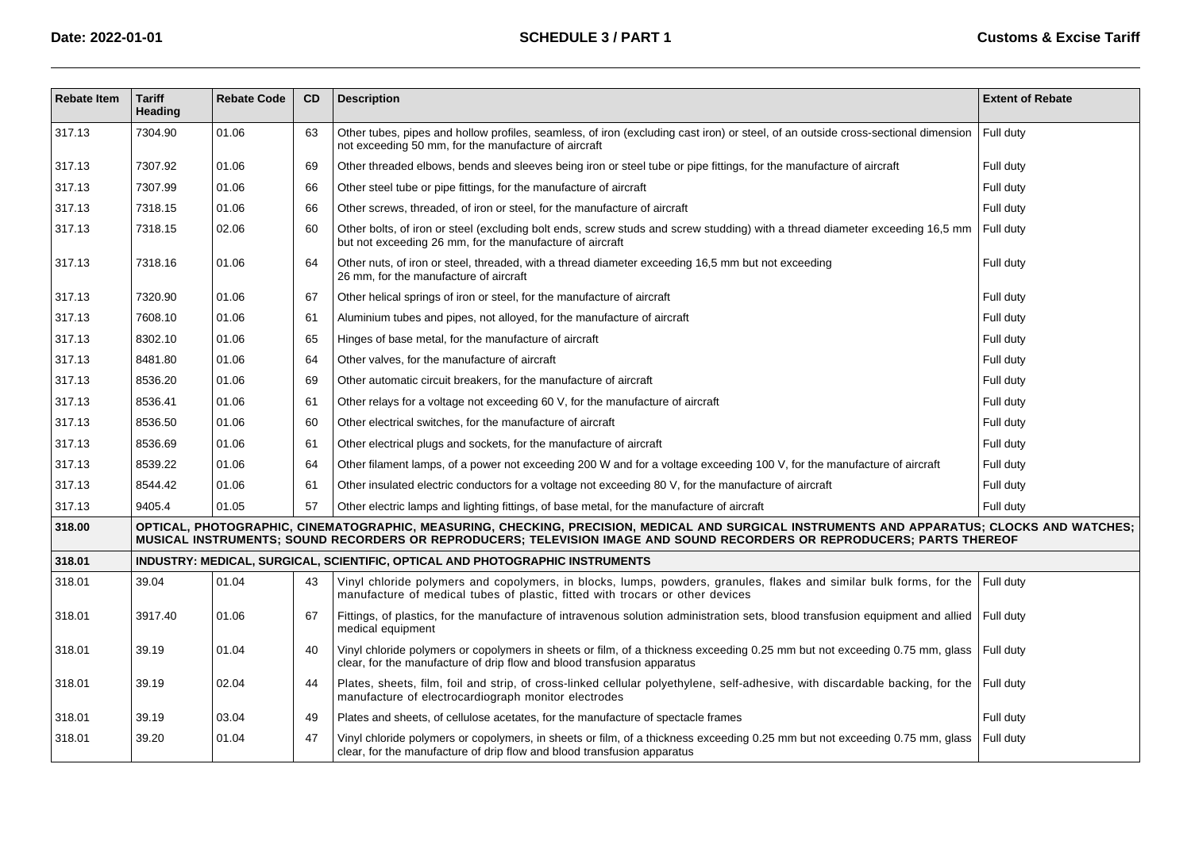| Rebate Item | Tariff Heading | Rebate Code | CD | Description | Extent of Rebate |
|---|---|---|---|---|---|
| 317.13 | 7304.90 | 01.06 | 63 | Other tubes, pipes and hollow profiles, seamless, of iron (excluding cast iron) or steel, of an outside cross-sectional dimension not exceeding 50 mm, for the manufacture of aircraft | Full duty |
| 317.13 | 7307.92 | 01.06 | 69 | Other threaded elbows, bends and sleeves being iron or steel tube or pipe fittings, for the manufacture of aircraft | Full duty |
| 317.13 | 7307.99 | 01.06 | 66 | Other steel tube or pipe fittings, for the manufacture of aircraft | Full duty |
| 317.13 | 7318.15 | 01.06 | 66 | Other screws, threaded, of iron or steel, for the manufacture of aircraft | Full duty |
| 317.13 | 7318.15 | 02.06 | 60 | Other bolts, of iron or steel (excluding bolt ends, screw studs and screw studding) with a thread diameter exceeding 16,5 mm but not exceeding 26 mm, for the manufacture of aircraft | Full duty |
| 317.13 | 7318.16 | 01.06 | 64 | Other nuts, of iron or steel, threaded, with a thread diameter exceeding 16,5 mm but not exceeding 26 mm, for the manufacture of aircraft | Full duty |
| 317.13 | 7320.90 | 01.06 | 67 | Other helical springs of iron or steel, for the manufacture of aircraft | Full duty |
| 317.13 | 7608.10 | 01.06 | 61 | Aluminium tubes and pipes, not alloyed, for the manufacture of aircraft | Full duty |
| 317.13 | 8302.10 | 01.06 | 65 | Hinges of base metal, for the manufacture of aircraft | Full duty |
| 317.13 | 8481.80 | 01.06 | 64 | Other valves, for the manufacture of aircraft | Full duty |
| 317.13 | 8536.20 | 01.06 | 69 | Other automatic circuit breakers, for the manufacture of aircraft | Full duty |
| 317.13 | 8536.41 | 01.06 | 61 | Other relays for a voltage not exceeding 60 V, for the manufacture of aircraft | Full duty |
| 317.13 | 8536.50 | 01.06 | 60 | Other electrical switches, for the manufacture of aircraft | Full duty |
| 317.13 | 8536.69 | 01.06 | 61 | Other electrical plugs and sockets, for the manufacture of aircraft | Full duty |
| 317.13 | 8539.22 | 01.06 | 64 | Other filament lamps, of a power not exceeding 200 W and for a voltage exceeding 100 V, for the manufacture of aircraft | Full duty |
| 317.13 | 8544.42 | 01.06 | 61 | Other insulated electric conductors for a voltage not exceeding 80 V, for the manufacture of aircraft | Full duty |
| 317.13 | 9405.4 | 01.05 | 57 | Other electric lamps and lighting fittings, of base metal, for the manufacture of aircraft | Full duty |
| **318.00** | **OPTICAL, PHOTOGRAPHIC, CINEMATOGRAPHIC, MEASURING, CHECKING, PRECISION, MEDICAL AND SURGICAL INSTRUMENTS AND APPARATUS; CLOCKS AND WATCHES; MUSICAL INSTRUMENTS; SOUND RECORDERS OR REPRODUCERS; TELEVISION IMAGE AND SOUND RECORDERS OR REPRODUCERS; PARTS THEREOF** | | | | |
| **318.01** | **INDUSTRY: MEDICAL, SURGICAL, SCIENTIFIC, OPTICAL AND PHOTOGRAPHIC INSTRUMENTS** | | | | |
| 318.01 | 39.04 | 01.04 | 43 | Vinyl chloride polymers and copolymers, in blocks, lumps, powders, granules, flakes and similar bulk forms, for the manufacture of medical tubes of plastic, fitted with trocars or other devices | Full duty |
| 318.01 | 3917.40 | 01.06 | 67 | Fittings, of plastics, for the manufacture of intravenous solution administration sets, blood transfusion equipment and allied medical equipment | Full duty |
| 318.01 | 39.19 | 01.04 | 40 | Vinyl chloride polymers or copolymers in sheets or film, of a thickness exceeding 0.25 mm but not exceeding 0.75 mm, glass clear, for the manufacture of drip flow and blood transfusion apparatus | Full duty |
| 318.01 | 39.19 | 02.04 | 44 | Plates, sheets, film, foil and strip, of cross-linked cellular polyethylene, self-adhesive, with discardable backing, for the manufacture of electrocardiograph monitor electrodes | Full duty |
| 318.01 | 39.19 | 03.04 | 49 | Plates and sheets, of cellulose acetates, for the manufacture of spectacle frames | Full duty |
| 318.01 | 39.20 | 01.04 | 47 | Vinyl chloride polymers or copolymers, in sheets or film, of a thickness exceeding 0.25 mm but not exceeding 0.75 mm, glass clear, for the manufacture of drip flow and blood transfusion apparatus | Full duty |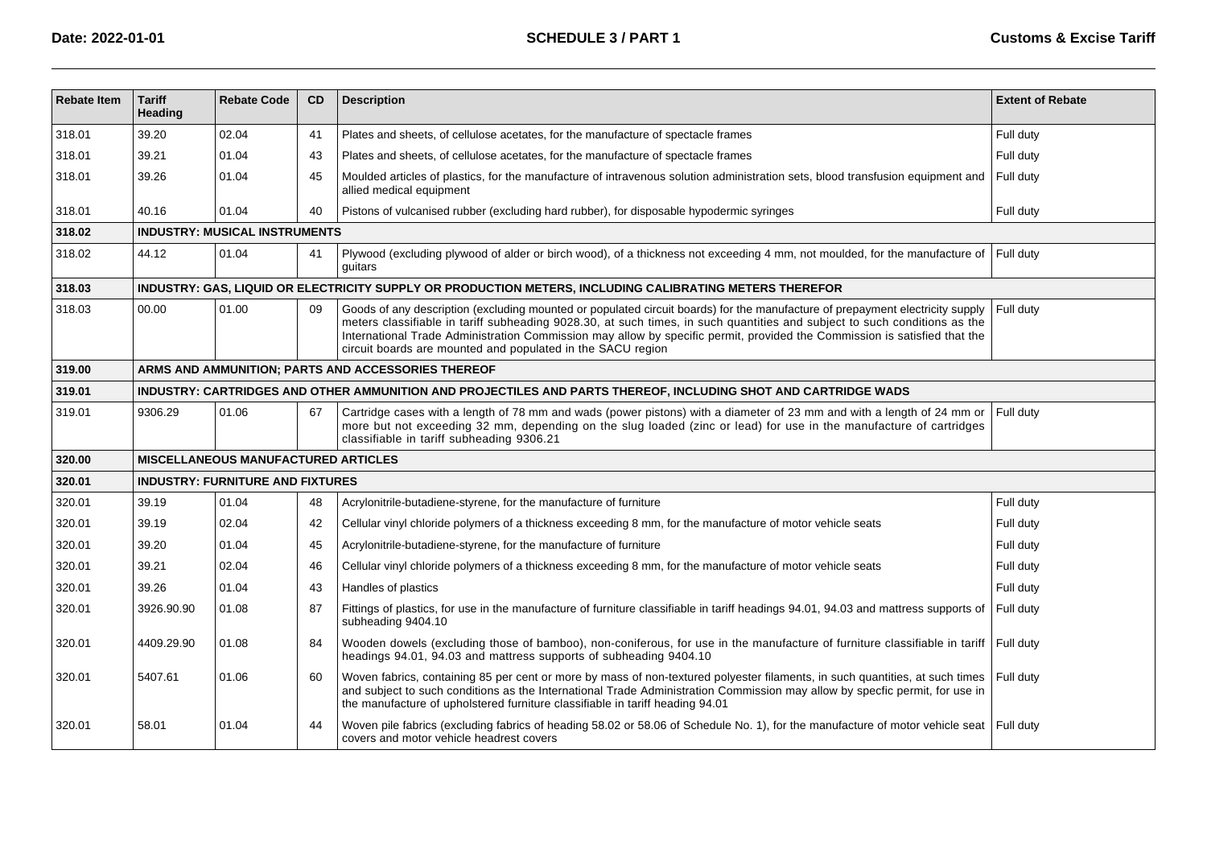| Rebate Item | Tariff Heading | Rebate Code | CD | Description | Extent of Rebate |
|---|---|---|---|---|---|
| 318.01 | 39.20 | 02.04 | 41 | Plates and sheets, of cellulose acetates, for the manufacture of spectacle frames | Full duty |
| 318.01 | 39.21 | 01.04 | 43 | Plates and sheets, of cellulose acetates, for the manufacture of spectacle frames | Full duty |
| 318.01 | 39.26 | 01.04 | 45 | Moulded articles of plastics, for the manufacture of intravenous solution administration sets, blood transfusion equipment and allied medical equipment | Full duty |
| 318.01 | 40.16 | 01.04 | 40 | Pistons of vulcanised rubber (excluding hard rubber), for disposable hypodermic syringes | Full duty |
| **318.02** | **INDUSTRY: MUSICAL INSTRUMENTS** | | | | |
| 318.02 | 44.12 | 01.04 | 41 | Plywood (excluding plywood of alder or birch wood), of a thickness not exceeding 4 mm, not moulded, for the manufacture of guitars | Full duty |
| **318.03** | **INDUSTRY: GAS, LIQUID OR ELECTRICITY SUPPLY OR PRODUCTION METERS, INCLUDING CALIBRATING METERS THEREFOR** | | | | |
| 318.03 | 00.00 | 01.00 | 09 | Goods of any description (excluding mounted or populated circuit boards) for the manufacture of prepayment electricity supply meters classifiable in tariff subheading 9028.30, at such times, in such quantities and subject to such conditions as the International Trade Administration Commission may allow by specific permit, provided the Commission is satisfied that the circuit boards are mounted and populated in the SACU region | Full duty |
| **319.00** | **ARMS AND AMMUNITION; PARTS AND ACCESSORIES THEREOF** | | | | |
| **319.01** | **INDUSTRY: CARTRIDGES AND OTHER AMMUNITION AND PROJECTILES AND PARTS THEREOF, INCLUDING SHOT AND CARTRIDGE WADS** | | | | |
| 319.01 | 9306.29 | 01.06 | 67 | Cartridge cases with a length of 78 mm and wads (power pistons) with a diameter of 23 mm and with a length of 24 mm or more but not exceeding 32 mm, depending on the slug loaded (zinc or lead) for use in the manufacture of cartridges classifiable in tariff subheading 9306.21 | Full duty |
| **320.00** | **MISCELLANEOUS MANUFACTURED ARTICLES** | | | | |
| **320.01** | **INDUSTRY: FURNITURE AND FIXTURES** | | | | |
| 320.01 | 39.19 | 01.04 | 48 | Acrylonitrile-butadiene-styrene, for the manufacture of furniture | Full duty |
| 320.01 | 39.19 | 02.04 | 42 | Cellular vinyl chloride polymers of a thickness exceeding 8 mm, for the manufacture of motor vehicle seats | Full duty |
| 320.01 | 39.20 | 01.04 | 45 | Acrylonitrile-butadiene-styrene, for the manufacture of furniture | Full duty |
| 320.01 | 39.21 | 02.04 | 46 | Cellular vinyl chloride polymers of a thickness exceeding 8 mm, for the manufacture of motor vehicle seats | Full duty |
| 320.01 | 39.26 | 01.04 | 43 | Handles of plastics | Full duty |
| 320.01 | 3926.90.90 | 01.08 | 87 | Fittings of plastics, for use in the manufacture of furniture classifiable in tariff headings 94.01, 94.03 and mattress supports of subheading 9404.10 | Full duty |
| 320.01 | 4409.29.90 | 01.08 | 84 | Wooden dowels (excluding those of bamboo), non-coniferous, for use in the manufacture of furniture classifiable in tariff headings 94.01, 94.03 and mattress supports of subheading 9404.10 | Full duty |
| 320.01 | 5407.61 | 01.06 | 60 | Woven fabrics, containing 85 per cent or more by mass of non-textured polyester filaments, in such quantities, at such times and subject to such conditions as the International Trade Administration Commission may allow by specfic permit, for use in the manufacture of upholstered furniture classifiable in tariff heading 94.01 | Full duty |
| 320.01 | 58.01 | 01.04 | 44 | Woven pile fabrics (excluding fabrics of heading 58.02 or 58.06 of Schedule No. 1), for the manufacture of motor vehicle seat covers and motor vehicle headrest covers | Full duty |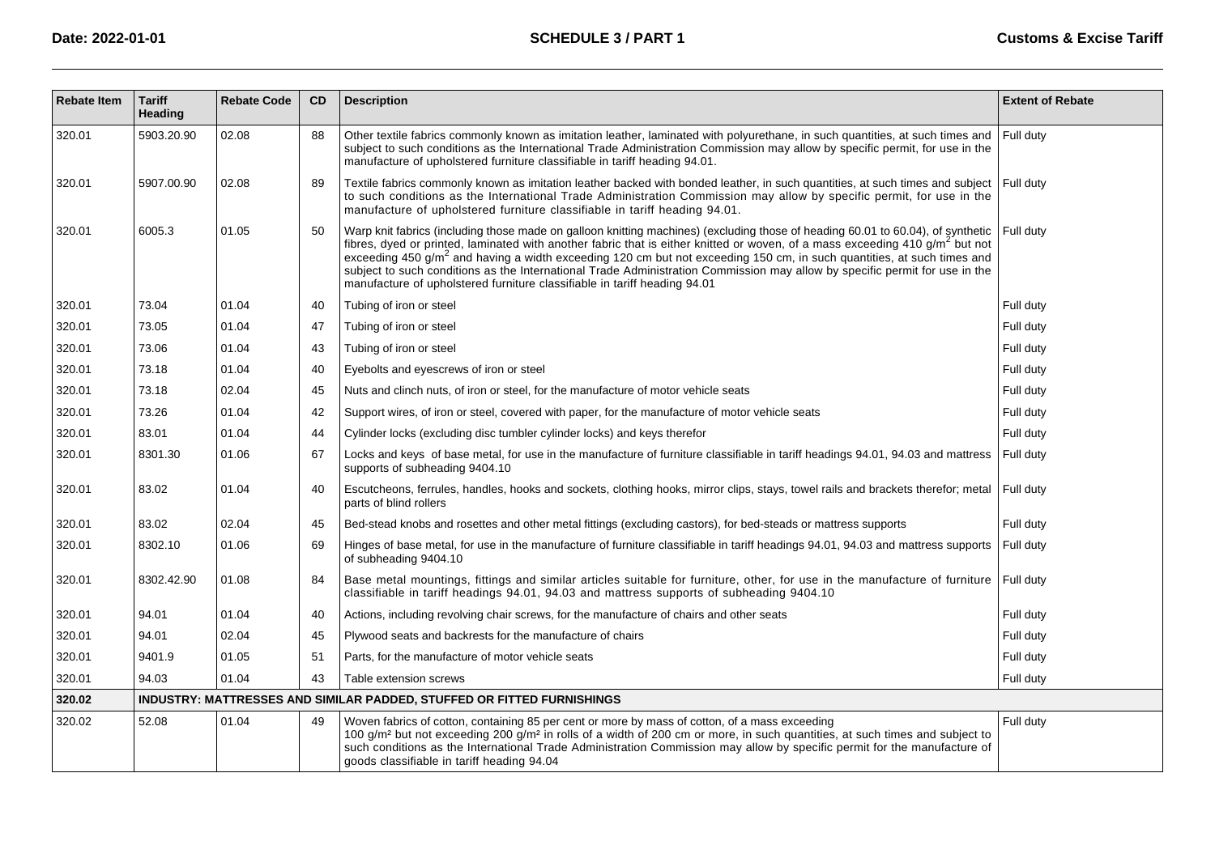| Rebate Item | Tariff Heading | Rebate Code | CD | Description | Extent of Rebate |
|---|---|---|---|---|---|
| 320.01 | 5903.20.90 | 02.08 | 88 | Other textile fabrics commonly known as imitation leather, laminated with polyurethane, in such quantities, at such times and subject to such conditions as the International Trade Administration Commission may allow by specific permit, for use in the manufacture of upholstered furniture classifiable in tariff heading 94.01. | Full duty |
| 320.01 | 5907.00.90 | 02.08 | 89 | Textile fabrics commonly known as imitation leather backed with bonded leather, in such quantities, at such times and subject to such conditions as the International Trade Administration Commission may allow by specific permit, for use in the manufacture of upholstered furniture classifiable in tariff heading 94.01. | Full duty |
| 320.01 | 6005.3 | 01.05 | 50 | Warp knit fabrics (including those made on galloon knitting machines) (excluding those of heading 60.01 to 60.04), of synthetic fibres, dyed or printed, laminated with another fabric that is either knitted or woven, of a mass exceeding 410 g/m$^2$ but not exceeding 450 g/m$^2$ and having a width exceeding 120 cm but not exceeding 150 cm, in such quantities, at such times and subject to such conditions as the International Trade Administration Commission may allow by specific permit for use in the manufacture of upholstered furniture classifiable in tariff heading 94.01 | Full duty |
| 320.01 | 73.04 | 01.04 | 40 | Tubing of iron or steel | Full duty |
| 320.01 | 73.05 | 01.04 | 47 | Tubing of iron or steel | Full duty |
| 320.01 | 73.06 | 01.04 | 43 | Tubing of iron or steel | Full duty |
| 320.01 | 73.18 | 01.04 | 40 | Eyebolts and eyescrews of iron or steel | Full duty |
| 320.01 | 73.18 | 02.04 | 45 | Nuts and clinch nuts, of iron or steel, for the manufacture of motor vehicle seats | Full duty |
| 320.01 | 73.26 | 01.04 | 42 | Support wires, of iron or steel, covered with paper, for the manufacture of motor vehicle seats | Full duty |
| 320.01 | 83.01 | 01.04 | 44 | Cylinder locks (excluding disc tumbler cylinder locks) and keys therefor | Full duty |
| 320.01 | 8301.30 | 01.06 | 67 | Locks and keys of base metal, for use in the manufacture of furniture classifiable in tariff headings 94.01, 94.03 and mattress supports of subheading 9404.10 | Full duty |
| 320.01 | 83.02 | 01.04 | 40 | Escutcheons, ferrules, handles, hooks and sockets, clothing hooks, mirror clips, stays, towel rails and brackets therefor; metal parts of blind rollers | Full duty |
| 320.01 | 83.02 | 02.04 | 45 | Bed-stead knobs and rosettes and other metal fittings (excluding castors), for bed-steads or mattress supports | Full duty |
| 320.01 | 8302.10 | 01.06 | 69 | Hinges of base metal, for use in the manufacture of furniture classifiable in tariff headings 94.01, 94.03 and mattress supports of subheading 9404.10 | Full duty |
| 320.01 | 8302.42.90 | 01.08 | 84 | Base metal mountings, fittings and similar articles suitable for furniture, other, for use in the manufacture of furniture classifiable in tariff headings 94.01, 94.03 and mattress supports of subheading 9404.10 | Full duty |
| 320.01 | 94.01 | 01.04 | 40 | Actions, including revolving chair screws, for the manufacture of chairs and other seats | Full duty |
| 320.01 | 94.01 | 02.04 | 45 | Plywood seats and backrests for the manufacture of chairs | Full duty |
| 320.01 | 9401.9 | 01.05 | 51 | Parts, for the manufacture of motor vehicle seats | Full duty |
| 320.01 | 94.03 | 01.04 | 43 | Table extension screws | Full duty |
| **320.02** | **INDUSTRY: MATTRESSES AND SIMILAR PADDED, STUFFED OR FITTED FURNISHINGS** | | | | |
| 320.02 | 52.08 | 01.04 | 49 | Woven fabrics of cotton, containing 85 per cent or more by mass of cotton, of a mass exceeding 100 g/m$^2$ but not exceeding 200 g/m$^2$ in rolls of a width of 200 cm or more, in such quantities, at such times and subject to such conditions as the International Trade Administration Commission may allow by specific permit for the manufacture of goods classifiable in tariff heading 94.04 | Full duty |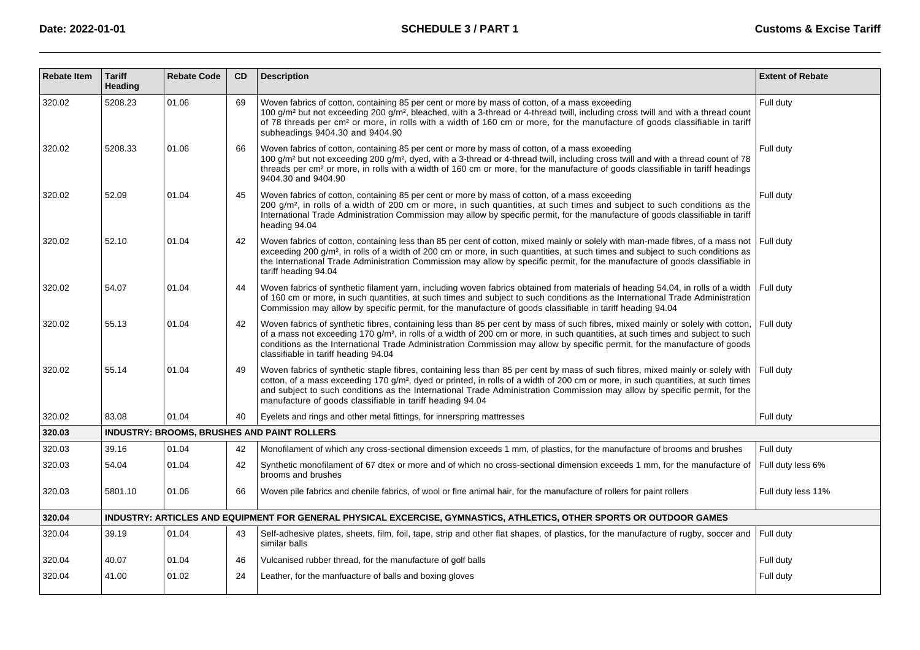| Rebate Item | Tariff Heading | Rebate Code | CD | Description | Extent of Rebate |
| --- | --- | --- | --- | --- | --- |
| 320.02 | 5208.23 | 01.06 | 69 | Woven fabrics of cotton, containing 85 per cent or more by mass of cotton, of a mass exceeding 100 g/m² but not exceeding 200 g/m², bleached, with a 3-thread or 4-thread twill, including cross twill and with a thread count of 78 threads per cm² or more, in rolls with a width of 160 cm or more, for the manufacture of goods classifiable in tariff subheadings 9404.30 and 9404.90 | Full duty |
| 320.02 | 5208.33 | 01.06 | 66 | Woven fabrics of cotton, containing 85 per cent or more by mass of cotton, of a mass exceeding 100 g/m² but not exceeding 200 g/m², dyed, with a 3-thread or 4-thread twill, including cross twill and with a thread count of 78 threads per cm² or more, in rolls with a width of 160 cm or more, for the manufacture of goods classifiable in tariff headings 9404.30 and 9404.90 | Full duty |
| 320.02 | 52.09 | 01.04 | 45 | Woven fabrics of cotton, containing 85 per cent or more by mass of cotton, of a mass exceeding 200 g/m², in rolls of a width of 200 cm or more, in such quantities, at such times and subject to such conditions as the International Trade Administration Commission may allow by specific permit, for the manufacture of goods classifiable in tariff heading 94.04 | Full duty |
| 320.02 | 52.10 | 01.04 | 42 | Woven fabrics of cotton, containing less than 85 per cent of cotton, mixed mainly or solely with man-made fibres, of a mass not exceeding 200 g/m², in rolls of a width of 200 cm or more, in such quantities, at such times and subject to such conditions as the International Trade Administration Commission may allow by specific permit, for the manufacture of goods classifiable in tariff heading 94.04 | Full duty |
| 320.02 | 54.07 | 01.04 | 44 | Woven fabrics of synthetic filament yarn, including woven fabrics obtained from materials of heading 54.04, in rolls of a width of 160 cm or more, in such quantities, at such times and subject to such conditions as the International Trade Administration Commission may allow by specific permit, for the manufacture of goods classifiable in tariff heading 94.04 | Full duty |
| 320.02 | 55.13 | 01.04 | 42 | Woven fabrics of synthetic fibres, containing less than 85 per cent by mass of such fibres, mixed mainly or solely with cotton, of a mass not exceeding 170 g/m², in rolls of a width of 200 cm or more, in such quantities, at such times and subject to such conditions as the International Trade Administration Commission may allow by specific permit, for the manufacture of goods classifiable in tariff heading 94.04 | Full duty |
| 320.02 | 55.14 | 01.04 | 49 | Woven fabrics of synthetic staple fibres, containing less than 85 per cent by mass of such fibres, mixed mainly or solely with cotton, of a mass exceeding 170 g/m², dyed or printed, in rolls of a width of 200 cm or more, in such quantities, at such times and subject to such conditions as the International Trade Administration Commission may allow by specific permit, for the manufacture of goods classifiable in tariff heading 94.04 | Full duty |
| 320.02 | 83.08 | 01.04 | 40 | Eyelets and rings and other metal fittings, for innerspring mattresses | Full duty |
| **320.03** | **INDUSTRY: BROOMS, BRUSHES AND PAINT ROLLERS** | | | | |
| 320.03 | 39.16 | 01.04 | 42 | Monofilament of which any cross-sectional dimension exceeds 1 mm, of plastics, for the manufacture of brooms and brushes | Full duty |
| 320.03 | 54.04 | 01.04 | 42 | Synthetic monofilament of 67 dtex or more and of which no cross-sectional dimension exceeds 1 mm, for the manufacture of brooms and brushes | Full duty less 6% |
| 320.03 | 5801.10 | 01.06 | 66 | Woven pile fabrics and chenile fabrics, of wool or fine animal hair, for the manufacture of rollers for paint rollers | Full duty less 11% |
| **320.04** | **INDUSTRY: ARTICLES AND EQUIPMENT FOR GENERAL PHYSICAL EXCERCISE, GYMNASTICS, ATHLETICS, OTHER SPORTS OR OUTDOOR GAMES** | | | | |
| 320.04 | 39.19 | 01.04 | 43 | Self-adhesive plates, sheets, film, foil, tape, strip and other flat shapes, of plastics, for the manufacture of rugby, soccer and similar balls | Full duty |
| 320.04 | 40.07 | 01.04 | 46 | Vulcanised rubber thread, for the manufacture of golf balls | Full duty |
| 320.04 | 41.00 | 01.02 | 24 | Leather, for the manfuacture of balls and boxing gloves | Full duty |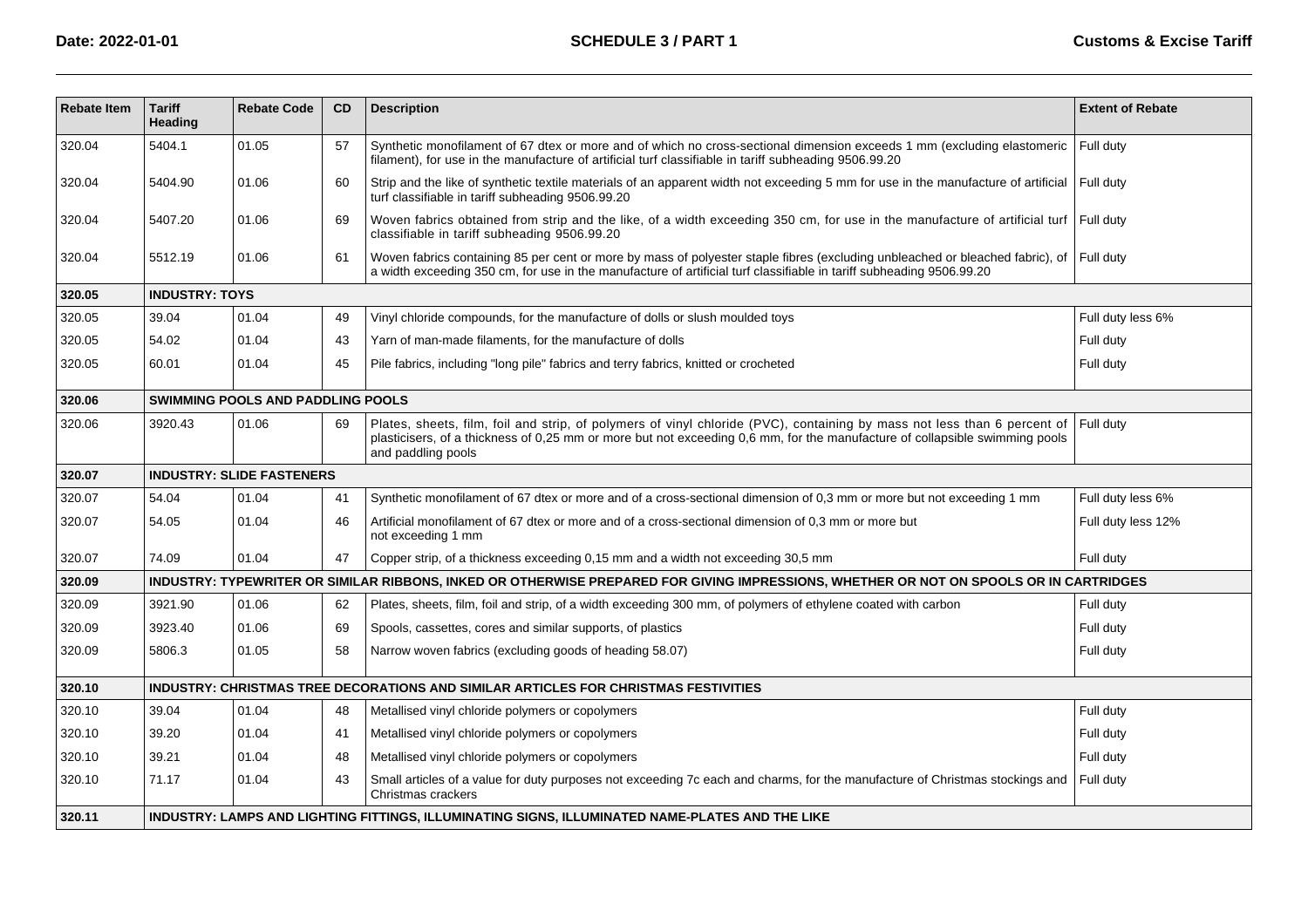| Rebate Item | Tariff Heading | Rebate Code | CD | Description | Extent of Rebate |
|---|---|---|---|---|---|
| 320.04 | 5404.1 | 01.05 | 57 | Synthetic monofilament of 67 dtex or more and of which no cross-sectional dimension exceeds 1 mm (excluding elastomeric filament), for use in the manufacture of artificial turf classifiable in tariff subheading 9506.99.20 | Full duty |
| 320.04 | 5404.90 | 01.06 | 60 | Strip and the like of synthetic textile materials of an apparent width not exceeding 5 mm for use in the manufacture of artificial turf classifiable in tariff subheading 9506.99.20 | Full duty |
| 320.04 | 5407.20 | 01.06 | 69 | Woven fabrics obtained from strip and the like, of a width exceeding 350 cm, for use in the manufacture of artificial turf classifiable in tariff subheading 9506.99.20 | Full duty |
| 320.04 | 5512.19 | 01.06 | 61 | Woven fabrics containing 85 per cent or more by mass of polyester staple fibres (excluding unbleached or bleached fabric), of a width exceeding 350 cm, for use in the manufacture of artificial turf classifiable in tariff subheading 9506.99.20 | Full duty |
| **320.05** | **INDUSTRY: TOYS** | | | | |
| 320.05 | 39.04 | 01.04 | 49 | Vinyl chloride compounds, for the manufacture of dolls or slush moulded toys | Full duty less 6% |
| 320.05 | 54.02 | 01.04 | 43 | Yarn of man-made filaments, for the manufacture of dolls | Full duty |
| 320.05 | 60.01 | 01.04 | 45 | Pile fabrics, including "long pile" fabrics and terry fabrics, knitted or crocheted | Full duty |
| **320.06** | **SWIMMING POOLS AND PADDLING POOLS** | | | | |
| 320.06 | 3920.43 | 01.06 | 69 | Plates, sheets, film, foil and strip, of polymers of vinyl chloride (PVC), containing by mass not less than 6 percent of plasticisers, of a thickness of 0,25 mm or more but not exceeding 0,6 mm, for the manufacture of collapsible swimming pools and paddling pools | Full duty |
| **320.07** | **INDUSTRY: SLIDE FASTENERS** | | | | |
| 320.07 | 54.04 | 01.04 | 41 | Synthetic monofilament of 67 dtex or more and of a cross-sectional dimension of 0,3 mm or more but not exceeding 1 mm | Full duty less 6% |
| 320.07 | 54.05 | 01.04 | 46 | Artificial monofilament of 67 dtex or more and of a cross-sectional dimension of 0,3 mm or more but not exceeding 1 mm | Full duty less 12% |
| 320.07 | 74.09 | 01.04 | 47 | Copper strip, of a thickness exceeding 0,15 mm and a width not exceeding 30,5 mm | Full duty |
| **320.09** | **INDUSTRY: TYPEWRITER OR SIMILAR RIBBONS, INKED OR OTHERWISE PREPARED FOR GIVING IMPRESSIONS, WHETHER OR NOT ON SPOOLS OR IN CARTRIDGES** | | | | |
| 320.09 | 3921.90 | 01.06 | 62 | Plates, sheets, film, foil and strip, of a width exceeding 300 mm, of polymers of ethylene coated with carbon | Full duty |
| 320.09 | 3923.40 | 01.06 | 69 | Spools, cassettes, cores and similar supports, of plastics | Full duty |
| 320.09 | 5806.3 | 01.05 | 58 | Narrow woven fabrics (excluding goods of heading 58.07) | Full duty |
| **320.10** | **INDUSTRY: CHRISTMAS TREE DECORATIONS AND SIMILAR ARTICLES FOR CHRISTMAS FESTIVITIES** | | | | |
| 320.10 | 39.04 | 01.04 | 48 | Metallised vinyl chloride polymers or copolymers | Full duty |
| 320.10 | 39.20 | 01.04 | 41 | Metallised vinyl chloride polymers or copolymers | Full duty |
| 320.10 | 39.21 | 01.04 | 48 | Metallised vinyl chloride polymers or copolymers | Full duty |
| 320.10 | 71.17 | 01.04 | 43 | Small articles of a value for duty purposes not exceeding 7c each and charms, for the manufacture of Christmas stockings and Christmas crackers | Full duty |
| **320.11** | **INDUSTRY: LAMPS AND LIGHTING FITTINGS, ILLUMINATING SIGNS, ILLUMINATED NAME-PLATES AND THE LIKE** | | | | |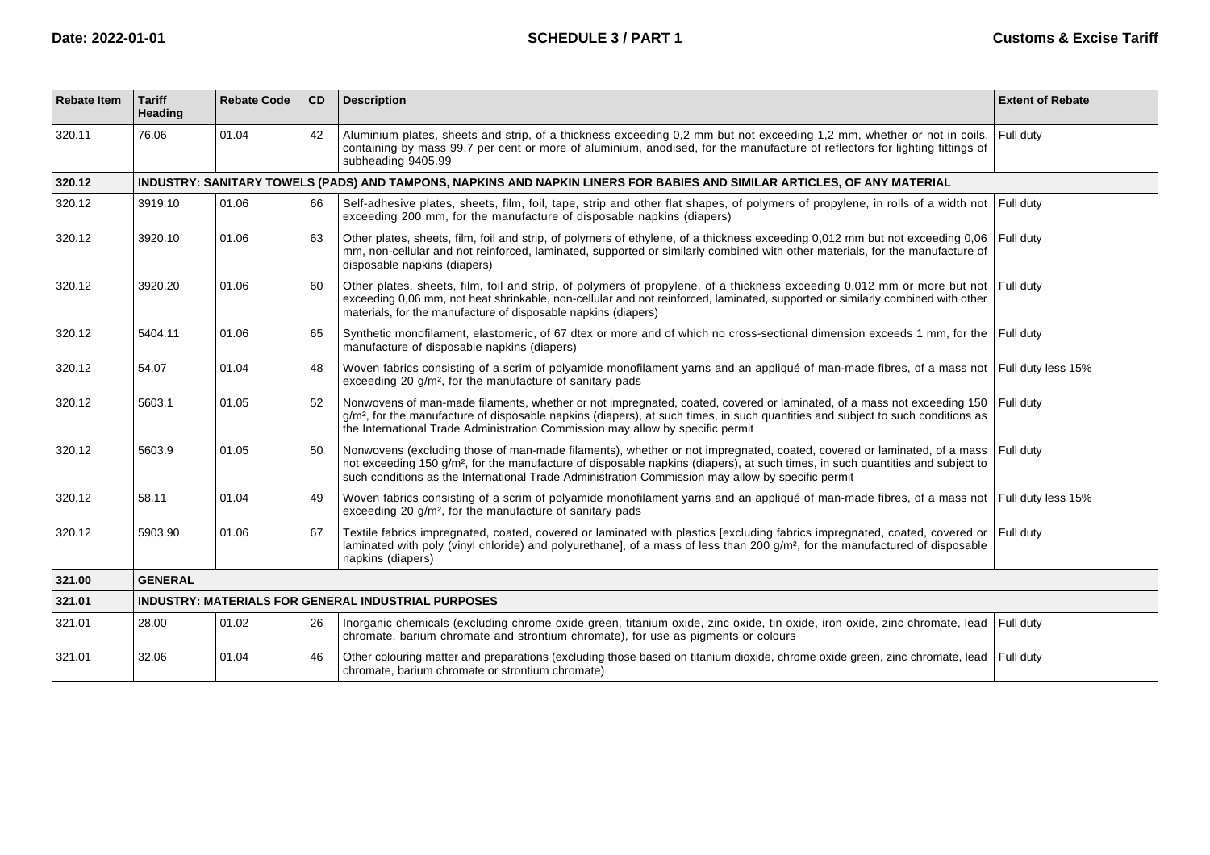| Rebate Item | Tariff Heading | Rebate Code | CD | Description | Extent of Rebate |
|---|---|---|---|---|---|
| 320.11 | 76.06 | 01.04 | 42 | Aluminium plates, sheets and strip, of a thickness exceeding 0,2 mm but not exceeding 1,2 mm, whether or not in coils, containing by mass 99,7 per cent or more of aluminium, anodised, for the manufacture of reflectors for lighting fittings of subheading 9405.99 | Full duty |
| **320.12** | **INDUSTRY: SANITARY TOWELS (PADS) AND TAMPONS, NAPKINS AND NAPKIN LINERS FOR BABIES AND SIMILAR ARTICLES, OF ANY MATERIAL** | | | | |
| 320.12 | 3919.10 | 01.06 | 66 | Self-adhesive plates, sheets, film, foil, tape, strip and other flat shapes, of polymers of propylene, in rolls of a width not exceeding 200 mm, for the manufacture of disposable napkins (diapers) | Full duty |
| 320.12 | 3920.10 | 01.06 | 63 | Other plates, sheets, film, foil and strip, of polymers of ethylene, of a thickness exceeding 0,012 mm but not exceeding 0,06 mm, non-cellular and not reinforced, laminated, supported or similarly combined with other materials, for the manufacture of disposable napkins (diapers) | Full duty |
| 320.12 | 3920.20 | 01.06 | 60 | Other plates, sheets, film, foil and strip, of polymers of propylene, of a thickness exceeding 0,012 mm or more but not exceeding 0,06 mm, not heat shrinkable, non-cellular and not reinforced, laminated, supported or similarly combined with other materials, for the manufacture of disposable napkins (diapers) | Full duty |
| 320.12 | 5404.11 | 01.06 | 65 | Synthetic monofilament, elastomeric, of 67 dtex or more and of which no cross-sectional dimension exceeds 1 mm, for the manufacture of disposable napkins (diapers) | Full duty |
| 320.12 | 54.07 | 01.04 | 48 | Woven fabrics consisting of a scrim of polyamide monofilament yarns and an appliqué of man-made fibres, of a mass not exceeding 20 g/m², for the manufacture of sanitary pads | Full duty less 15% |
| 320.12 | 5603.1 | 01.05 | 52 | Nonwovens of man-made filaments, whether or not impregnated, coated, covered or laminated, of a mass not exceeding 150 g/m², for the manufacture of disposable napkins (diapers), at such times, in such quantities and subject to such conditions as the International Trade Administration Commission may allow by specific permit | Full duty |
| 320.12 | 5603.9 | 01.05 | 50 | Nonwovens (excluding those of man-made filaments), whether or not impregnated, coated, covered or laminated, of a mass not exceeding 150 g/m², for the manufacture of disposable napkins (diapers), at such times, in such quantities and subject to such conditions as the International Trade Administration Commission may allow by specific permit | Full duty |
| 320.12 | 58.11 | 01.04 | 49 | Woven fabrics consisting of a scrim of polyamide monofilament yarns and an appliqué of man-made fibres, of a mass not exceeding 20 g/m², for the manufacture of sanitary pads | Full duty less 15% |
| 320.12 | 5903.90 | 01.06 | 67 | Textile fabrics impregnated, coated, covered or laminated with plastics [excluding fabrics impregnated, coated, covered or laminated with poly (vinyl chloride) and polyurethane], of a mass of less than 200 g/m², for the manufactured of disposable napkins (diapers) | Full duty |
| **321.00** | **GENERAL** | | | | |
| **321.01** | **INDUSTRY: MATERIALS FOR GENERAL INDUSTRIAL PURPOSES** | | | | |
| 321.01 | 28.00 | 01.02 | 26 | Inorganic chemicals (excluding chrome oxide green, titanium oxide, zinc oxide, tin oxide, iron oxide, zinc chromate, lead chromate, barium chromate and strontium chromate), for use as pigments or colours | Full duty |
| 321.01 | 32.06 | 01.04 | 46 | Other colouring matter and preparations (excluding those based on titanium dioxide, chrome oxide green, zinc chromate, lead chromate, barium chromate or strontium chromate) | Full duty |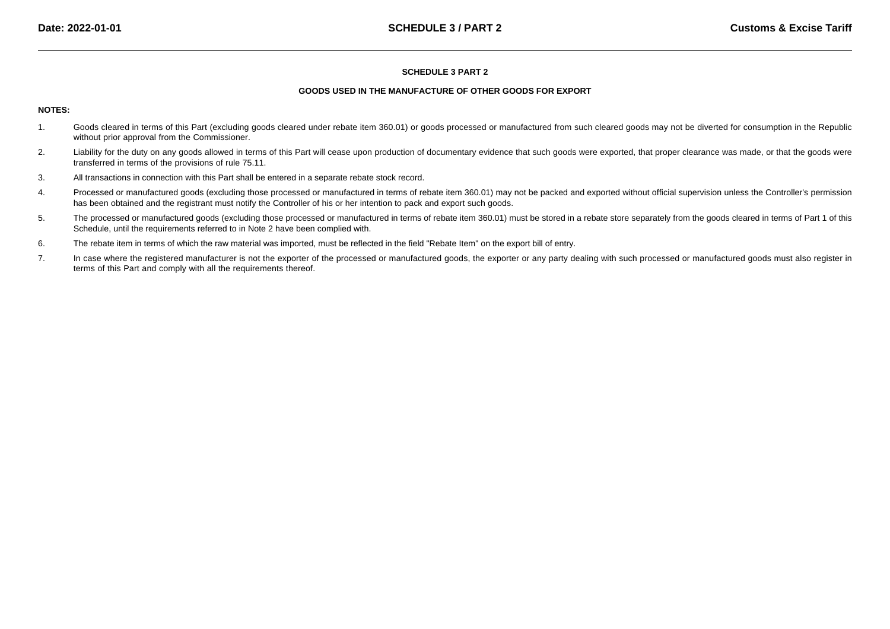## SCHEDULE 3 PART 2

### GOODS USED IN THE MANUFACTURE OF OTHER GOODS FOR EXPORT

**NOTES:**

1. Goods cleared in terms of this Part (excluding goods cleared under rebate item 360.01) or goods processed or manufactured from such cleared goods may not be diverted for consumption in the Republic without prior approval from the Commissioner.
2. Liability for the duty on any goods allowed in terms of this Part will cease upon production of documentary evidence that such goods were exported, that proper clearance was made, or that the goods were transferred in terms of the provisions of rule 75.11.
3. All transactions in connection with this Part shall be entered in a separate rebate stock record.
4. Processed or manufactured goods (excluding those processed or manufactured in terms of rebate item 360.01) may not be packed and exported without official supervision unless the Controller's permission has been obtained and the registrant must notify the Controller of his or her intention to pack and export such goods.
5. The processed or manufactured goods (excluding those processed or manufactured in terms of rebate item 360.01) must be stored in a rebate store separately from the goods cleared in terms of Part 1 of this Schedule, until the requirements referred to in Note 2 have been complied with.
6. The rebate item in terms of which the raw material was imported, must be reflected in the field "Rebate Item" on the export bill of entry.
7. In case where the registered manufacturer is not the exporter of the processed or manufactured goods, the exporter or any party dealing with such processed or manufactured goods must also register in terms of this Part and comply with all the requirements thereof.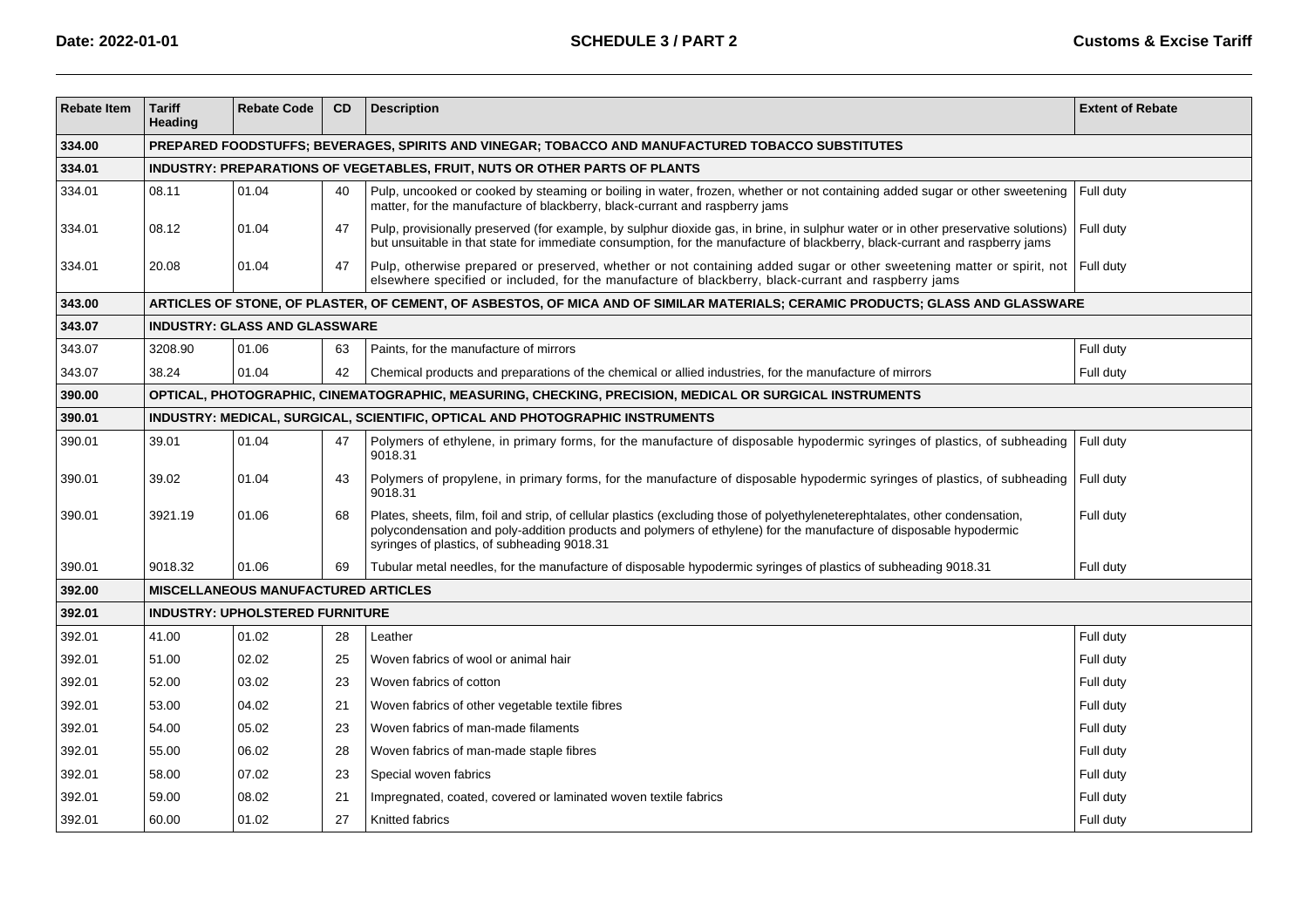| Rebate Item | Tariff Heading | Rebate Code | CD | Description | Extent of Rebate |
|---|---|---|---|---|---|
| **334.00** | **PREPARED FOODSTUFFS; BEVERAGES, SPIRITS AND VINEGAR; TOBACCO AND MANUFACTURED TOBACCO SUBSTITUTES** | | | | |
| **334.01** | **INDUSTRY: PREPARATIONS OF VEGETABLES, FRUIT, NUTS OR OTHER PARTS OF PLANTS** | | | | |
| 334.01 | 08.11 | 01.04 | 40 | Pulp, uncooked or cooked by steaming or boiling in water, frozen, whether or not containing added sugar or other sweetening matter, for the manufacture of blackberry, black-currant and raspberry jams | Full duty |
| 334.01 | 08.12 | 01.04 | 47 | Pulp, provisionally preserved (for example, by sulphur dioxide gas, in brine, in sulphur water or in other preservative solutions) but unsuitable in that state for immediate consumption, for the manufacture of blackberry, black-currant and raspberry jams | Full duty |
| 334.01 | 20.08 | 01.04 | 47 | Pulp, otherwise prepared or preserved, whether or not containing added sugar or other sweetening matter or spirit, not elsewhere specified or included, for the manufacture of blackberry, black-currant and raspberry jams | Full duty |
| **343.00** | **ARTICLES OF STONE, OF PLASTER, OF CEMENT, OF ASBESTOS, OF MICA AND OF SIMILAR MATERIALS; CERAMIC PRODUCTS; GLASS AND GLASSWARE** | | | | |
| **343.07** | **INDUSTRY: GLASS AND GLASSWARE** | | | | |
| 343.07 | 3208.90 | 01.06 | 63 | Paints, for the manufacture of mirrors | Full duty |
| 343.07 | 38.24 | 01.04 | 42 | Chemical products and preparations of the chemical or allied industries, for the manufacture of mirrors | Full duty |
| **390.00** | **OPTICAL, PHOTOGRAPHIC, CINEMATOGRAPHIC, MEASURING, CHECKING, PRECISION, MEDICAL OR SURGICAL INSTRUMENTS** | | | | |
| **390.01** | **INDUSTRY: MEDICAL, SURGICAL, SCIENTIFIC, OPTICAL AND PHOTOGRAPHIC INSTRUMENTS** | | | | |
| 390.01 | 39.01 | 01.04 | 47 | Polymers of ethylene, in primary forms, for the manufacture of disposable hypodermic syringes of plastics, of subheading 9018.31 | Full duty |
| 390.01 | 39.02 | 01.04 | 43 | Polymers of propylene, in primary forms, for the manufacture of disposable hypodermic syringes of plastics, of subheading 9018.31 | Full duty |
| 390.01 | 3921.19 | 01.06 | 68 | Plates, sheets, film, foil and strip, of cellular plastics (excluding those of polyethyleneterephtalates, other condensation, polycondensation and poly-addition products and polymers of ethylene) for the manufacture of disposable hypodermic syringes of plastics, of subheading 9018.31 | Full duty |
| 390.01 | 9018.32 | 01.06 | 69 | Tubular metal needles, for the manufacture of disposable hypodermic syringes of plastics of subheading 9018.31 | Full duty |
| **392.00** | **MISCELLANEOUS MANUFACTURED ARTICLES** | | | | |
| **392.01** | **INDUSTRY: UPHOLSTERED FURNITURE** | | | | |
| 392.01 | 41.00 | 01.02 | 28 | Leather | Full duty |
| 392.01 | 51.00 | 02.02 | 25 | Woven fabrics of wool or animal hair | Full duty |
| 392.01 | 52.00 | 03.02 | 23 | Woven fabrics of cotton | Full duty |
| 392.01 | 53.00 | 04.02 | 21 | Woven fabrics of other vegetable textile fibres | Full duty |
| 392.01 | 54.00 | 05.02 | 23 | Woven fabrics of man-made filaments | Full duty |
| 392.01 | 55.00 | 06.02 | 28 | Woven fabrics of man-made staple fibres | Full duty |
| 392.01 | 58.00 | 07.02 | 23 | Special woven fabrics | Full duty |
| 392.01 | 59.00 | 08.02 | 21 | Impregnated, coated, covered or laminated woven textile fabrics | Full duty |
| 392.01 | 60.00 | 01.02 | 27 | Knitted fabrics | Full duty |